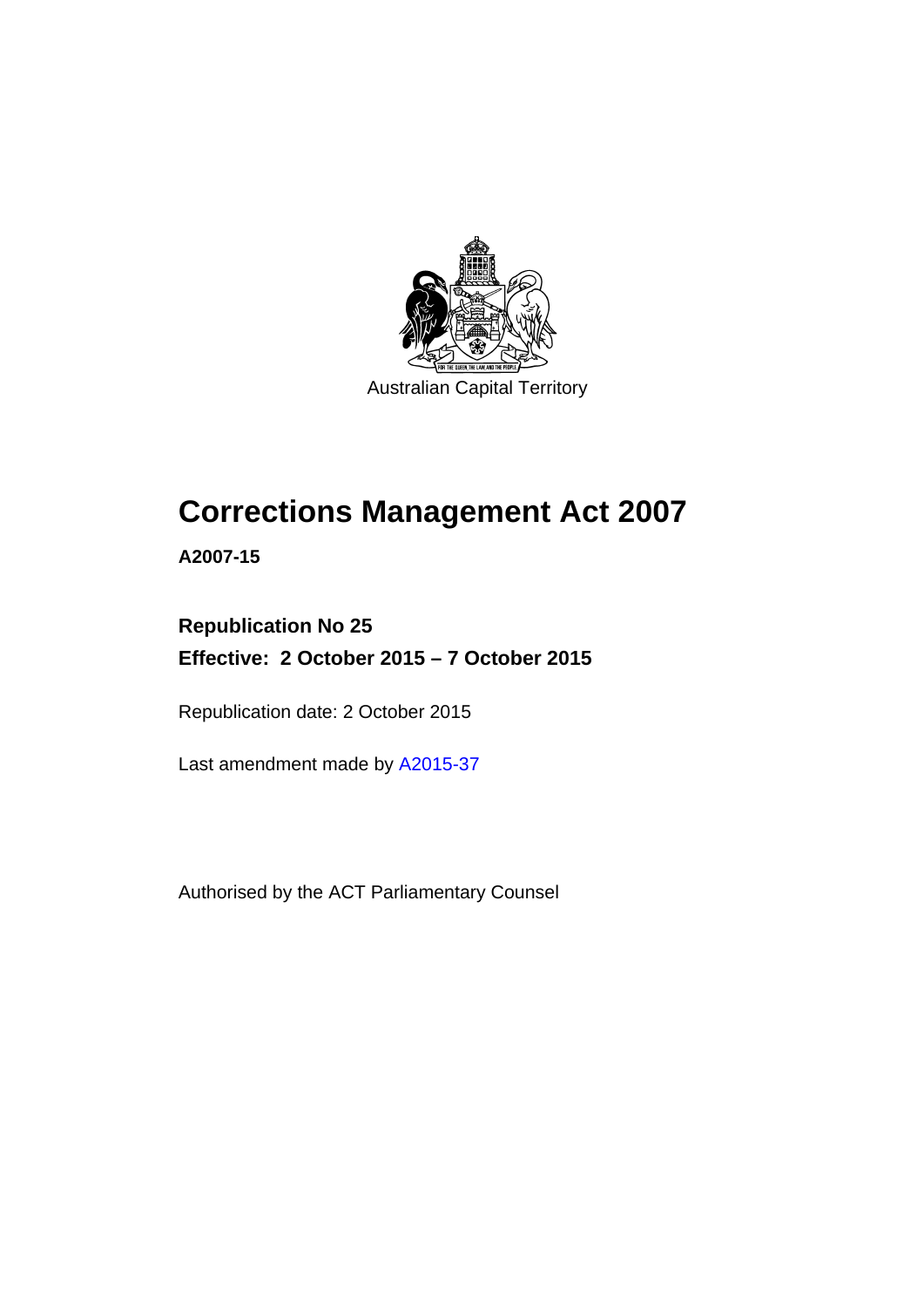Australian Capital Territory

# Corrections Management Act 2007

**A2007-15**

**Republication No 25**

**Effective: 2 October 2015 – 7 October 2015**

Republication date: 2 October 2015

Last amendment made by A2015-37

Authorised by the ACT Parliamentary Counsel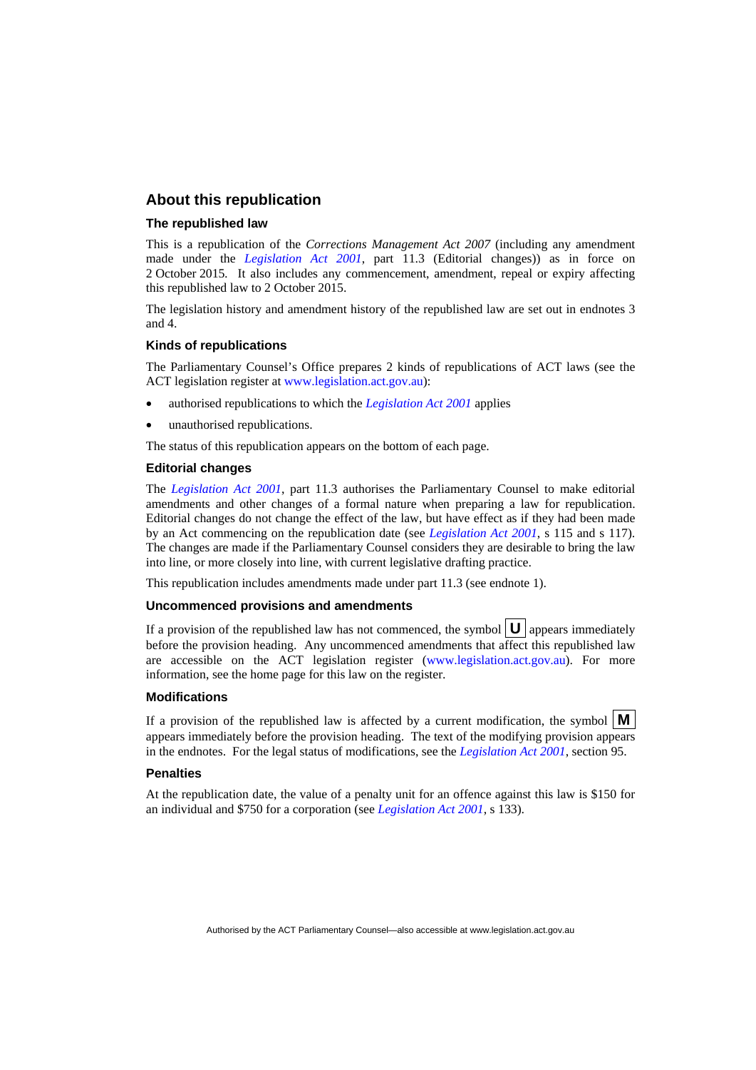## About this republication

### The republished law

This is a republication of the *Corrections Management Act 2007* (including any amendment made under the *Legislation Act 2001*, part 11.3 (Editorial changes)) as in force on 2 October 2015. It also includes any commencement, amendment, repeal or expiry affecting this republished law to 2 October 2015.

The legislation history and amendment history of the republished law are set out in endnotes 3 and 4.

### Kinds of republications

The Parliamentary Counsel's Office prepares 2 kinds of republications of ACT laws (see the ACT legislation register at www.legislation.act.gov.au):

- authorised republications to which the *Legislation Act 2001* applies
- unauthorised republications.

The status of this republication appears on the bottom of each page.

### Editorial changes

The *Legislation Act 2001*, part 11.3 authorises the Parliamentary Counsel to make editorial amendments and other changes of a formal nature when preparing a law for republication. Editorial changes do not change the effect of the law, but have effect as if they had been made by an Act commencing on the republication date (see *Legislation Act 2001*, s 115 and s 117). The changes are made if the Parliamentary Counsel considers they are desirable to bring the law into line, or more closely into line, with current legislative drafting practice.

This republication includes amendments made under part 11.3 (see endnote 1).

### Uncommenced provisions and amendments

If a provision of the republished law has not commenced, the symbol **U** appears immediately before the provision heading. Any uncommenced amendments that affect this republished law are accessible on the ACT legislation register (www.legislation.act.gov.au). For more information, see the home page for this law on the register.

### Modifications

If a provision of the republished law is affected by a current modification, the symbol **M** appears immediately before the provision heading. The text of the modifying provision appears in the endnotes. For the legal status of modifications, see the *Legislation Act 2001*, section 95.

### Penalties

At the republication date, the value of a penalty unit for an offence against this law is $150 for an individual and $750 for a corporation (see *Legislation Act 2001*, s 133).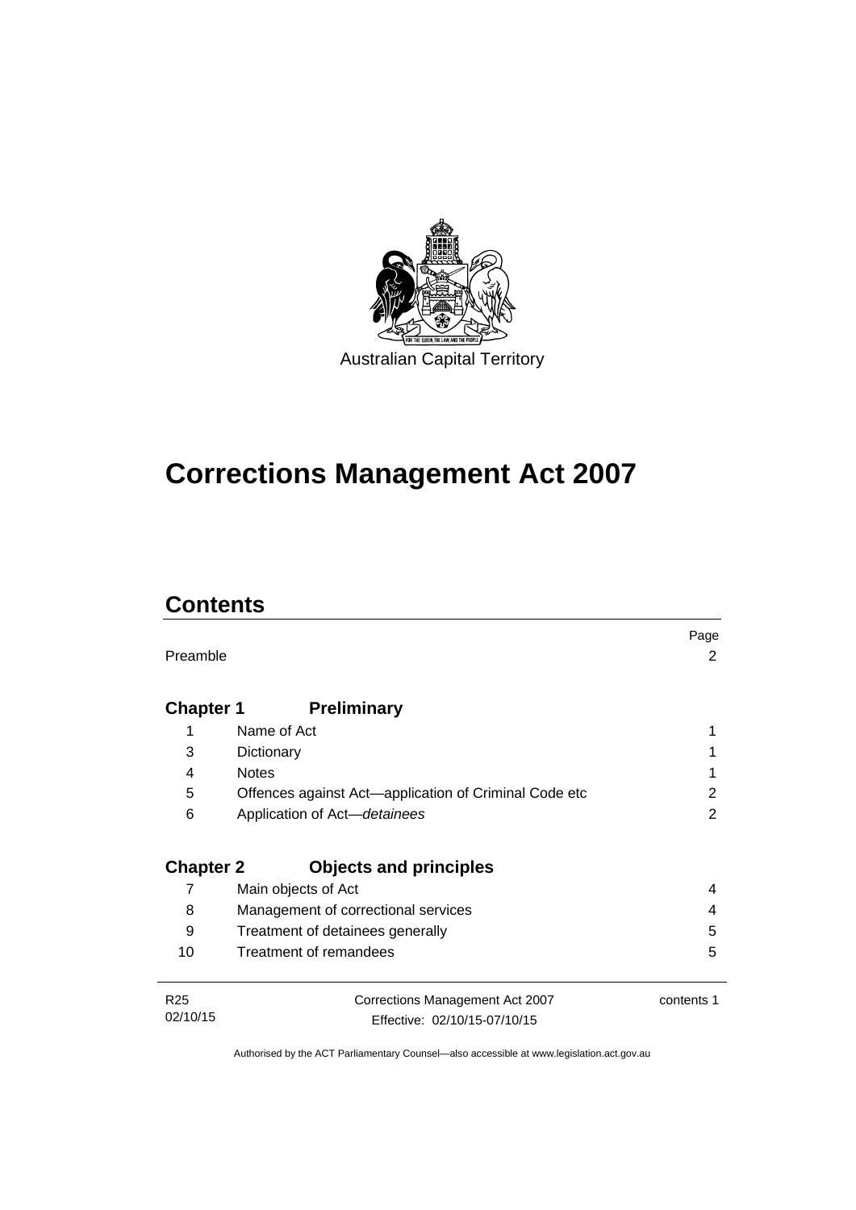Australian Capital Territory

# Corrections Management Act 2007

## Contents

| | | Page |
|---|---|---|
| Preamble | | 2 |
| **Chapter 1** | **Preliminary** | |
| 1 | Name of Act | 1 |
| 3 | Dictionary | 1 |
| 4 | Notes | 1 |
| 5 | Offences against Act—application of Criminal Code etc | 2 |
| 6 | Application of Act—*detainees* | 2 |
| **Chapter 2** | **Objects and principles** | |
| 7 | Main objects of Act | 4 |
| 8 | Management of correctional services | 4 |
| 9 | Treatment of detainees generally | 5 |
| 10 | Treatment of remandees | 5 |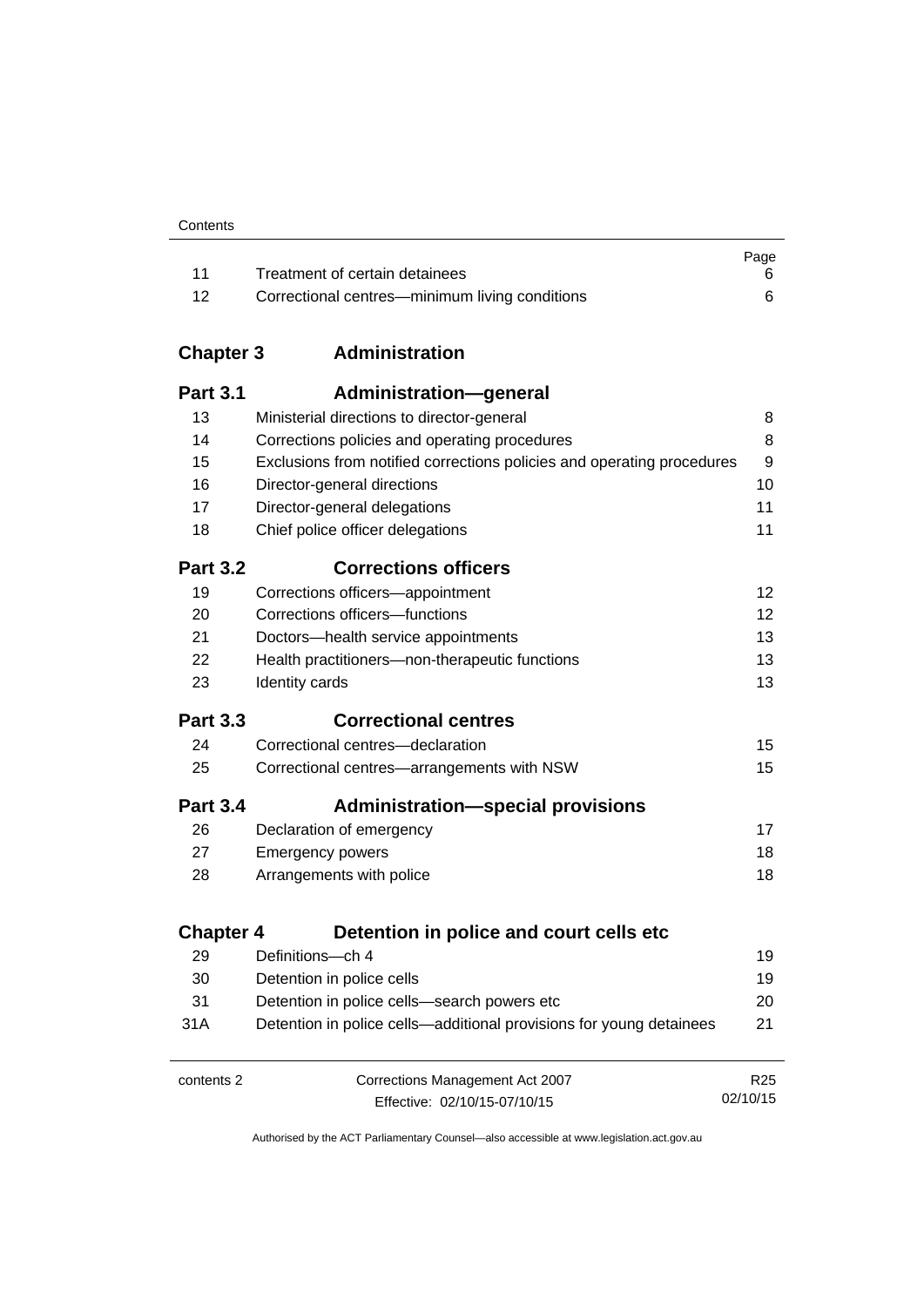| | | Page |
|---|---|---|
| 11 | Treatment of certain detainees | 6 |
| 12 | Correctional centres—minimum living conditions | 6 |

## Chapter 3 Administration

### Part 3.1 Administration—general

| | | |
|---|---|---|
| 13 | Ministerial directions to director-general | 8 |
| 14 | Corrections policies and operating procedures | 8 |
| 15 | Exclusions from notified corrections policies and operating procedures | 9 |
| 16 | Director-general directions | 10 |
| 17 | Director-general delegations | 11 |
| 18 | Chief police officer delegations | 11 |

### Part 3.2 Corrections officers

| | | |
|---|---|---|
| 19 | Corrections officers—appointment | 12 |
| 20 | Corrections officers—functions | 12 |
| 21 | Doctors—health service appointments | 13 |
| 22 | Health practitioners—non-therapeutic functions | 13 |
| 23 | Identity cards | 13 |

### Part 3.3 Correctional centres

| | | |
|---|---|---|
| 24 | Correctional centres—declaration | 15 |
| 25 | Correctional centres—arrangements with NSW | 15 |

### Part 3.4 Administration—special provisions

| | | |
|---|---|---|
| 26 | Declaration of emergency | 17 |
| 27 | Emergency powers | 18 |
| 28 | Arrangements with police | 18 |

## Chapter 4 Detention in police and court cells etc

| | | |
|---|---|---|
| 29 | Definitions—ch 4 | 19 |
| 30 | Detention in police cells | 19 |
| 31 | Detention in police cells—search powers etc | 20 |
| 31A | Detention in police cells—additional provisions for young detainees | 21 |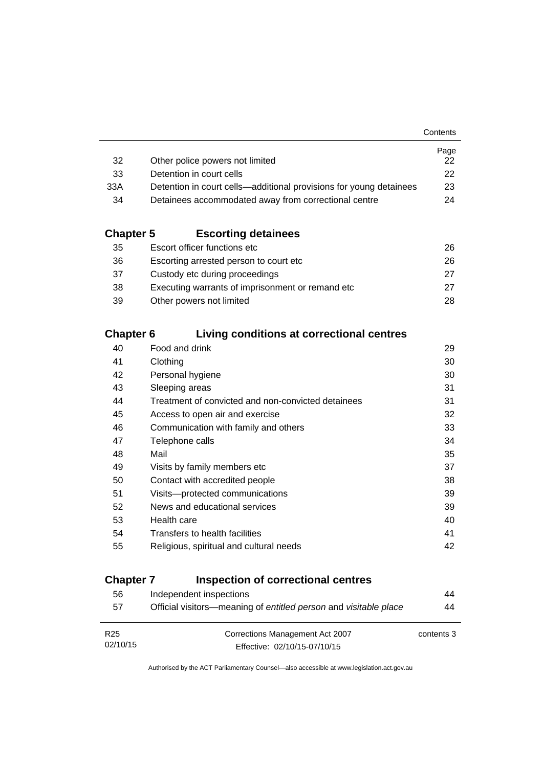| | | Page |
|---|---|---|
| 32 | Other police powers not limited | 22 |
| 33 | Detention in court cells | 22 |
| 33A | Detention in court cells—additional provisions for young detainees | 23 |
| 34 | Detainees accommodated away from correctional centre | 24 |

## Chapter 5 Escorting detainees

| | | |
|---|---|---|
| 35 | Escort officer functions etc | 26 |
| 36 | Escorting arrested person to court etc | 26 |
| 37 | Custody etc during proceedings | 27 |
| 38 | Executing warrants of imprisonment or remand etc | 27 |
| 39 | Other powers not limited | 28 |

## Chapter 6 Living conditions at correctional centres

| | | |
|---|---|---|
| 40 | Food and drink | 29 |
| 41 | Clothing | 30 |
| 42 | Personal hygiene | 30 |
| 43 | Sleeping areas | 31 |
| 44 | Treatment of convicted and non-convicted detainees | 31 |
| 45 | Access to open air and exercise | 32 |
| 46 | Communication with family and others | 33 |
| 47 | Telephone calls | 34 |
| 48 | Mail | 35 |
| 49 | Visits by family members etc | 37 |
| 50 | Contact with accredited people | 38 |
| 51 | Visits—protected communications | 39 |
| 52 | News and educational services | 39 |
| 53 | Health care | 40 |
| 54 | Transfers to health facilities | 41 |
| 55 | Religious, spiritual and cultural needs | 42 |

## Chapter 7 Inspection of correctional centres

| | | |
|---|---|---|
| 56 | Independent inspections | 44 |
| 57 | Official visitors—meaning of *entitled person* and *visitable place* | 44 |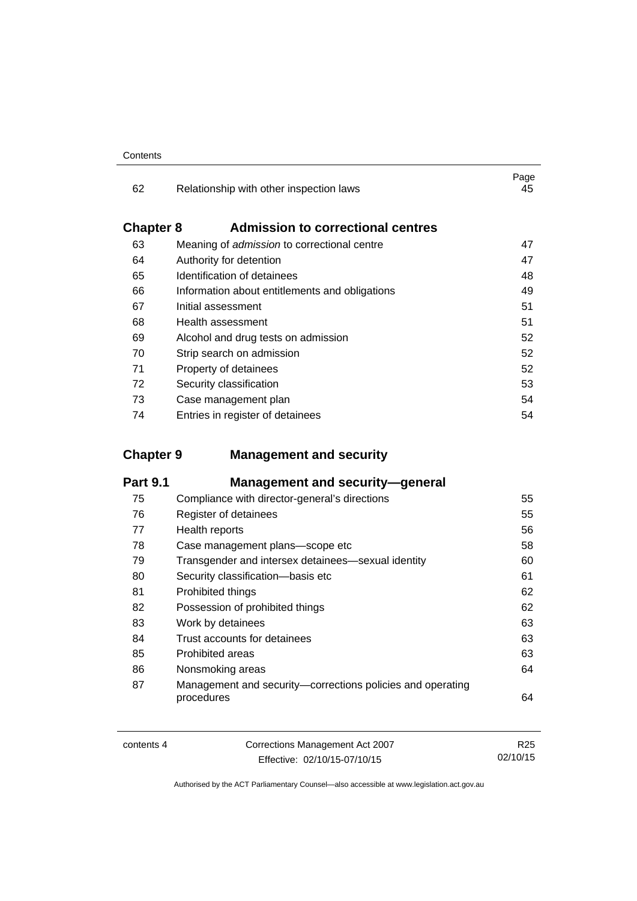| | | Page |
|---|---|---|
| 62 | Relationship with other inspection laws | 45 |

## Chapter 8 Admission to correctional centres

| | | |
|---|---|---|
| 63 | Meaning of *admission* to correctional centre | 47 |
| 64 | Authority for detention | 47 |
| 65 | Identification of detainees | 48 |
| 66 | Information about entitlements and obligations | 49 |
| 67 | Initial assessment | 51 |
| 68 | Health assessment | 51 |
| 69 | Alcohol and drug tests on admission | 52 |
| 70 | Strip search on admission | 52 |
| 71 | Property of detainees | 52 |
| 72 | Security classification | 53 |
| 73 | Case management plan | 54 |
| 74 | Entries in register of detainees | 54 |

## Chapter 9 Management and security

### Part 9.1 Management and security—general

| | | |
|---|---|---|
| 75 | Compliance with director-general's directions | 55 |
| 76 | Register of detainees | 55 |
| 77 | Health reports | 56 |
| 78 | Case management plans—scope etc | 58 |
| 79 | Transgender and intersex detainees—sexual identity | 60 |
| 80 | Security classification—basis etc | 61 |
| 81 | Prohibited things | 62 |
| 82 | Possession of prohibited things | 62 |
| 83 | Work by detainees | 63 |
| 84 | Trust accounts for detainees | 63 |
| 85 | Prohibited areas | 63 |
| 86 | Nonsmoking areas | 64 |
| 87 | Management and security—corrections policies and operating procedures | 64 |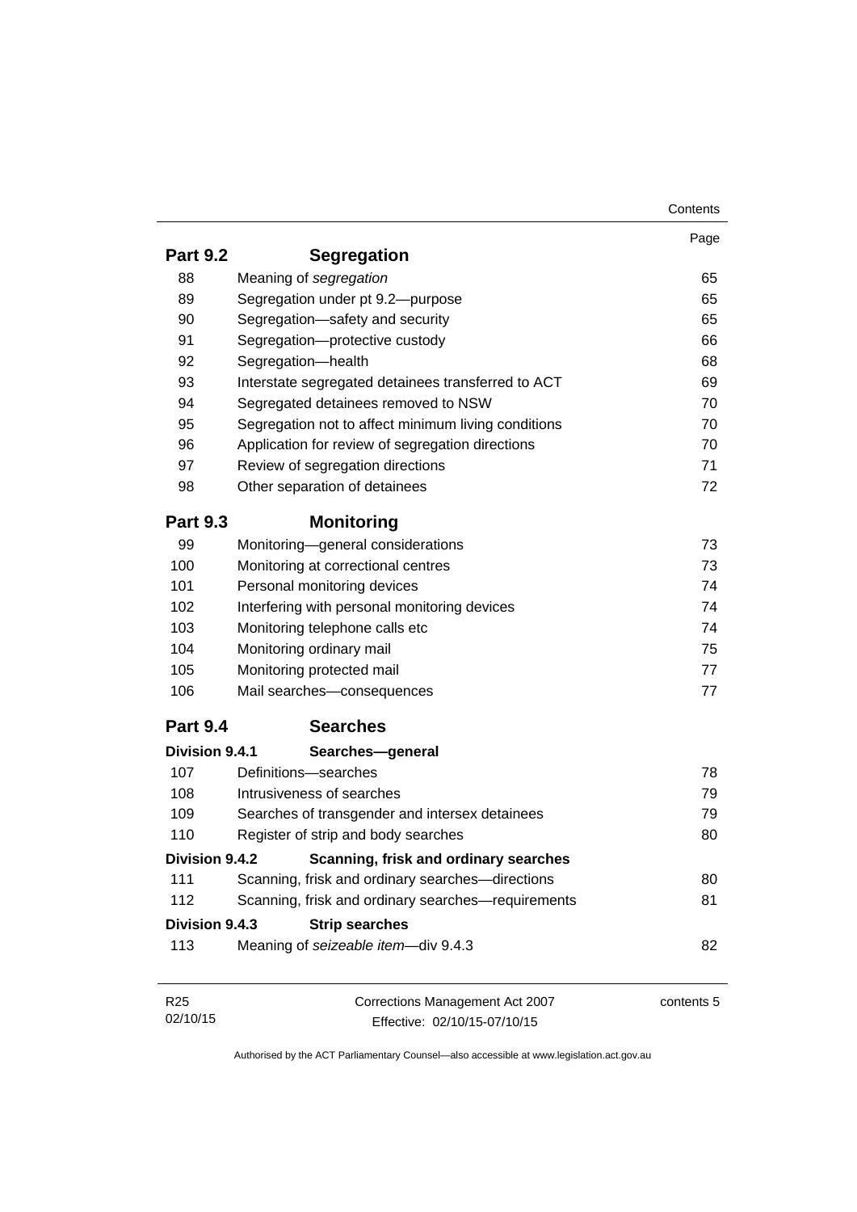| | | Page |
|---|---|---|
| **Part 9.2** | **Segregation** | |
| 88 | Meaning of *segregation* | 65 |
| 89 | Segregation under pt 9.2—purpose | 65 |
| 90 | Segregation—safety and security | 65 |
| 91 | Segregation—protective custody | 66 |
| 92 | Segregation—health | 68 |
| 93 | Interstate segregated detainees transferred to ACT | 69 |
| 94 | Segregated detainees removed to NSW | 70 |
| 95 | Segregation not to affect minimum living conditions | 70 |
| 96 | Application for review of segregation directions | 70 |
| 97 | Review of segregation directions | 71 |
| 98 | Other separation of detainees | 72 |
| **Part 9.3** | **Monitoring** | |
| 99 | Monitoring—general considerations | 73 |
| 100 | Monitoring at correctional centres | 73 |
| 101 | Personal monitoring devices | 74 |
| 102 | Interfering with personal monitoring devices | 74 |
| 103 | Monitoring telephone calls etc | 74 |
| 104 | Monitoring ordinary mail | 75 |
| 105 | Monitoring protected mail | 77 |
| 106 | Mail searches—consequences | 77 |
| **Part 9.4** | **Searches** | |
| **Division 9.4.1** | **Searches—general** | |
| 107 | Definitions—searches | 78 |
| 108 | Intrusiveness of searches | 79 |
| 109 | Searches of transgender and intersex detainees | 79 |
| 110 | Register of strip and body searches | 80 |
| **Division 9.4.2** | **Scanning, frisk and ordinary searches** | |
| 111 | Scanning, frisk and ordinary searches—directions | 80 |
| 112 | Scanning, frisk and ordinary searches—requirements | 81 |
| **Division 9.4.3** | **Strip searches** | |
| 113 | Meaning of *seizeable item*—div 9.4.3 | 82 |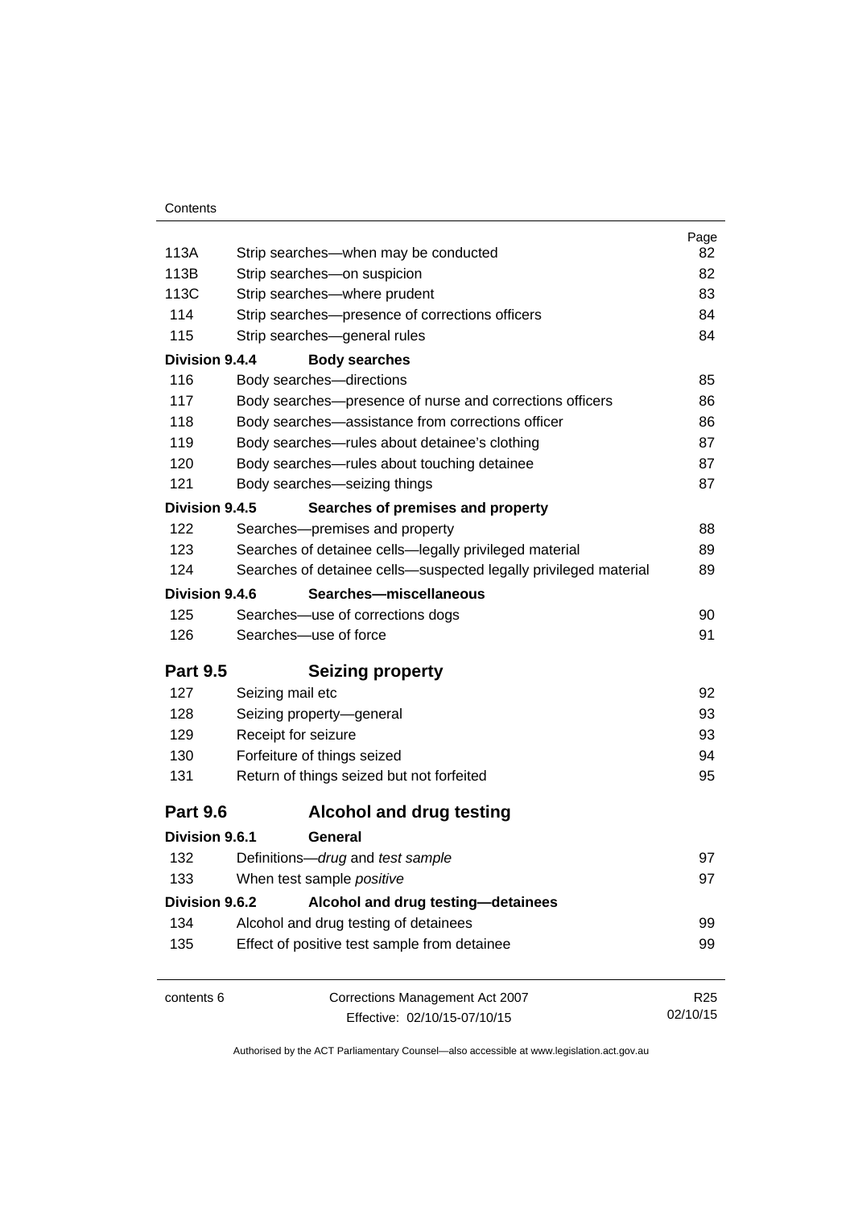| | | Page |
|---|---|---|
| 113A | Strip searches—when may be conducted | 82 |
| 113B | Strip searches—on suspicion | 82 |
| 113C | Strip searches—where prudent | 83 |
| 114 | Strip searches—presence of corrections officers | 84 |
| 115 | Strip searches—general rules | 84 |
| **Division 9.4.4** | **Body searches** | |
| 116 | Body searches—directions | 85 |
| 117 | Body searches—presence of nurse and corrections officers | 86 |
| 118 | Body searches—assistance from corrections officer | 86 |
| 119 | Body searches—rules about detainee's clothing | 87 |
| 120 | Body searches—rules about touching detainee | 87 |
| 121 | Body searches—seizing things | 87 |
| **Division 9.4.5** | **Searches of premises and property** | |
| 122 | Searches—premises and property | 88 |
| 123 | Searches of detainee cells—legally privileged material | 89 |
| 124 | Searches of detainee cells—suspected legally privileged material | 89 |
| **Division 9.4.6** | **Searches—miscellaneous** | |
| 125 | Searches—use of corrections dogs | 90 |
| 126 | Searches—use of force | 91 |
| **Part 9.5** | **Seizing property** | |
| 127 | Seizing mail etc | 92 |
| 128 | Seizing property—general | 93 |
| 129 | Receipt for seizure | 93 |
| 130 | Forfeiture of things seized | 94 |
| 131 | Return of things seized but not forfeited | 95 |
| **Part 9.6** | **Alcohol and drug testing** | |
| **Division 9.6.1** | **General** | |
| 132 | Definitions—*drug* and *test sample* | 97 |
| 133 | When test sample *positive* | 97 |
| **Division 9.6.2** | **Alcohol and drug testing—detainees** | |
| 134 | Alcohol and drug testing of detainees | 99 |
| 135 | Effect of positive test sample from detainee | 99 |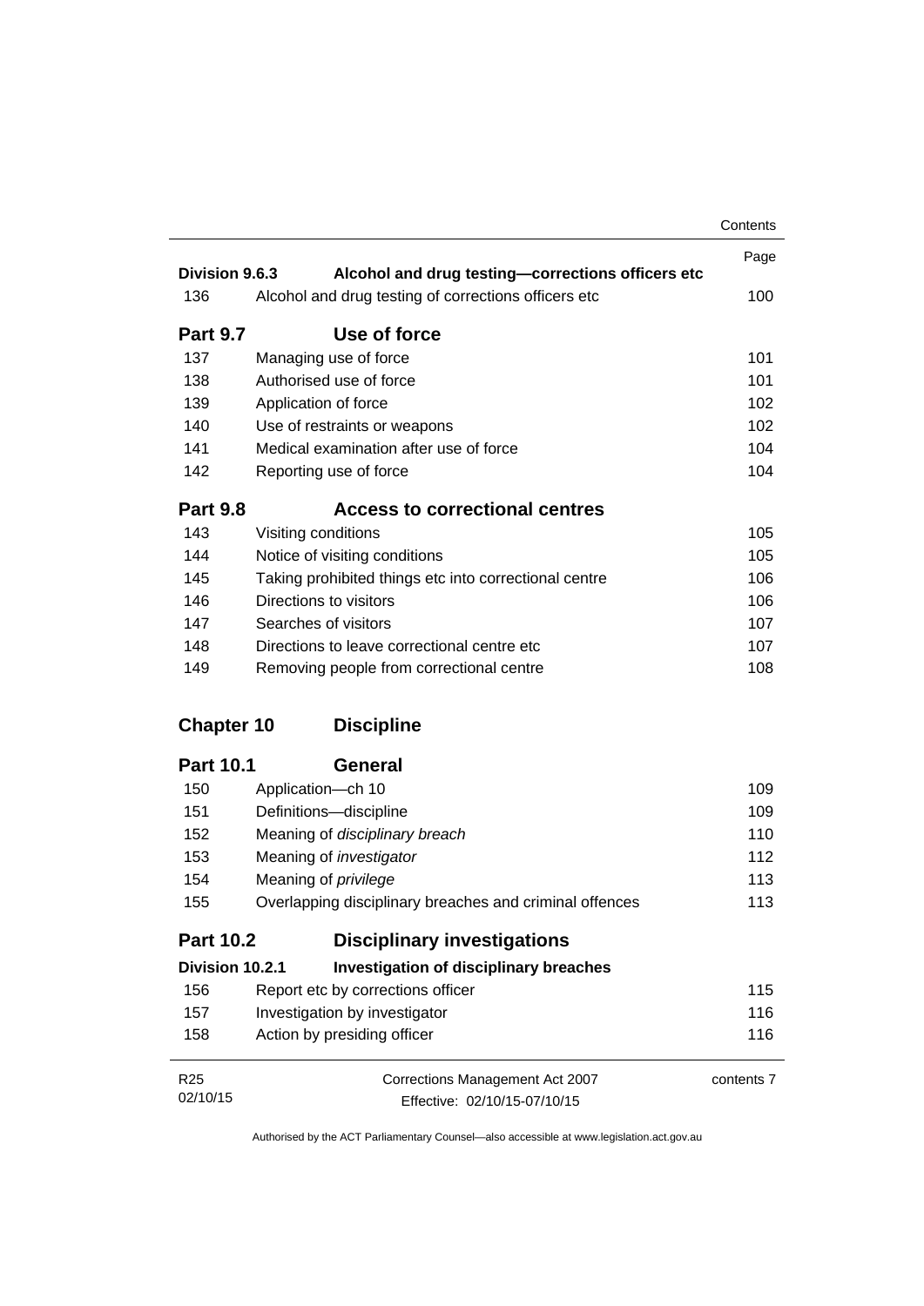| | | Page |
|---|---|---|
| **Division 9.6.3** | **Alcohol and drug testing—corrections officers etc** | |
| 136 | Alcohol and drug testing of corrections officers etc | 100 |
| **Part 9.7** | **Use of force** | |
| 137 | Managing use of force | 101 |
| 138 | Authorised use of force | 101 |
| 139 | Application of force | 102 |
| 140 | Use of restraints or weapons | 102 |
| 141 | Medical examination after use of force | 104 |
| 142 | Reporting use of force | 104 |
| **Part 9.8** | **Access to correctional centres** | |
| 143 | Visiting conditions | 105 |
| 144 | Notice of visiting conditions | 105 |
| 145 | Taking prohibited things etc into correctional centre | 106 |
| 146 | Directions to visitors | 106 |
| 147 | Searches of visitors | 107 |
| 148 | Directions to leave correctional centre etc | 107 |
| 149 | Removing people from correctional centre | 108 |
| **Chapter 10** | **Discipline** | |
| **Part 10.1** | **General** | |
| 150 | Application—ch 10 | 109 |
| 151 | Definitions—discipline | 109 |
| 152 | Meaning of *disciplinary breach* | 110 |
| 153 | Meaning of *investigator* | 112 |
| 154 | Meaning of *privilege* | 113 |
| 155 | Overlapping disciplinary breaches and criminal offences | 113 |
| **Part 10.2** | **Disciplinary investigations** | |
| **Division 10.2.1** | **Investigation of disciplinary breaches** | |
| 156 | Report etc by corrections officer | 115 |
| 157 | Investigation by investigator | 116 |
| 158 | Action by presiding officer | 116 |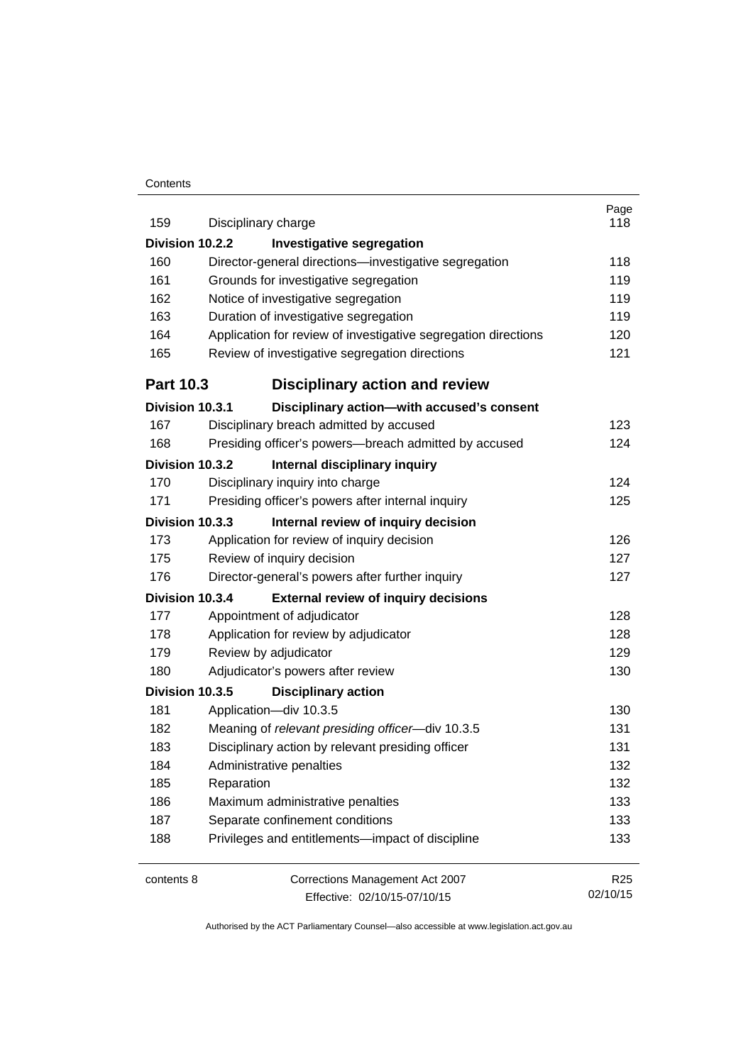| | | Page |
|---|---|---|
| 159 | Disciplinary charge | 118 |
| **Division 10.2.2** | **Investigative segregation** | |
| 160 | Director-general directions—investigative segregation | 118 |
| 161 | Grounds for investigative segregation | 119 |
| 162 | Notice of investigative segregation | 119 |
| 163 | Duration of investigative segregation | 119 |
| 164 | Application for review of investigative segregation directions | 120 |
| 165 | Review of investigative segregation directions | 121 |
| **Part 10.3** | **Disciplinary action and review** | |
| **Division 10.3.1** | **Disciplinary action—with accused's consent** | |
| 167 | Disciplinary breach admitted by accused | 123 |
| 168 | Presiding officer's powers—breach admitted by accused | 124 |
| **Division 10.3.2** | **Internal disciplinary inquiry** | |
| 170 | Disciplinary inquiry into charge | 124 |
| 171 | Presiding officer's powers after internal inquiry | 125 |
| **Division 10.3.3** | **Internal review of inquiry decision** | |
| 173 | Application for review of inquiry decision | 126 |
| 175 | Review of inquiry decision | 127 |
| 176 | Director-general's powers after further inquiry | 127 |
| **Division 10.3.4** | **External review of inquiry decisions** | |
| 177 | Appointment of adjudicator | 128 |
| 178 | Application for review by adjudicator | 128 |
| 179 | Review by adjudicator | 129 |
| 180 | Adjudicator's powers after review | 130 |
| **Division 10.3.5** | **Disciplinary action** | |
| 181 | Application—div 10.3.5 | 130 |
| 182 | Meaning of *relevant presiding officer*—div 10.3.5 | 131 |
| 183 | Disciplinary action by relevant presiding officer | 131 |
| 184 | Administrative penalties | 132 |
| 185 | Reparation | 132 |
| 186 | Maximum administrative penalties | 133 |
| 187 | Separate confinement conditions | 133 |
| 188 | Privileges and entitlements—impact of discipline | 133 |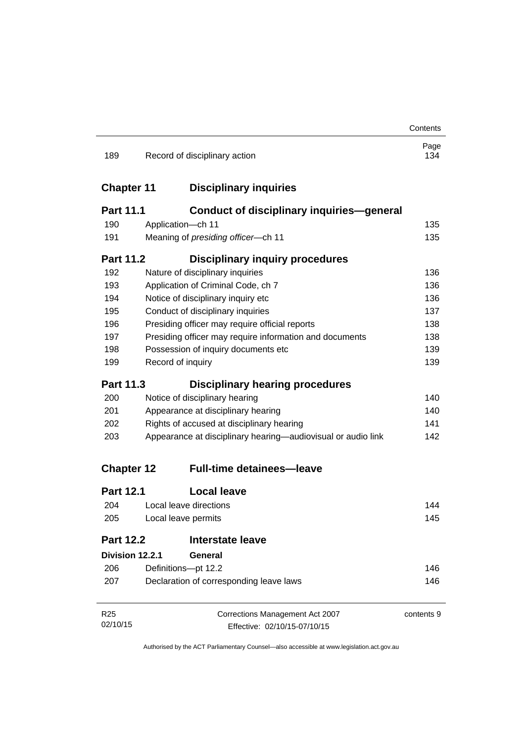| | | Page |
|---|---|---|
| 189 | Record of disciplinary action | 134 |

## Chapter 11 Disciplinary inquiries

### Part 11.1 Conduct of disciplinary inquiries—general

| | | |
|---|---|---|
| 190 | Application—ch 11 | 135 |
| 191 | Meaning of *presiding officer*—ch 11 | 135 |

### Part 11.2 Disciplinary inquiry procedures

| | | |
|---|---|---|
| 192 | Nature of disciplinary inquiries | 136 |
| 193 | Application of Criminal Code, ch 7 | 136 |
| 194 | Notice of disciplinary inquiry etc | 136 |
| 195 | Conduct of disciplinary inquiries | 137 |
| 196 | Presiding officer may require official reports | 138 |
| 197 | Presiding officer may require information and documents | 138 |
| 198 | Possession of inquiry documents etc | 139 |
| 199 | Record of inquiry | 139 |

### Part 11.3 Disciplinary hearing procedures

| | | |
|---|---|---|
| 200 | Notice of disciplinary hearing | 140 |
| 201 | Appearance at disciplinary hearing | 140 |
| 202 | Rights of accused at disciplinary hearing | 141 |
| 203 | Appearance at disciplinary hearing—audiovisual or audio link | 142 |

## Chapter 12 Full-time detainees—leave

### Part 12.1 Local leave

| | | |
|---|---|---|
| 204 | Local leave directions | 144 |
| 205 | Local leave permits | 145 |

### Part 12.2 Interstate leave

#### Division 12.2.1 General

| | | |
|---|---|---|
| 206 | Definitions—pt 12.2 | 146 |
| 207 | Declaration of corresponding leave laws | 146 |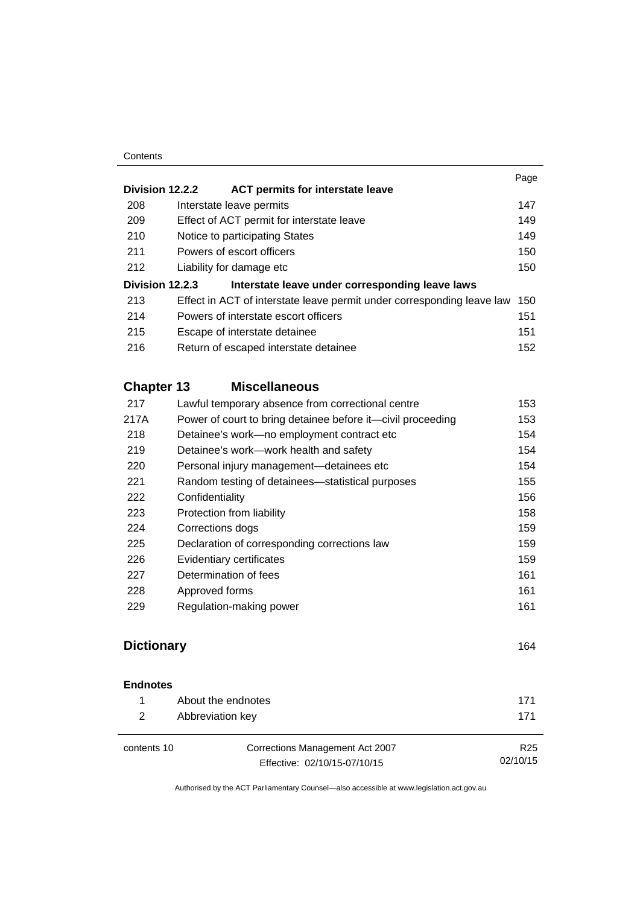| | | Page |
|---|---|---|
| **Division 12.2.2** | **ACT permits for interstate leave** | |
| 208 | Interstate leave permits | 147 |
| 209 | Effect of ACT permit for interstate leave | 149 |
| 210 | Notice to participating States | 149 |
| 211 | Powers of escort officers | 150 |
| 212 | Liability for damage etc | 150 |
| **Division 12.2.3** | **Interstate leave under corresponding leave laws** | |
| 213 | Effect in ACT of interstate leave permit under corresponding leave law | 150 |
| 214 | Powers of interstate escort officers | 151 |
| 215 | Escape of interstate detainee | 151 |
| 216 | Return of escaped interstate detainee | 152 |

## Chapter 13 Miscellaneous

| | | |
|---|---|---|
| 217 | Lawful temporary absence from correctional centre | 153 |
| 217A | Power of court to bring detainee before it—civil proceeding | 153 |
| 218 | Detainee's work—no employment contract etc | 154 |
| 219 | Detainee's work—work health and safety | 154 |
| 220 | Personal injury management—detainees etc | 154 |
| 221 | Random testing of detainees—statistical purposes | 155 |
| 222 | Confidentiality | 156 |
| 223 | Protection from liability | 158 |
| 224 | Corrections dogs | 159 |
| 225 | Declaration of corresponding corrections law | 159 |
| 226 | Evidentiary certificates | 159 |
| 227 | Determination of fees | 161 |
| 228 | Approved forms | 161 |
| 229 | Regulation-making power | 161 |

## Dictionary 164

**Endnotes**

| | | |
|---|---|---|
| 1 | About the endnotes | 171 |
| 2 | Abbreviation key | 171 |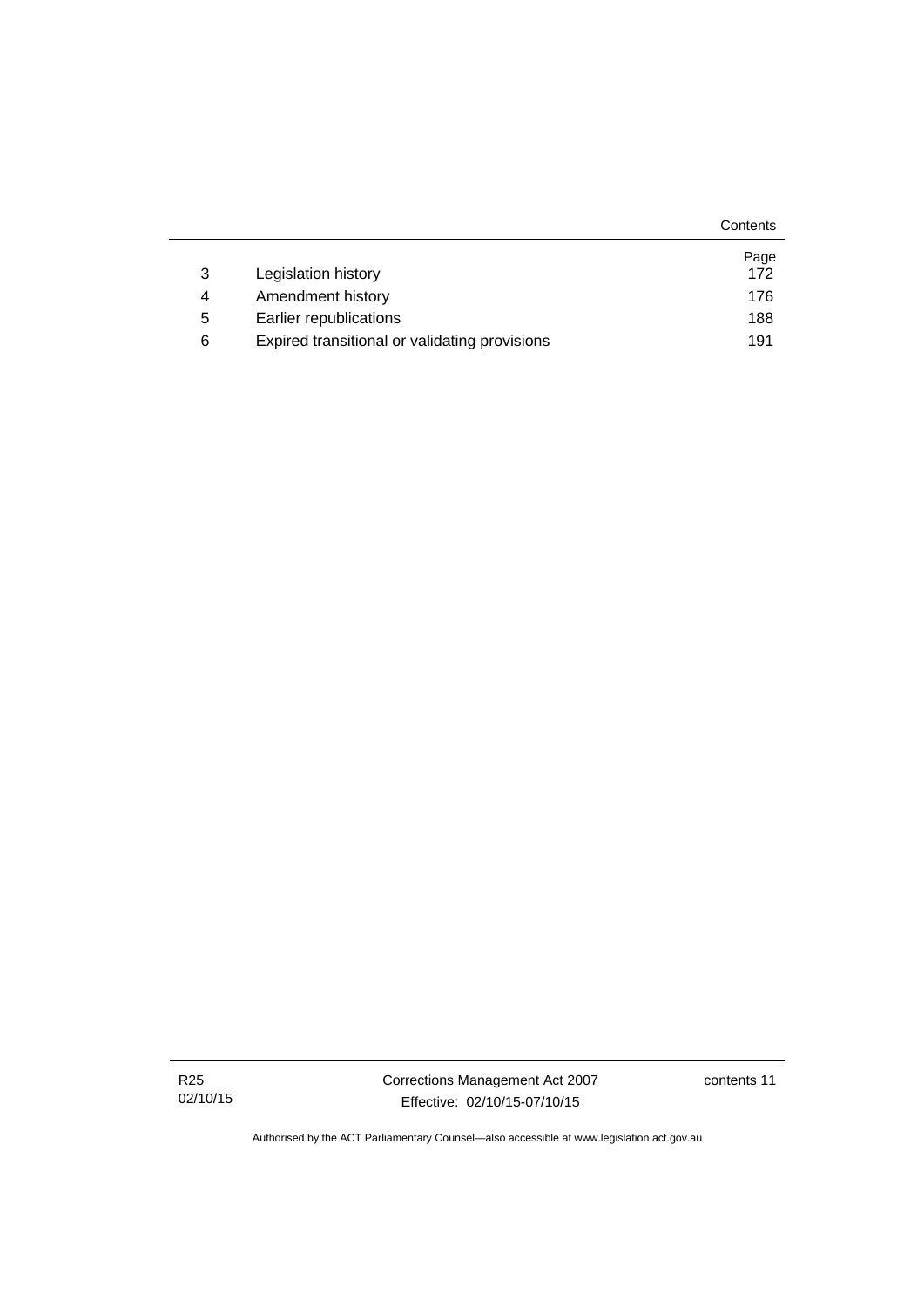| | | Page |
|---|---|---|
| 3 | Legislation history | 172 |
| 4 | Amendment history | 176 |
| 5 | Earlier republications | 188 |
| 6 | Expired transitional or validating provisions | 191 |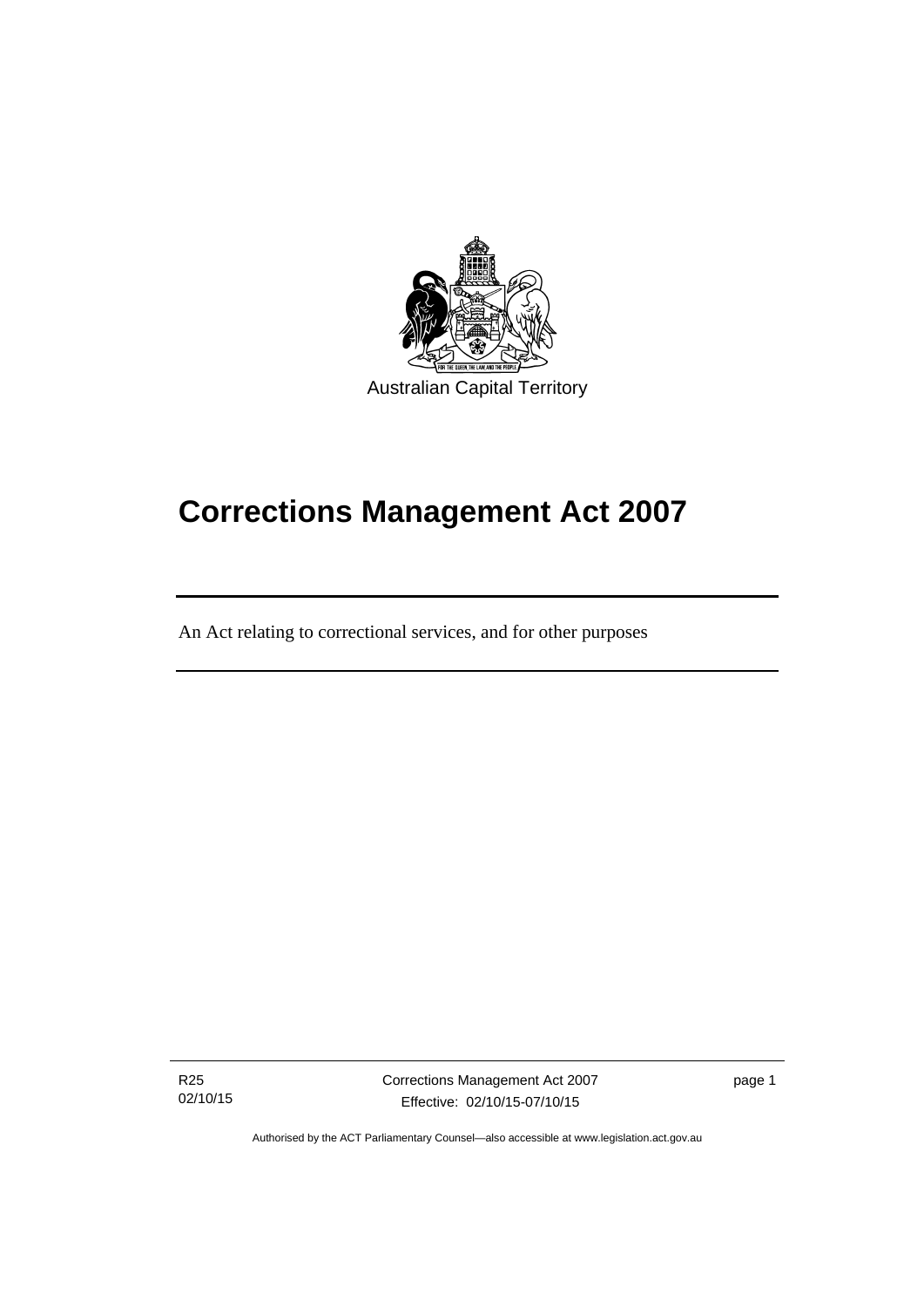Australian Capital Territory

# Corrections Management Act 2007

An Act relating to correctional services, and for other purposes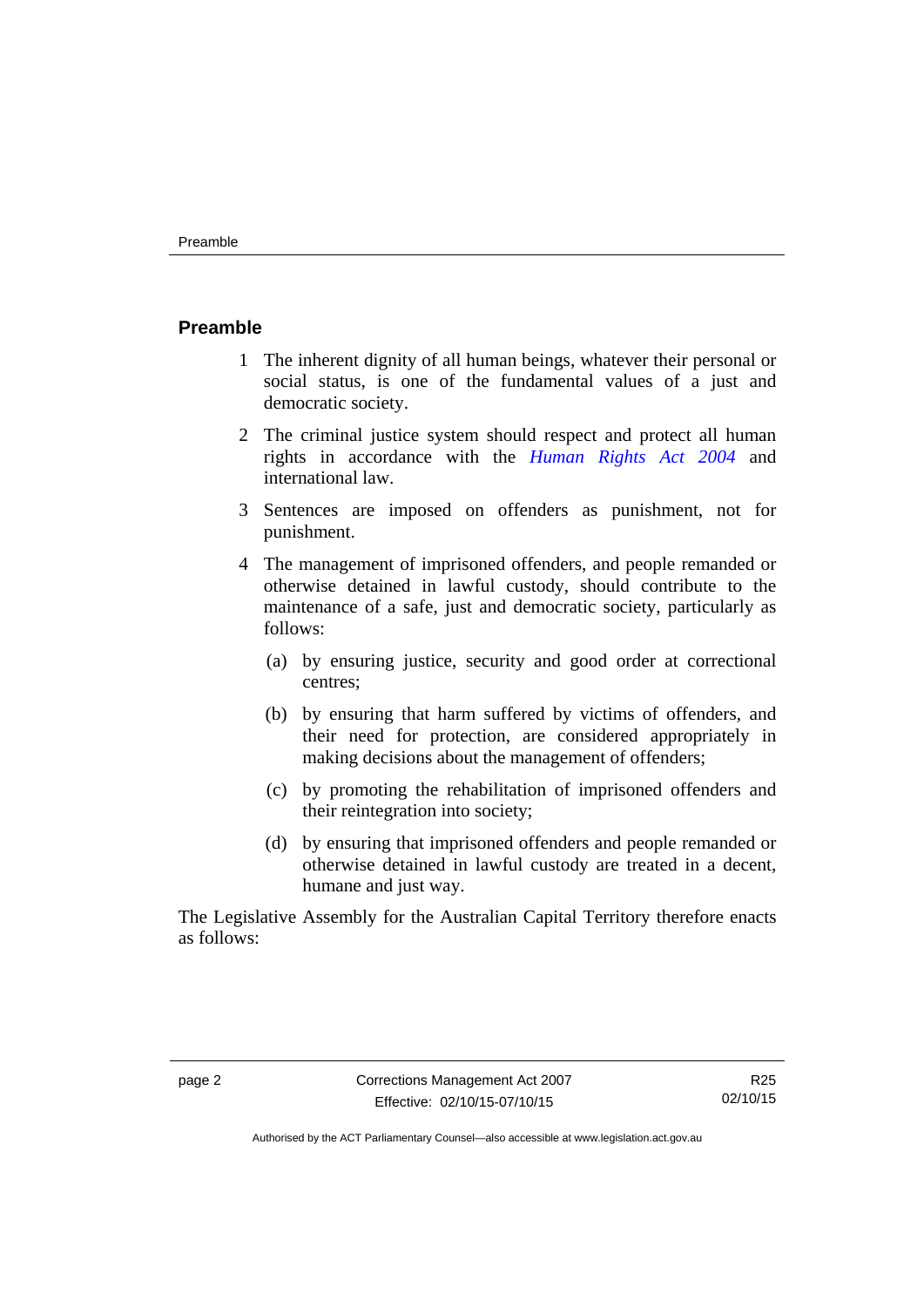## Preamble

1. The inherent dignity of all human beings, whatever their personal or social status, is one of the fundamental values of a just and democratic society.

2. The criminal justice system should respect and protect all human rights in accordance with the *Human Rights Act 2004* and international law.

3. Sentences are imposed on offenders as punishment, not for punishment.

4. The management of imprisoned offenders, and people remanded or otherwise detained in lawful custody, should contribute to the maintenance of a safe, just and democratic society, particularly as follows:

   (a) by ensuring justice, security and good order at correctional centres;

   (b) by ensuring that harm suffered by victims of offenders, and their need for protection, are considered appropriately in making decisions about the management of offenders;

   (c) by promoting the rehabilitation of imprisoned offenders and their reintegration into society;

   (d) by ensuring that imprisoned offenders and people remanded or otherwise detained in lawful custody are treated in a decent, humane and just way.

The Legislative Assembly for the Australian Capital Territory therefore enacts as follows: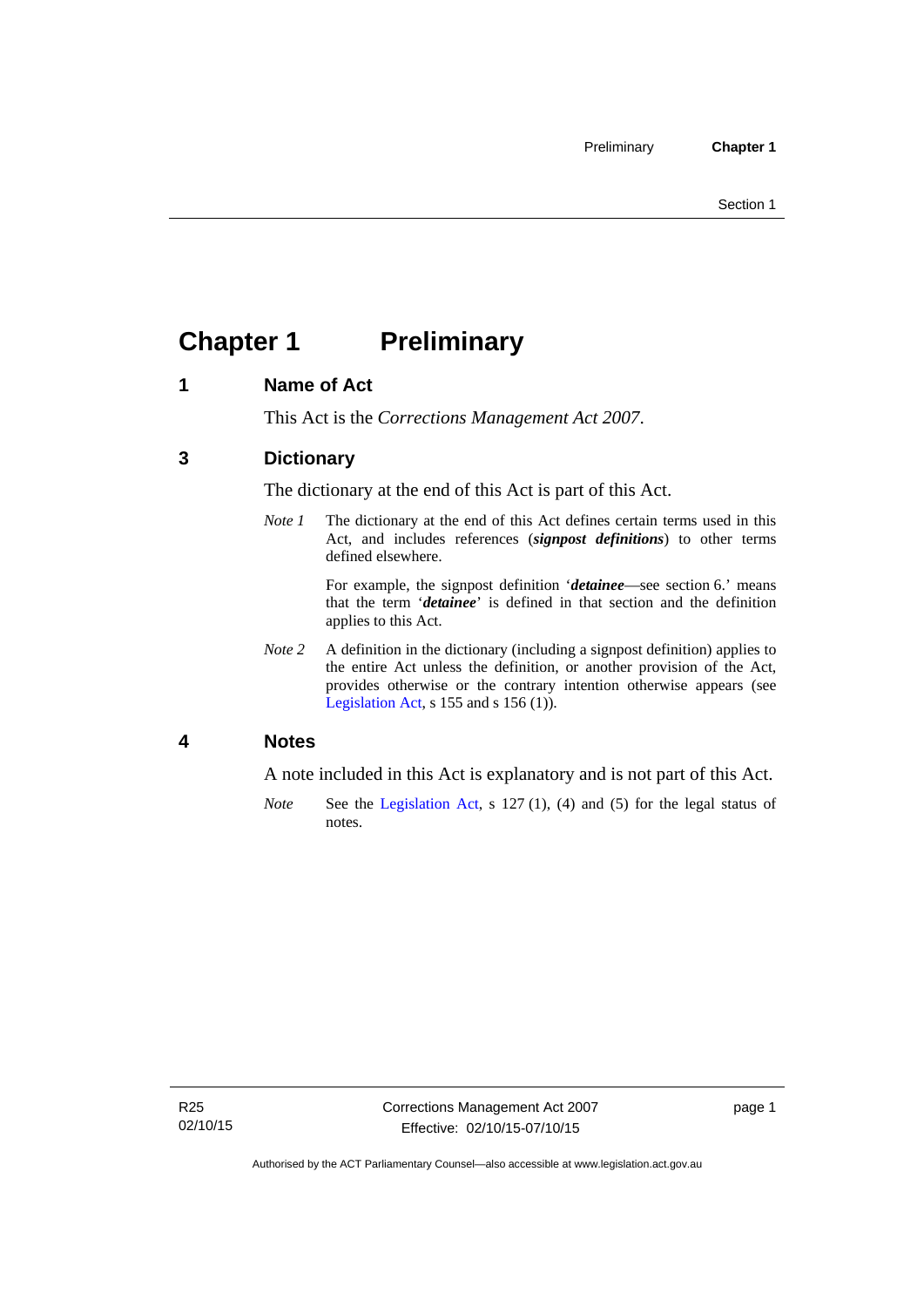# Chapter 1 Preliminary

## 1 Name of Act

This Act is the *Corrections Management Act 2007*.

## 3 Dictionary

The dictionary at the end of this Act is part of this Act.

*Note 1* The dictionary at the end of this Act defines certain terms used in this Act, and includes references (***signpost definitions***) to other terms defined elsewhere.

For example, the signpost definition '***detainee***—see section 6.' means that the term '***detainee***' is defined in that section and the definition applies to this Act.

*Note 2* A definition in the dictionary (including a signpost definition) applies to the entire Act unless the definition, or another provision of the Act, provides otherwise or the contrary intention otherwise appears (see Legislation Act, s 155 and s 156 (1)).

## 4 Notes

A note included in this Act is explanatory and is not part of this Act.

*Note* See the Legislation Act, s 127 (1), (4) and (5) for the legal status of notes.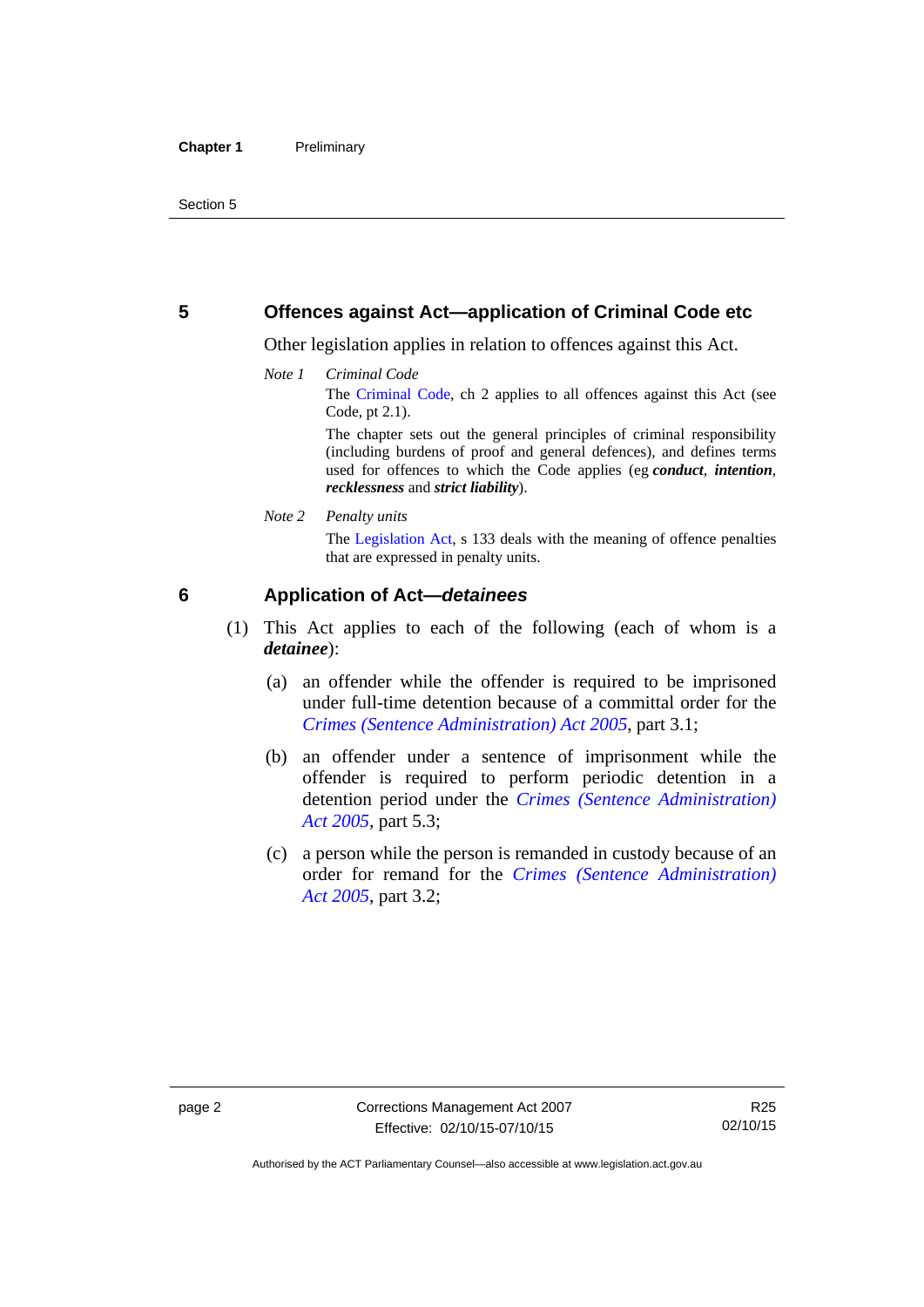## 5 Offences against Act—application of Criminal Code etc

Other legislation applies in relation to offences against this Act.

*Note 1* *Criminal Code*

The Criminal Code, ch 2 applies to all offences against this Act (see Code, pt 2.1).

The chapter sets out the general principles of criminal responsibility (including burdens of proof and general defences), and defines terms used for offences to which the Code applies (eg ***conduct***, ***intention***, ***recklessness*** and ***strict liability***).

*Note 2* *Penalty units*

The Legislation Act, s 133 deals with the meaning of offence penalties that are expressed in penalty units.

## 6 Application of Act—*detainees*

(1) This Act applies to each of the following (each of whom is a ***detainee***):

(a) an offender while the offender is required to be imprisoned under full-time detention because of a committal order for the *Crimes (Sentence Administration) Act 2005*, part 3.1;

(b) an offender under a sentence of imprisonment while the offender is required to perform periodic detention in a detention period under the *Crimes (Sentence Administration) Act 2005*, part 5.3;

(c) a person while the person is remanded in custody because of an order for remand for the *Crimes (Sentence Administration) Act 2005*, part 3.2;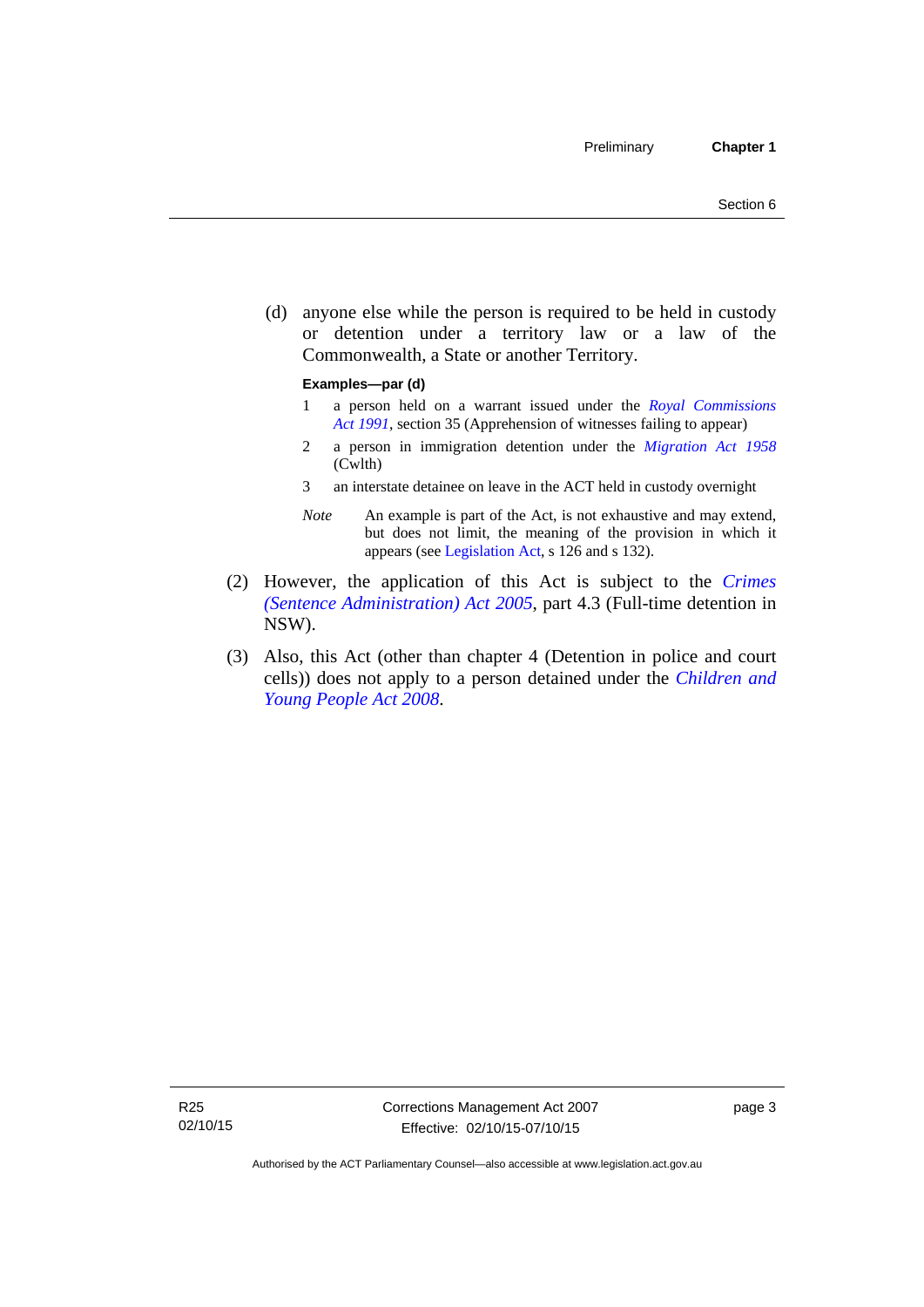(d) anyone else while the person is required to be held in custody or detention under a territory law or a law of the Commonwealth, a State or another Territory.

**Examples—par (d)**

1 a person held on a warrant issued under the *Royal Commissions Act 1991*, section 35 (Apprehension of witnesses failing to appear)

2 a person in immigration detention under the *Migration Act 1958* (Cwlth)

3 an interstate detainee on leave in the ACT held in custody overnight

*Note* An example is part of the Act, is not exhaustive and may extend, but does not limit, the meaning of the provision in which it appears (see Legislation Act, s 126 and s 132).

(2) However, the application of this Act is subject to the *Crimes (Sentence Administration) Act 2005*, part 4.3 (Full-time detention in NSW).

(3) Also, this Act (other than chapter 4 (Detention in police and court cells)) does not apply to a person detained under the *Children and Young People Act 2008*.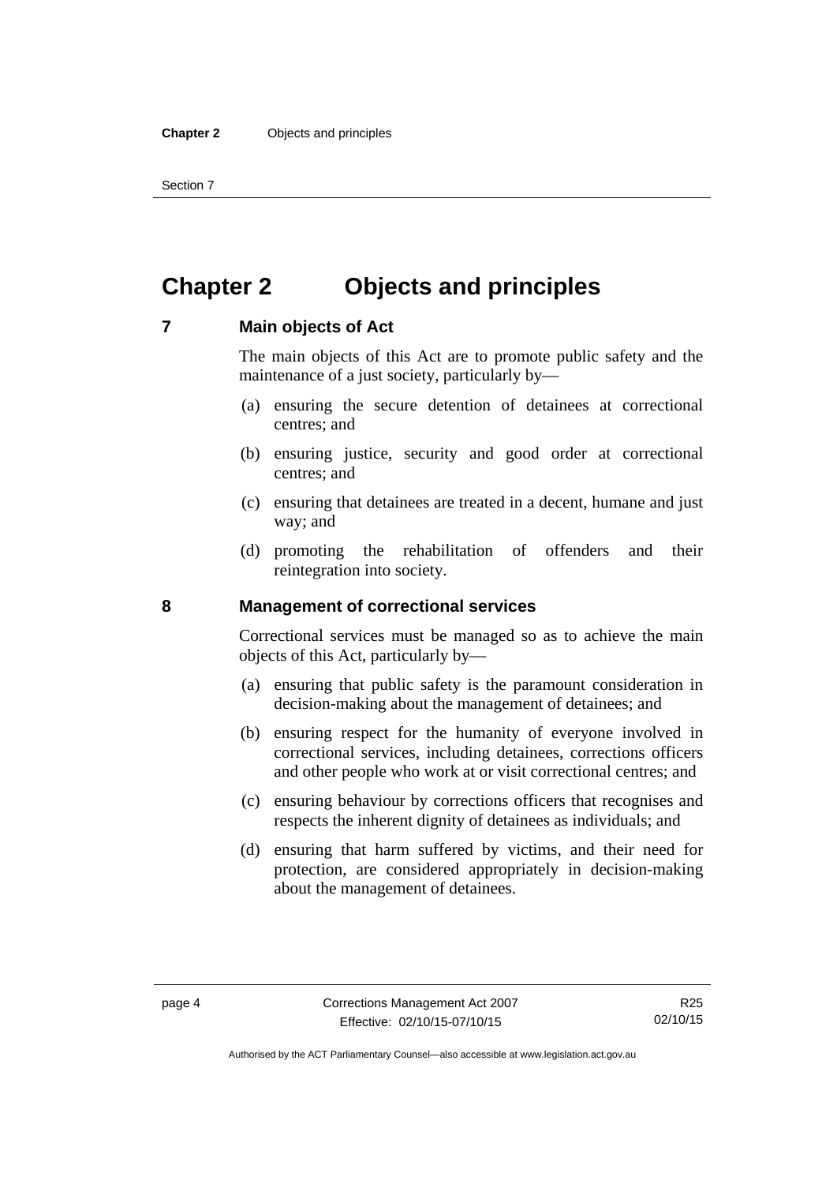# Chapter 2 Objects and principles

## 7 Main objects of Act

The main objects of this Act are to promote public safety and the maintenance of a just society, particularly by—

(a) ensuring the secure detention of detainees at correctional centres; and

(b) ensuring justice, security and good order at correctional centres; and

(c) ensuring that detainees are treated in a decent, humane and just way; and

(d) promoting the rehabilitation of offenders and their reintegration into society.

## 8 Management of correctional services

Correctional services must be managed so as to achieve the main objects of this Act, particularly by—

(a) ensuring that public safety is the paramount consideration in decision-making about the management of detainees; and

(b) ensuring respect for the humanity of everyone involved in correctional services, including detainees, corrections officers and other people who work at or visit correctional centres; and

(c) ensuring behaviour by corrections officers that recognises and respects the inherent dignity of detainees as individuals; and

(d) ensuring that harm suffered by victims, and their need for protection, are considered appropriately in decision-making about the management of detainees.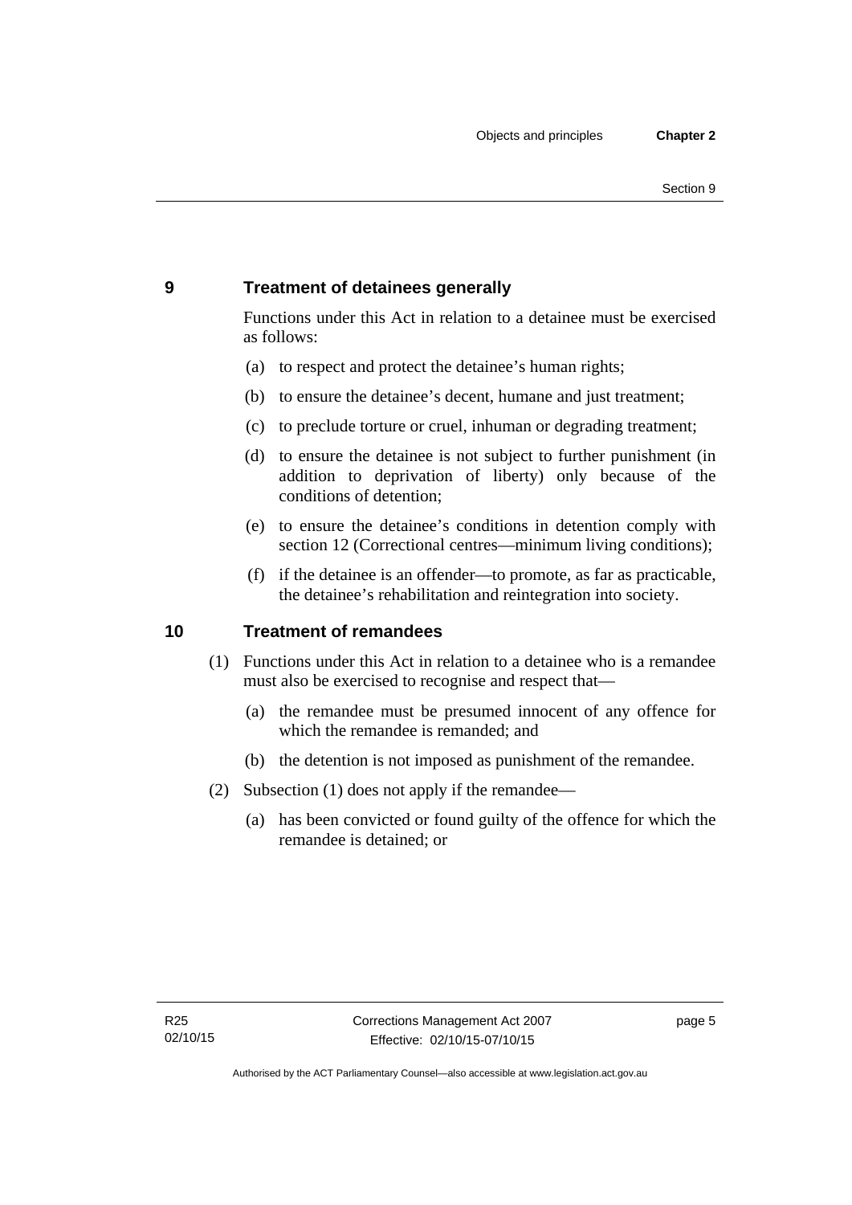## 9 Treatment of detainees generally

Functions under this Act in relation to a detainee must be exercised as follows:

(a) to respect and protect the detainee's human rights;

(b) to ensure the detainee's decent, humane and just treatment;

(c) to preclude torture or cruel, inhuman or degrading treatment;

(d) to ensure the detainee is not subject to further punishment (in addition to deprivation of liberty) only because of the conditions of detention;

(e) to ensure the detainee's conditions in detention comply with section 12 (Correctional centres—minimum living conditions);

(f) if the detainee is an offender—to promote, as far as practicable, the detainee's rehabilitation and reintegration into society.

## 10 Treatment of remandees

(1) Functions under this Act in relation to a detainee who is a remandee must also be exercised to recognise and respect that—

(a) the remandee must be presumed innocent of any offence for which the remandee is remanded; and

(b) the detention is not imposed as punishment of the remandee.

(2) Subsection (1) does not apply if the remandee—

(a) has been convicted or found guilty of the offence for which the remandee is detained; or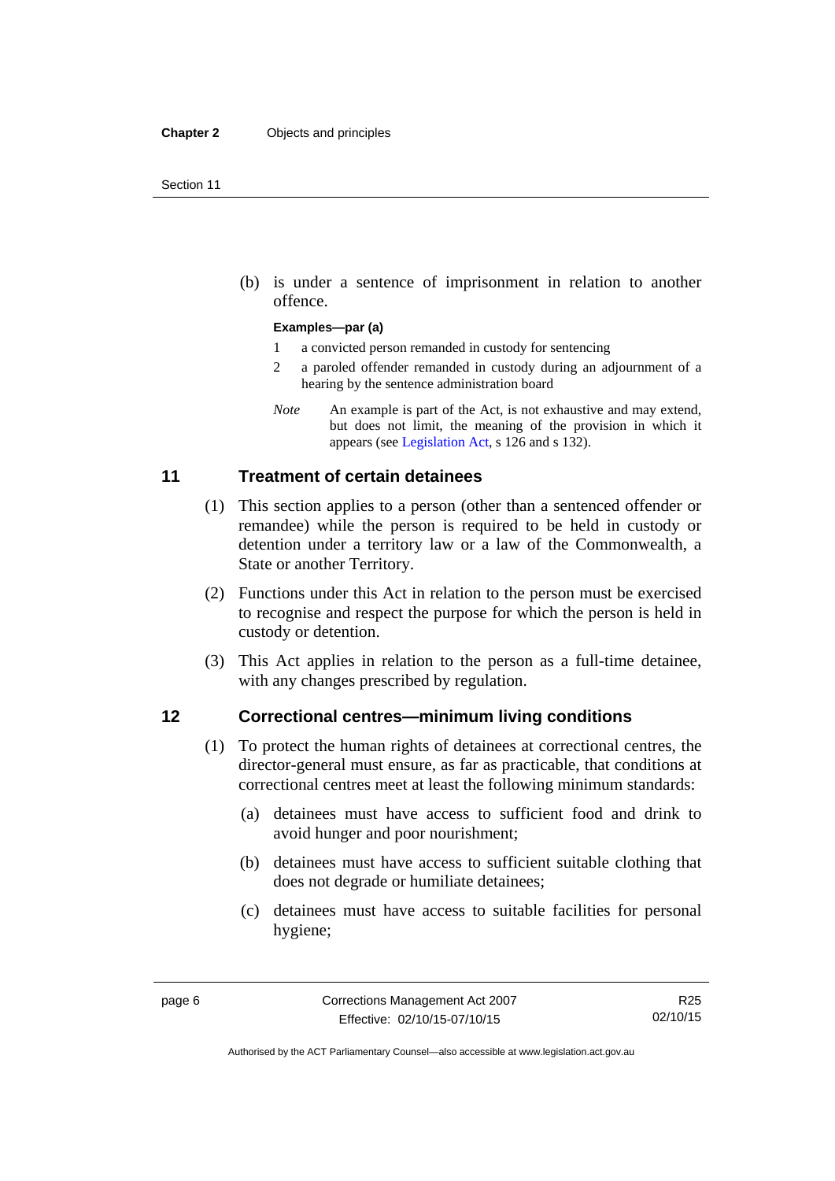(b) is under a sentence of imprisonment in relation to another offence.

**Examples—par (a)**

1 a convicted person remanded in custody for sentencing

2 a paroled offender remanded in custody during an adjournment of a hearing by the sentence administration board

*Note* An example is part of the Act, is not exhaustive and may extend, but does not limit, the meaning of the provision in which it appears (see Legislation Act, s 126 and s 132).

## 11 Treatment of certain detainees

(1) This section applies to a person (other than a sentenced offender or remandee) while the person is required to be held in custody or detention under a territory law or a law of the Commonwealth, a State or another Territory.

(2) Functions under this Act in relation to the person must be exercised to recognise and respect the purpose for which the person is held in custody or detention.

(3) This Act applies in relation to the person as a full-time detainee, with any changes prescribed by regulation.

## 12 Correctional centres—minimum living conditions

(1) To protect the human rights of detainees at correctional centres, the director-general must ensure, as far as practicable, that conditions at correctional centres meet at least the following minimum standards:

(a) detainees must have access to sufficient food and drink to avoid hunger and poor nourishment;

(b) detainees must have access to sufficient suitable clothing that does not degrade or humiliate detainees;

(c) detainees must have access to suitable facilities for personal hygiene;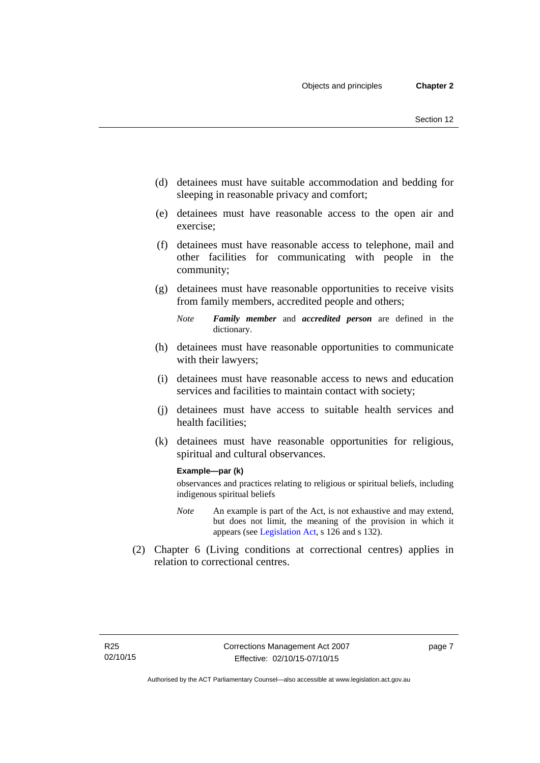(d) detainees must have suitable accommodation and bedding for sleeping in reasonable privacy and comfort;

(e) detainees must have reasonable access to the open air and exercise;

(f) detainees must have reasonable access to telephone, mail and other facilities for communicating with people in the community;

(g) detainees must have reasonable opportunities to receive visits from family members, accredited people and others;

*Note* ***Family member*** and ***accredited person*** are defined in the dictionary.

(h) detainees must have reasonable opportunities to communicate with their lawyers;

(i) detainees must have reasonable access to news and education services and facilities to maintain contact with society;

(j) detainees must have access to suitable health services and health facilities;

(k) detainees must have reasonable opportunities for religious, spiritual and cultural observances.

**Example—par (k)**

observances and practices relating to religious or spiritual beliefs, including indigenous spiritual beliefs

*Note* An example is part of the Act, is not exhaustive and may extend, but does not limit, the meaning of the provision in which it appears (see Legislation Act, s 126 and s 132).

(2) Chapter 6 (Living conditions at correctional centres) applies in relation to correctional centres.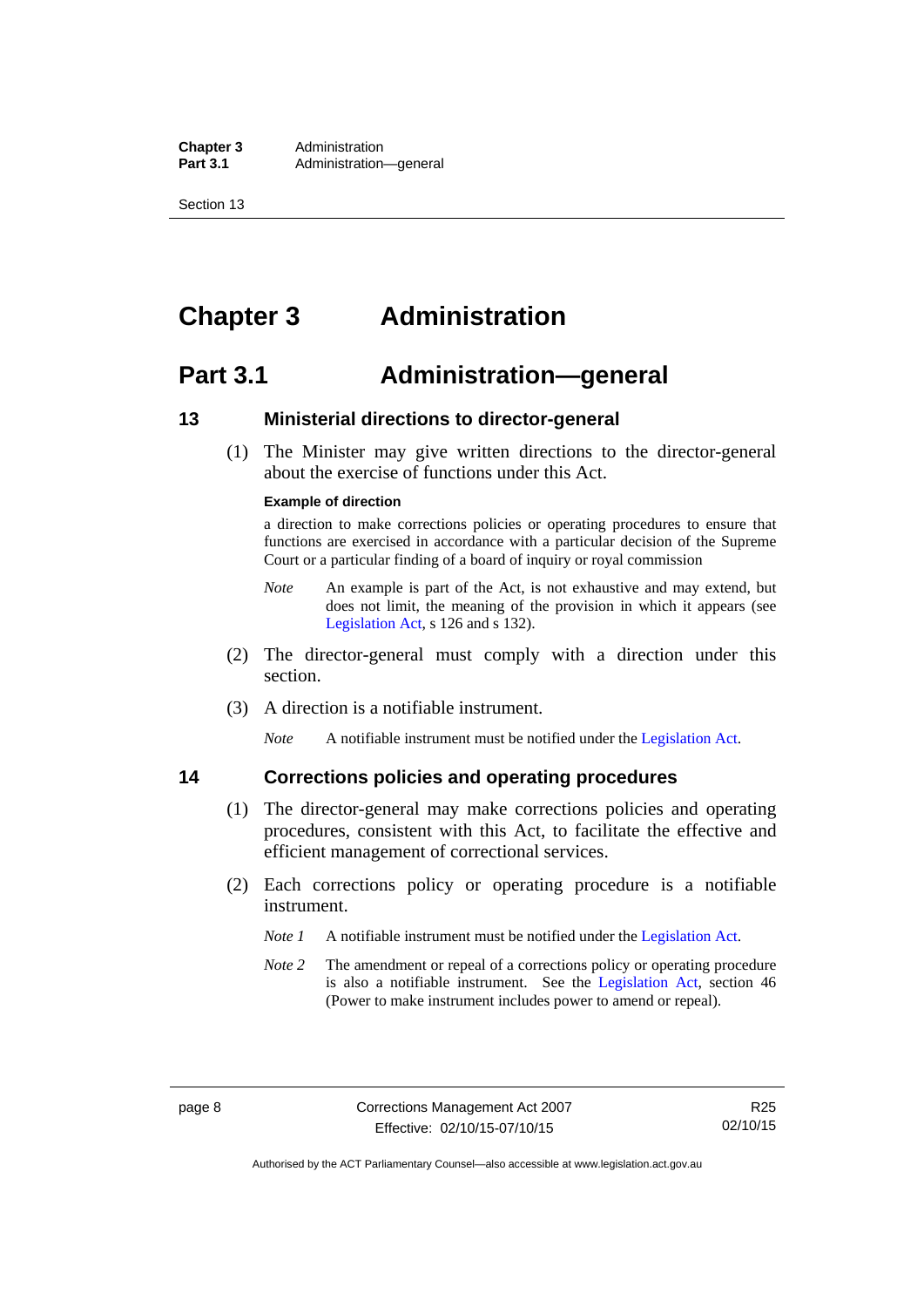# Chapter 3 Administration

## Part 3.1 Administration—general

### 13 Ministerial directions to director-general

(1) The Minister may give written directions to the director-general about the exercise of functions under this Act.

**Example of direction**

a direction to make corrections policies or operating procedures to ensure that functions are exercised in accordance with a particular decision of the Supreme Court or a particular finding of a board of inquiry or royal commission

*Note* An example is part of the Act, is not exhaustive and may extend, but does not limit, the meaning of the provision in which it appears (see Legislation Act, s 126 and s 132).

(2) The director-general must comply with a direction under this section.

(3) A direction is a notifiable instrument.

*Note* A notifiable instrument must be notified under the Legislation Act.

### 14 Corrections policies and operating procedures

(1) The director-general may make corrections policies and operating procedures, consistent with this Act, to facilitate the effective and efficient management of correctional services.

(2) Each corrections policy or operating procedure is a notifiable instrument.

*Note 1* A notifiable instrument must be notified under the Legislation Act.

*Note 2* The amendment or repeal of a corrections policy or operating procedure is also a notifiable instrument. See the Legislation Act, section 46 (Power to make instrument includes power to amend or repeal).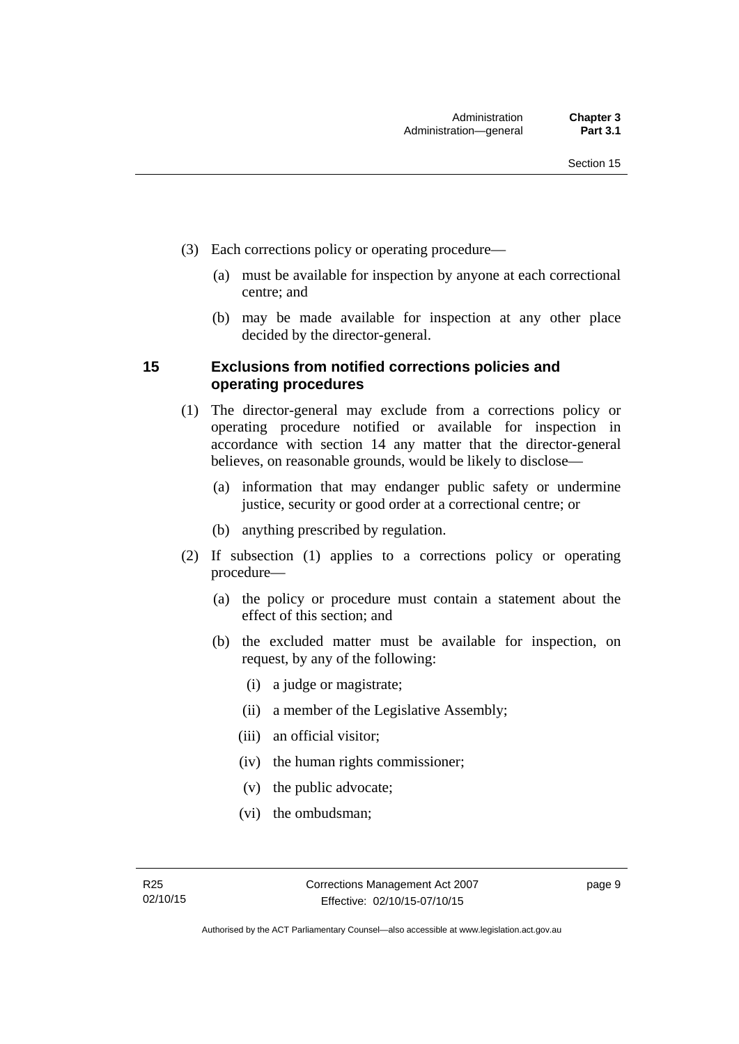(3) Each corrections policy or operating procedure—

(a) must be available for inspection by anyone at each correctional centre; and

(b) may be made available for inspection at any other place decided by the director-general.

### 15 Exclusions from notified corrections policies and operating procedures

(1) The director-general may exclude from a corrections policy or operating procedure notified or available for inspection in accordance with section 14 any matter that the director-general believes, on reasonable grounds, would be likely to disclose—

(a) information that may endanger public safety or undermine justice, security or good order at a correctional centre; or

(b) anything prescribed by regulation.

(2) If subsection (1) applies to a corrections policy or operating procedure—

(a) the policy or procedure must contain a statement about the effect of this section; and

(b) the excluded matter must be available for inspection, on request, by any of the following:

(i) a judge or magistrate;

(ii) a member of the Legislative Assembly;

(iii) an official visitor;

(iv) the human rights commissioner;

(v) the public advocate;

(vi) the ombudsman;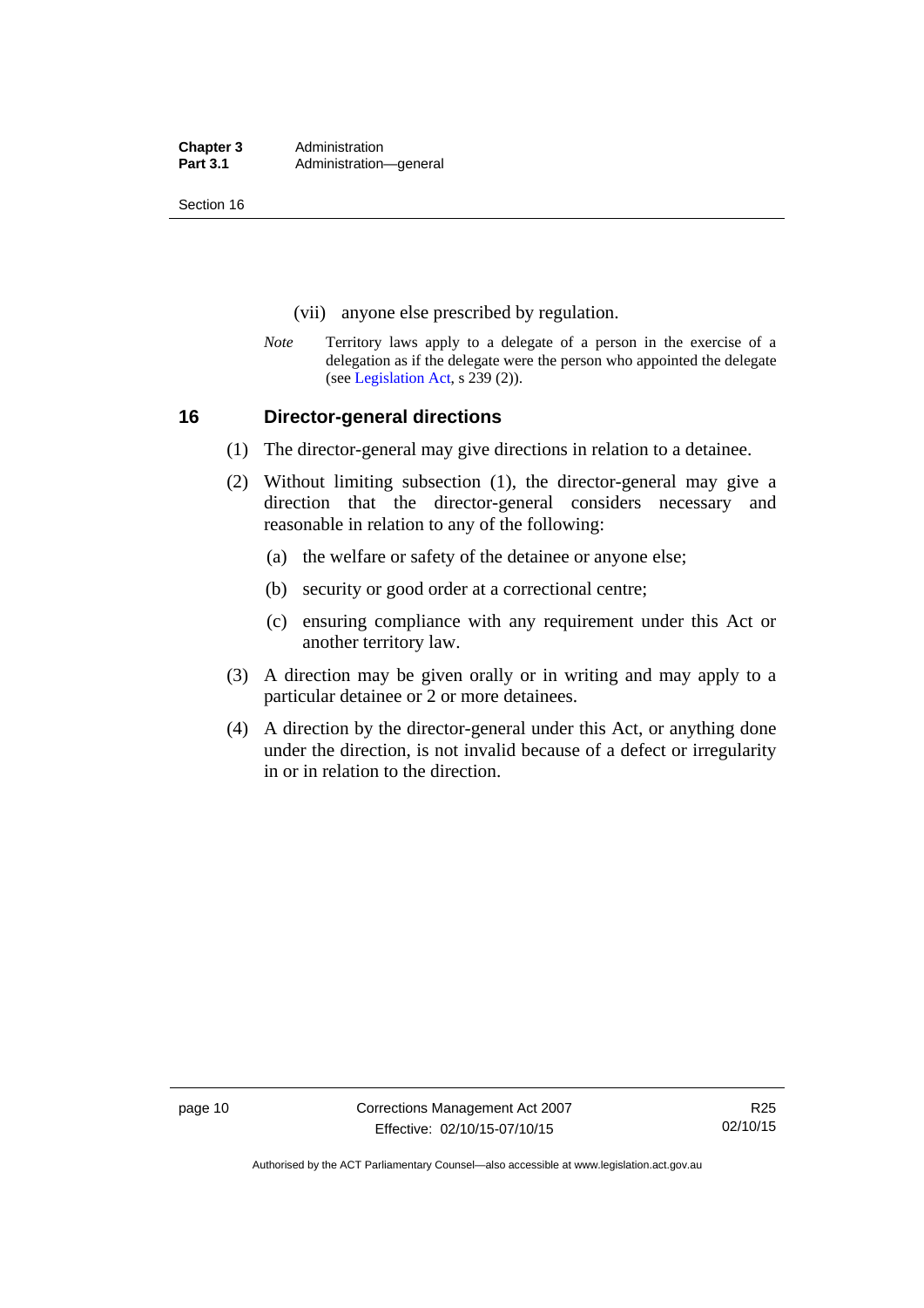(vii) anyone else prescribed by regulation.

*Note* Territory laws apply to a delegate of a person in the exercise of a delegation as if the delegate were the person who appointed the delegate (see Legislation Act, s 239 (2)).

## 16 Director-general directions

(1) The director-general may give directions in relation to a detainee.

(2) Without limiting subsection (1), the director-general may give a direction that the director-general considers necessary and reasonable in relation to any of the following:

(a) the welfare or safety of the detainee or anyone else;

(b) security or good order at a correctional centre;

(c) ensuring compliance with any requirement under this Act or another territory law.

(3) A direction may be given orally or in writing and may apply to a particular detainee or 2 or more detainees.

(4) A direction by the director-general under this Act, or anything done under the direction, is not invalid because of a defect or irregularity in or in relation to the direction.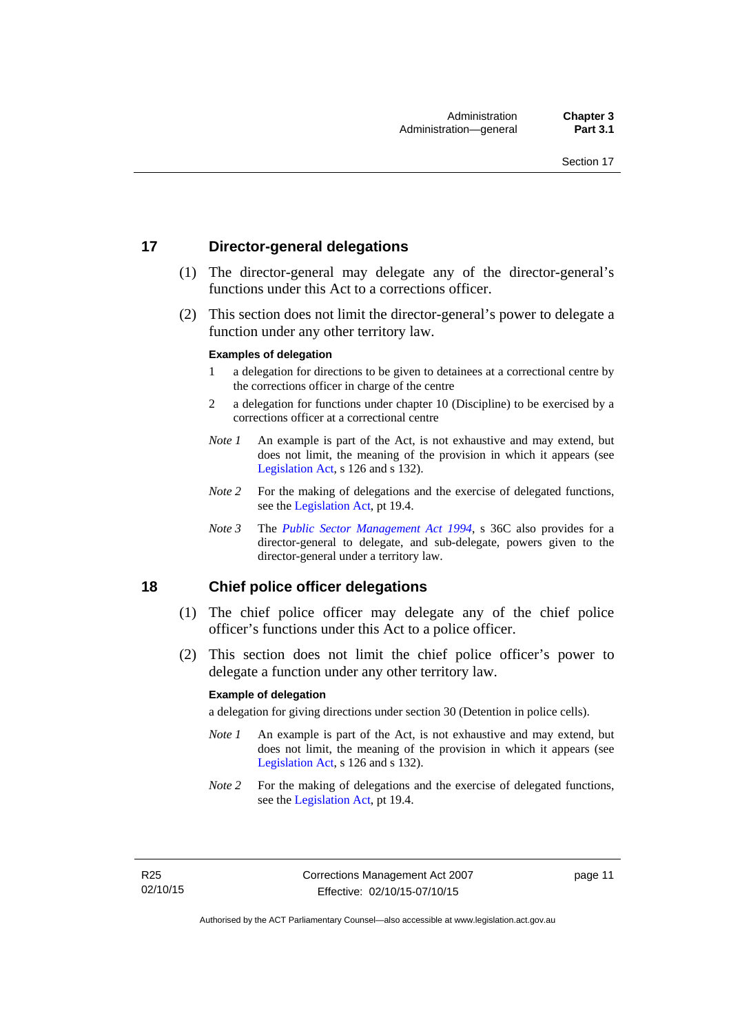## 17 Director-general delegations

(1) The director-general may delegate any of the director-general's functions under this Act to a corrections officer.

(2) This section does not limit the director-general's power to delegate a function under any other territory law.

**Examples of delegation**

1 a delegation for directions to be given to detainees at a correctional centre by the corrections officer in charge of the centre

2 a delegation for functions under chapter 10 (Discipline) to be exercised by a corrections officer at a correctional centre

*Note 1* An example is part of the Act, is not exhaustive and may extend, but does not limit, the meaning of the provision in which it appears (see Legislation Act, s 126 and s 132).

*Note 2* For the making of delegations and the exercise of delegated functions, see the Legislation Act, pt 19.4.

*Note 3* The *Public Sector Management Act 1994*, s 36C also provides for a director-general to delegate, and sub-delegate, powers given to the director-general under a territory law.

## 18 Chief police officer delegations

(1) The chief police officer may delegate any of the chief police officer's functions under this Act to a police officer.

(2) This section does not limit the chief police officer's power to delegate a function under any other territory law.

**Example of delegation**

a delegation for giving directions under section 30 (Detention in police cells).

*Note 1* An example is part of the Act, is not exhaustive and may extend, but does not limit, the meaning of the provision in which it appears (see Legislation Act, s 126 and s 132).

*Note 2* For the making of delegations and the exercise of delegated functions, see the Legislation Act, pt 19.4.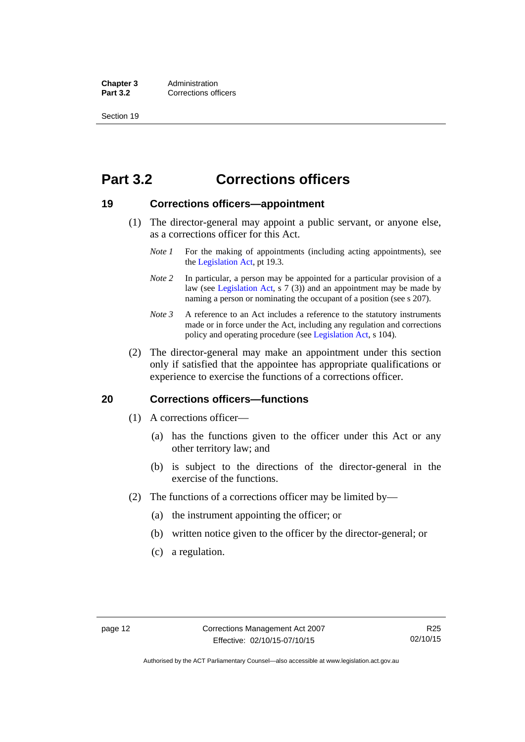# Part 3.2 Corrections officers

### 19 Corrections officers—appointment

(1) The director-general may appoint a public servant, or anyone else, as a corrections officer for this Act.

*Note 1* For the making of appointments (including acting appointments), see the Legislation Act, pt 19.3.

*Note 2* In particular, a person may be appointed for a particular provision of a law (see Legislation Act, s 7 (3)) and an appointment may be made by naming a person or nominating the occupant of a position (see s 207).

*Note 3* A reference to an Act includes a reference to the statutory instruments made or in force under the Act, including any regulation and corrections policy and operating procedure (see Legislation Act, s 104).

(2) The director-general may make an appointment under this section only if satisfied that the appointee has appropriate qualifications or experience to exercise the functions of a corrections officer.

### 20 Corrections officers—functions

(1) A corrections officer—

(a) has the functions given to the officer under this Act or any other territory law; and

(b) is subject to the directions of the director-general in the exercise of the functions.

(2) The functions of a corrections officer may be limited by—

(a) the instrument appointing the officer; or

(b) written notice given to the officer by the director-general; or

(c) a regulation.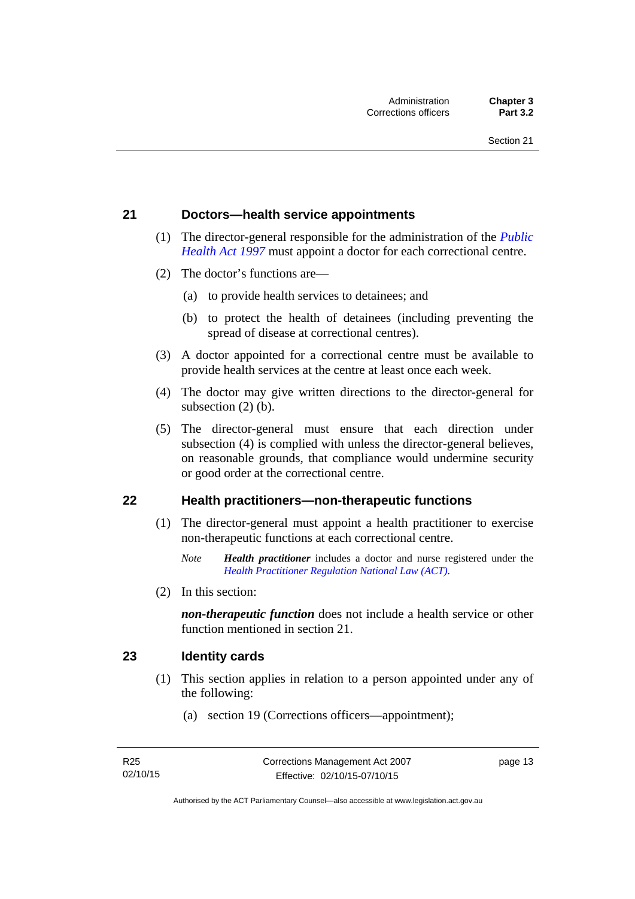## 21 Doctors—health service appointments

(1) The director-general responsible for the administration of the *Public Health Act 1997* must appoint a doctor for each correctional centre.

(2) The doctor's functions are—

(a) to provide health services to detainees; and

(b) to protect the health of detainees (including preventing the spread of disease at correctional centres).

(3) A doctor appointed for a correctional centre must be available to provide health services at the centre at least once each week.

(4) The doctor may give written directions to the director-general for subsection (2) (b).

(5) The director-general must ensure that each direction under subsection (4) is complied with unless the director-general believes, on reasonable grounds, that compliance would undermine security or good order at the correctional centre.

## 22 Health practitioners—non-therapeutic functions

(1) The director-general must appoint a health practitioner to exercise non-therapeutic functions at each correctional centre.

*Note* ***Health practitioner*** includes a doctor and nurse registered under the *Health Practitioner Regulation National Law (ACT)*.

(2) In this section:

***non-therapeutic function*** does not include a health service or other function mentioned in section 21.

## 23 Identity cards

(1) This section applies in relation to a person appointed under any of the following:

(a) section 19 (Corrections officers—appointment);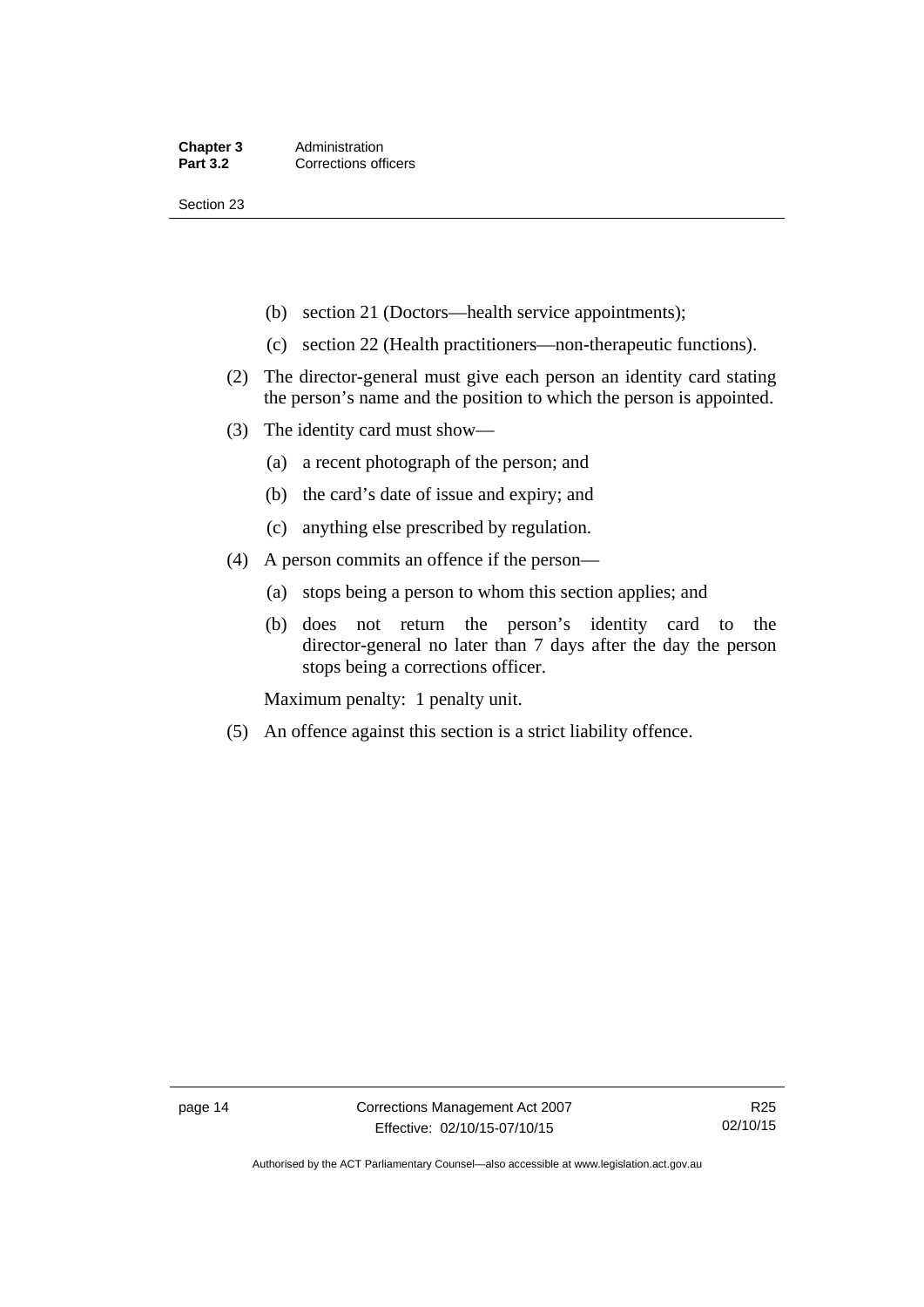(b) section 21 (Doctors—health service appointments);

(c) section 22 (Health practitioners—non-therapeutic functions).

(2) The director-general must give each person an identity card stating the person's name and the position to which the person is appointed.

(3) The identity card must show—

(a) a recent photograph of the person; and

(b) the card's date of issue and expiry; and

(c) anything else prescribed by regulation.

(4) A person commits an offence if the person—

(a) stops being a person to whom this section applies; and

(b) does not return the person's identity card to the director-general no later than 7 days after the day the person stops being a corrections officer.

Maximum penalty: 1 penalty unit.

(5) An offence against this section is a strict liability offence.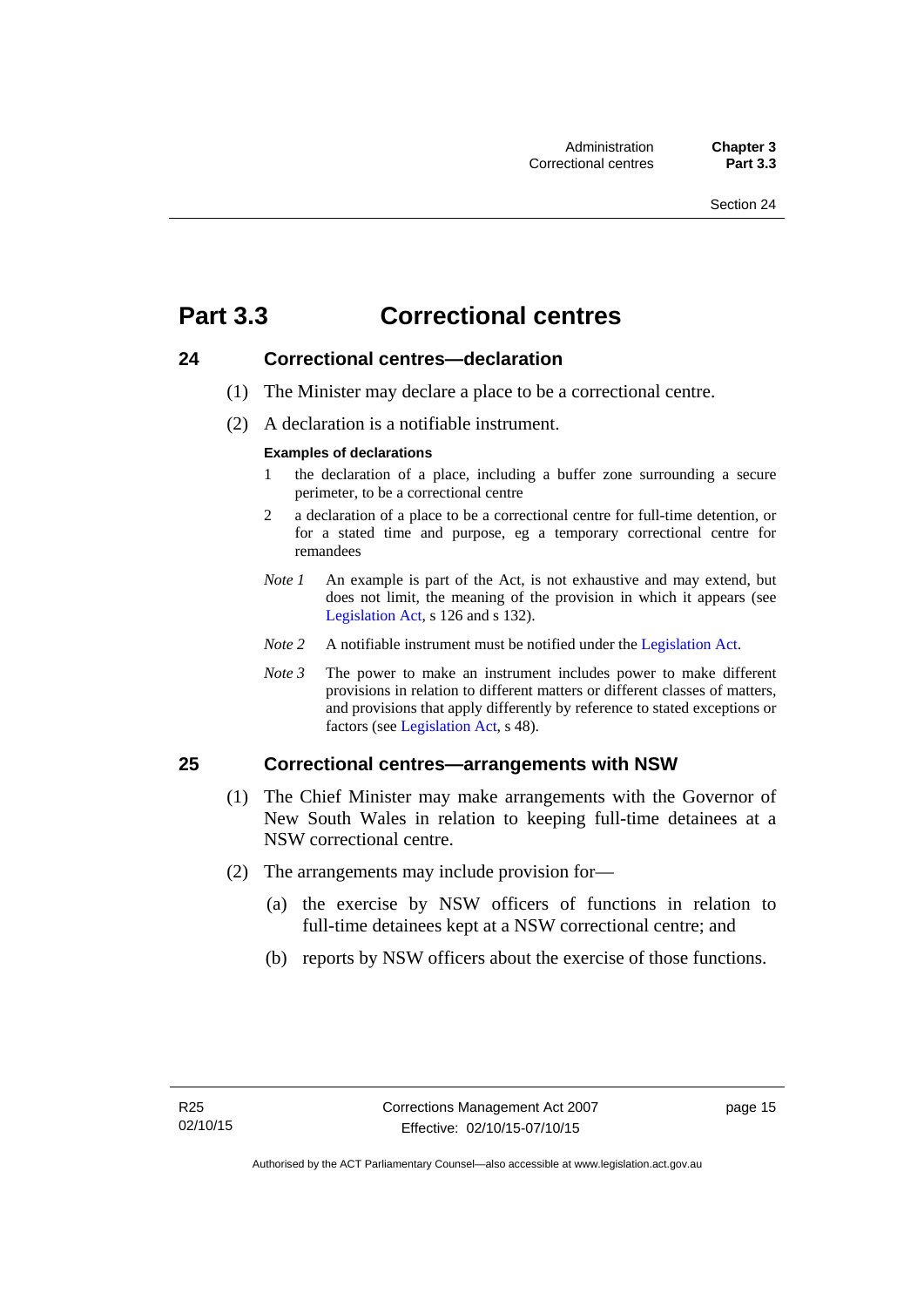# Part 3.3 Correctional centres

## 24 Correctional centres—declaration

(1) The Minister may declare a place to be a correctional centre.

(2) A declaration is a notifiable instrument.

**Examples of declarations**

1 the declaration of a place, including a buffer zone surrounding a secure perimeter, to be a correctional centre

2 a declaration of a place to be a correctional centre for full-time detention, or for a stated time and purpose, eg a temporary correctional centre for remandees

*Note 1* An example is part of the Act, is not exhaustive and may extend, but does not limit, the meaning of the provision in which it appears (see Legislation Act, s 126 and s 132).

*Note 2* A notifiable instrument must be notified under the Legislation Act.

*Note 3* The power to make an instrument includes power to make different provisions in relation to different matters or different classes of matters, and provisions that apply differently by reference to stated exceptions or factors (see Legislation Act, s 48).

## 25 Correctional centres—arrangements with NSW

(1) The Chief Minister may make arrangements with the Governor of New South Wales in relation to keeping full-time detainees at a NSW correctional centre.

(2) The arrangements may include provision for—

(a) the exercise by NSW officers of functions in relation to full-time detainees kept at a NSW correctional centre; and

(b) reports by NSW officers about the exercise of those functions.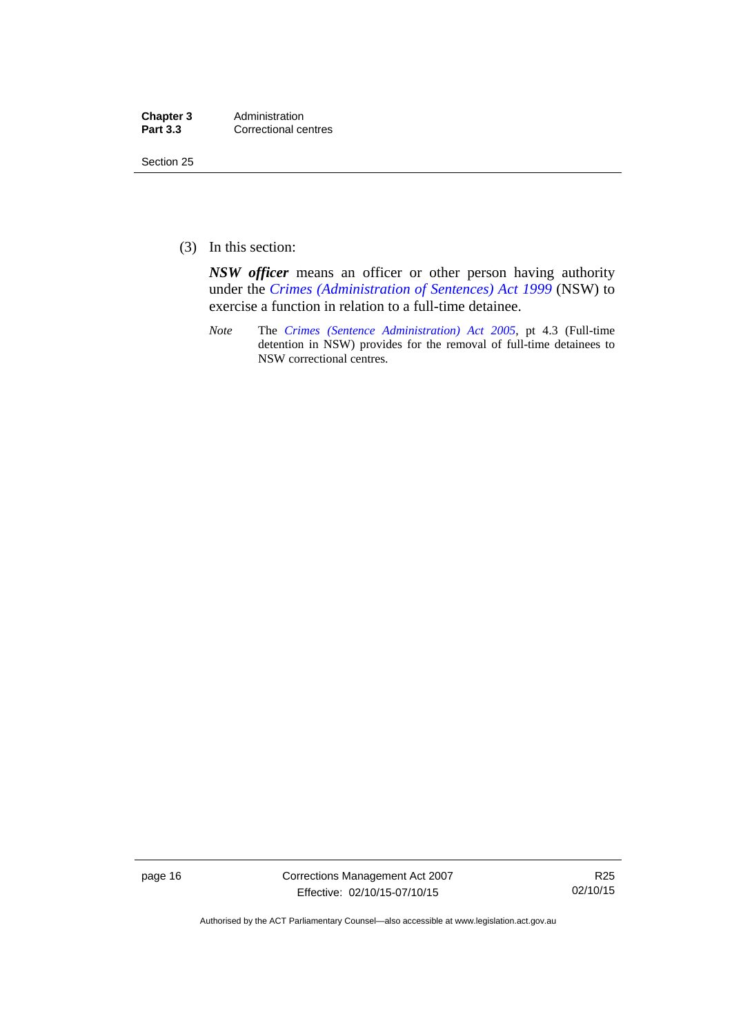(3) In this section:

***NSW officer*** means an officer or other person having authority under the *Crimes (Administration of Sentences) Act 1999* (NSW) to exercise a function in relation to a full-time detainee.

*Note* The *Crimes (Sentence Administration) Act 2005*, pt 4.3 (Full-time detention in NSW) provides for the removal of full-time detainees to NSW correctional centres.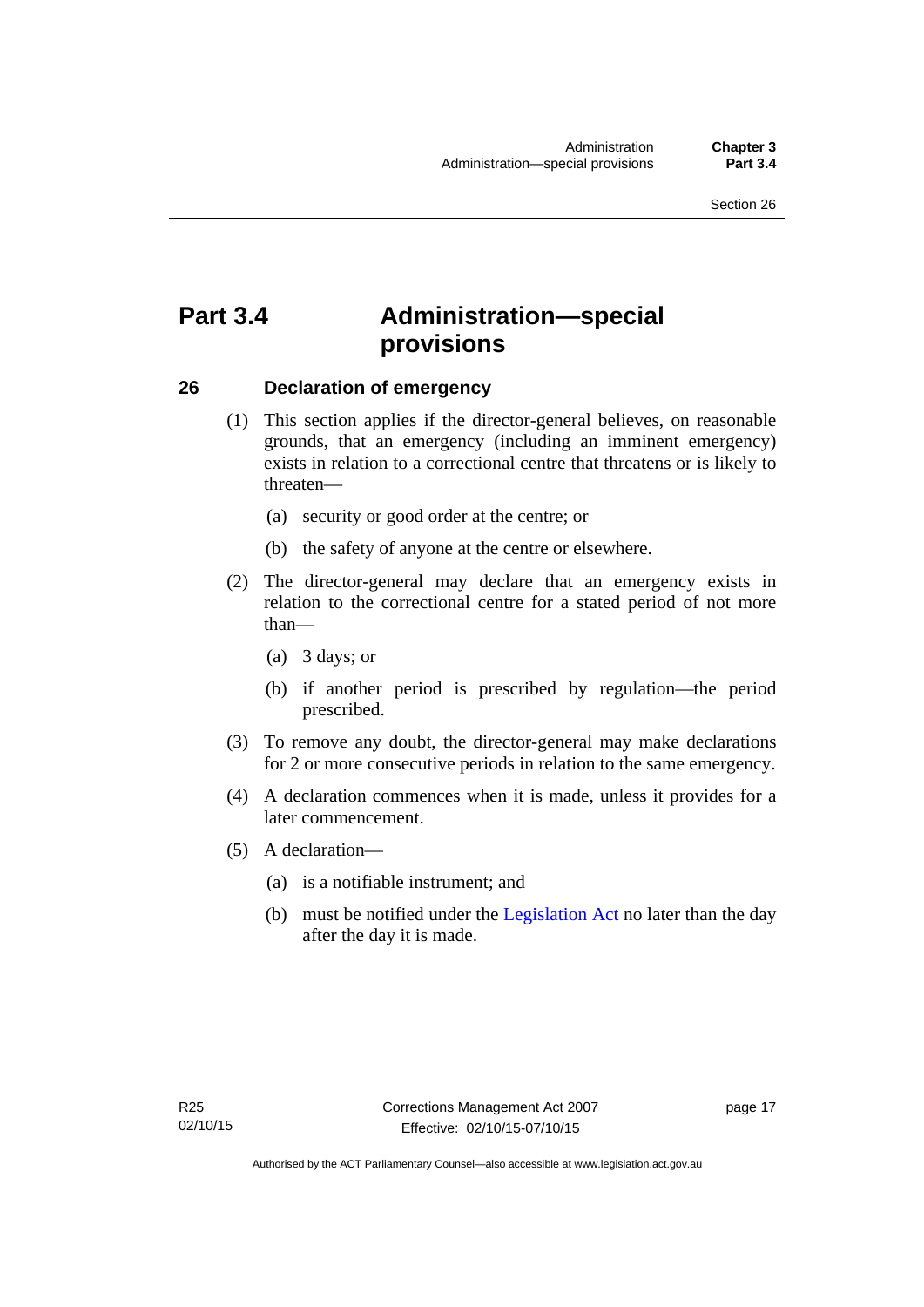# Part 3.4 Administration—special provisions

## 26 Declaration of emergency

(1) This section applies if the director-general believes, on reasonable grounds, that an emergency (including an imminent emergency) exists in relation to a correctional centre that threatens or is likely to threaten—

(a) security or good order at the centre; or

(b) the safety of anyone at the centre or elsewhere.

(2) The director-general may declare that an emergency exists in relation to the correctional centre for a stated period of not more than—

(a) 3 days; or

(b) if another period is prescribed by regulation—the period prescribed.

(3) To remove any doubt, the director-general may make declarations for 2 or more consecutive periods in relation to the same emergency.

(4) A declaration commences when it is made, unless it provides for a later commencement.

(5) A declaration—

(a) is a notifiable instrument; and

(b) must be notified under the Legislation Act no later than the day after the day it is made.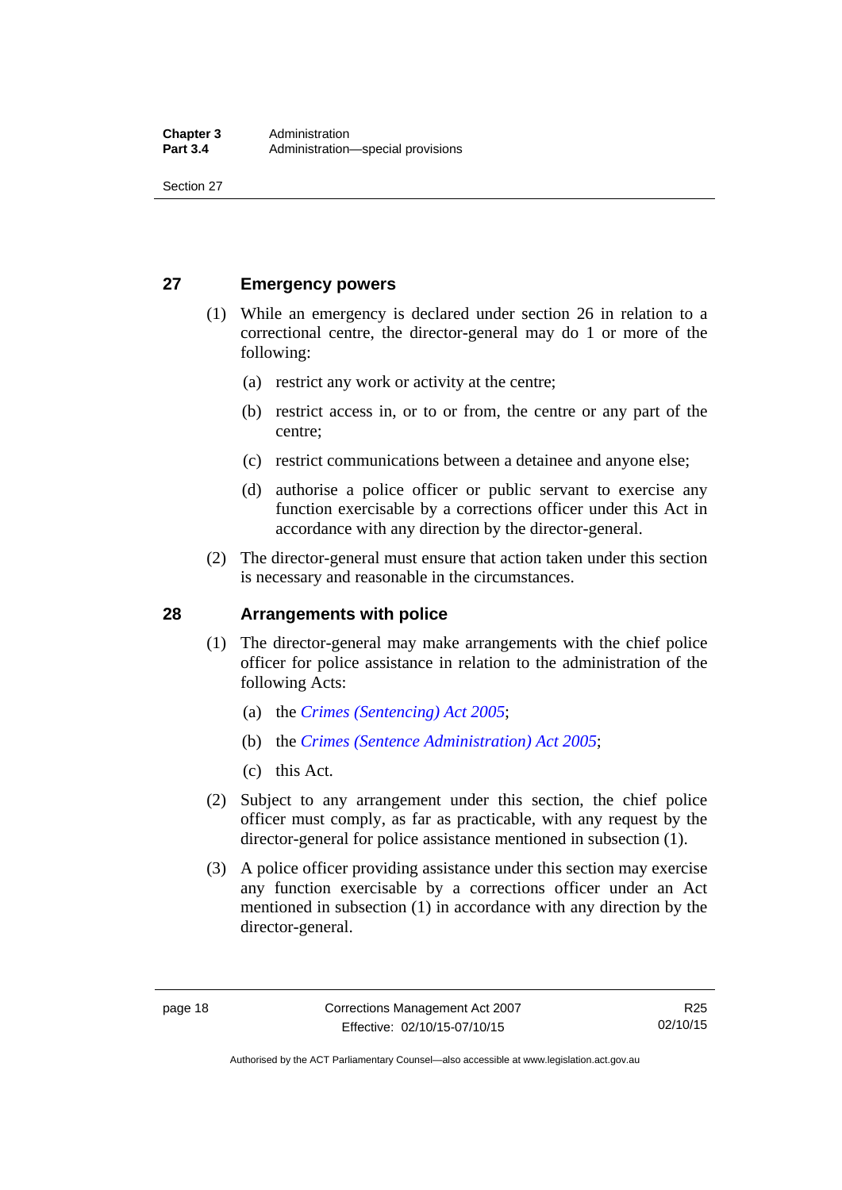## 27 Emergency powers

(1) While an emergency is declared under section 26 in relation to a correctional centre, the director-general may do 1 or more of the following:

(a) restrict any work or activity at the centre;

(b) restrict access in, or to or from, the centre or any part of the centre;

(c) restrict communications between a detainee and anyone else;

(d) authorise a police officer or public servant to exercise any function exercisable by a corrections officer under this Act in accordance with any direction by the director-general.

(2) The director-general must ensure that action taken under this section is necessary and reasonable in the circumstances.

## 28 Arrangements with police

(1) The director-general may make arrangements with the chief police officer for police assistance in relation to the administration of the following Acts:

(a) the *Crimes (Sentencing) Act 2005*;

(b) the *Crimes (Sentence Administration) Act 2005*;

(c) this Act.

(2) Subject to any arrangement under this section, the chief police officer must comply, as far as practicable, with any request by the director-general for police assistance mentioned in subsection (1).

(3) A police officer providing assistance under this section may exercise any function exercisable by a corrections officer under an Act mentioned in subsection (1) in accordance with any direction by the director-general.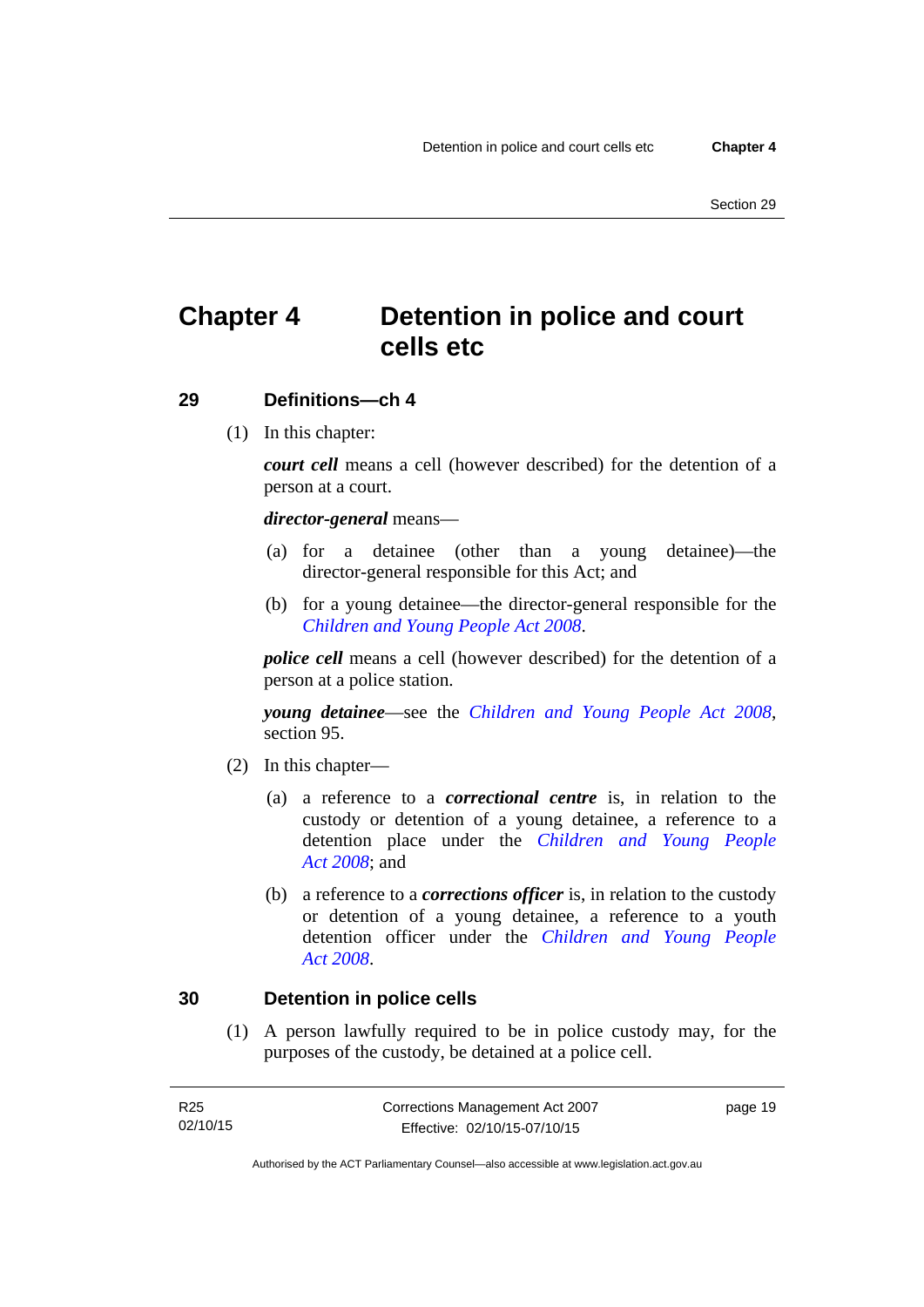# Chapter 4 Detention in police and court cells etc

## 29 Definitions—ch 4

(1) In this chapter:

***court cell*** means a cell (however described) for the detention of a person at a court.

***director-general*** means—

(a) for a detainee (other than a young detainee)—the director-general responsible for this Act; and

(b) for a young detainee—the director-general responsible for the *Children and Young People Act 2008*.

***police cell*** means a cell (however described) for the detention of a person at a police station.

***young detainee***—see the *Children and Young People Act 2008*, section 95.

(2) In this chapter—

(a) a reference to a ***correctional centre*** is, in relation to the custody or detention of a young detainee, a reference to a detention place under the *Children and Young People Act 2008*; and

(b) a reference to a ***corrections officer*** is, in relation to the custody or detention of a young detainee, a reference to a youth detention officer under the *Children and Young People Act 2008*.

## 30 Detention in police cells

(1) A person lawfully required to be in police custody may, for the purposes of the custody, be detained at a police cell.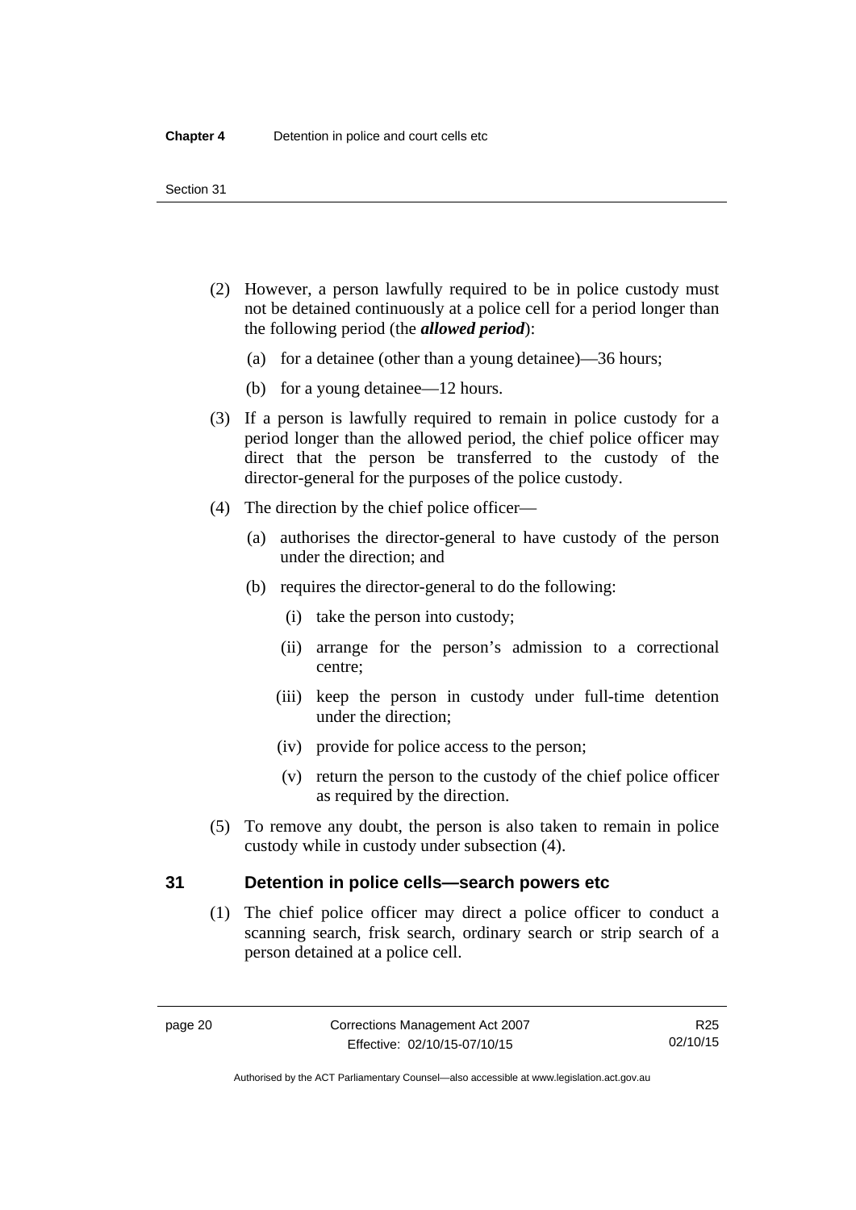(2) However, a person lawfully required to be in police custody must not be detained continuously at a police cell for a period longer than the following period (the ***allowed period***):

  (a) for a detainee (other than a young detainee)—36 hours;

  (b) for a young detainee—12 hours.

(3) If a person is lawfully required to remain in police custody for a period longer than the allowed period, the chief police officer may direct that the person be transferred to the custody of the director-general for the purposes of the police custody.

(4) The direction by the chief police officer—

  (a) authorises the director-general to have custody of the person under the direction; and

  (b) requires the director-general to do the following:

    (i) take the person into custody;

    (ii) arrange for the person's admission to a correctional centre;

    (iii) keep the person in custody under full-time detention under the direction;

    (iv) provide for police access to the person;

    (v) return the person to the custody of the chief police officer as required by the direction.

(5) To remove any doubt, the person is also taken to remain in police custody while in custody under subsection (4).

## 31 Detention in police cells—search powers etc

(1) The chief police officer may direct a police officer to conduct a scanning search, frisk search, ordinary search or strip search of a person detained at a police cell.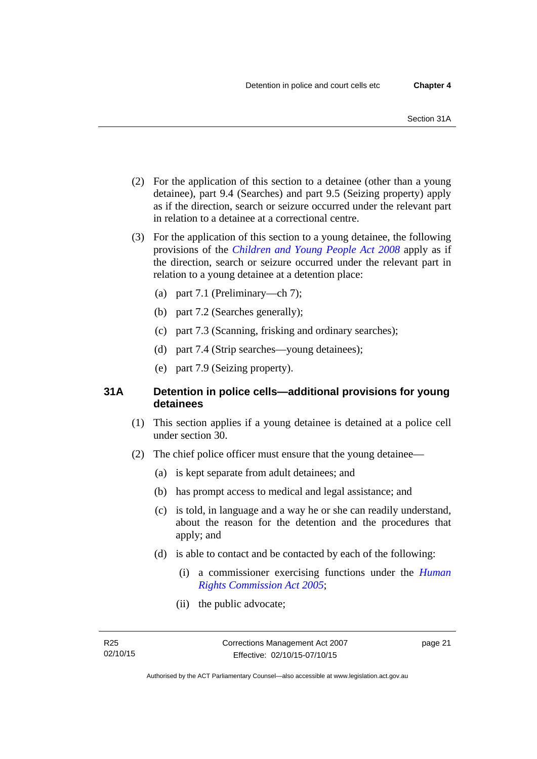(2) For the application of this section to a detainee (other than a young detainee), part 9.4 (Searches) and part 9.5 (Seizing property) apply as if the direction, search or seizure occurred under the relevant part in relation to a detainee at a correctional centre.

(3) For the application of this section to a young detainee, the following provisions of the *Children and Young People Act 2008* apply as if the direction, search or seizure occurred under the relevant part in relation to a young detainee at a detention place:

(a) part 7.1 (Preliminary—ch 7);

(b) part 7.2 (Searches generally);

(c) part 7.3 (Scanning, frisking and ordinary searches);

(d) part 7.4 (Strip searches—young detainees);

(e) part 7.9 (Seizing property).

### 31A Detention in police cells—additional provisions for young detainees

(1) This section applies if a young detainee is detained at a police cell under section 30.

(2) The chief police officer must ensure that the young detainee—

(a) is kept separate from adult detainees; and

(b) has prompt access to medical and legal assistance; and

(c) is told, in language and a way he or she can readily understand, about the reason for the detention and the procedures that apply; and

(d) is able to contact and be contacted by each of the following:

(i) a commissioner exercising functions under the *Human Rights Commission Act 2005*;

(ii) the public advocate;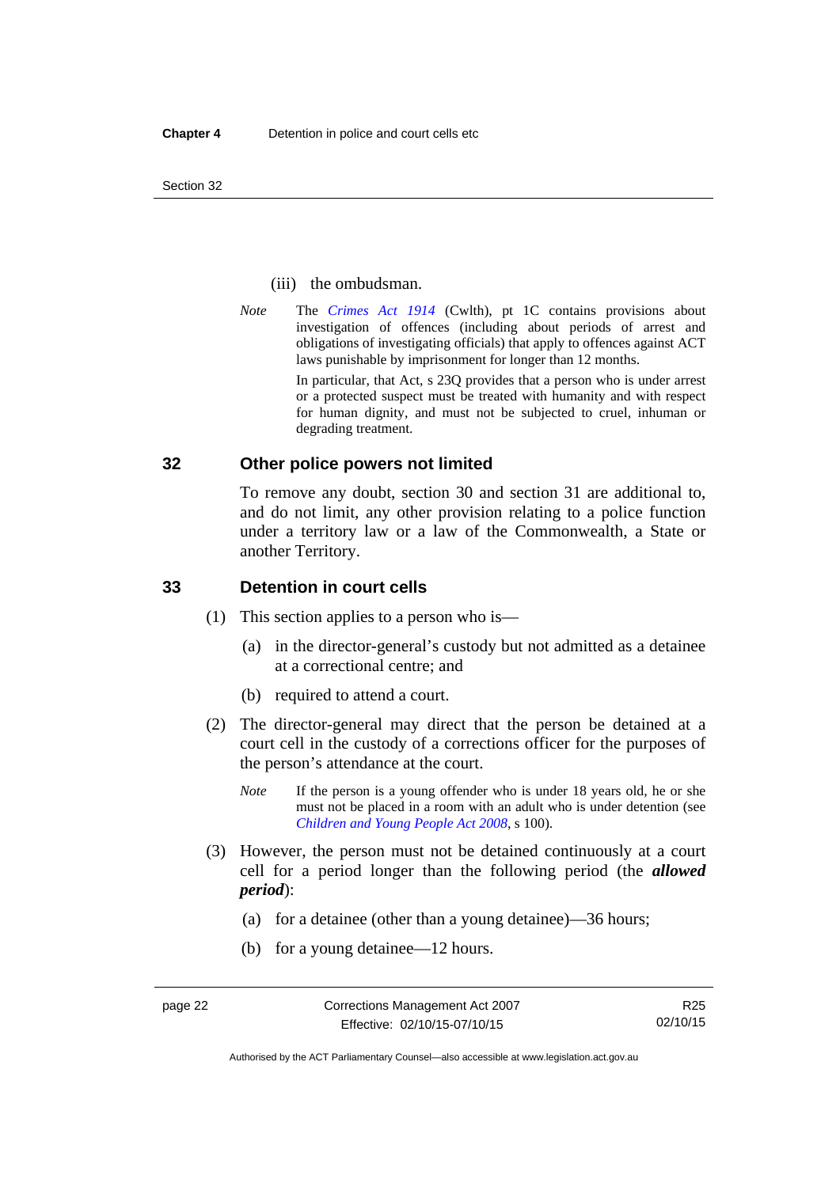(iii) the ombudsman.

*Note* The *Crimes Act 1914* (Cwlth), pt 1C contains provisions about investigation of offences (including about periods of arrest and obligations of investigating officials) that apply to offences against ACT laws punishable by imprisonment for longer than 12 months.

In particular, that Act, s 23Q provides that a person who is under arrest or a protected suspect must be treated with humanity and with respect for human dignity, and must not be subjected to cruel, inhuman or degrading treatment.

### 32 Other police powers not limited

To remove any doubt, section 30 and section 31 are additional to, and do not limit, any other provision relating to a police function under a territory law or a law of the Commonwealth, a State or another Territory.

### 33 Detention in court cells

(1) This section applies to a person who is—

(a) in the director-general's custody but not admitted as a detainee at a correctional centre; and

(b) required to attend a court.

(2) The director-general may direct that the person be detained at a court cell in the custody of a corrections officer for the purposes of the person's attendance at the court.

*Note* If the person is a young offender who is under 18 years old, he or she must not be placed in a room with an adult who is under detention (see *Children and Young People Act 2008*, s 100).

(3) However, the person must not be detained continuously at a court cell for a period longer than the following period (the ***allowed period***):

(a) for a detainee (other than a young detainee)—36 hours;

(b) for a young detainee—12 hours.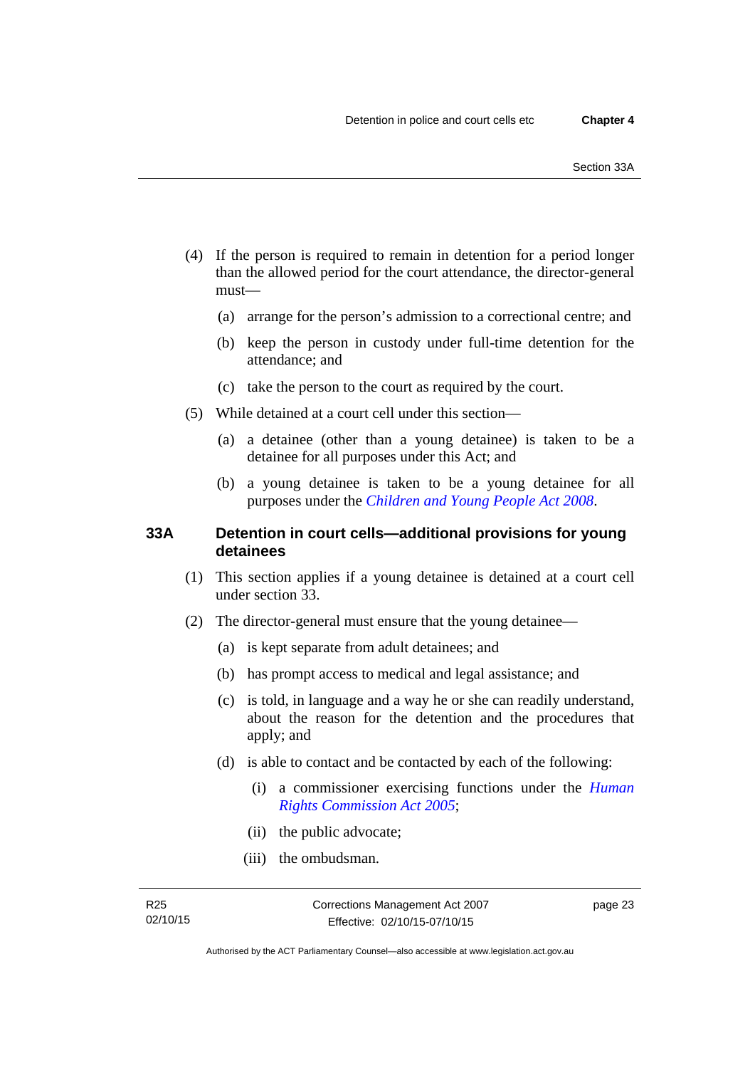(4) If the person is required to remain in detention for a period longer than the allowed period for the court attendance, the director-general must—

(a) arrange for the person's admission to a correctional centre; and

(b) keep the person in custody under full-time detention for the attendance; and

(c) take the person to the court as required by the court.

(5) While detained at a court cell under this section—

(a) a detainee (other than a young detainee) is taken to be a detainee for all purposes under this Act; and

(b) a young detainee is taken to be a young detainee for all purposes under the *Children and Young People Act 2008*.

### 33A Detention in court cells—additional provisions for young detainees

(1) This section applies if a young detainee is detained at a court cell under section 33.

(2) The director-general must ensure that the young detainee—

(a) is kept separate from adult detainees; and

(b) has prompt access to medical and legal assistance; and

(c) is told, in language and a way he or she can readily understand, about the reason for the detention and the procedures that apply; and

(d) is able to contact and be contacted by each of the following:

(i) a commissioner exercising functions under the *Human Rights Commission Act 2005*;

(ii) the public advocate;

(iii) the ombudsman.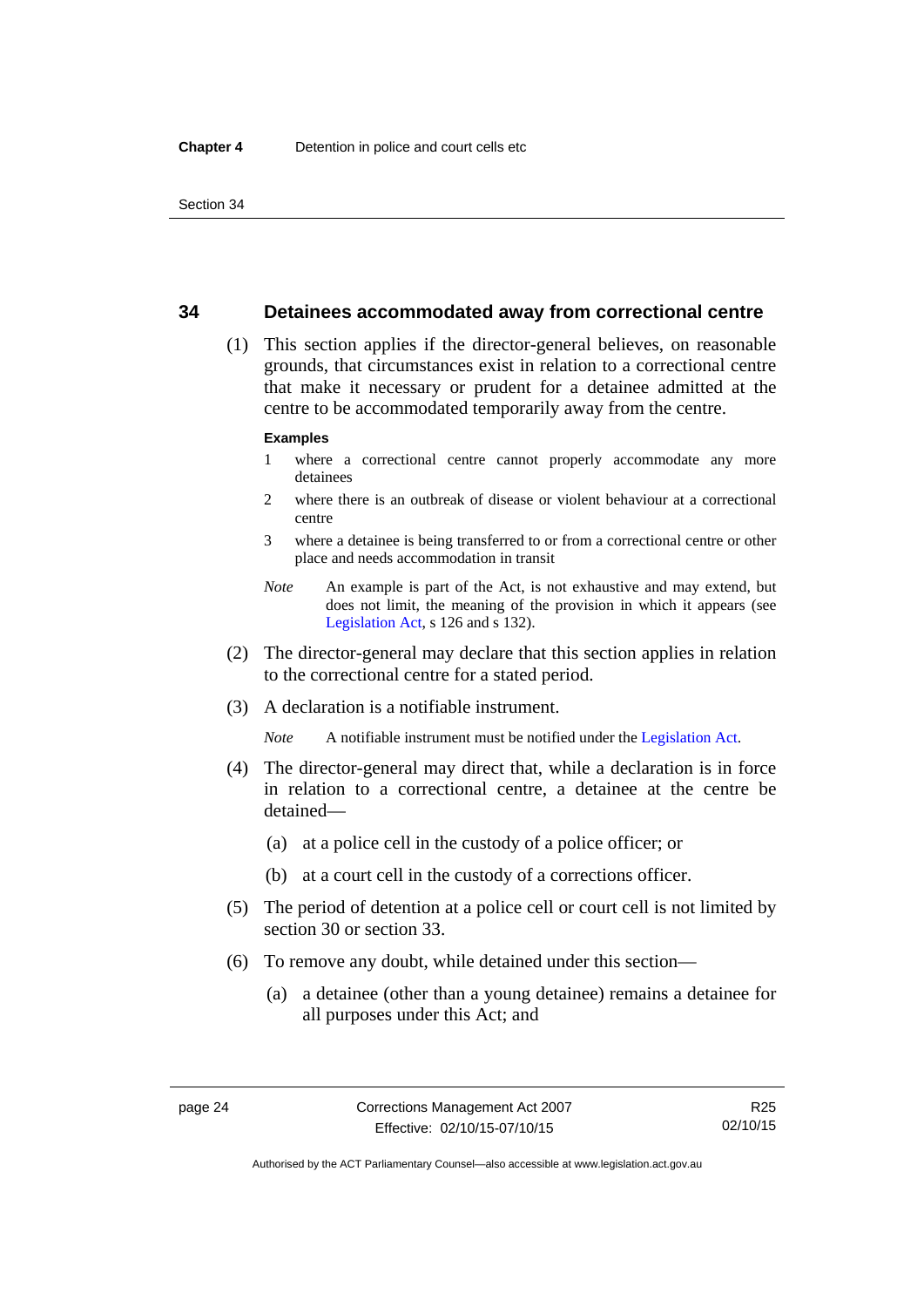## 34 Detainees accommodated away from correctional centre

(1) This section applies if the director-general believes, on reasonable grounds, that circumstances exist in relation to a correctional centre that make it necessary or prudent for a detainee admitted at the centre to be accommodated temporarily away from the centre.

**Examples**

1 where a correctional centre cannot properly accommodate any more detainees

2 where there is an outbreak of disease or violent behaviour at a correctional centre

3 where a detainee is being transferred to or from a correctional centre or other place and needs accommodation in transit

*Note* An example is part of the Act, is not exhaustive and may extend, but does not limit, the meaning of the provision in which it appears (see Legislation Act, s 126 and s 132).

(2) The director-general may declare that this section applies in relation to the correctional centre for a stated period.

(3) A declaration is a notifiable instrument.

*Note* A notifiable instrument must be notified under the Legislation Act.

(4) The director-general may direct that, while a declaration is in force in relation to a correctional centre, a detainee at the centre be detained—

(a) at a police cell in the custody of a police officer; or

(b) at a court cell in the custody of a corrections officer.

(5) The period of detention at a police cell or court cell is not limited by section 30 or section 33.

(6) To remove any doubt, while detained under this section—

(a) a detainee (other than a young detainee) remains a detainee for all purposes under this Act; and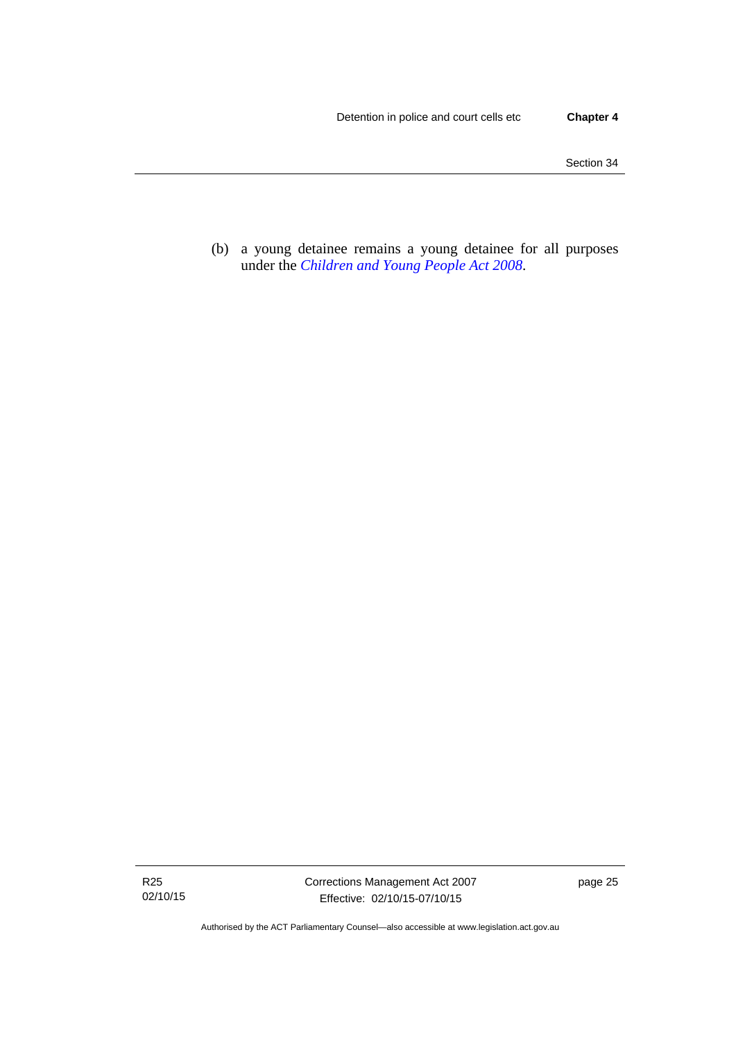(b) a young detainee remains a young detainee for all purposes under the *Children and Young People Act 2008*.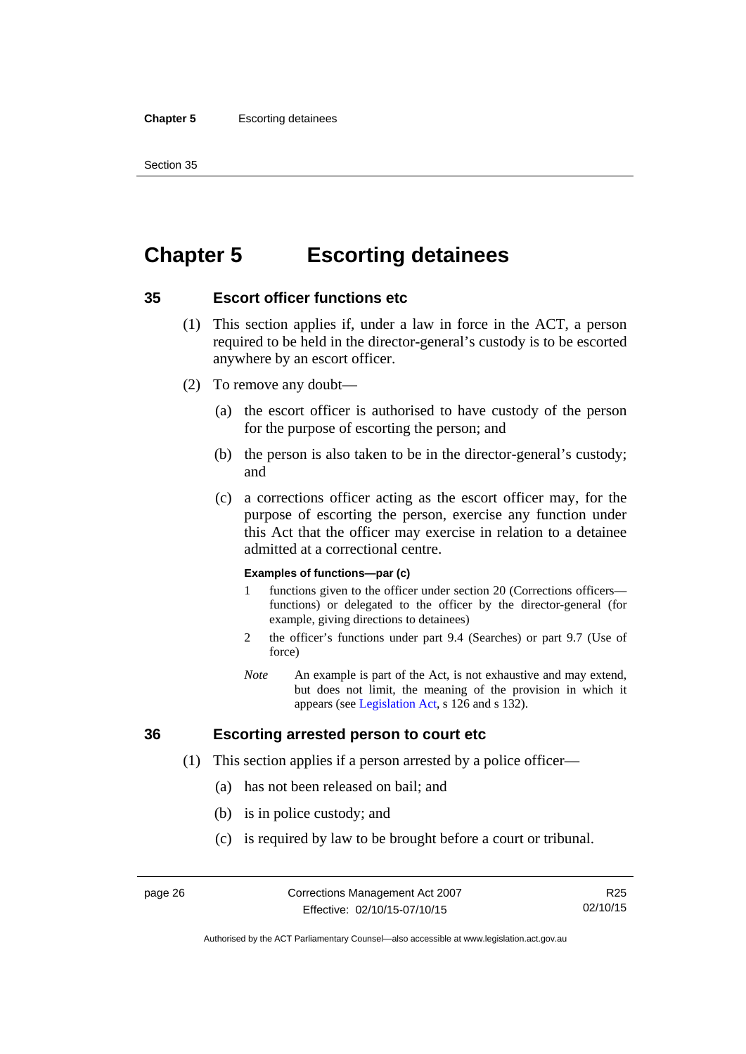# Chapter 5 Escorting detainees

## 35 Escort officer functions etc

(1) This section applies if, under a law in force in the ACT, a person required to be held in the director-general's custody is to be escorted anywhere by an escort officer.

(2) To remove any doubt—

(a) the escort officer is authorised to have custody of the person for the purpose of escorting the person; and

(b) the person is also taken to be in the director-general's custody; and

(c) a corrections officer acting as the escort officer may, for the purpose of escorting the person, exercise any function under this Act that the officer may exercise in relation to a detainee admitted at a correctional centre.

**Examples of functions—par (c)**

1 functions given to the officer under section 20 (Corrections officers—functions) or delegated to the officer by the director-general (for example, giving directions to detainees)

2 the officer's functions under part 9.4 (Searches) or part 9.7 (Use of force)

*Note* An example is part of the Act, is not exhaustive and may extend, but does not limit, the meaning of the provision in which it appears (see Legislation Act, s 126 and s 132).

## 36 Escorting arrested person to court etc

(1) This section applies if a person arrested by a police officer—

(a) has not been released on bail; and

(b) is in police custody; and

(c) is required by law to be brought before a court or tribunal.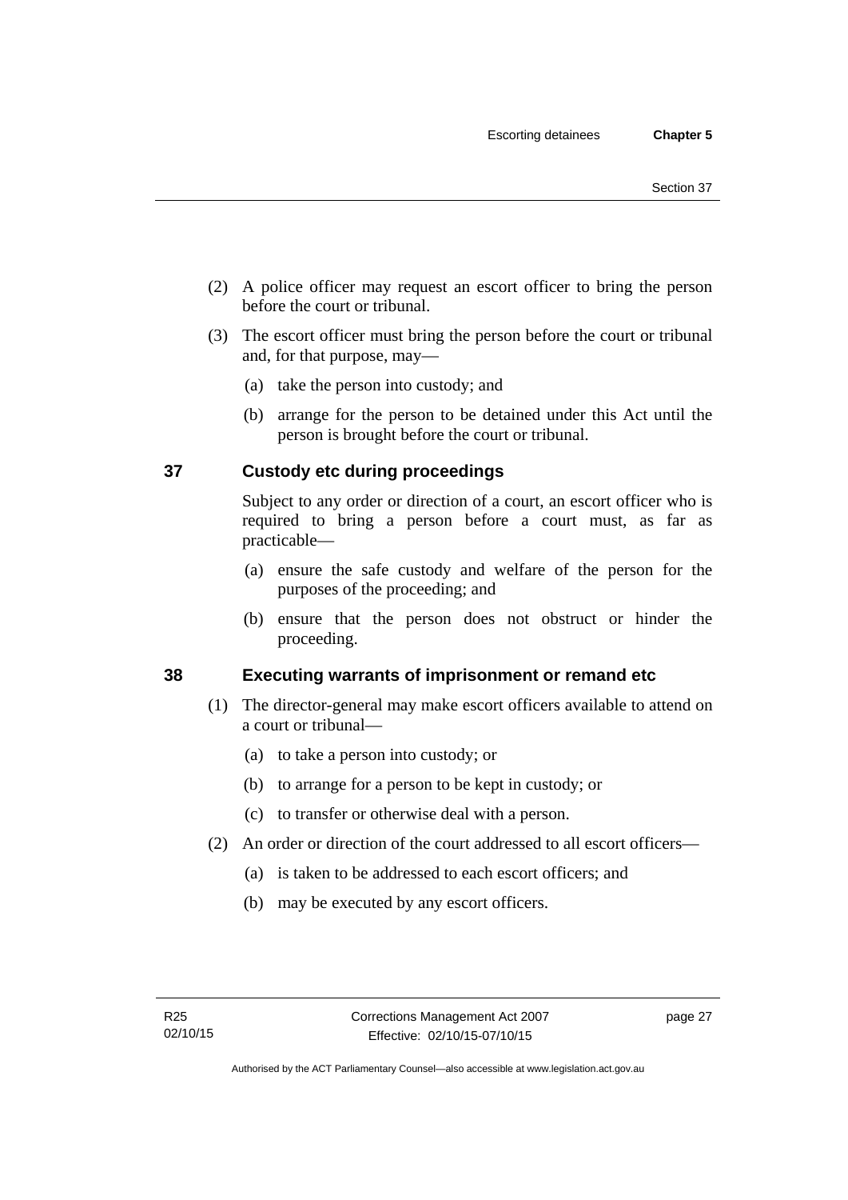(2) A police officer may request an escort officer to bring the person before the court or tribunal.

(3) The escort officer must bring the person before the court or tribunal and, for that purpose, may—

(a) take the person into custody; and

(b) arrange for the person to be detained under this Act until the person is brought before the court or tribunal.

## 37 Custody etc during proceedings

Subject to any order or direction of a court, an escort officer who is required to bring a person before a court must, as far as practicable—

(a) ensure the safe custody and welfare of the person for the purposes of the proceeding; and

(b) ensure that the person does not obstruct or hinder the proceeding.

## 38 Executing warrants of imprisonment or remand etc

(1) The director-general may make escort officers available to attend on a court or tribunal—

(a) to take a person into custody; or

(b) to arrange for a person to be kept in custody; or

(c) to transfer or otherwise deal with a person.

(2) An order or direction of the court addressed to all escort officers—

(a) is taken to be addressed to each escort officers; and

(b) may be executed by any escort officers.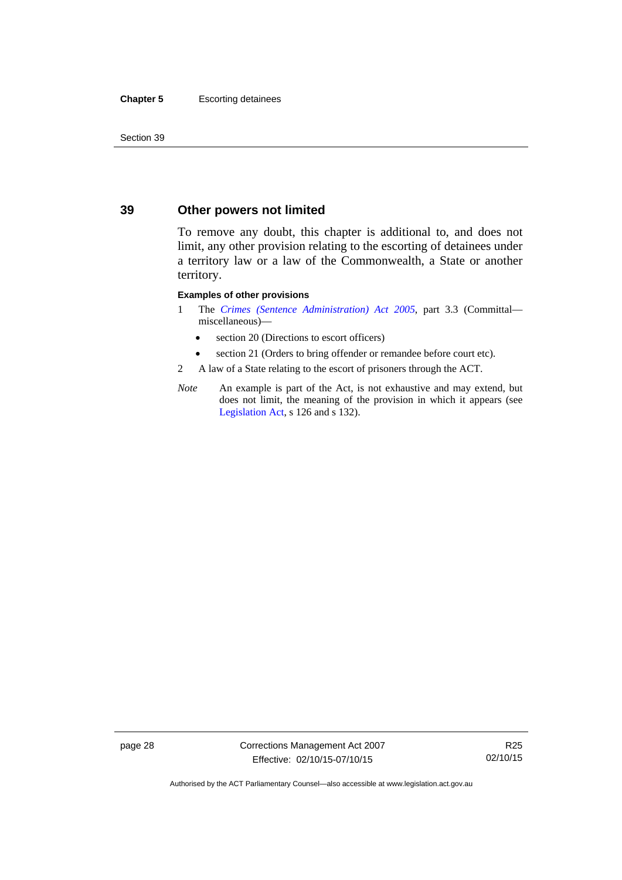## 39 Other powers not limited

To remove any doubt, this chapter is additional to, and does not limit, any other provision relating to the escorting of detainees under a territory law or a law of the Commonwealth, a State or another territory.

**Examples of other provisions**

1 The *Crimes (Sentence Administration) Act 2005*, part 3.3 (Committal—miscellaneous)—

- section 20 (Directions to escort officers)
- section 21 (Orders to bring offender or remandee before court etc).

2 A law of a State relating to the escort of prisoners through the ACT.

*Note* An example is part of the Act, is not exhaustive and may extend, but does not limit, the meaning of the provision in which it appears (see Legislation Act, s 126 and s 132).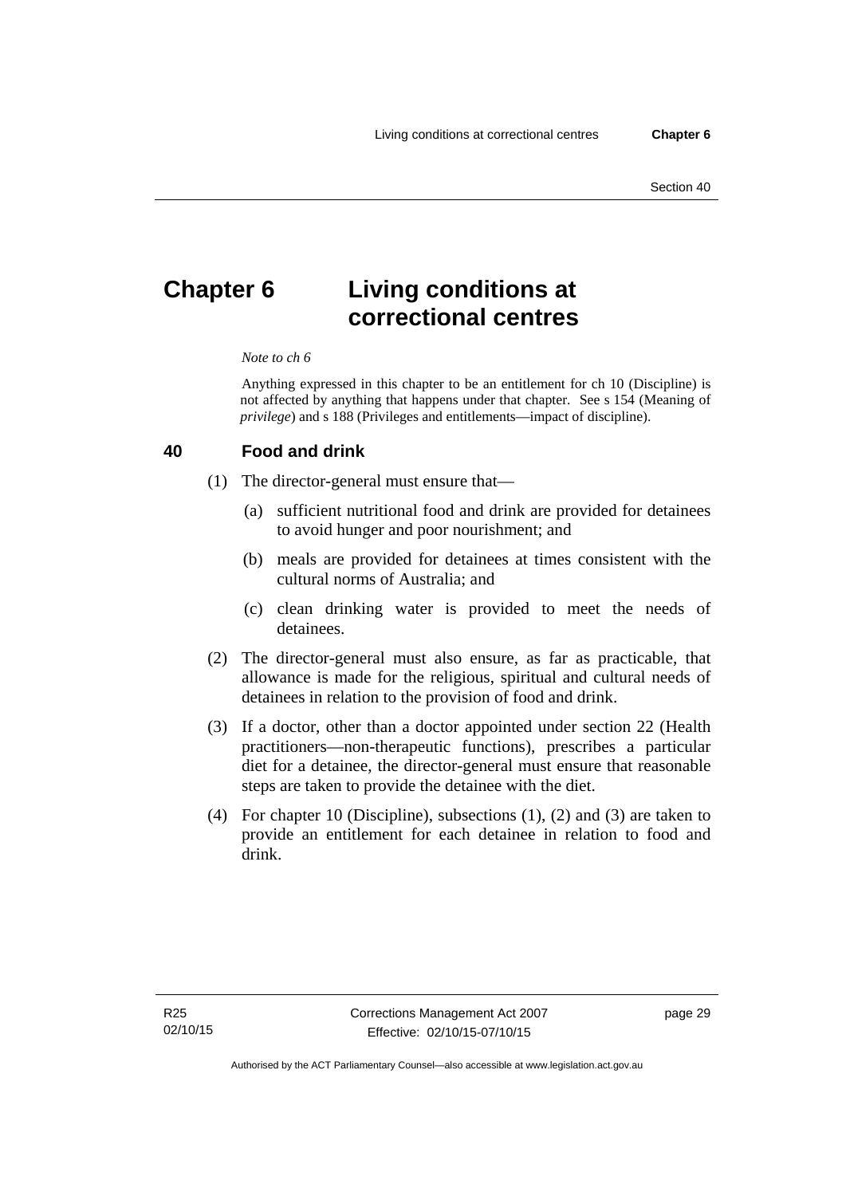# Chapter 6 Living conditions at correctional centres

*Note to ch 6*

Anything expressed in this chapter to be an entitlement for ch 10 (Discipline) is not affected by anything that happens under that chapter. See s 154 (Meaning of *privilege*) and s 188 (Privileges and entitlements—impact of discipline).

## 40 Food and drink

(1) The director-general must ensure that—

(a) sufficient nutritional food and drink are provided for detainees to avoid hunger and poor nourishment; and

(b) meals are provided for detainees at times consistent with the cultural norms of Australia; and

(c) clean drinking water is provided to meet the needs of detainees.

(2) The director-general must also ensure, as far as practicable, that allowance is made for the religious, spiritual and cultural needs of detainees in relation to the provision of food and drink.

(3) If a doctor, other than a doctor appointed under section 22 (Health practitioners—non-therapeutic functions), prescribes a particular diet for a detainee, the director-general must ensure that reasonable steps are taken to provide the detainee with the diet.

(4) For chapter 10 (Discipline), subsections (1), (2) and (3) are taken to provide an entitlement for each detainee in relation to food and drink.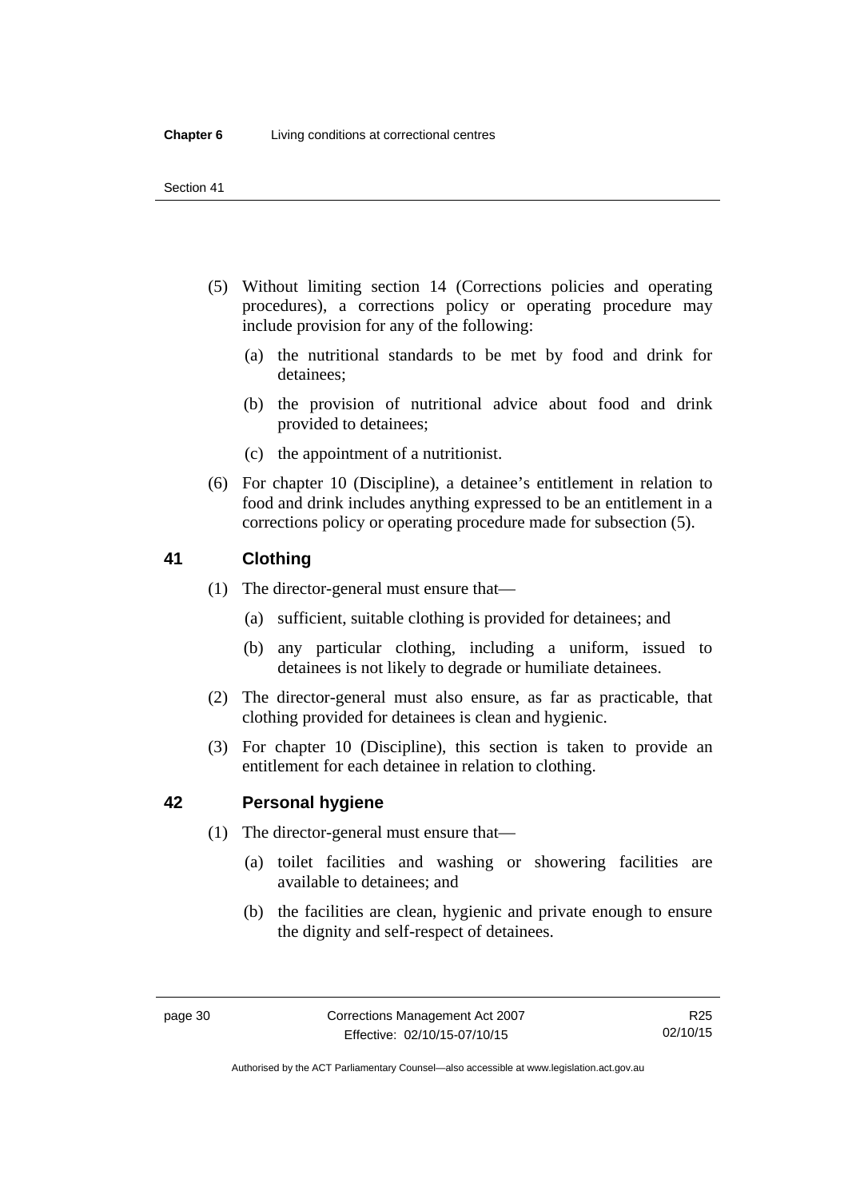(5) Without limiting section 14 (Corrections policies and operating procedures), a corrections policy or operating procedure may include provision for any of the following:

(a) the nutritional standards to be met by food and drink for detainees;

(b) the provision of nutritional advice about food and drink provided to detainees;

(c) the appointment of a nutritionist.

(6) For chapter 10 (Discipline), a detainee's entitlement in relation to food and drink includes anything expressed to be an entitlement in a corrections policy or operating procedure made for subsection (5).

## 41 Clothing

(1) The director-general must ensure that—

(a) sufficient, suitable clothing is provided for detainees; and

(b) any particular clothing, including a uniform, issued to detainees is not likely to degrade or humiliate detainees.

(2) The director-general must also ensure, as far as practicable, that clothing provided for detainees is clean and hygienic.

(3) For chapter 10 (Discipline), this section is taken to provide an entitlement for each detainee in relation to clothing.

## 42 Personal hygiene

(1) The director-general must ensure that—

(a) toilet facilities and washing or showering facilities are available to detainees; and

(b) the facilities are clean, hygienic and private enough to ensure the dignity and self-respect of detainees.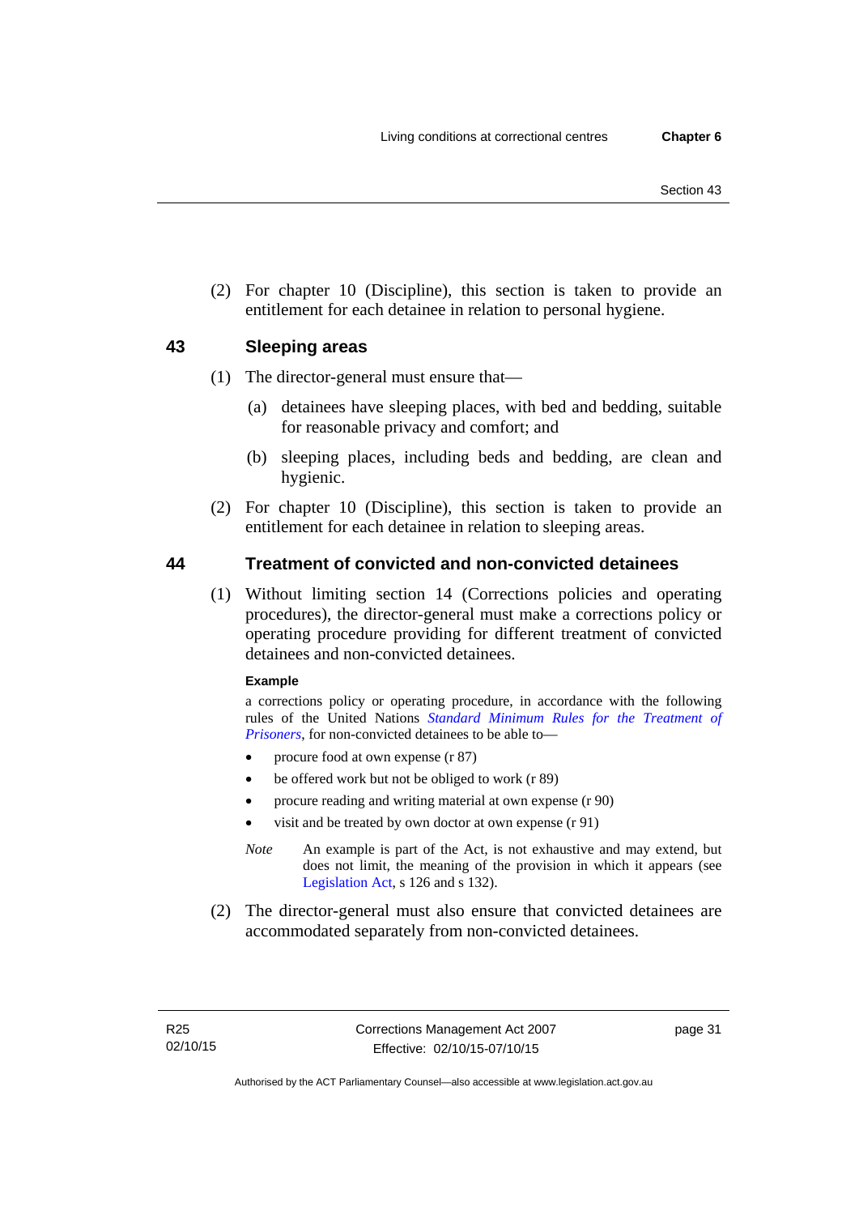(2) For chapter 10 (Discipline), this section is taken to provide an entitlement for each detainee in relation to personal hygiene.

## 43 Sleeping areas

(1) The director-general must ensure that—

(a) detainees have sleeping places, with bed and bedding, suitable for reasonable privacy and comfort; and

(b) sleeping places, including beds and bedding, are clean and hygienic.

(2) For chapter 10 (Discipline), this section is taken to provide an entitlement for each detainee in relation to sleeping areas.

## 44 Treatment of convicted and non-convicted detainees

(1) Without limiting section 14 (Corrections policies and operating procedures), the director-general must make a corrections policy or operating procedure providing for different treatment of convicted detainees and non-convicted detainees.

**Example**

a corrections policy or operating procedure, in accordance with the following rules of the United Nations *Standard Minimum Rules for the Treatment of Prisoners*, for non-convicted detainees to be able to—

- procure food at own expense (r 87)
- be offered work but not be obliged to work (r 89)
- procure reading and writing material at own expense (r 90)
- visit and be treated by own doctor at own expense (r 91)

*Note* An example is part of the Act, is not exhaustive and may extend, but does not limit, the meaning of the provision in which it appears (see Legislation Act, s 126 and s 132).

(2) The director-general must also ensure that convicted detainees are accommodated separately from non-convicted detainees.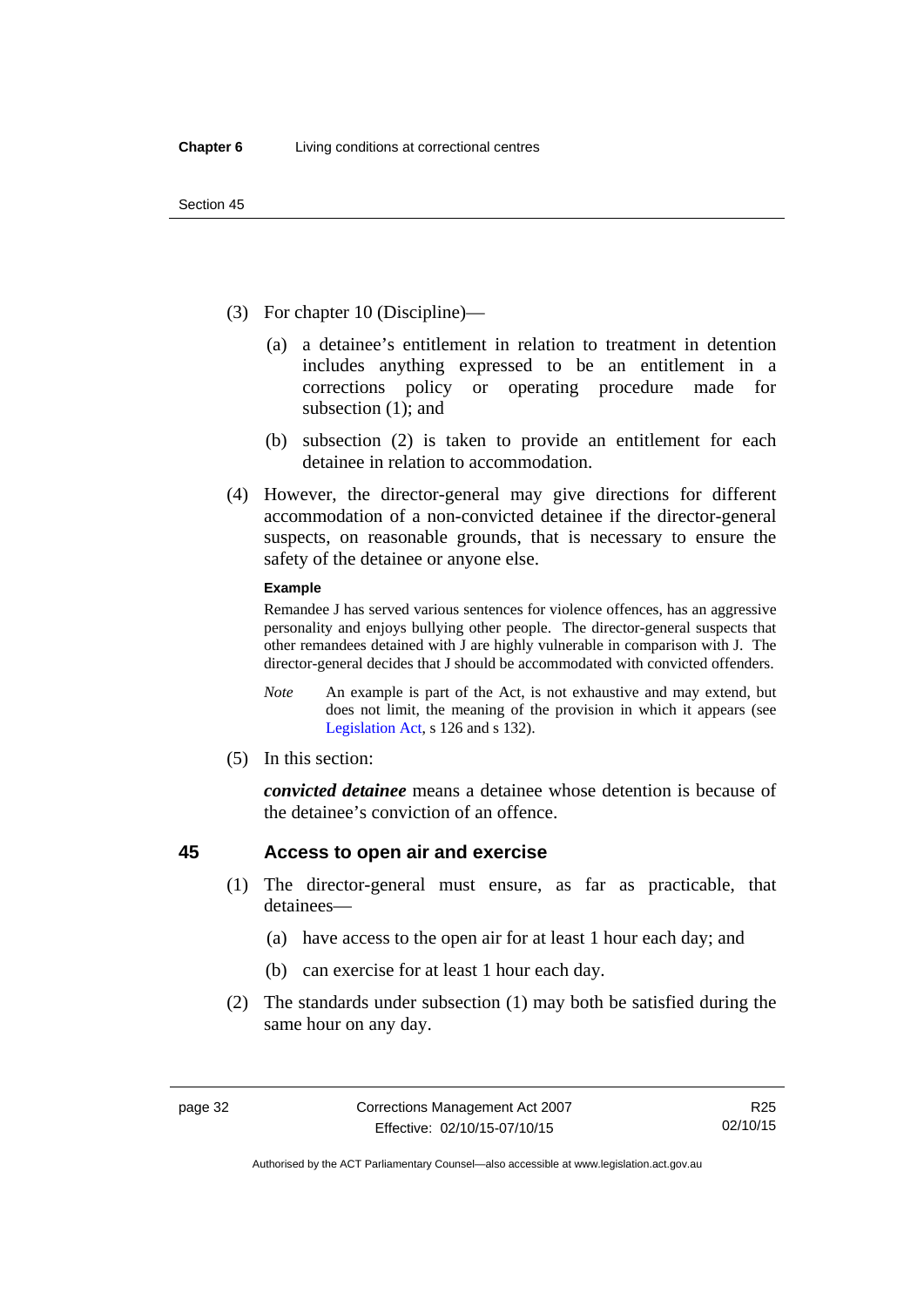(3) For chapter 10 (Discipline)—

(a) a detainee's entitlement in relation to treatment in detention includes anything expressed to be an entitlement in a corrections policy or operating procedure made for subsection (1); and

(b) subsection (2) is taken to provide an entitlement for each detainee in relation to accommodation.

(4) However, the director-general may give directions for different accommodation of a non-convicted detainee if the director-general suspects, on reasonable grounds, that is necessary to ensure the safety of the detainee or anyone else.

**Example**

Remandee J has served various sentences for violence offences, has an aggressive personality and enjoys bullying other people. The director-general suspects that other remandees detained with J are highly vulnerable in comparison with J. The director-general decides that J should be accommodated with convicted offenders.

*Note* An example is part of the Act, is not exhaustive and may extend, but does not limit, the meaning of the provision in which it appears (see Legislation Act, s 126 and s 132).

(5) In this section:

***convicted detainee*** means a detainee whose detention is because of the detainee's conviction of an offence.

## 45 Access to open air and exercise

(1) The director-general must ensure, as far as practicable, that detainees—

(a) have access to the open air for at least 1 hour each day; and

(b) can exercise for at least 1 hour each day.

(2) The standards under subsection (1) may both be satisfied during the same hour on any day.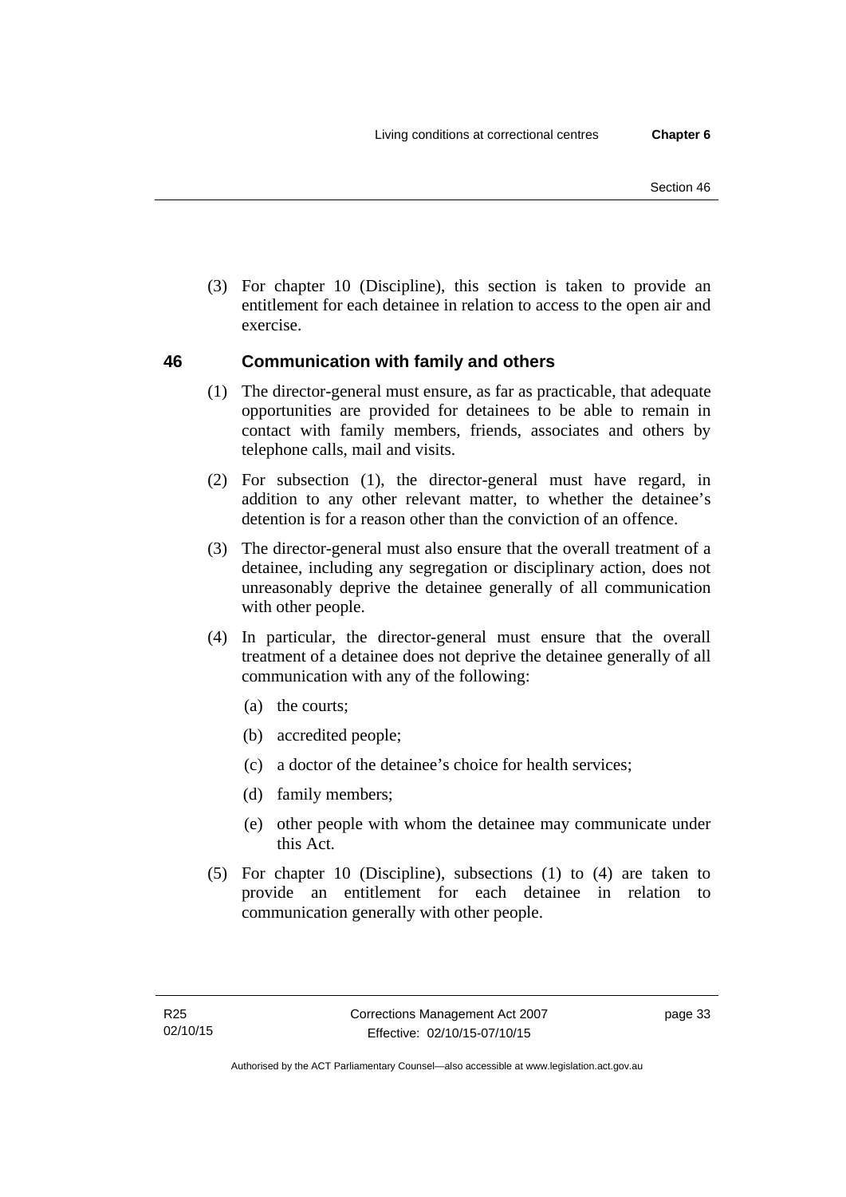(3) For chapter 10 (Discipline), this section is taken to provide an entitlement for each detainee in relation to access to the open air and exercise.

## 46 Communication with family and others

(1) The director-general must ensure, as far as practicable, that adequate opportunities are provided for detainees to be able to remain in contact with family members, friends, associates and others by telephone calls, mail and visits.

(2) For subsection (1), the director-general must have regard, in addition to any other relevant matter, to whether the detainee's detention is for a reason other than the conviction of an offence.

(3) The director-general must also ensure that the overall treatment of a detainee, including any segregation or disciplinary action, does not unreasonably deprive the detainee generally of all communication with other people.

(4) In particular, the director-general must ensure that the overall treatment of a detainee does not deprive the detainee generally of all communication with any of the following:

- (a) the courts;
- (b) accredited people;
- (c) a doctor of the detainee's choice for health services;
- (d) family members;
- (e) other people with whom the detainee may communicate under this Act.

(5) For chapter 10 (Discipline), subsections (1) to (4) are taken to provide an entitlement for each detainee in relation to communication generally with other people.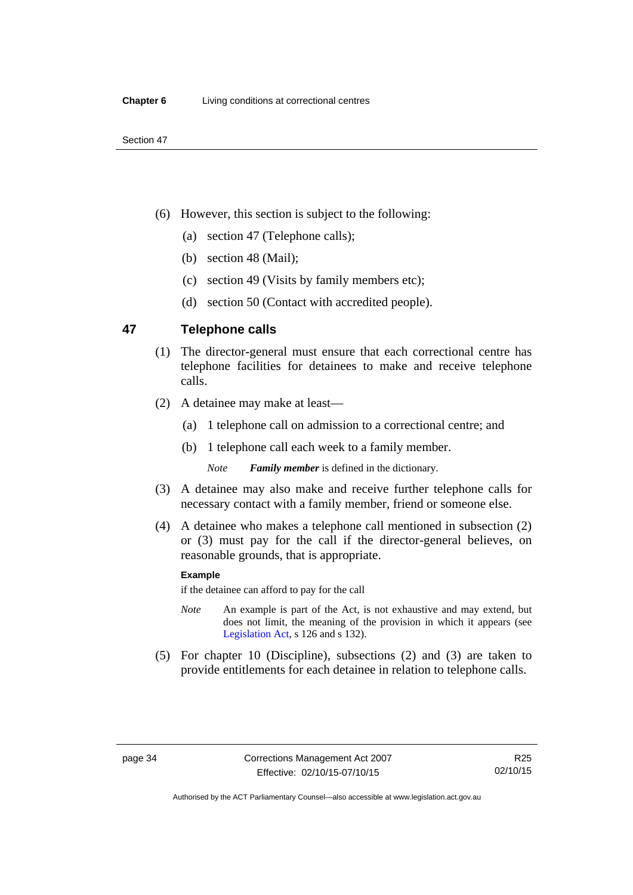(6) However, this section is subject to the following:

  (a) section 47 (Telephone calls);

  (b) section 48 (Mail);

  (c) section 49 (Visits by family members etc);

  (d) section 50 (Contact with accredited people).

## 47 Telephone calls

(1) The director-general must ensure that each correctional centre has telephone facilities for detainees to make and receive telephone calls.

(2) A detainee may make at least—

  (a) 1 telephone call on admission to a correctional centre; and

  (b) 1 telephone call each week to a family member.

  *Note* ***Family member*** is defined in the dictionary.

(3) A detainee may also make and receive further telephone calls for necessary contact with a family member, friend or someone else.

(4) A detainee who makes a telephone call mentioned in subsection (2) or (3) must pay for the call if the director-general believes, on reasonable grounds, that is appropriate.

**Example**

if the detainee can afford to pay for the call

*Note* An example is part of the Act, is not exhaustive and may extend, but does not limit, the meaning of the provision in which it appears (see Legislation Act, s 126 and s 132).

(5) For chapter 10 (Discipline), subsections (2) and (3) are taken to provide entitlements for each detainee in relation to telephone calls.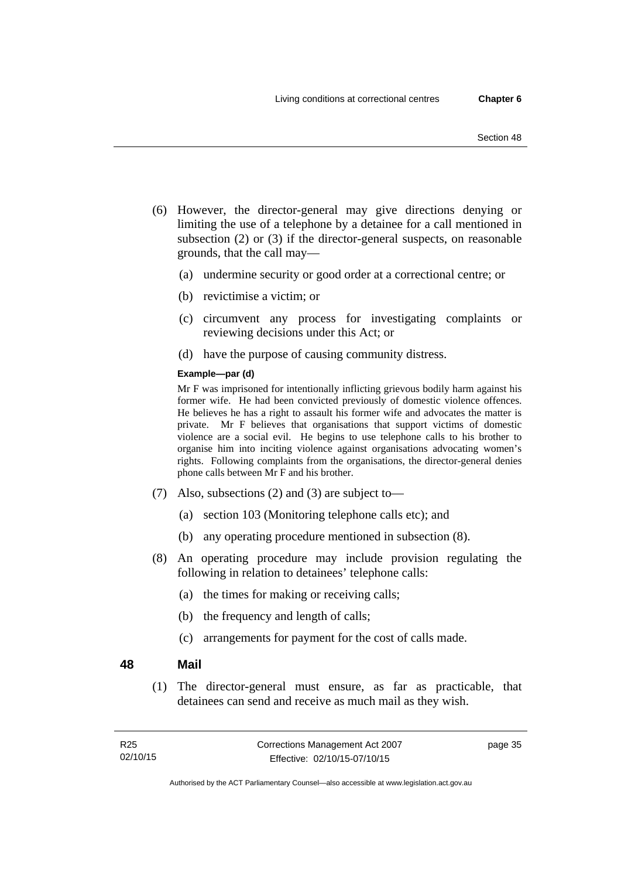(6) However, the director-general may give directions denying or limiting the use of a telephone by a detainee for a call mentioned in subsection (2) or (3) if the director-general suspects, on reasonable grounds, that the call may—

(a) undermine security or good order at a correctional centre; or

(b) revictimise a victim; or

(c) circumvent any process for investigating complaints or reviewing decisions under this Act; or

(d) have the purpose of causing community distress.

**Example—par (d)**

Mr F was imprisoned for intentionally inflicting grievous bodily harm against his former wife. He had been convicted previously of domestic violence offences. He believes he has a right to assault his former wife and advocates the matter is private. Mr F believes that organisations that support victims of domestic violence are a social evil. He begins to use telephone calls to his brother to organise him into inciting violence against organisations advocating women's rights. Following complaints from the organisations, the director-general denies phone calls between Mr F and his brother.

(7) Also, subsections (2) and (3) are subject to—

(a) section 103 (Monitoring telephone calls etc); and

(b) any operating procedure mentioned in subsection (8).

(8) An operating procedure may include provision regulating the following in relation to detainees' telephone calls:

(a) the times for making or receiving calls;

(b) the frequency and length of calls;

(c) arrangements for payment for the cost of calls made.

## 48 Mail

(1) The director-general must ensure, as far as practicable, that detainees can send and receive as much mail as they wish.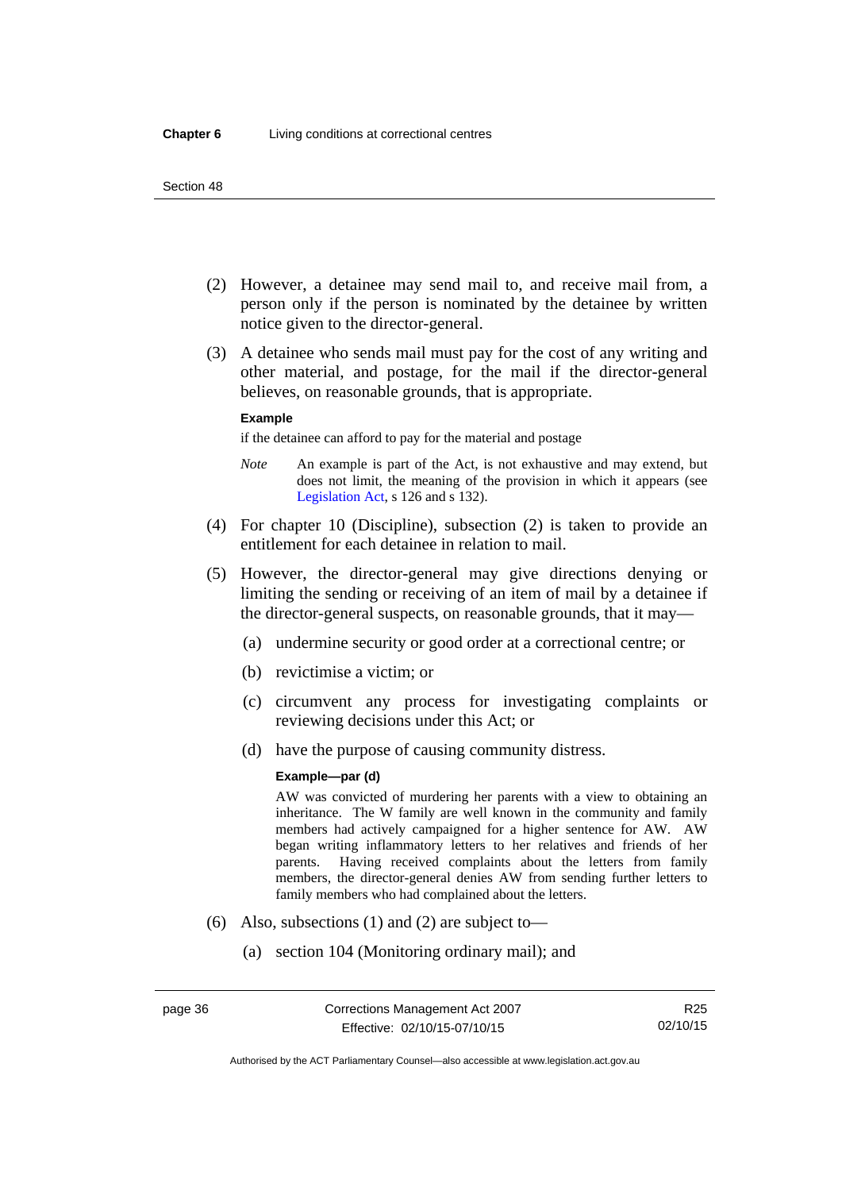(2) However, a detainee may send mail to, and receive mail from, a person only if the person is nominated by the detainee by written notice given to the director-general.

(3) A detainee who sends mail must pay for the cost of any writing and other material, and postage, for the mail if the director-general believes, on reasonable grounds, that is appropriate.

**Example**

if the detainee can afford to pay for the material and postage

*Note* An example is part of the Act, is not exhaustive and may extend, but does not limit, the meaning of the provision in which it appears (see Legislation Act, s 126 and s 132).

(4) For chapter 10 (Discipline), subsection (2) is taken to provide an entitlement for each detainee in relation to mail.

(5) However, the director-general may give directions denying or limiting the sending or receiving of an item of mail by a detainee if the director-general suspects, on reasonable grounds, that it may—

(a) undermine security or good order at a correctional centre; or

(b) revictimise a victim; or

(c) circumvent any process for investigating complaints or reviewing decisions under this Act; or

(d) have the purpose of causing community distress.

**Example—par (d)**

AW was convicted of murdering her parents with a view to obtaining an inheritance. The W family are well known in the community and family members had actively campaigned for a higher sentence for AW. AW began writing inflammatory letters to her relatives and friends of her parents. Having received complaints about the letters from family members, the director-general denies AW from sending further letters to family members who had complained about the letters.

(6) Also, subsections (1) and (2) are subject to—

(a) section 104 (Monitoring ordinary mail); and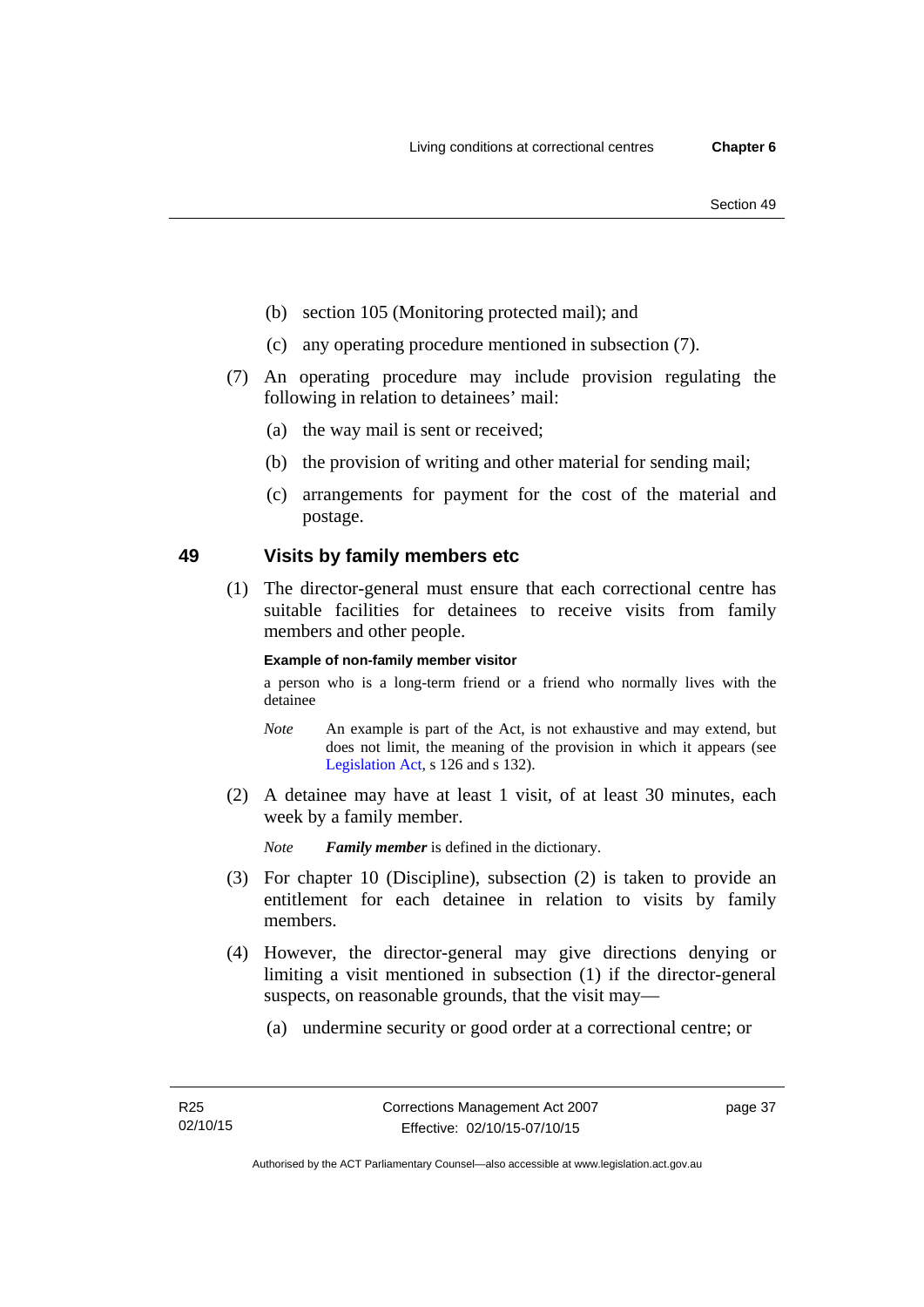(b) section 105 (Monitoring protected mail); and

(c) any operating procedure mentioned in subsection (7).

(7) An operating procedure may include provision regulating the following in relation to detainees' mail:

(a) the way mail is sent or received;

(b) the provision of writing and other material for sending mail;

(c) arrangements for payment for the cost of the material and postage.

## 49 Visits by family members etc

(1) The director-general must ensure that each correctional centre has suitable facilities for detainees to receive visits from family members and other people.

**Example of non-family member visitor**

a person who is a long-term friend or a friend who normally lives with the detainee

*Note* An example is part of the Act, is not exhaustive and may extend, but does not limit, the meaning of the provision in which it appears (see Legislation Act, s 126 and s 132).

(2) A detainee may have at least 1 visit, of at least 30 minutes, each week by a family member.

*Note* ***Family member*** is defined in the dictionary.

(3) For chapter 10 (Discipline), subsection (2) is taken to provide an entitlement for each detainee in relation to visits by family members.

(4) However, the director-general may give directions denying or limiting a visit mentioned in subsection (1) if the director-general suspects, on reasonable grounds, that the visit may—

(a) undermine security or good order at a correctional centre; or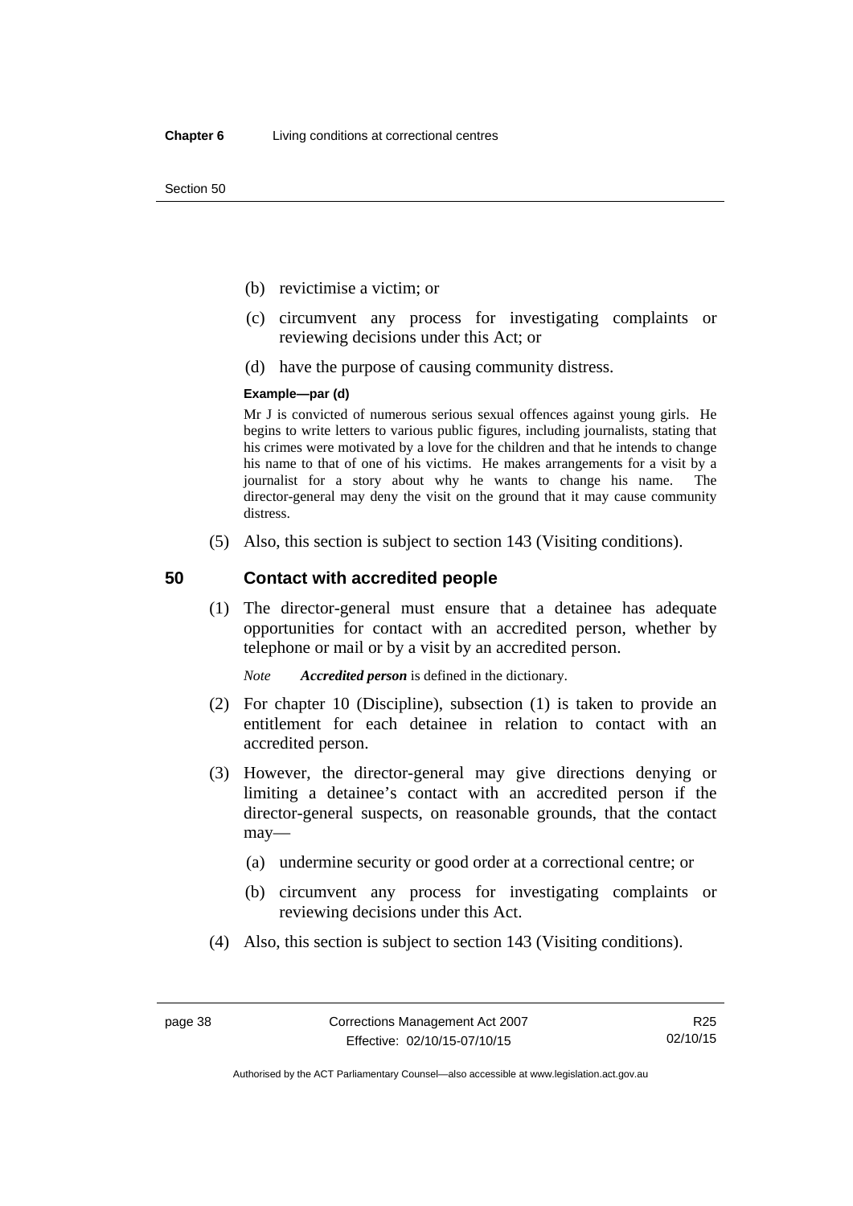(b) revictimise a victim; or

(c) circumvent any process for investigating complaints or reviewing decisions under this Act; or

(d) have the purpose of causing community distress.

**Example—par (d)**

Mr J is convicted of numerous serious sexual offences against young girls. He begins to write letters to various public figures, including journalists, stating that his crimes were motivated by a love for the children and that he intends to change his name to that of one of his victims. He makes arrangements for a visit by a journalist for a story about why he wants to change his name. The director-general may deny the visit on the ground that it may cause community distress.

(5) Also, this section is subject to section 143 (Visiting conditions).

## 50 Contact with accredited people

(1) The director-general must ensure that a detainee has adequate opportunities for contact with an accredited person, whether by telephone or mail or by a visit by an accredited person.

*Note* ***Accredited person*** is defined in the dictionary.

(2) For chapter 10 (Discipline), subsection (1) is taken to provide an entitlement for each detainee in relation to contact with an accredited person.

(3) However, the director-general may give directions denying or limiting a detainee's contact with an accredited person if the director-general suspects, on reasonable grounds, that the contact may—

(a) undermine security or good order at a correctional centre; or

(b) circumvent any process for investigating complaints or reviewing decisions under this Act.

(4) Also, this section is subject to section 143 (Visiting conditions).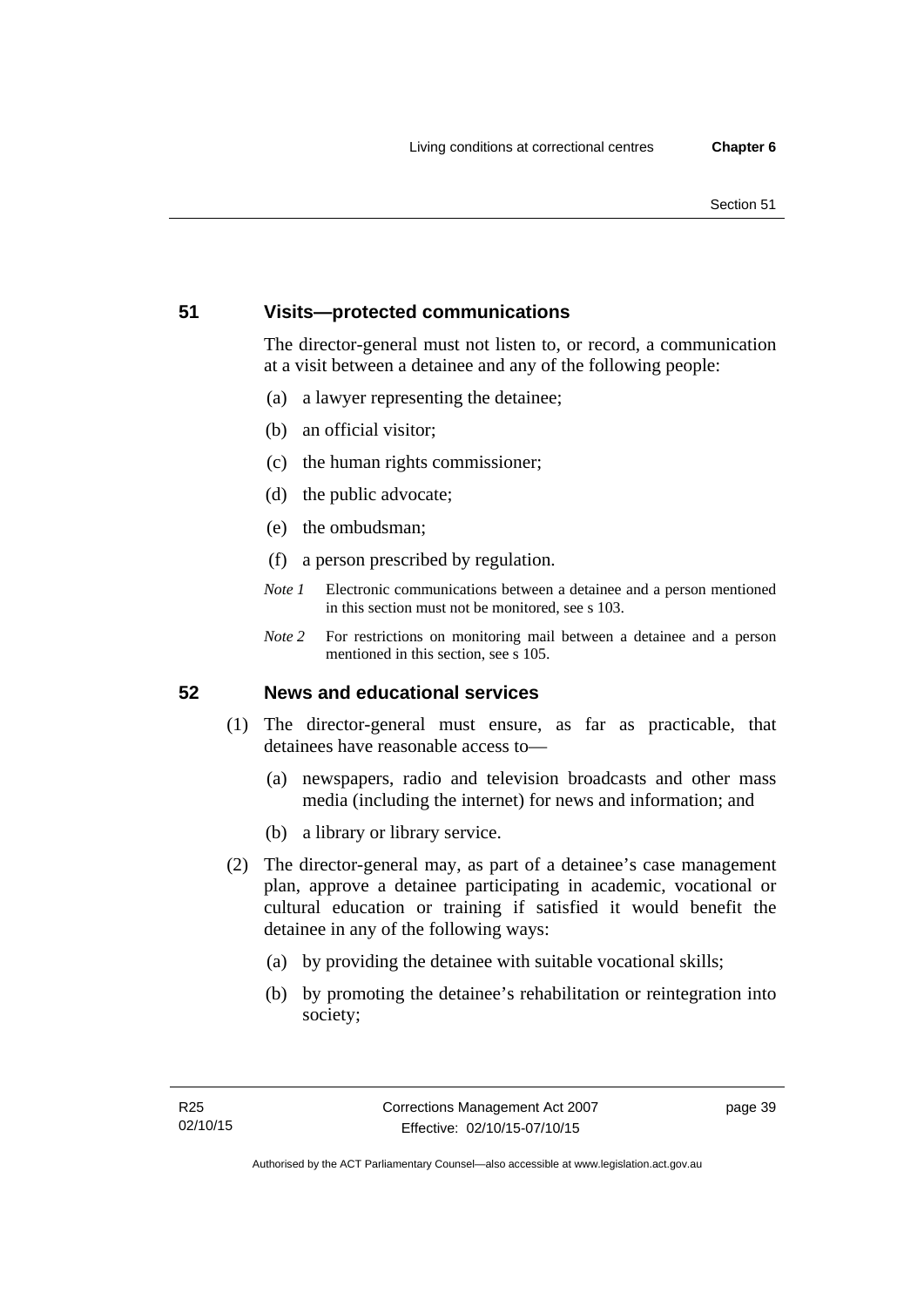## 51 Visits—protected communications

The director-general must not listen to, or record, a communication at a visit between a detainee and any of the following people:

(a) a lawyer representing the detainee;

(b) an official visitor;

(c) the human rights commissioner;

(d) the public advocate;

(e) the ombudsman;

(f) a person prescribed by regulation.

*Note 1* Electronic communications between a detainee and a person mentioned in this section must not be monitored, see s 103.

*Note 2* For restrictions on monitoring mail between a detainee and a person mentioned in this section, see s 105.

## 52 News and educational services

(1) The director-general must ensure, as far as practicable, that detainees have reasonable access to—

(a) newspapers, radio and television broadcasts and other mass media (including the internet) for news and information; and

(b) a library or library service.

(2) The director-general may, as part of a detainee's case management plan, approve a detainee participating in academic, vocational or cultural education or training if satisfied it would benefit the detainee in any of the following ways:

(a) by providing the detainee with suitable vocational skills;

(b) by promoting the detainee's rehabilitation or reintegration into society;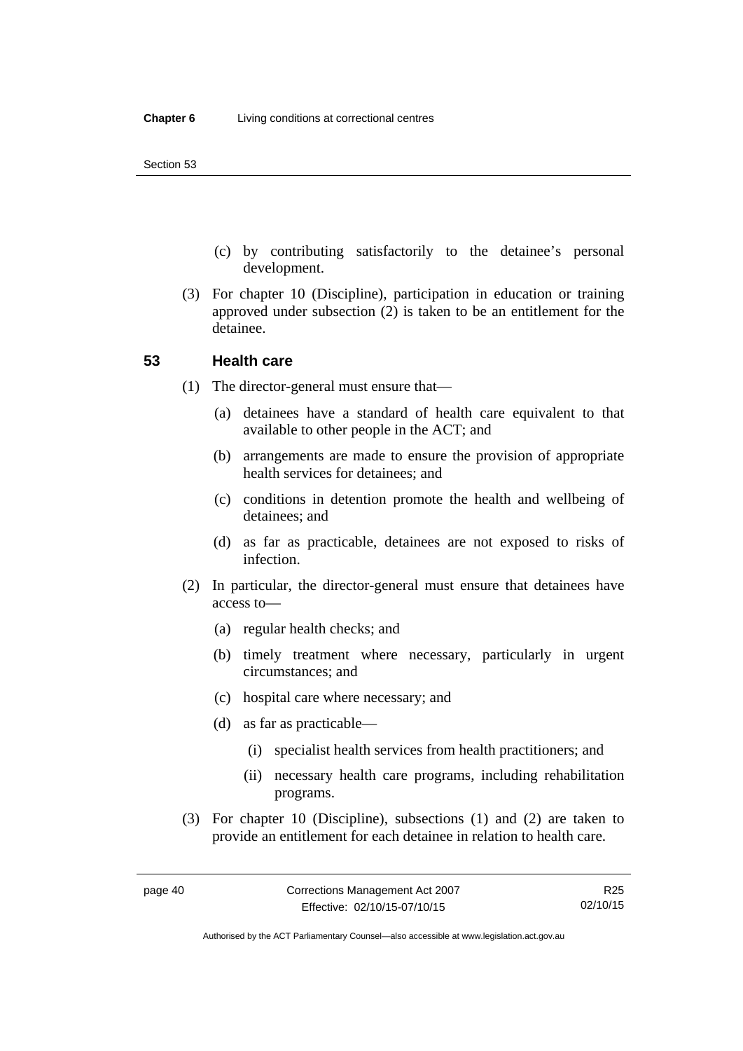(c) by contributing satisfactorily to the detainee's personal development.

(3) For chapter 10 (Discipline), participation in education or training approved under subsection (2) is taken to be an entitlement for the detainee.

## 53 Health care

(1) The director-general must ensure that—

(a) detainees have a standard of health care equivalent to that available to other people in the ACT; and

(b) arrangements are made to ensure the provision of appropriate health services for detainees; and

(c) conditions in detention promote the health and wellbeing of detainees; and

(d) as far as practicable, detainees are not exposed to risks of infection.

(2) In particular, the director-general must ensure that detainees have access to—

(a) regular health checks; and

(b) timely treatment where necessary, particularly in urgent circumstances; and

(c) hospital care where necessary; and

(d) as far as practicable—

(i) specialist health services from health practitioners; and

(ii) necessary health care programs, including rehabilitation programs.

(3) For chapter 10 (Discipline), subsections (1) and (2) are taken to provide an entitlement for each detainee in relation to health care.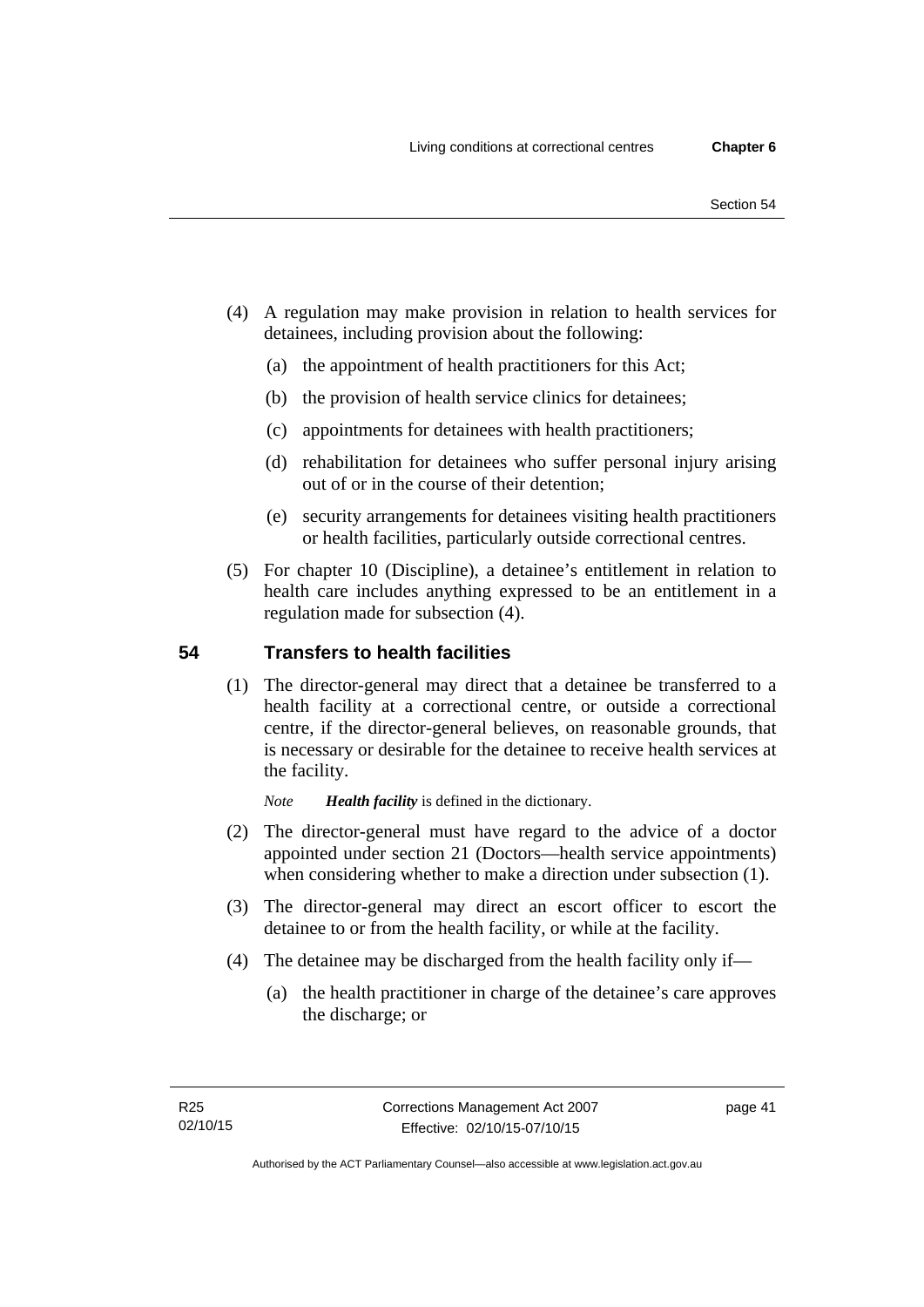(4) A regulation may make provision in relation to health services for detainees, including provision about the following:

 (a) the appointment of health practitioners for this Act;

 (b) the provision of health service clinics for detainees;

 (c) appointments for detainees with health practitioners;

 (d) rehabilitation for detainees who suffer personal injury arising out of or in the course of their detention;

 (e) security arrangements for detainees visiting health practitioners or health facilities, particularly outside correctional centres.

(5) For chapter 10 (Discipline), a detainee's entitlement in relation to health care includes anything expressed to be an entitlement in a regulation made for subsection (4).

## 54 Transfers to health facilities

(1) The director-general may direct that a detainee be transferred to a health facility at a correctional centre, or outside a correctional centre, if the director-general believes, on reasonable grounds, that is necessary or desirable for the detainee to receive health services at the facility.

*Note* ***Health facility*** is defined in the dictionary.

(2) The director-general must have regard to the advice of a doctor appointed under section 21 (Doctors—health service appointments) when considering whether to make a direction under subsection (1).

(3) The director-general may direct an escort officer to escort the detainee to or from the health facility, or while at the facility.

(4) The detainee may be discharged from the health facility only if—

 (a) the health practitioner in charge of the detainee's care approves the discharge; or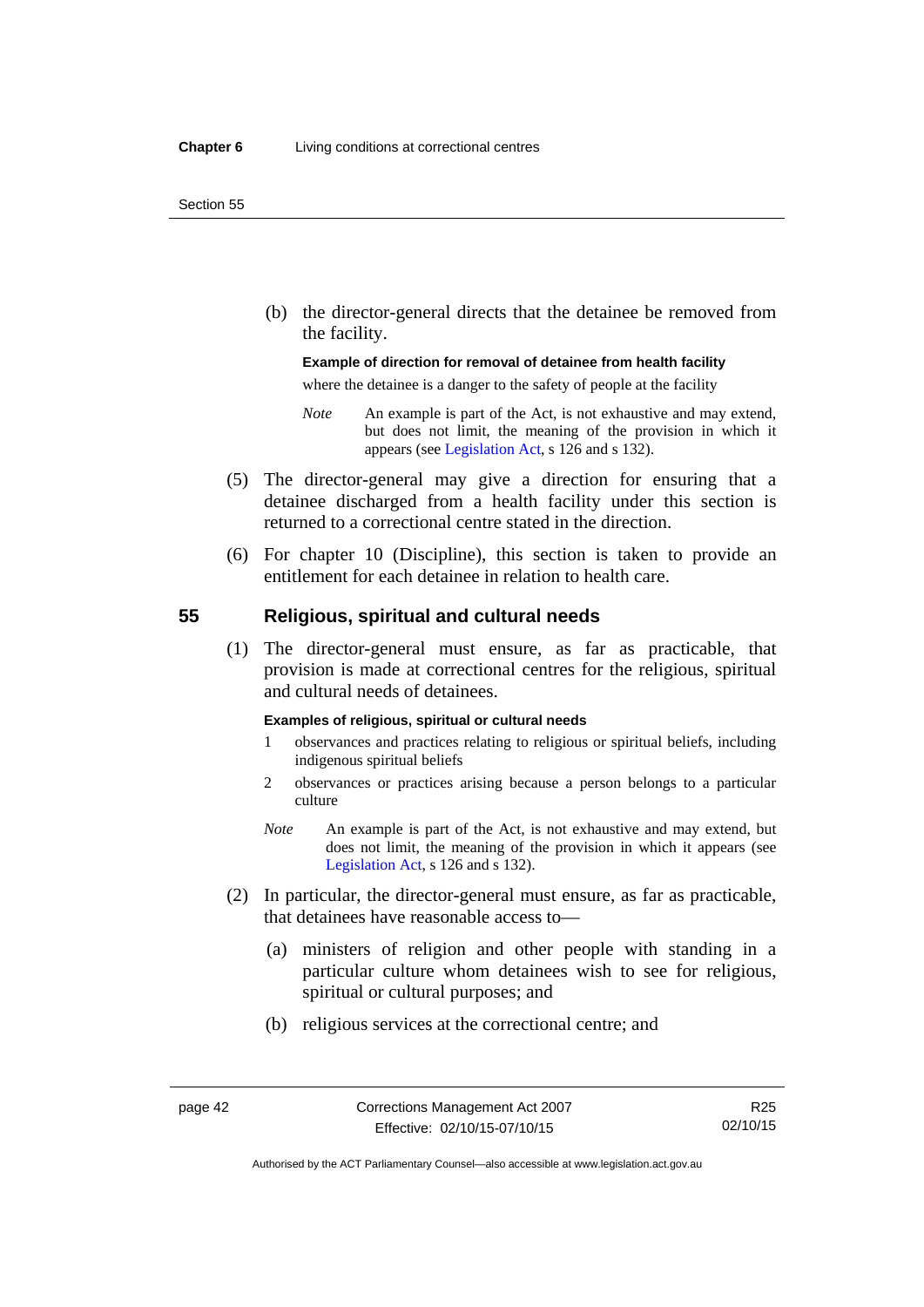(b) the director-general directs that the detainee be removed from the facility.

**Example of direction for removal of detainee from health facility**

where the detainee is a danger to the safety of people at the facility

*Note* An example is part of the Act, is not exhaustive and may extend, but does not limit, the meaning of the provision in which it appears (see Legislation Act, s 126 and s 132).

(5) The director-general may give a direction for ensuring that a detainee discharged from a health facility under this section is returned to a correctional centre stated in the direction.

(6) For chapter 10 (Discipline), this section is taken to provide an entitlement for each detainee in relation to health care.

## 55 Religious, spiritual and cultural needs

(1) The director-general must ensure, as far as practicable, that provision is made at correctional centres for the religious, spiritual and cultural needs of detainees.

**Examples of religious, spiritual or cultural needs**

1 observances and practices relating to religious or spiritual beliefs, including indigenous spiritual beliefs

2 observances or practices arising because a person belongs to a particular culture

*Note* An example is part of the Act, is not exhaustive and may extend, but does not limit, the meaning of the provision in which it appears (see Legislation Act, s 126 and s 132).

(2) In particular, the director-general must ensure, as far as practicable, that detainees have reasonable access to—

(a) ministers of religion and other people with standing in a particular culture whom detainees wish to see for religious, spiritual or cultural purposes; and

(b) religious services at the correctional centre; and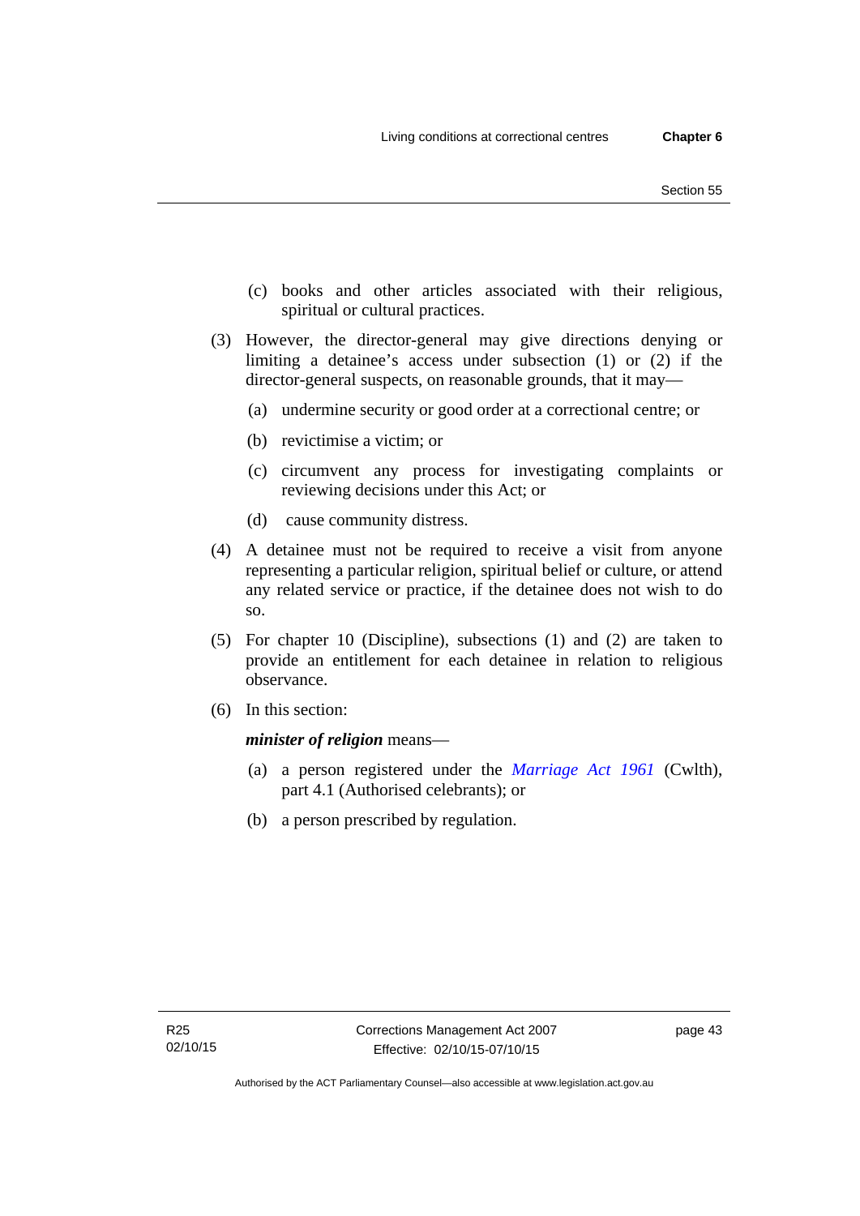(c) books and other articles associated with their religious, spiritual or cultural practices.

(3) However, the director-general may give directions denying or limiting a detainee's access under subsection (1) or (2) if the director-general suspects, on reasonable grounds, that it may—

(a) undermine security or good order at a correctional centre; or

(b) revictimise a victim; or

(c) circumvent any process for investigating complaints or reviewing decisions under this Act; or

(d) cause community distress.

(4) A detainee must not be required to receive a visit from anyone representing a particular religion, spiritual belief or culture, or attend any related service or practice, if the detainee does not wish to do so.

(5) For chapter 10 (Discipline), subsections (1) and (2) are taken to provide an entitlement for each detainee in relation to religious observance.

(6) In this section:

***minister of religion*** means—

(a) a person registered under the *Marriage Act 1961* (Cwlth), part 4.1 (Authorised celebrants); or

(b) a person prescribed by regulation.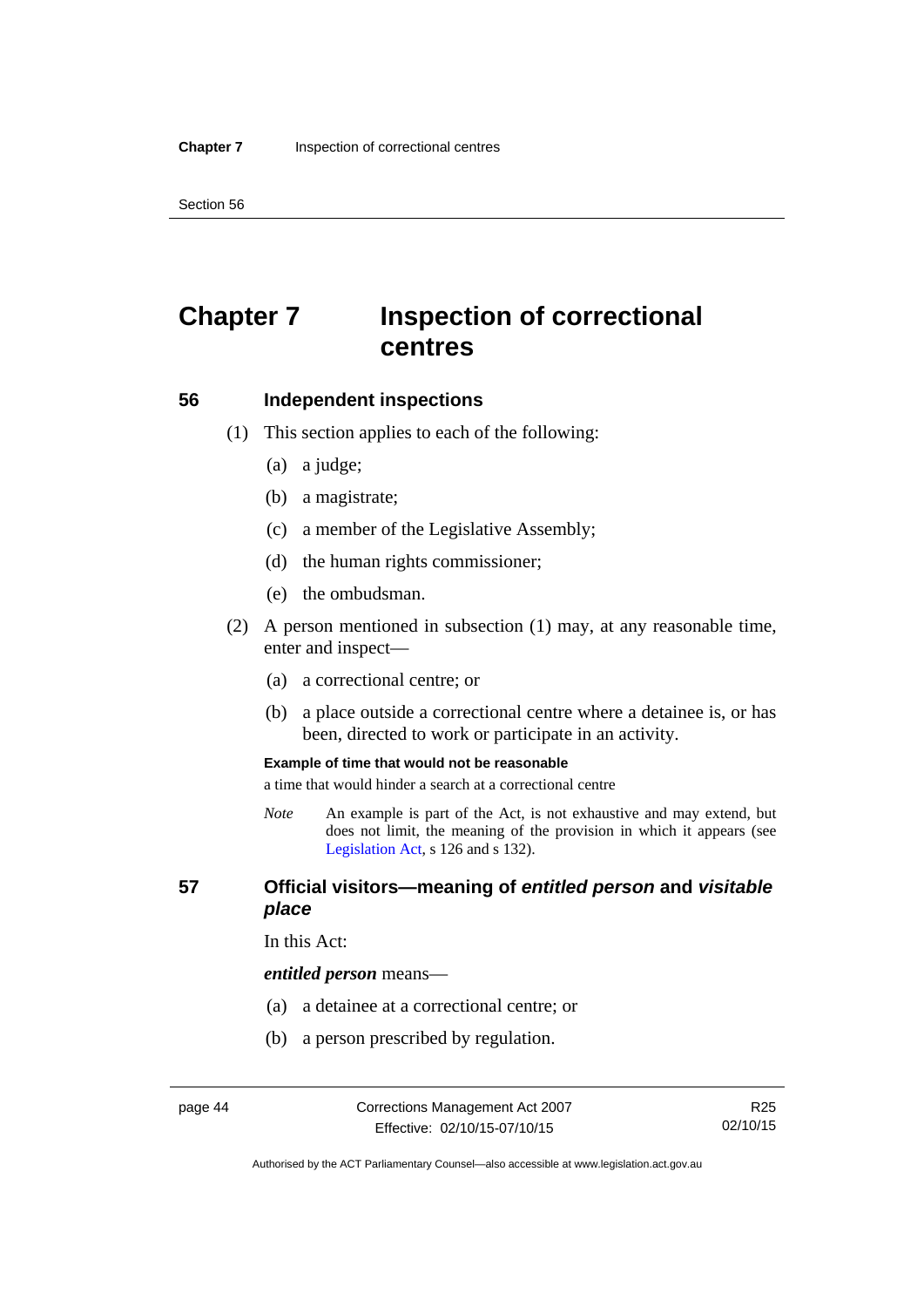# Chapter 7 Inspection of correctional centres

## 56 Independent inspections

(1) This section applies to each of the following:

(a) a judge;

(b) a magistrate;

(c) a member of the Legislative Assembly;

(d) the human rights commissioner;

(e) the ombudsman.

(2) A person mentioned in subsection (1) may, at any reasonable time, enter and inspect—

(a) a correctional centre; or

(b) a place outside a correctional centre where a detainee is, or has been, directed to work or participate in an activity.

**Example of time that would not be reasonable**

a time that would hinder a search at a correctional centre

*Note* An example is part of the Act, is not exhaustive and may extend, but does not limit, the meaning of the provision in which it appears (see Legislation Act, s 126 and s 132).

## 57 Official visitors—meaning of *entitled person* and *visitable place*

In this Act:

***entitled person*** means—

(a) a detainee at a correctional centre; or

(b) a person prescribed by regulation.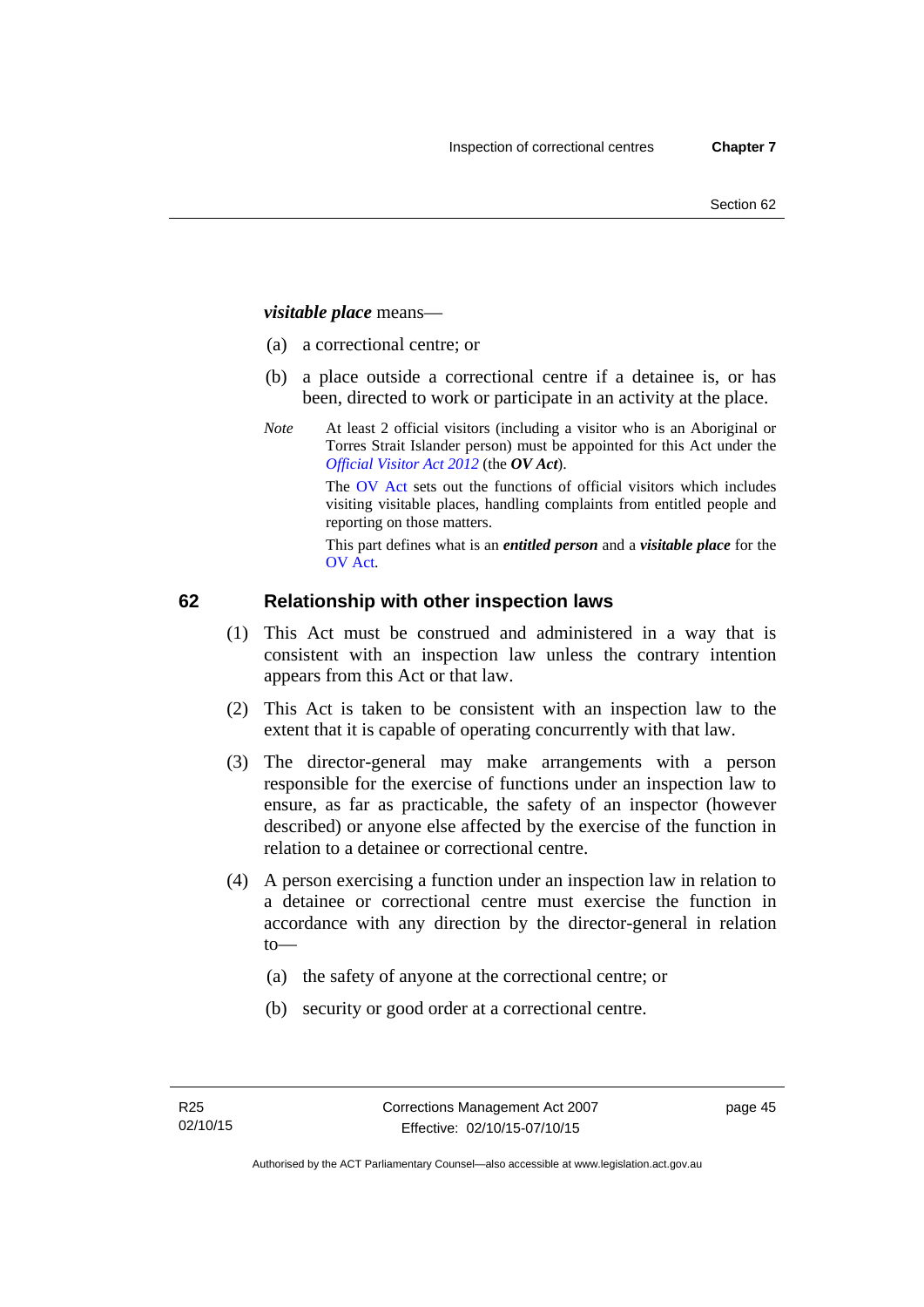***visitable place*** means—

(a) a correctional centre; or

(b) a place outside a correctional centre if a detainee is, or has been, directed to work or participate in an activity at the place.

*Note* At least 2 official visitors (including a visitor who is an Aboriginal or Torres Strait Islander person) must be appointed for this Act under the *Official Visitor Act 2012* (the ***OV Act***).

The OV Act sets out the functions of official visitors which includes visiting visitable places, handling complaints from entitled people and reporting on those matters.

This part defines what is an ***entitled person*** and a ***visitable place*** for the OV Act.

## 62 Relationship with other inspection laws

(1) This Act must be construed and administered in a way that is consistent with an inspection law unless the contrary intention appears from this Act or that law.

(2) This Act is taken to be consistent with an inspection law to the extent that it is capable of operating concurrently with that law.

(3) The director-general may make arrangements with a person responsible for the exercise of functions under an inspection law to ensure, as far as practicable, the safety of an inspector (however described) or anyone else affected by the exercise of the function in relation to a detainee or correctional centre.

(4) A person exercising a function under an inspection law in relation to a detainee or correctional centre must exercise the function in accordance with any direction by the director-general in relation to—

(a) the safety of anyone at the correctional centre; or

(b) security or good order at a correctional centre.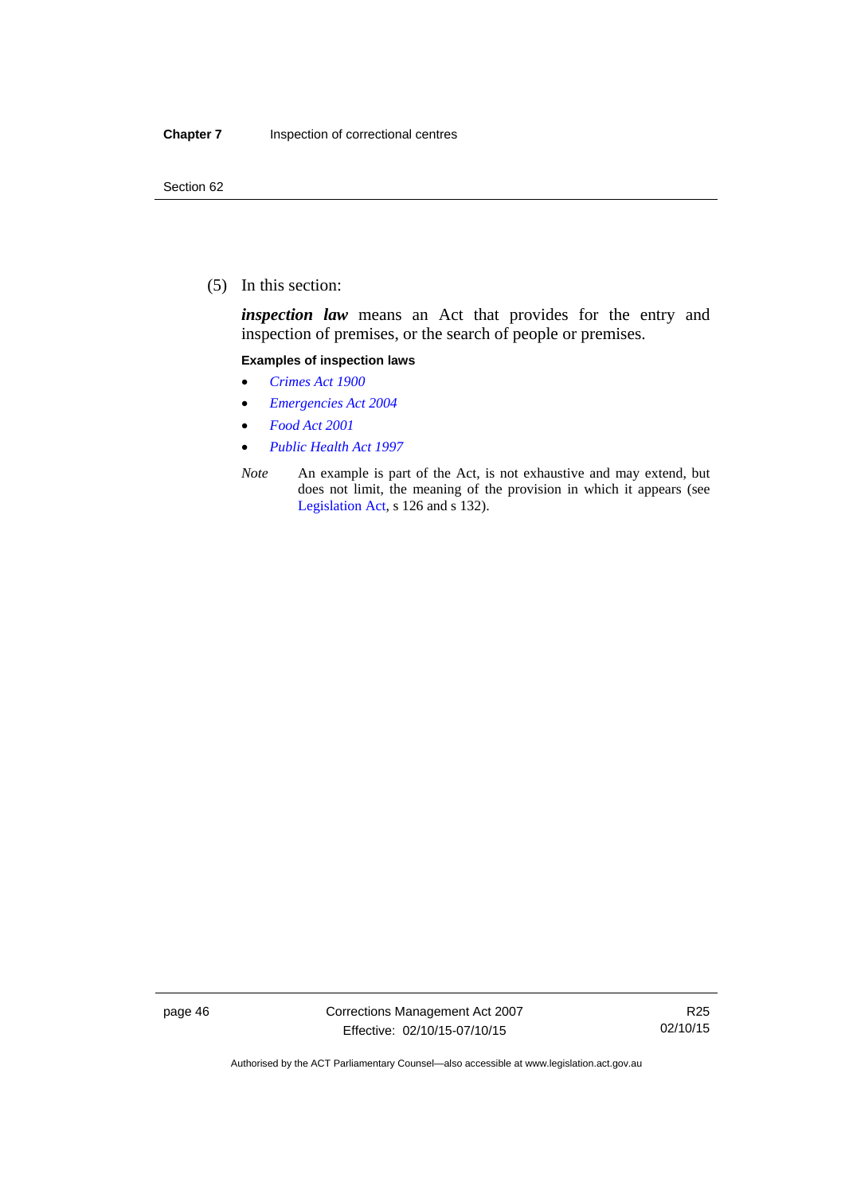(5) In this section:

***inspection law*** means an Act that provides for the entry and inspection of premises, or the search of people or premises.

**Examples of inspection laws**

- *Crimes Act 1900*
- *Emergencies Act 2004*
- *Food Act 2001*
- *Public Health Act 1997*

*Note* An example is part of the Act, is not exhaustive and may extend, but does not limit, the meaning of the provision in which it appears (see Legislation Act, s 126 and s 132).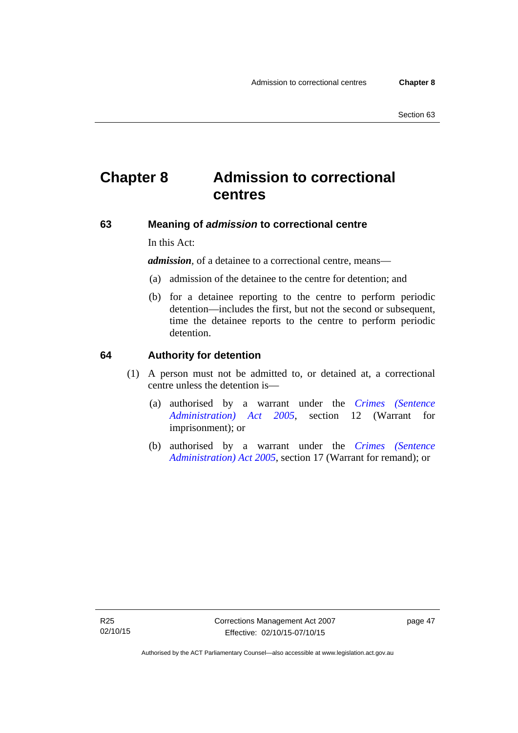# Chapter 8 Admission to correctional centres

## 63 Meaning of *admission* to correctional centre

In this Act:

***admission***, of a detainee to a correctional centre, means—

(a) admission of the detainee to the centre for detention; and

(b) for a detainee reporting to the centre to perform periodic detention—includes the first, but not the second or subsequent, time the detainee reports to the centre to perform periodic detention.

## 64 Authority for detention

(1) A person must not be admitted to, or detained at, a correctional centre unless the detention is—

(a) authorised by a warrant under the *Crimes (Sentence Administration) Act 2005*, section 12 (Warrant for imprisonment); or

(b) authorised by a warrant under the *Crimes (Sentence Administration) Act 2005*, section 17 (Warrant for remand); or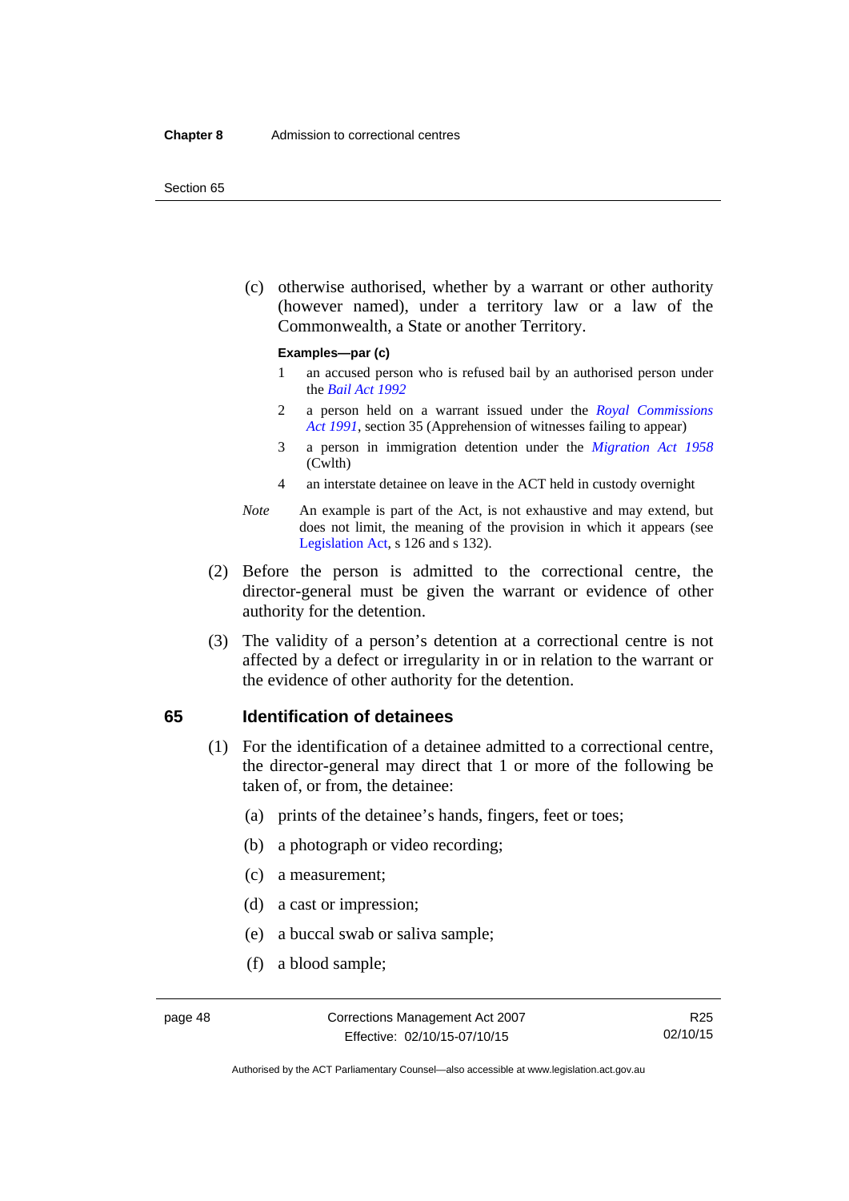(c) otherwise authorised, whether by a warrant or other authority (however named), under a territory law or a law of the Commonwealth, a State or another Territory.

**Examples—par (c)**

1 an accused person who is refused bail by an authorised person under the *Bail Act 1992*

2 a person held on a warrant issued under the *Royal Commissions Act 1991*, section 35 (Apprehension of witnesses failing to appear)

3 a person in immigration detention under the *Migration Act 1958* (Cwlth)

4 an interstate detainee on leave in the ACT held in custody overnight

*Note* An example is part of the Act, is not exhaustive and may extend, but does not limit, the meaning of the provision in which it appears (see Legislation Act, s 126 and s 132).

(2) Before the person is admitted to the correctional centre, the director-general must be given the warrant or evidence of other authority for the detention.

(3) The validity of a person's detention at a correctional centre is not affected by a defect or irregularity in or in relation to the warrant or the evidence of other authority for the detention.

## 65 Identification of detainees

(1) For the identification of a detainee admitted to a correctional centre, the director-general may direct that 1 or more of the following be taken of, or from, the detainee:

(a) prints of the detainee's hands, fingers, feet or toes;

(b) a photograph or video recording;

(c) a measurement;

(d) a cast or impression;

(e) a buccal swab or saliva sample;

(f) a blood sample;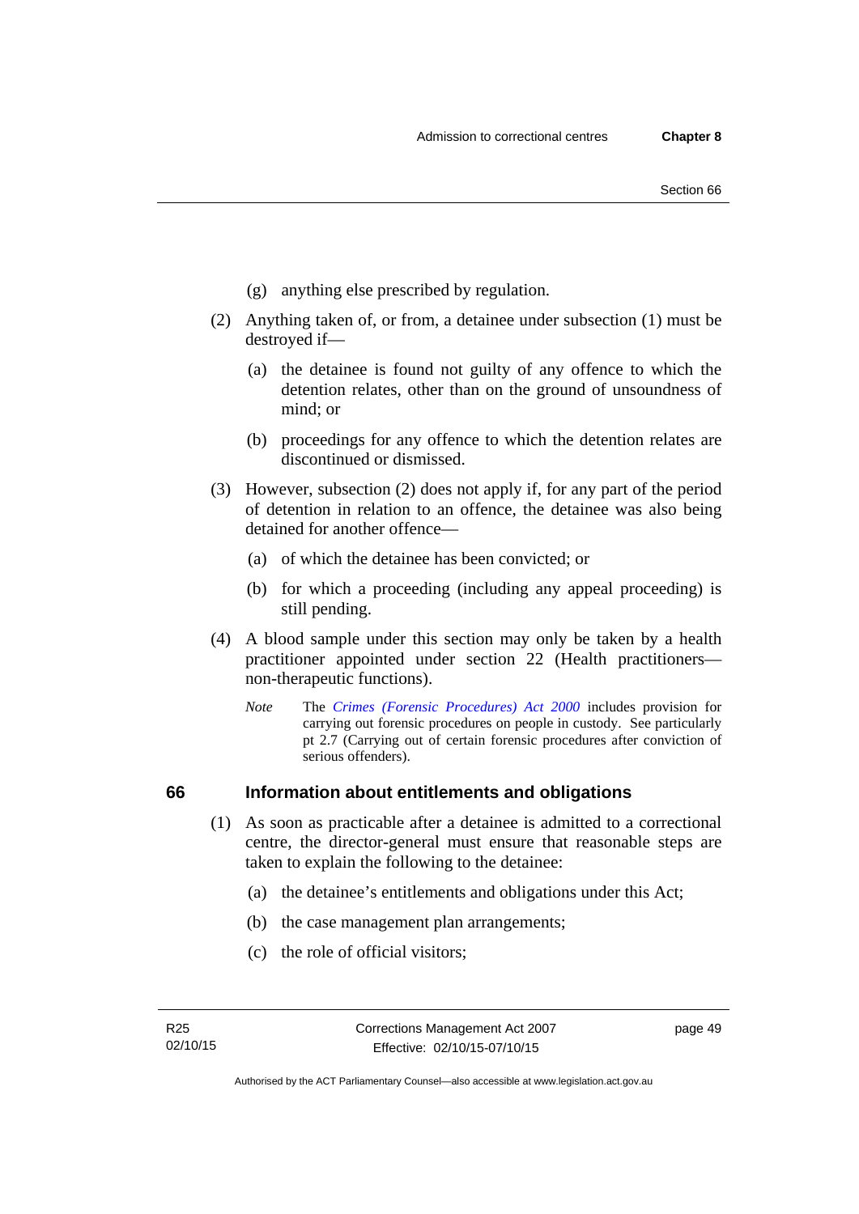(g) anything else prescribed by regulation.

(2) Anything taken of, or from, a detainee under subsection (1) must be destroyed if—

(a) the detainee is found not guilty of any offence to which the detention relates, other than on the ground of unsoundness of mind; or

(b) proceedings for any offence to which the detention relates are discontinued or dismissed.

(3) However, subsection (2) does not apply if, for any part of the period of detention in relation to an offence, the detainee was also being detained for another offence—

(a) of which the detainee has been convicted; or

(b) for which a proceeding (including any appeal proceeding) is still pending.

(4) A blood sample under this section may only be taken by a health practitioner appointed under section 22 (Health practitioners—non-therapeutic functions).

*Note* The *Crimes (Forensic Procedures) Act 2000* includes provision for carrying out forensic procedures on people in custody. See particularly pt 2.7 (Carrying out of certain forensic procedures after conviction of serious offenders).

### 66 Information about entitlements and obligations

(1) As soon as practicable after a detainee is admitted to a correctional centre, the director-general must ensure that reasonable steps are taken to explain the following to the detainee:

(a) the detainee's entitlements and obligations under this Act;

(b) the case management plan arrangements;

(c) the role of official visitors;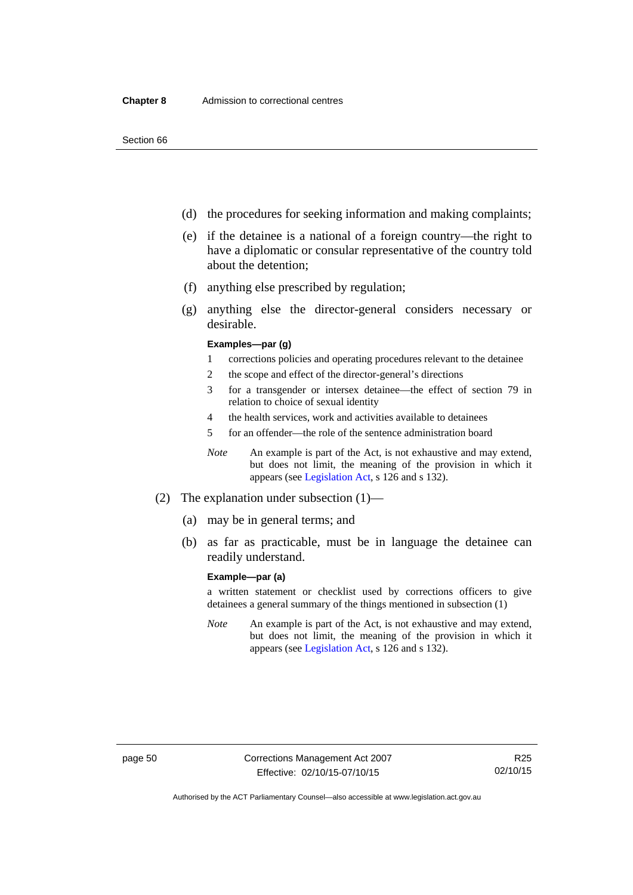(d) the procedures for seeking information and making complaints;

(e) if the detainee is a national of a foreign country—the right to have a diplomatic or consular representative of the country told about the detention;

(f) anything else prescribed by regulation;

(g) anything else the director-general considers necessary or desirable.

**Examples—par (g)**

1 corrections policies and operating procedures relevant to the detainee

2 the scope and effect of the director-general's directions

3 for a transgender or intersex detainee—the effect of section 79 in relation to choice of sexual identity

4 the health services, work and activities available to detainees

5 for an offender—the role of the sentence administration board

*Note* An example is part of the Act, is not exhaustive and may extend, but does not limit, the meaning of the provision in which it appears (see Legislation Act, s 126 and s 132).

(2) The explanation under subsection (1)—

(a) may be in general terms; and

(b) as far as practicable, must be in language the detainee can readily understand.

**Example—par (a)**

a written statement or checklist used by corrections officers to give detainees a general summary of the things mentioned in subsection (1)

*Note* An example is part of the Act, is not exhaustive and may extend, but does not limit, the meaning of the provision in which it appears (see Legislation Act, s 126 and s 132).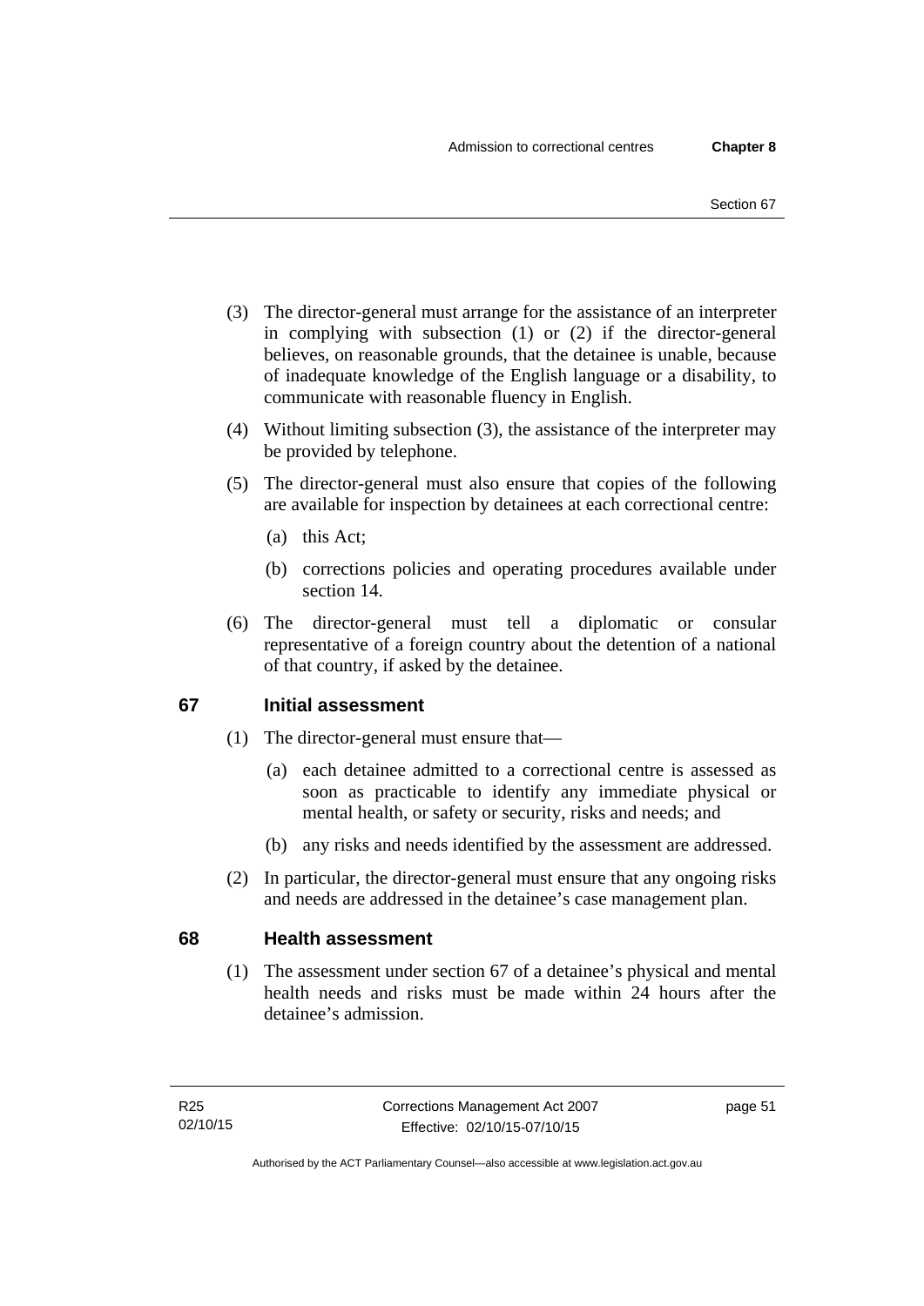(3) The director-general must arrange for the assistance of an interpreter in complying with subsection (1) or (2) if the director-general believes, on reasonable grounds, that the detainee is unable, because of inadequate knowledge of the English language or a disability, to communicate with reasonable fluency in English.

(4) Without limiting subsection (3), the assistance of the interpreter may be provided by telephone.

(5) The director-general must also ensure that copies of the following are available for inspection by detainees at each correctional centre:

(a) this Act;

(b) corrections policies and operating procedures available under section 14.

(6) The director-general must tell a diplomatic or consular representative of a foreign country about the detention of a national of that country, if asked by the detainee.

## 67 Initial assessment

(1) The director-general must ensure that—

(a) each detainee admitted to a correctional centre is assessed as soon as practicable to identify any immediate physical or mental health, or safety or security, risks and needs; and

(b) any risks and needs identified by the assessment are addressed.

(2) In particular, the director-general must ensure that any ongoing risks and needs are addressed in the detainee's case management plan.

## 68 Health assessment

(1) The assessment under section 67 of a detainee's physical and mental health needs and risks must be made within 24 hours after the detainee's admission.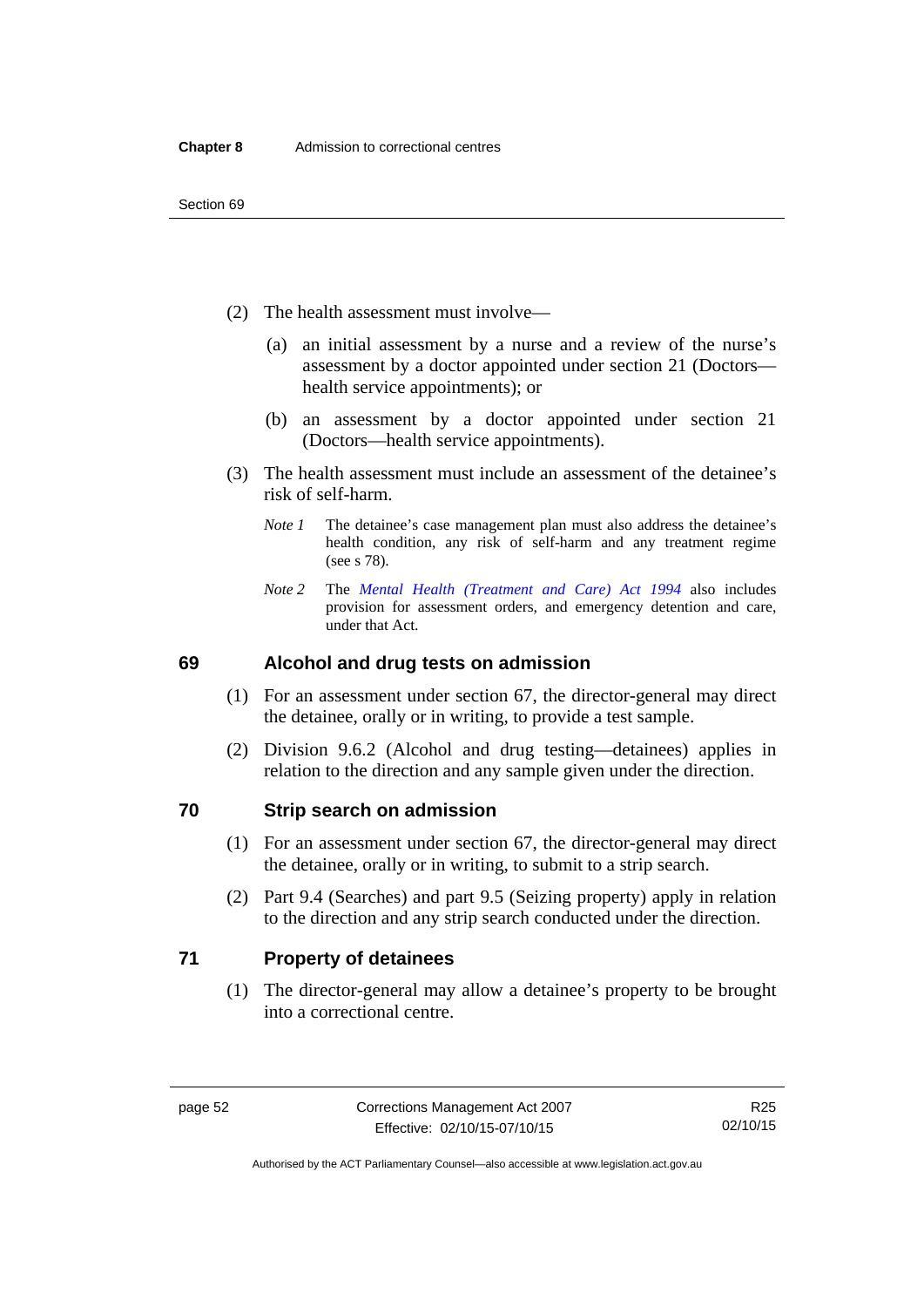(2) The health assessment must involve—

(a) an initial assessment by a nurse and a review of the nurse's assessment by a doctor appointed under section 21 (Doctors—health service appointments); or

(b) an assessment by a doctor appointed under section 21 (Doctors—health service appointments).

(3) The health assessment must include an assessment of the detainee's risk of self-harm.

*Note 1* The detainee's case management plan must also address the detainee's health condition, any risk of self-harm and any treatment regime (see s 78).

*Note 2* The *Mental Health (Treatment and Care) Act 1994* also includes provision for assessment orders, and emergency detention and care, under that Act.

## 69 Alcohol and drug tests on admission

(1) For an assessment under section 67, the director-general may direct the detainee, orally or in writing, to provide a test sample.

(2) Division 9.6.2 (Alcohol and drug testing—detainees) applies in relation to the direction and any sample given under the direction.

## 70 Strip search on admission

(1) For an assessment under section 67, the director-general may direct the detainee, orally or in writing, to submit to a strip search.

(2) Part 9.4 (Searches) and part 9.5 (Seizing property) apply in relation to the direction and any strip search conducted under the direction.

## 71 Property of detainees

(1) The director-general may allow a detainee's property to be brought into a correctional centre.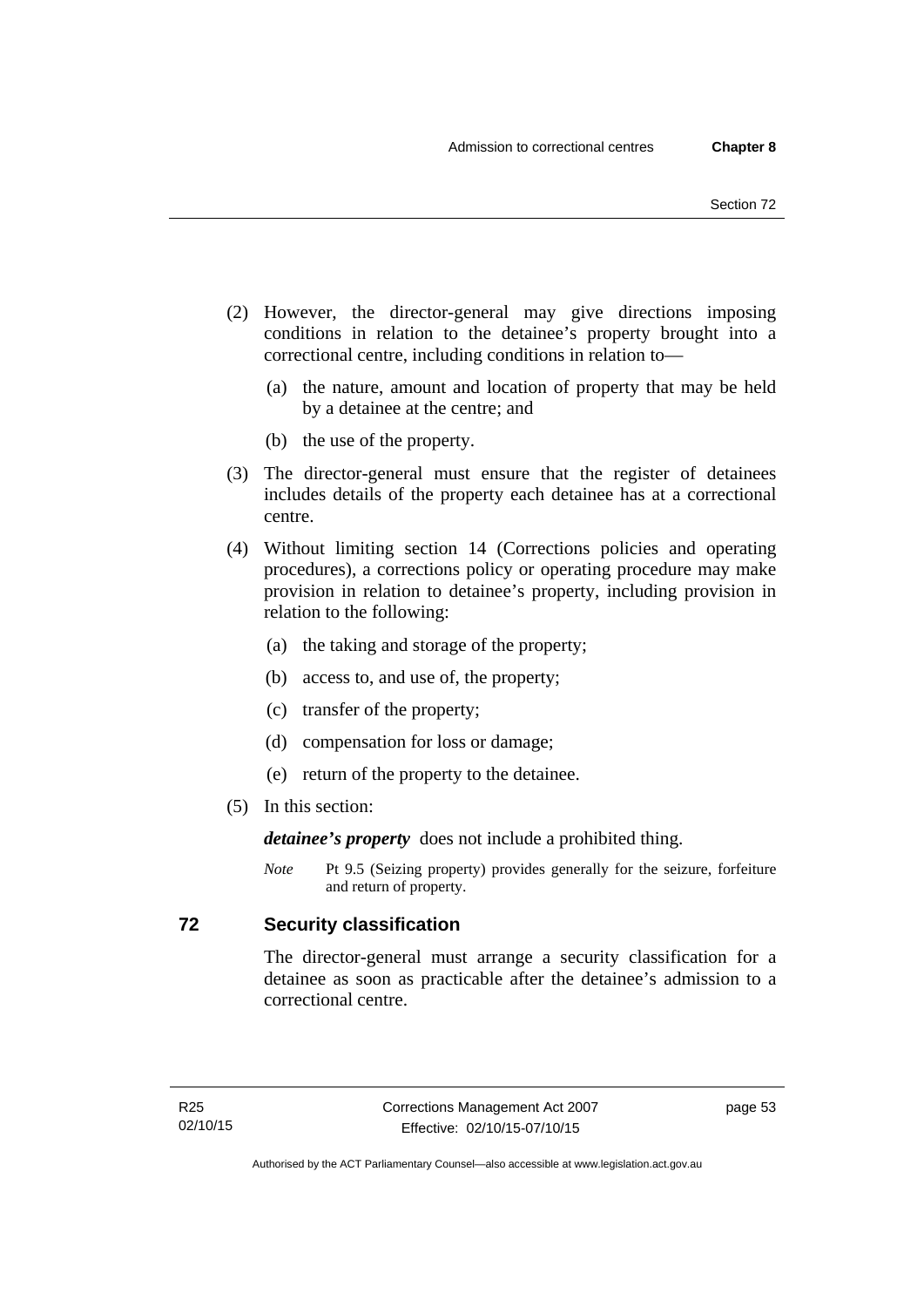(2) However, the director-general may give directions imposing conditions in relation to the detainee's property brought into a correctional centre, including conditions in relation to—

   (a) the nature, amount and location of property that may be held by a detainee at the centre; and

   (b) the use of the property.

(3) The director-general must ensure that the register of detainees includes details of the property each detainee has at a correctional centre.

(4) Without limiting section 14 (Corrections policies and operating procedures), a corrections policy or operating procedure may make provision in relation to detainee's property, including provision in relation to the following:

   (a) the taking and storage of the property;

   (b) access to, and use of, the property;

   (c) transfer of the property;

   (d) compensation for loss or damage;

   (e) return of the property to the detainee.

(5) In this section:

***detainee's property*** does not include a prohibited thing.

*Note* Pt 9.5 (Seizing property) provides generally for the seizure, forfeiture and return of property.

## 72 Security classification

The director-general must arrange a security classification for a detainee as soon as practicable after the detainee's admission to a correctional centre.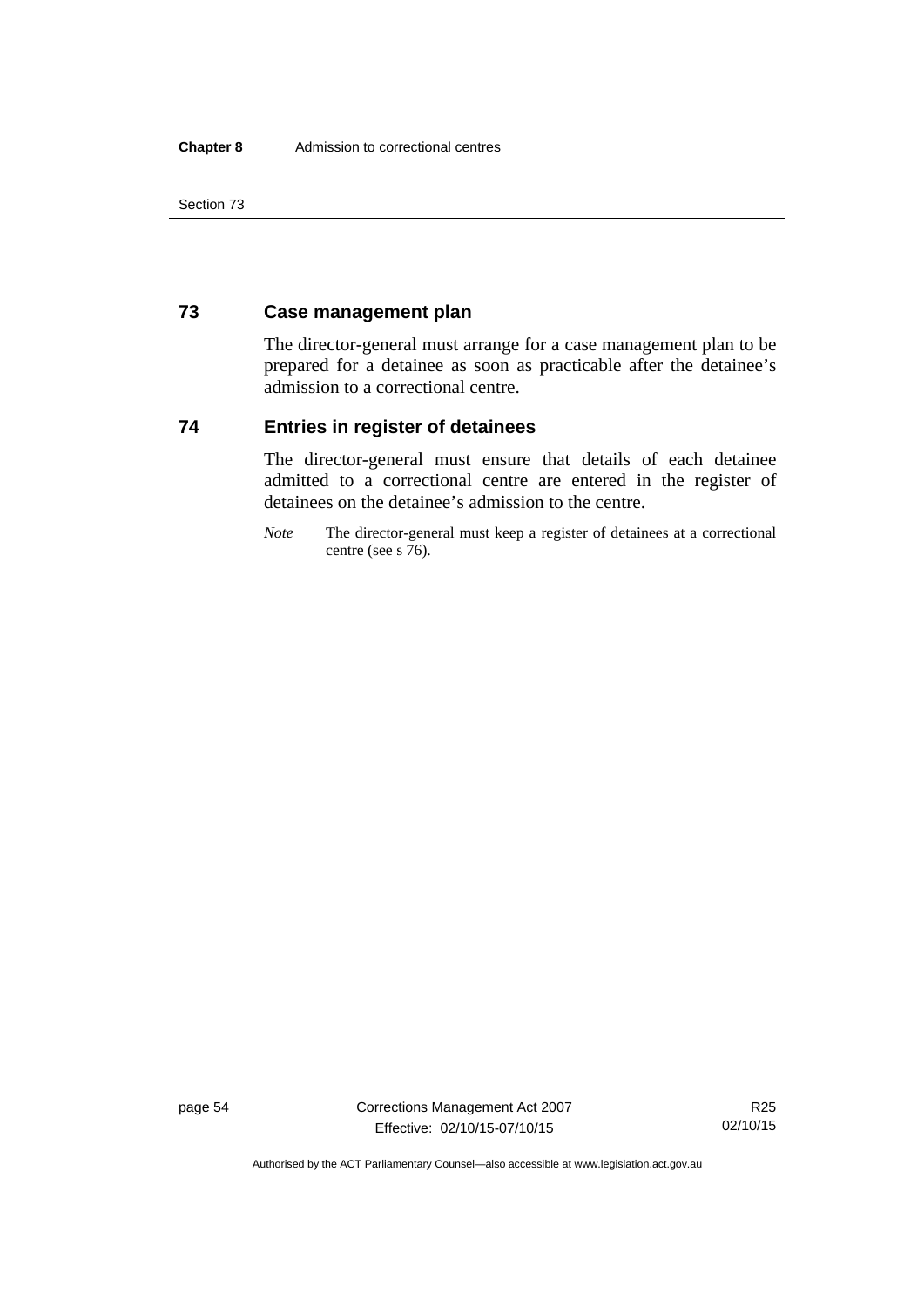## 73 Case management plan

The director-general must arrange for a case management plan to be prepared for a detainee as soon as practicable after the detainee's admission to a correctional centre.

## 74 Entries in register of detainees

The director-general must ensure that details of each detainee admitted to a correctional centre are entered in the register of detainees on the detainee's admission to the centre.

*Note* The director-general must keep a register of detainees at a correctional centre (see s 76).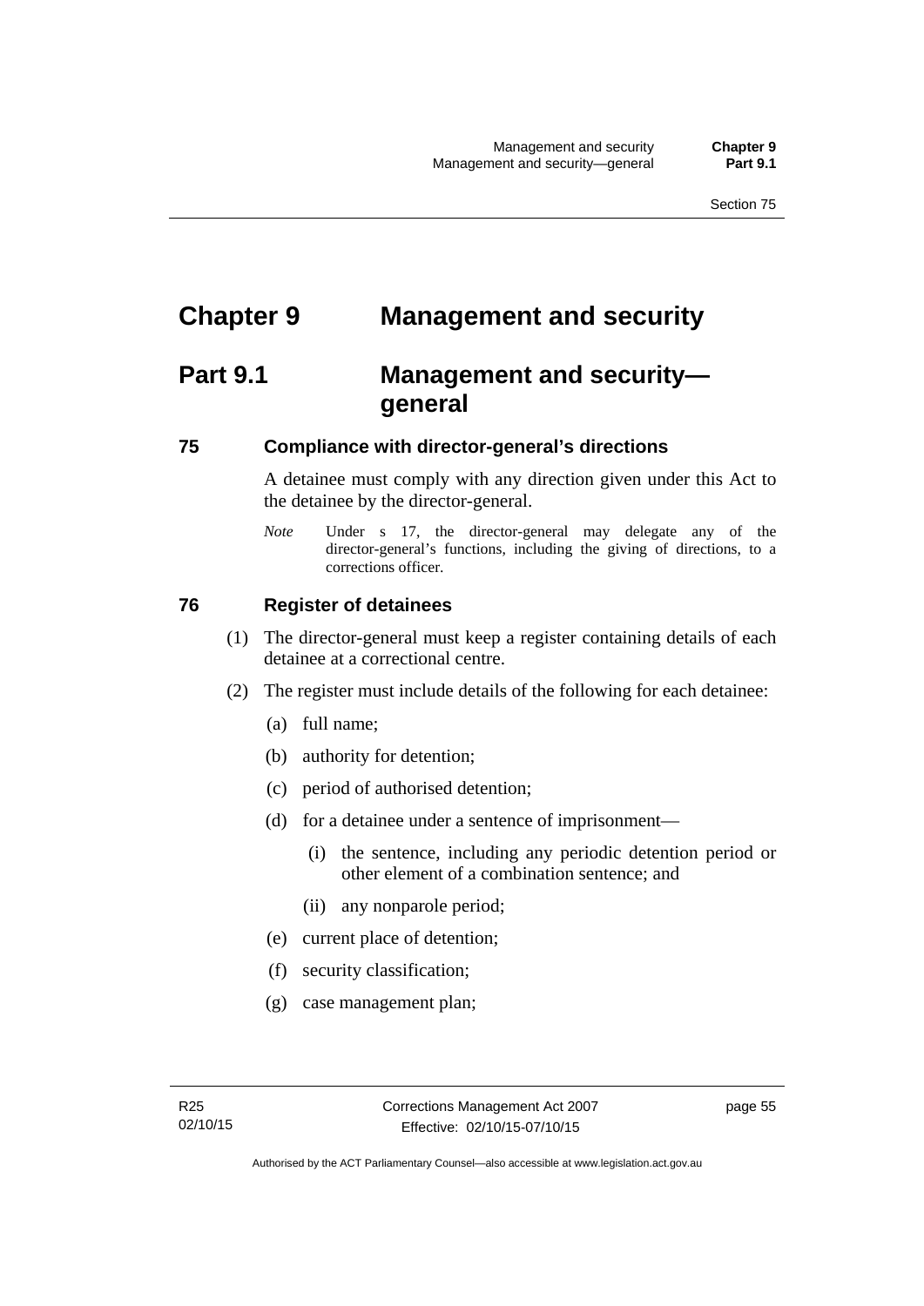# Chapter 9 Management and security

## Part 9.1 Management and security—general

### 75 Compliance with director-general's directions

A detainee must comply with any direction given under this Act to the detainee by the director-general.

*Note* Under s 17, the director-general may delegate any of the director-general's functions, including the giving of directions, to a corrections officer.

### 76 Register of detainees

(1) The director-general must keep a register containing details of each detainee at a correctional centre.

(2) The register must include details of the following for each detainee:

(a) full name;

(b) authority for detention;

(c) period of authorised detention;

(d) for a detainee under a sentence of imprisonment—

(i) the sentence, including any periodic detention period or other element of a combination sentence; and

(ii) any nonparole period;

(e) current place of detention;

(f) security classification;

(g) case management plan;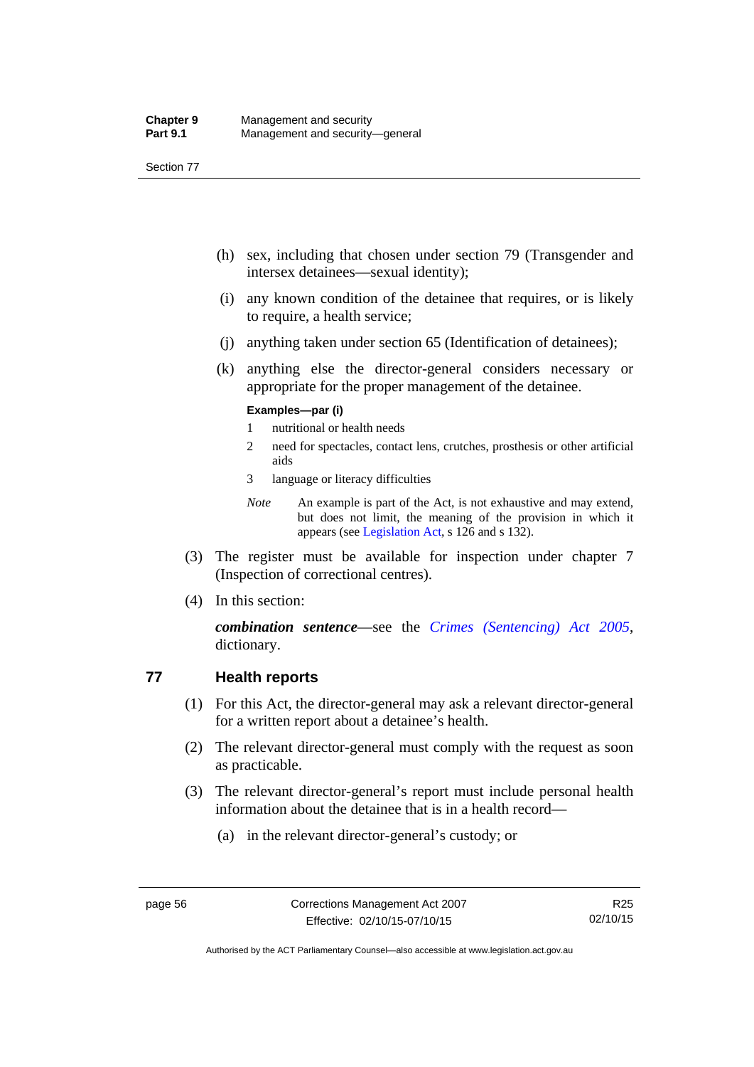(h) sex, including that chosen under section 79 (Transgender and intersex detainees—sexual identity);

(i) any known condition of the detainee that requires, or is likely to require, a health service;

(j) anything taken under section 65 (Identification of detainees);

(k) anything else the director-general considers necessary or appropriate for the proper management of the detainee.

**Examples—par (i)**

1 nutritional or health needs

2 need for spectacles, contact lens, crutches, prosthesis or other artificial aids

3 language or literacy difficulties

*Note* An example is part of the Act, is not exhaustive and may extend, but does not limit, the meaning of the provision in which it appears (see Legislation Act, s 126 and s 132).

(3) The register must be available for inspection under chapter 7 (Inspection of correctional centres).

(4) In this section:

***combination sentence***—see the *Crimes (Sentencing) Act 2005*, dictionary.

## 77 Health reports

(1) For this Act, the director-general may ask a relevant director-general for a written report about a detainee's health.

(2) The relevant director-general must comply with the request as soon as practicable.

(3) The relevant director-general's report must include personal health information about the detainee that is in a health record—

(a) in the relevant director-general's custody; or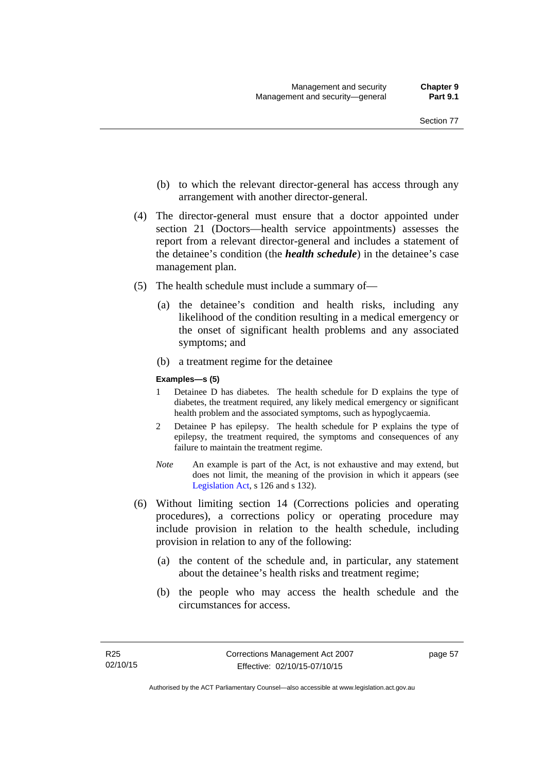(b) to which the relevant director-general has access through any arrangement with another director-general.

(4) The director-general must ensure that a doctor appointed under section 21 (Doctors—health service appointments) assesses the report from a relevant director-general and includes a statement of the detainee's condition (the ***health schedule***) in the detainee's case management plan.

(5) The health schedule must include a summary of—

(a) the detainee's condition and health risks, including any likelihood of the condition resulting in a medical emergency or the onset of significant health problems and any associated symptoms; and

(b) a treatment regime for the detainee

**Examples—s (5)**

1 Detainee D has diabetes. The health schedule for D explains the type of diabetes, the treatment required, any likely medical emergency or significant health problem and the associated symptoms, such as hypoglycaemia.

2 Detainee P has epilepsy. The health schedule for P explains the type of epilepsy, the treatment required, the symptoms and consequences of any failure to maintain the treatment regime.

*Note* An example is part of the Act, is not exhaustive and may extend, but does not limit, the meaning of the provision in which it appears (see Legislation Act, s 126 and s 132).

(6) Without limiting section 14 (Corrections policies and operating procedures), a corrections policy or operating procedure may include provision in relation to the health schedule, including provision in relation to any of the following:

(a) the content of the schedule and, in particular, any statement about the detainee's health risks and treatment regime;

(b) the people who may access the health schedule and the circumstances for access.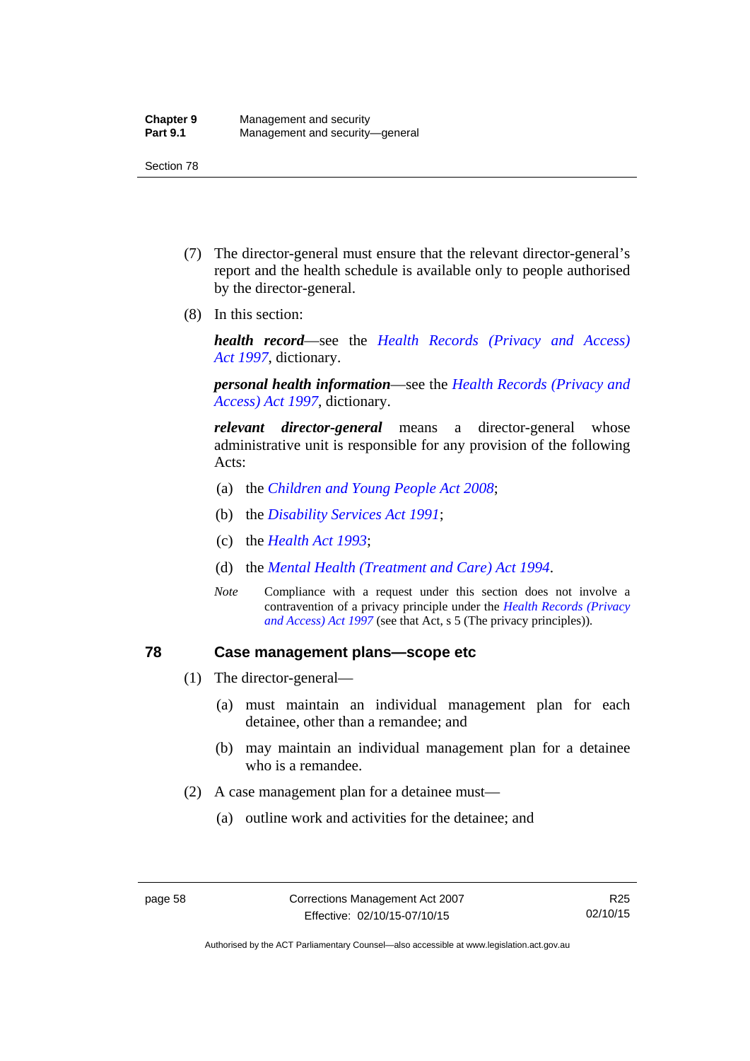(7) The director-general must ensure that the relevant director-general's report and the health schedule is available only to people authorised by the director-general.

(8) In this section:

***health record***—see the *Health Records (Privacy and Access) Act 1997*, dictionary.

***personal health information***—see the *Health Records (Privacy and Access) Act 1997*, dictionary.

***relevant director-general*** means a director-general whose administrative unit is responsible for any provision of the following Acts:

(a) the *Children and Young People Act 2008*;

(b) the *Disability Services Act 1991*;

(c) the *Health Act 1993*;

(d) the *Mental Health (Treatment and Care) Act 1994*.

*Note* Compliance with a request under this section does not involve a contravention of a privacy principle under the *Health Records (Privacy and Access) Act 1997* (see that Act, s 5 (The privacy principles)).

## 78 Case management plans—scope etc

(1) The director-general—

(a) must maintain an individual management plan for each detainee, other than a remandee; and

(b) may maintain an individual management plan for a detainee who is a remandee.

(2) A case management plan for a detainee must—

(a) outline work and activities for the detainee; and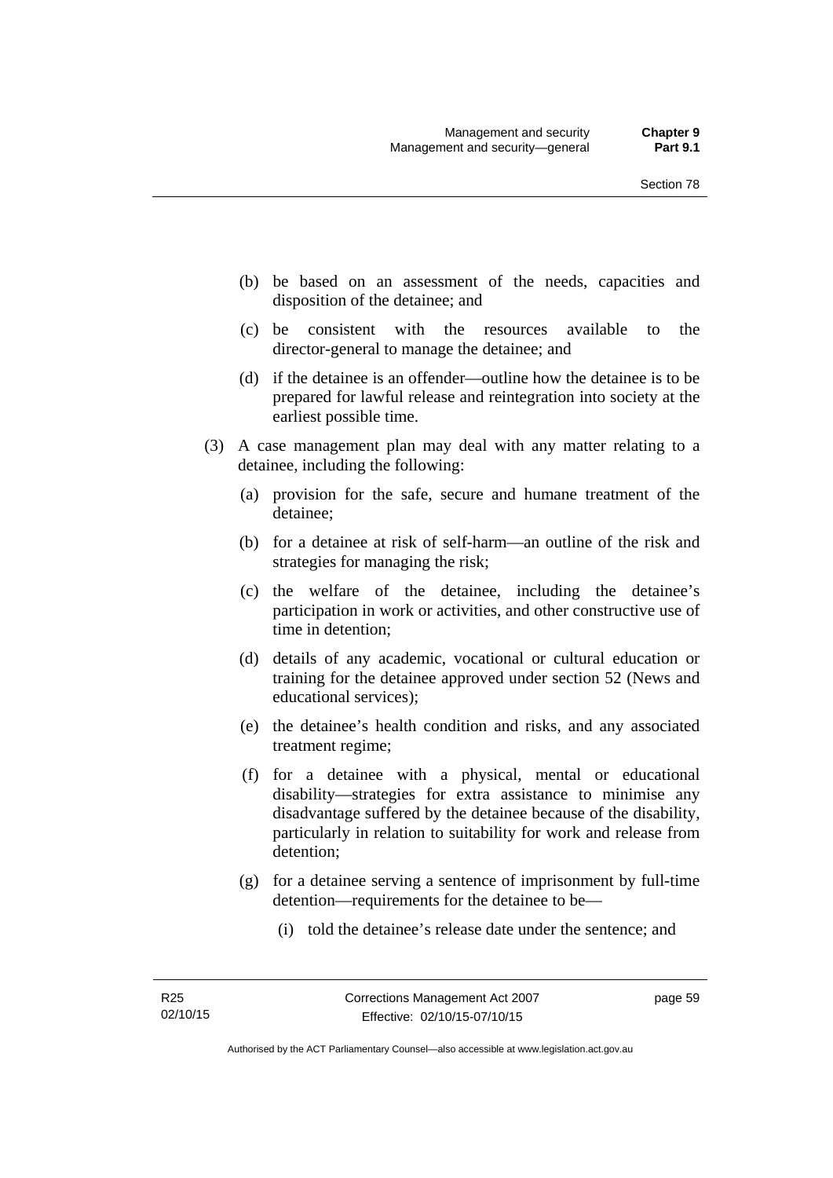(b) be based on an assessment of the needs, capacities and disposition of the detainee; and

(c) be consistent with the resources available to the director-general to manage the detainee; and

(d) if the detainee is an offender—outline how the detainee is to be prepared for lawful release and reintegration into society at the earliest possible time.

(3) A case management plan may deal with any matter relating to a detainee, including the following:

(a) provision for the safe, secure and humane treatment of the detainee;

(b) for a detainee at risk of self-harm—an outline of the risk and strategies for managing the risk;

(c) the welfare of the detainee, including the detainee's participation in work or activities, and other constructive use of time in detention;

(d) details of any academic, vocational or cultural education or training for the detainee approved under section 52 (News and educational services);

(e) the detainee's health condition and risks, and any associated treatment regime;

(f) for a detainee with a physical, mental or educational disability—strategies for extra assistance to minimise any disadvantage suffered by the detainee because of the disability, particularly in relation to suitability for work and release from detention;

(g) for a detainee serving a sentence of imprisonment by full-time detention—requirements for the detainee to be—

(i) told the detainee's release date under the sentence; and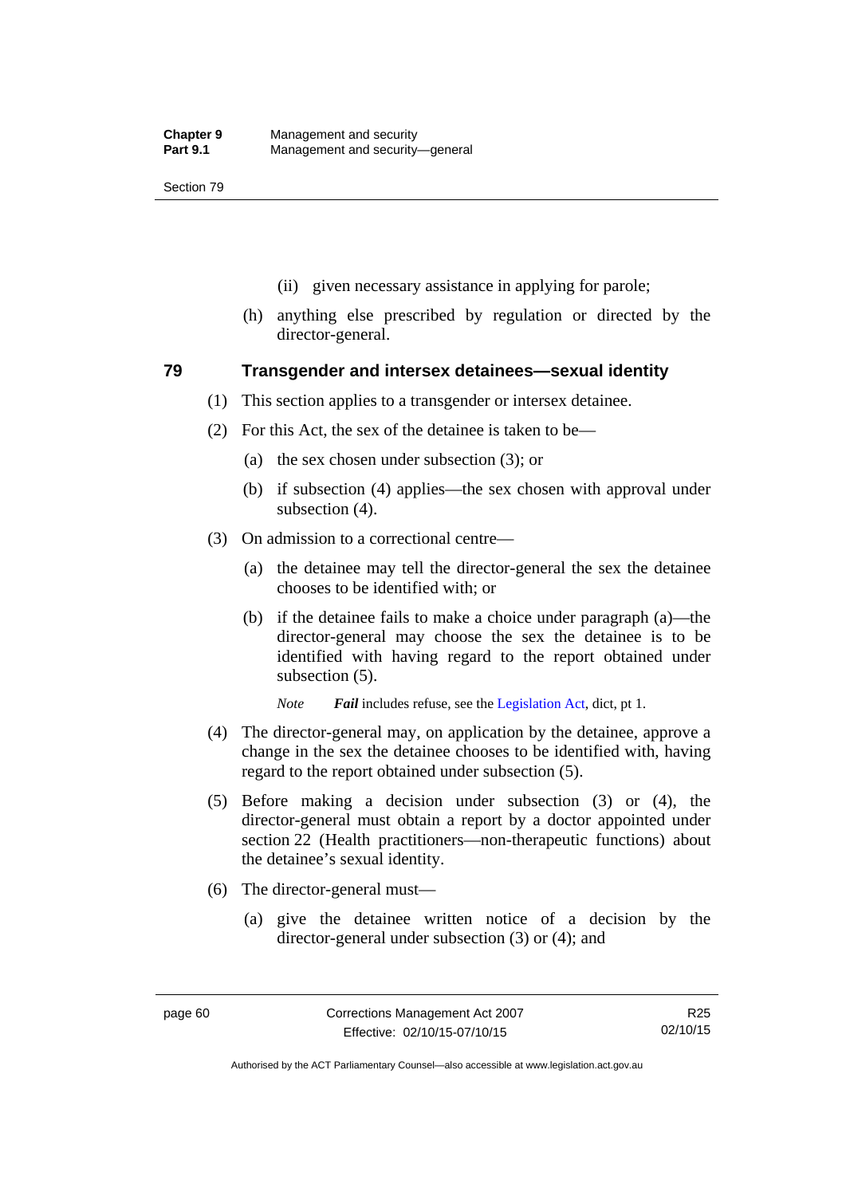(ii) given necessary assistance in applying for parole;

(h) anything else prescribed by regulation or directed by the director-general.

## 79 Transgender and intersex detainees—sexual identity

(1) This section applies to a transgender or intersex detainee.

(2) For this Act, the sex of the detainee is taken to be—

(a) the sex chosen under subsection (3); or

(b) if subsection (4) applies—the sex chosen with approval under subsection (4).

(3) On admission to a correctional centre—

(a) the detainee may tell the director-general the sex the detainee chooses to be identified with; or

(b) if the detainee fails to make a choice under paragraph (a)—the director-general may choose the sex the detainee is to be identified with having regard to the report obtained under subsection (5).

*Note* ***Fail*** includes refuse, see the Legislation Act, dict, pt 1.

(4) The director-general may, on application by the detainee, approve a change in the sex the detainee chooses to be identified with, having regard to the report obtained under subsection (5).

(5) Before making a decision under subsection (3) or (4), the director-general must obtain a report by a doctor appointed under section 22 (Health practitioners—non-therapeutic functions) about the detainee's sexual identity.

(6) The director-general must—

(a) give the detainee written notice of a decision by the director-general under subsection (3) or (4); and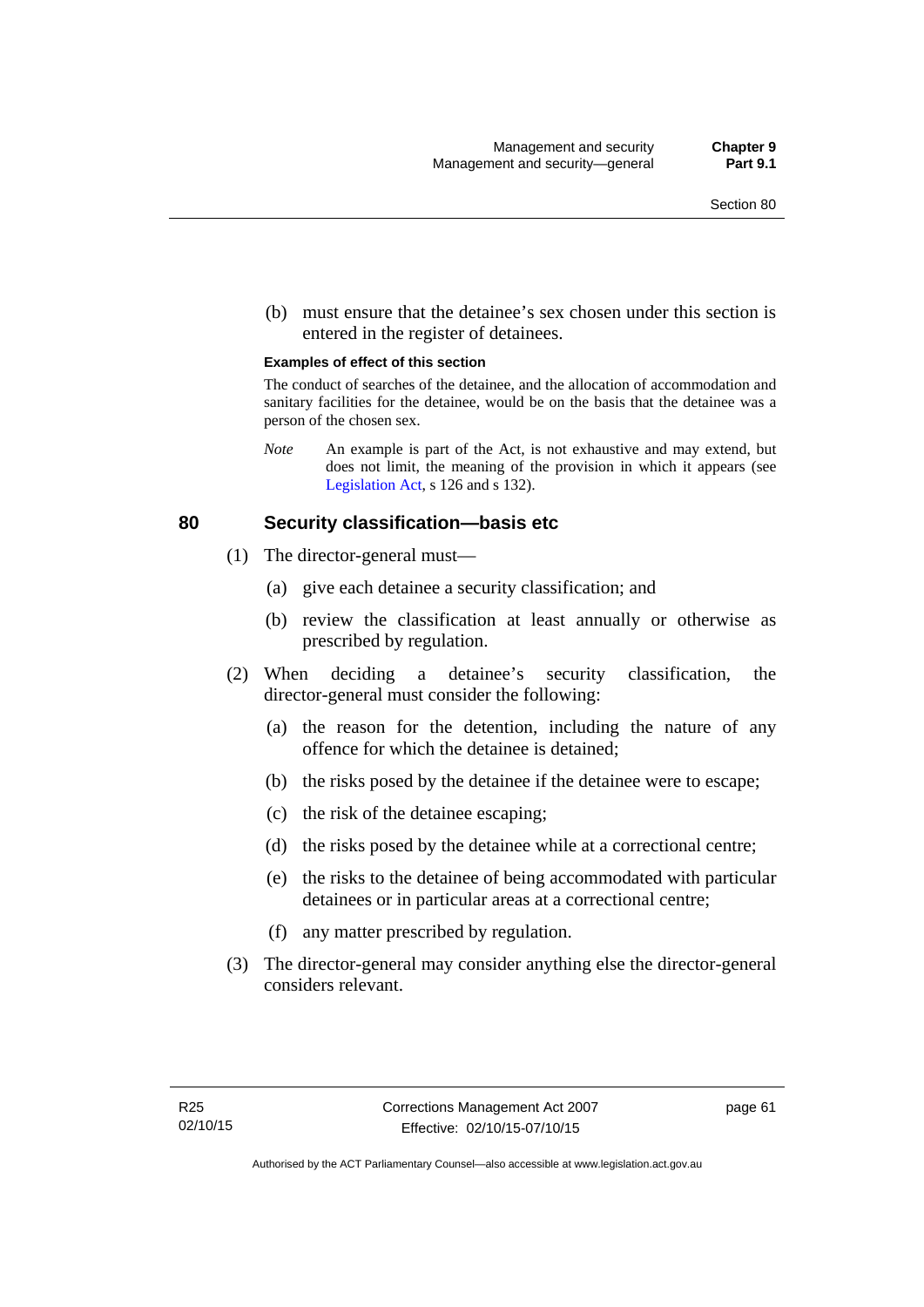(b) must ensure that the detainee's sex chosen under this section is entered in the register of detainees.

**Examples of effect of this section**

The conduct of searches of the detainee, and the allocation of accommodation and sanitary facilities for the detainee, would be on the basis that the detainee was a person of the chosen sex.

*Note* An example is part of the Act, is not exhaustive and may extend, but does not limit, the meaning of the provision in which it appears (see Legislation Act, s 126 and s 132).

## 80 Security classification—basis etc

(1) The director-general must—

(a) give each detainee a security classification; and

(b) review the classification at least annually or otherwise as prescribed by regulation.

(2) When deciding a detainee's security classification, the director-general must consider the following:

(a) the reason for the detention, including the nature of any offence for which the detainee is detained;

(b) the risks posed by the detainee if the detainee were to escape;

(c) the risk of the detainee escaping;

(d) the risks posed by the detainee while at a correctional centre;

(e) the risks to the detainee of being accommodated with particular detainees or in particular areas at a correctional centre;

(f) any matter prescribed by regulation.

(3) The director-general may consider anything else the director-general considers relevant.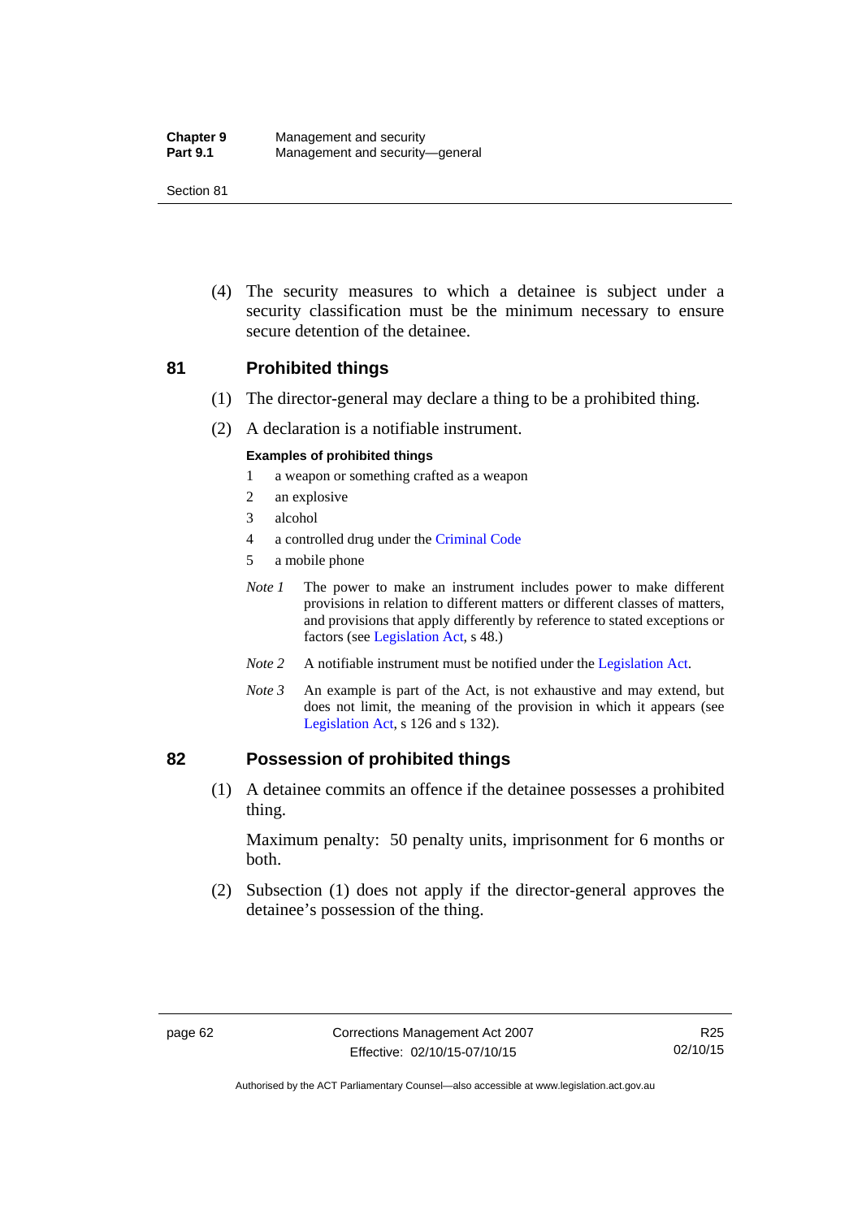(4) The security measures to which a detainee is subject under a security classification must be the minimum necessary to ensure secure detention of the detainee.

## 81 Prohibited things

(1) The director-general may declare a thing to be a prohibited thing.

(2) A declaration is a notifiable instrument.

**Examples of prohibited things**

1 a weapon or something crafted as a weapon

2 an explosive

3 alcohol

4 a controlled drug under the Criminal Code

5 a mobile phone

*Note 1* The power to make an instrument includes power to make different provisions in relation to different matters or different classes of matters, and provisions that apply differently by reference to stated exceptions or factors (see Legislation Act, s 48.)

*Note 2* A notifiable instrument must be notified under the Legislation Act.

*Note 3* An example is part of the Act, is not exhaustive and may extend, but does not limit, the meaning of the provision in which it appears (see Legislation Act, s 126 and s 132).

## 82 Possession of prohibited things

(1) A detainee commits an offence if the detainee possesses a prohibited thing.

Maximum penalty: 50 penalty units, imprisonment for 6 months or both.

(2) Subsection (1) does not apply if the director-general approves the detainee's possession of the thing.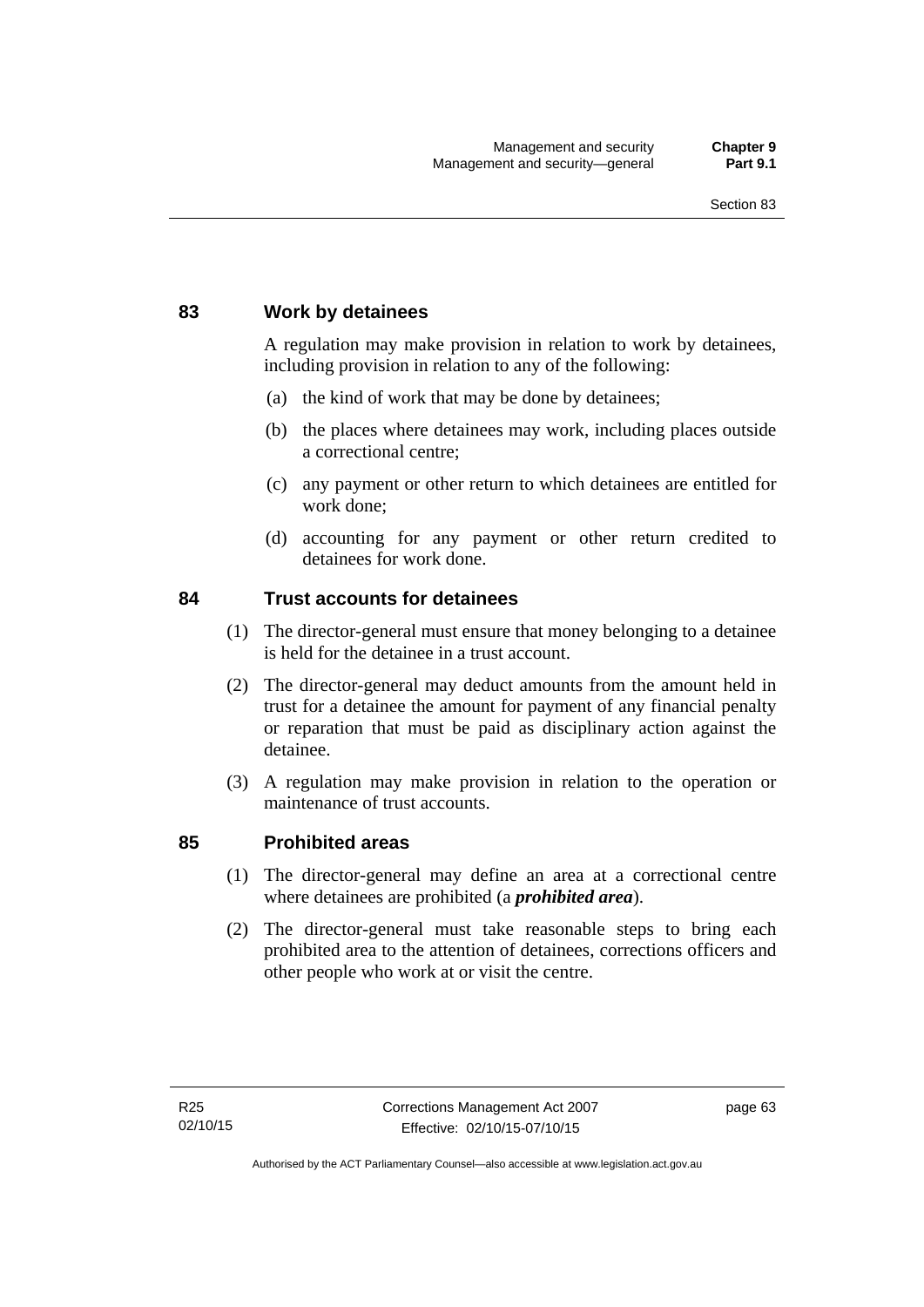## 83 Work by detainees

A regulation may make provision in relation to work by detainees, including provision in relation to any of the following:

(a) the kind of work that may be done by detainees;

(b) the places where detainees may work, including places outside a correctional centre;

(c) any payment or other return to which detainees are entitled for work done;

(d) accounting for any payment or other return credited to detainees for work done.

## 84 Trust accounts for detainees

(1) The director-general must ensure that money belonging to a detainee is held for the detainee in a trust account.

(2) The director-general may deduct amounts from the amount held in trust for a detainee the amount for payment of any financial penalty or reparation that must be paid as disciplinary action against the detainee.

(3) A regulation may make provision in relation to the operation or maintenance of trust accounts.

## 85 Prohibited areas

(1) The director-general may define an area at a correctional centre where detainees are prohibited (a ***prohibited area***).

(2) The director-general must take reasonable steps to bring each prohibited area to the attention of detainees, corrections officers and other people who work at or visit the centre.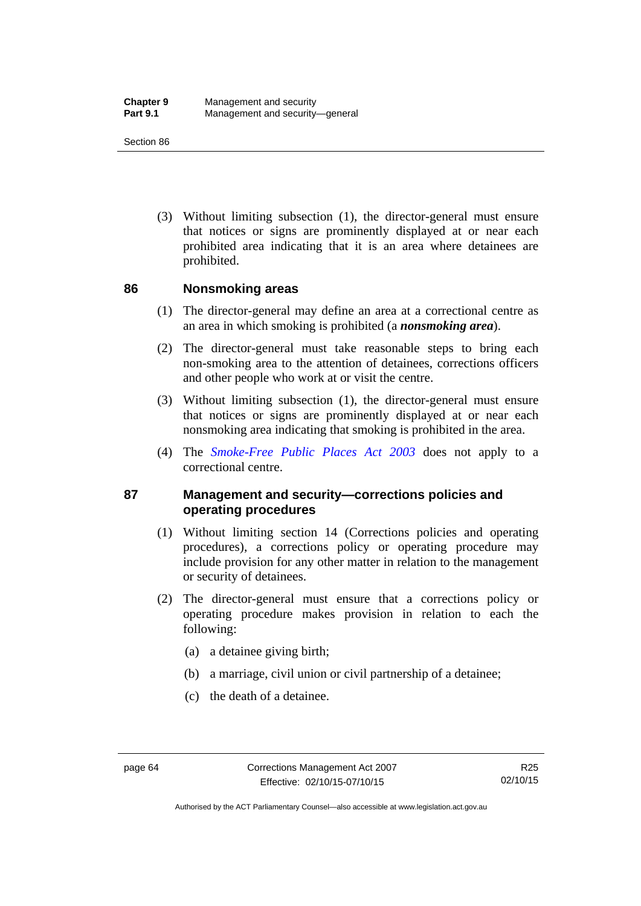(3) Without limiting subsection (1), the director-general must ensure that notices or signs are prominently displayed at or near each prohibited area indicating that it is an area where detainees are prohibited.

### 86 Nonsmoking areas

(1) The director-general may define an area at a correctional centre as an area in which smoking is prohibited (a ***nonsmoking area***).

(2) The director-general must take reasonable steps to bring each non-smoking area to the attention of detainees, corrections officers and other people who work at or visit the centre.

(3) Without limiting subsection (1), the director-general must ensure that notices or signs are prominently displayed at or near each nonsmoking area indicating that smoking is prohibited in the area.

(4) The *Smoke-Free Public Places Act 2003* does not apply to a correctional centre.

### 87 Management and security—corrections policies and operating procedures

(1) Without limiting section 14 (Corrections policies and operating procedures), a corrections policy or operating procedure may include provision for any other matter in relation to the management or security of detainees.

(2) The director-general must ensure that a corrections policy or operating procedure makes provision in relation to each the following:

(a) a detainee giving birth;

(b) a marriage, civil union or civil partnership of a detainee;

(c) the death of a detainee.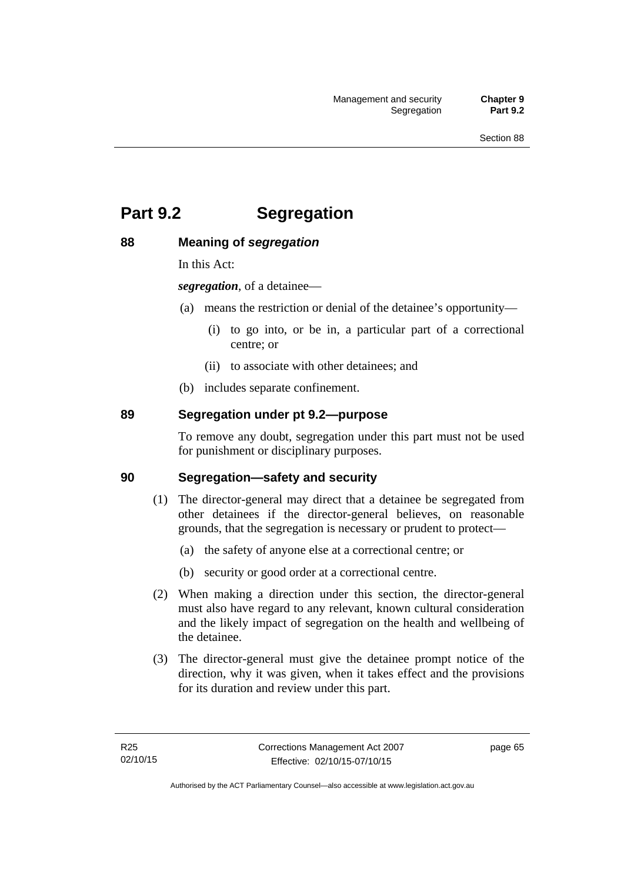# Part 9.2 Segregation

## 88 Meaning of *segregation*

In this Act:

***segregation***, of a detainee—

(a) means the restriction or denial of the detainee's opportunity—

(i) to go into, or be in, a particular part of a correctional centre; or

(ii) to associate with other detainees; and

(b) includes separate confinement.

## 89 Segregation under pt 9.2—purpose

To remove any doubt, segregation under this part must not be used for punishment or disciplinary purposes.

## 90 Segregation—safety and security

(1) The director-general may direct that a detainee be segregated from other detainees if the director-general believes, on reasonable grounds, that the segregation is necessary or prudent to protect—

(a) the safety of anyone else at a correctional centre; or

(b) security or good order at a correctional centre.

(2) When making a direction under this section, the director-general must also have regard to any relevant, known cultural consideration and the likely impact of segregation on the health and wellbeing of the detainee.

(3) The director-general must give the detainee prompt notice of the direction, why it was given, when it takes effect and the provisions for its duration and review under this part.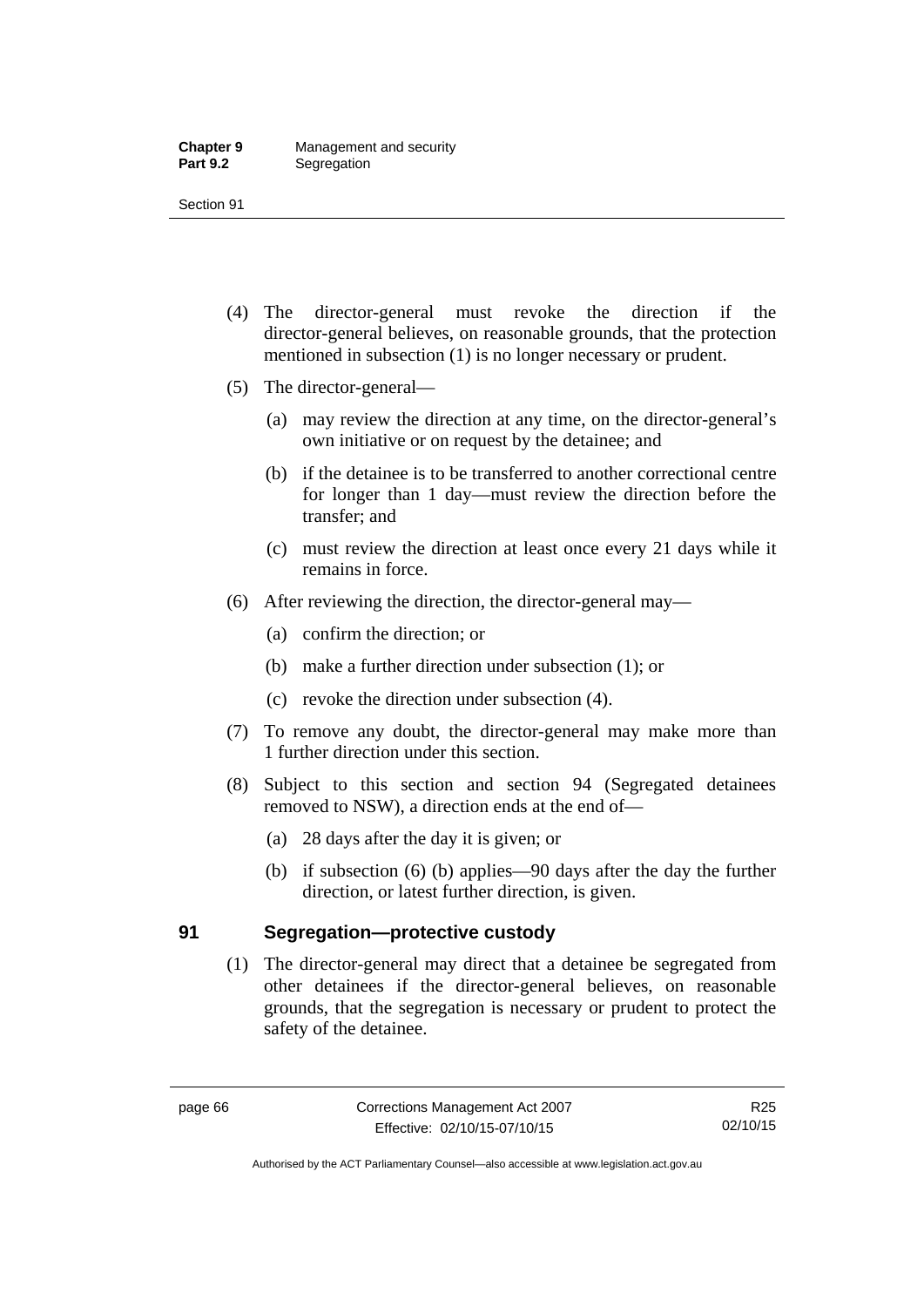(4) The director-general must revoke the direction if the director-general believes, on reasonable grounds, that the protection mentioned in subsection (1) is no longer necessary or prudent.

(5) The director-general—

  (a) may review the direction at any time, on the director-general's own initiative or on request by the detainee; and

  (b) if the detainee is to be transferred to another correctional centre for longer than 1 day—must review the direction before the transfer; and

  (c) must review the direction at least once every 21 days while it remains in force.

(6) After reviewing the direction, the director-general may—

  (a) confirm the direction; or

  (b) make a further direction under subsection (1); or

  (c) revoke the direction under subsection (4).

(7) To remove any doubt, the director-general may make more than 1 further direction under this section.

(8) Subject to this section and section 94 (Segregated detainees removed to NSW), a direction ends at the end of—

  (a) 28 days after the day it is given; or

  (b) if subsection (6) (b) applies—90 days after the day the further direction, or latest further direction, is given.

## 91 Segregation—protective custody

(1) The director-general may direct that a detainee be segregated from other detainees if the director-general believes, on reasonable grounds, that the segregation is necessary or prudent to protect the safety of the detainee.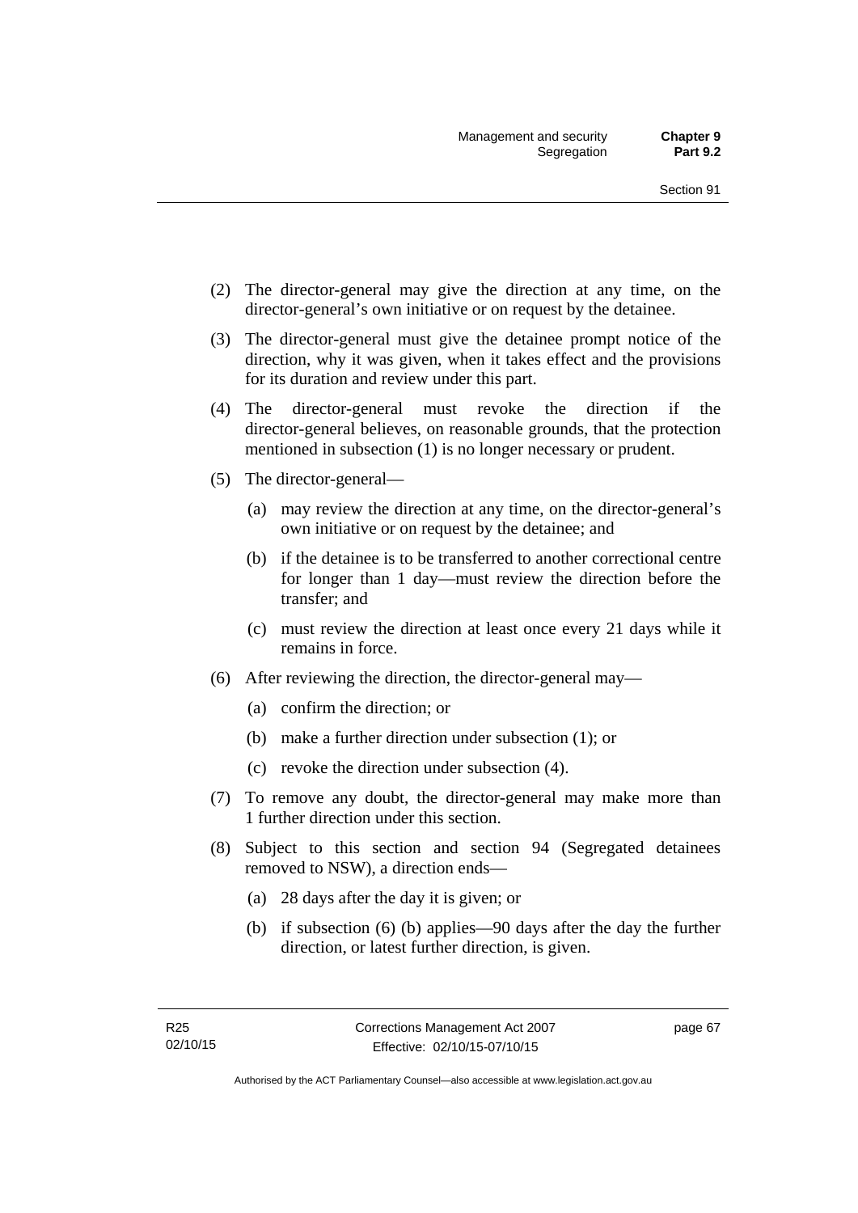(2) The director-general may give the direction at any time, on the director-general's own initiative or on request by the detainee.

(3) The director-general must give the detainee prompt notice of the direction, why it was given, when it takes effect and the provisions for its duration and review under this part.

(4) The director-general must revoke the direction if the director-general believes, on reasonable grounds, that the protection mentioned in subsection (1) is no longer necessary or prudent.

(5) The director-general—

  (a) may review the direction at any time, on the director-general's own initiative or on request by the detainee; and

  (b) if the detainee is to be transferred to another correctional centre for longer than 1 day—must review the direction before the transfer; and

  (c) must review the direction at least once every 21 days while it remains in force.

(6) After reviewing the direction, the director-general may—

  (a) confirm the direction; or

  (b) make a further direction under subsection (1); or

  (c) revoke the direction under subsection (4).

(7) To remove any doubt, the director-general may make more than 1 further direction under this section.

(8) Subject to this section and section 94 (Segregated detainees removed to NSW), a direction ends—

  (a) 28 days after the day it is given; or

  (b) if subsection (6) (b) applies—90 days after the day the further direction, or latest further direction, is given.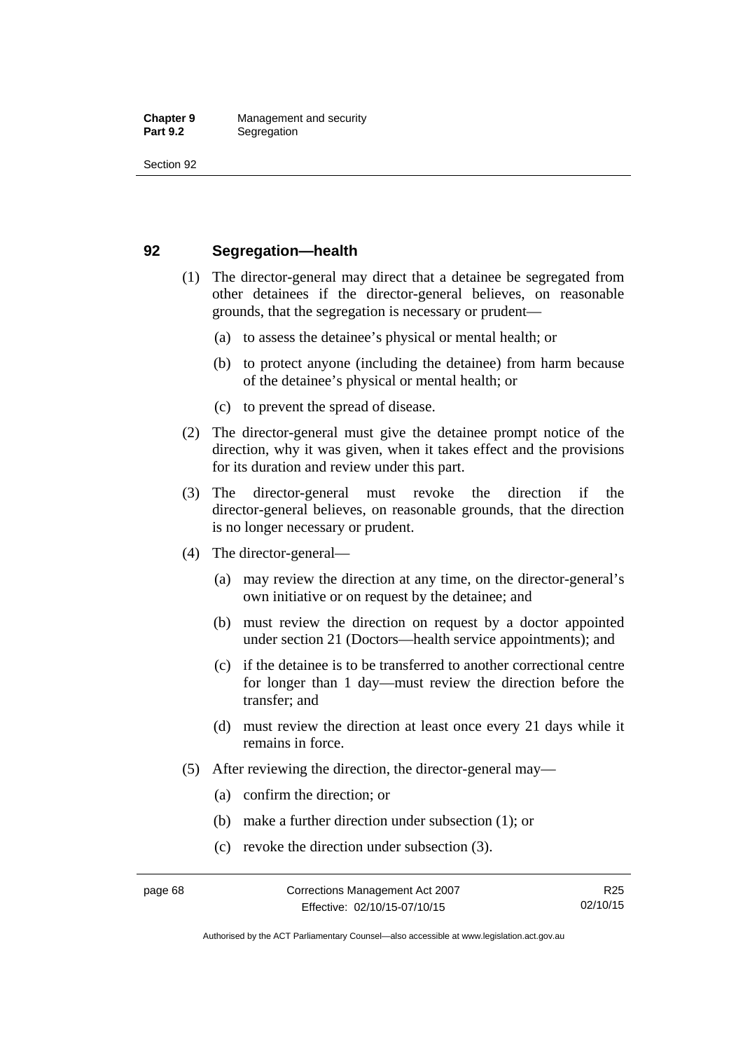## 92 Segregation—health

(1) The director-general may direct that a detainee be segregated from other detainees if the director-general believes, on reasonable grounds, that the segregation is necessary or prudent—

(a) to assess the detainee's physical or mental health; or

(b) to protect anyone (including the detainee) from harm because of the detainee's physical or mental health; or

(c) to prevent the spread of disease.

(2) The director-general must give the detainee prompt notice of the direction, why it was given, when it takes effect and the provisions for its duration and review under this part.

(3) The director-general must revoke the direction if the director-general believes, on reasonable grounds, that the direction is no longer necessary or prudent.

(4) The director-general—

(a) may review the direction at any time, on the director-general's own initiative or on request by the detainee; and

(b) must review the direction on request by a doctor appointed under section 21 (Doctors—health service appointments); and

(c) if the detainee is to be transferred to another correctional centre for longer than 1 day—must review the direction before the transfer; and

(d) must review the direction at least once every 21 days while it remains in force.

(5) After reviewing the direction, the director-general may—

(a) confirm the direction; or

(b) make a further direction under subsection (1); or

(c) revoke the direction under subsection (3).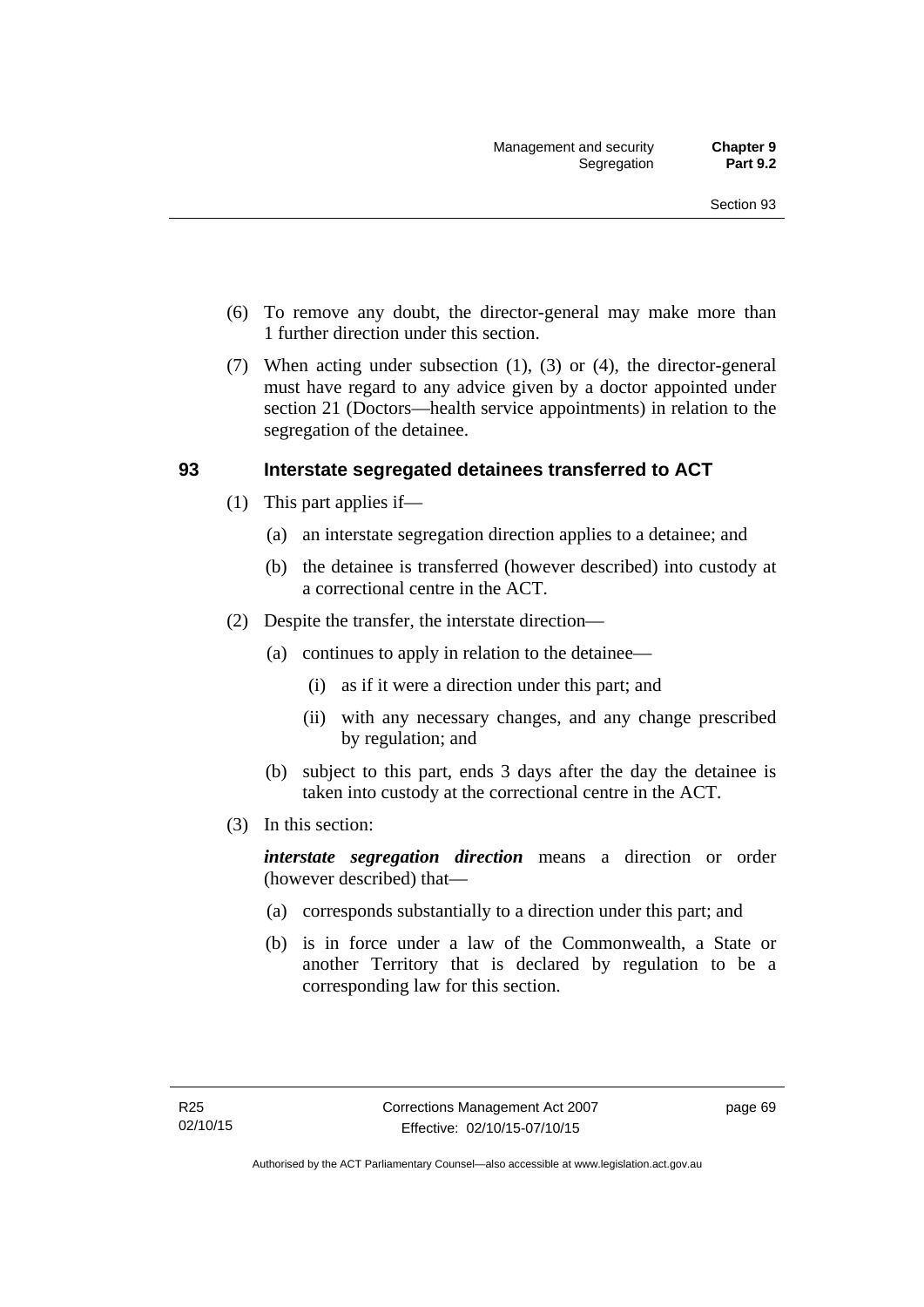(6) To remove any doubt, the director-general may make more than 1 further direction under this section.

(7) When acting under subsection (1), (3) or (4), the director-general must have regard to any advice given by a doctor appointed under section 21 (Doctors—health service appointments) in relation to the segregation of the detainee.

## 93 Interstate segregated detainees transferred to ACT

(1) This part applies if—

(a) an interstate segregation direction applies to a detainee; and

(b) the detainee is transferred (however described) into custody at a correctional centre in the ACT.

(2) Despite the transfer, the interstate direction—

(a) continues to apply in relation to the detainee—

(i) as if it were a direction under this part; and

(ii) with any necessary changes, and any change prescribed by regulation; and

(b) subject to this part, ends 3 days after the day the detainee is taken into custody at the correctional centre in the ACT.

(3) In this section:

***interstate segregation direction*** means a direction or order (however described) that—

(a) corresponds substantially to a direction under this part; and

(b) is in force under a law of the Commonwealth, a State or another Territory that is declared by regulation to be a corresponding law for this section.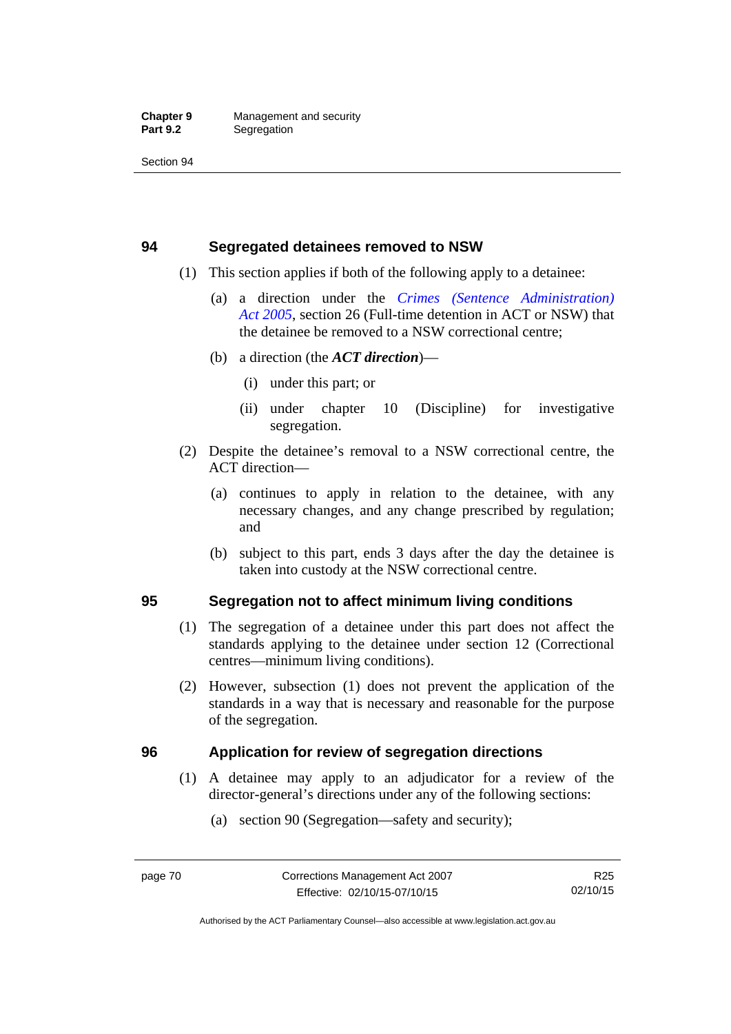## 94 Segregated detainees removed to NSW

(1) This section applies if both of the following apply to a detainee:

(a) a direction under the *Crimes (Sentence Administration) Act 2005*, section 26 (Full-time detention in ACT or NSW) that the detainee be removed to a NSW correctional centre;

(b) a direction (the ***ACT direction***)—

(i) under this part; or

(ii) under chapter 10 (Discipline) for investigative segregation.

(2) Despite the detainee's removal to a NSW correctional centre, the ACT direction—

(a) continues to apply in relation to the detainee, with any necessary changes, and any change prescribed by regulation; and

(b) subject to this part, ends 3 days after the day the detainee is taken into custody at the NSW correctional centre.

## 95 Segregation not to affect minimum living conditions

(1) The segregation of a detainee under this part does not affect the standards applying to the detainee under section 12 (Correctional centres—minimum living conditions).

(2) However, subsection (1) does not prevent the application of the standards in a way that is necessary and reasonable for the purpose of the segregation.

## 96 Application for review of segregation directions

(1) A detainee may apply to an adjudicator for a review of the director-general's directions under any of the following sections:

(a) section 90 (Segregation—safety and security);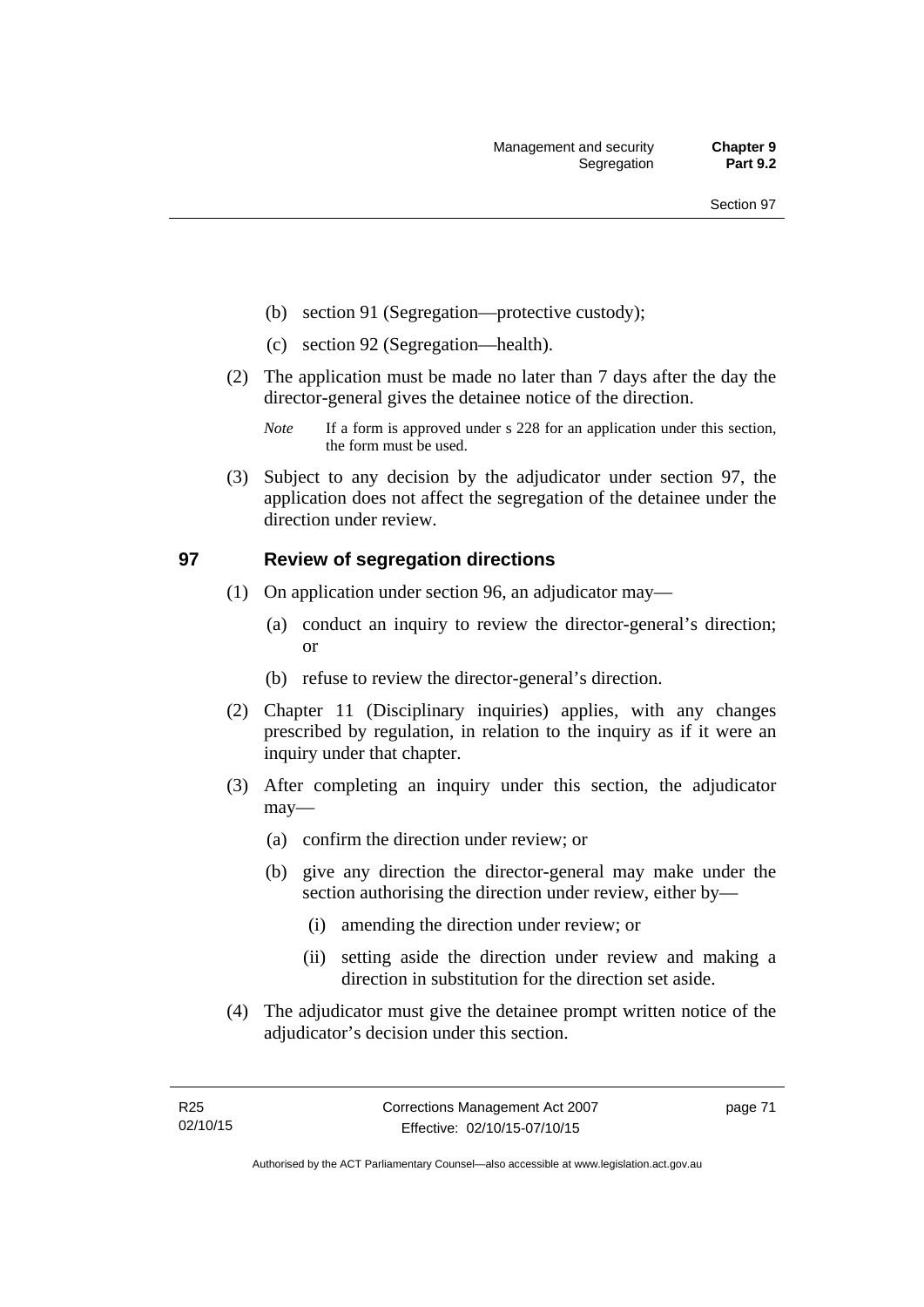(b) section 91 (Segregation—protective custody);

(c) section 92 (Segregation—health).

(2) The application must be made no later than 7 days after the day the director-general gives the detainee notice of the direction.

*Note* If a form is approved under s 228 for an application under this section, the form must be used.

(3) Subject to any decision by the adjudicator under section 97, the application does not affect the segregation of the detainee under the direction under review.

## 97 Review of segregation directions

(1) On application under section 96, an adjudicator may—

(a) conduct an inquiry to review the director-general's direction; or

(b) refuse to review the director-general's direction.

(2) Chapter 11 (Disciplinary inquiries) applies, with any changes prescribed by regulation, in relation to the inquiry as if it were an inquiry under that chapter.

(3) After completing an inquiry under this section, the adjudicator may—

(a) confirm the direction under review; or

(b) give any direction the director-general may make under the section authorising the direction under review, either by—

(i) amending the direction under review; or

(ii) setting aside the direction under review and making a direction in substitution for the direction set aside.

(4) The adjudicator must give the detainee prompt written notice of the adjudicator's decision under this section.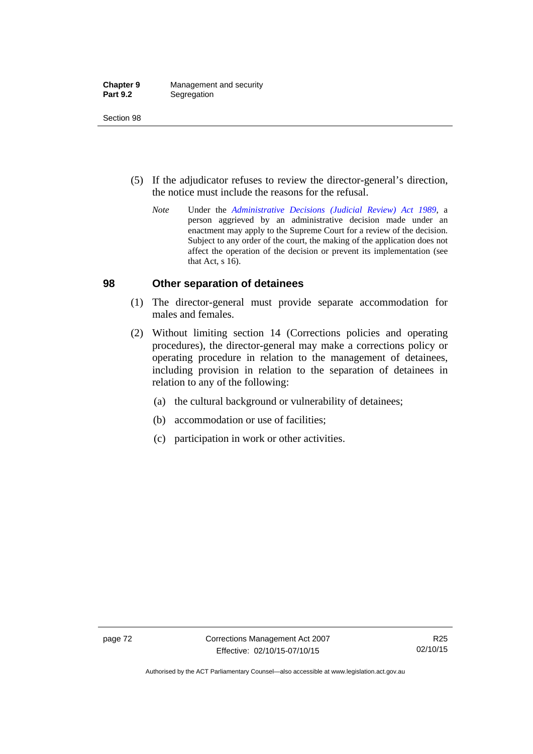(5) If the adjudicator refuses to review the director-general's direction, the notice must include the reasons for the refusal.

*Note* Under the *Administrative Decisions (Judicial Review) Act 1989*, a person aggrieved by an administrative decision made under an enactment may apply to the Supreme Court for a review of the decision. Subject to any order of the court, the making of the application does not affect the operation of the decision or prevent its implementation (see that Act, s 16).

## 98 Other separation of detainees

(1) The director-general must provide separate accommodation for males and females.

(2) Without limiting section 14 (Corrections policies and operating procedures), the director-general may make a corrections policy or operating procedure in relation to the management of detainees, including provision in relation to the separation of detainees in relation to any of the following:

(a) the cultural background or vulnerability of detainees;

(b) accommodation or use of facilities;

(c) participation in work or other activities.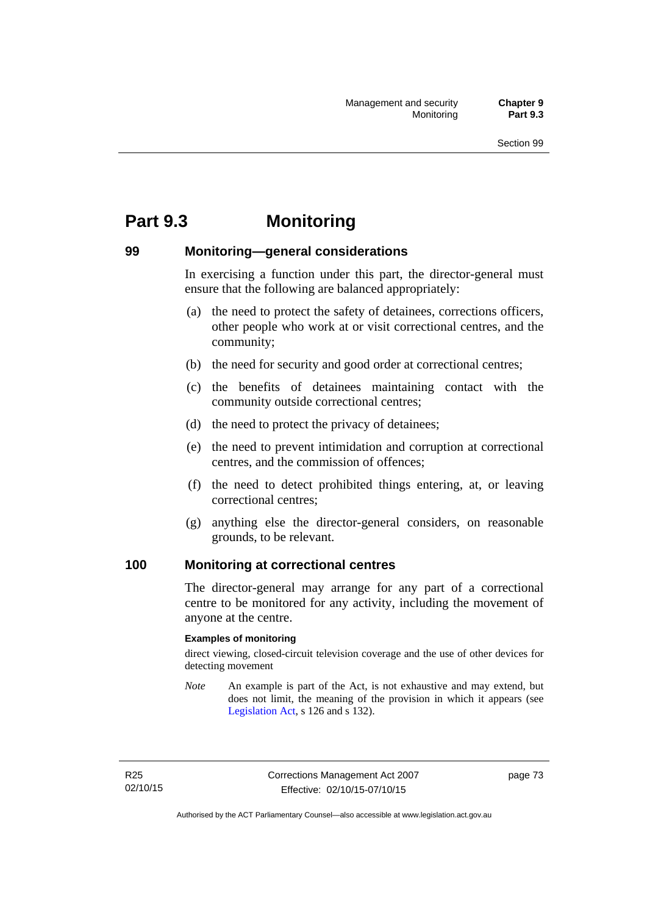# Part 9.3 Monitoring

## 99 Monitoring—general considerations

In exercising a function under this part, the director-general must ensure that the following are balanced appropriately:

(a) the need to protect the safety of detainees, corrections officers, other people who work at or visit correctional centres, and the community;

(b) the need for security and good order at correctional centres;

(c) the benefits of detainees maintaining contact with the community outside correctional centres;

(d) the need to protect the privacy of detainees;

(e) the need to prevent intimidation and corruption at correctional centres, and the commission of offences;

(f) the need to detect prohibited things entering, at, or leaving correctional centres;

(g) anything else the director-general considers, on reasonable grounds, to be relevant.

## 100 Monitoring at correctional centres

The director-general may arrange for any part of a correctional centre to be monitored for any activity, including the movement of anyone at the centre.

**Examples of monitoring**

direct viewing, closed-circuit television coverage and the use of other devices for detecting movement

*Note* An example is part of the Act, is not exhaustive and may extend, but does not limit, the meaning of the provision in which it appears (see Legislation Act, s 126 and s 132).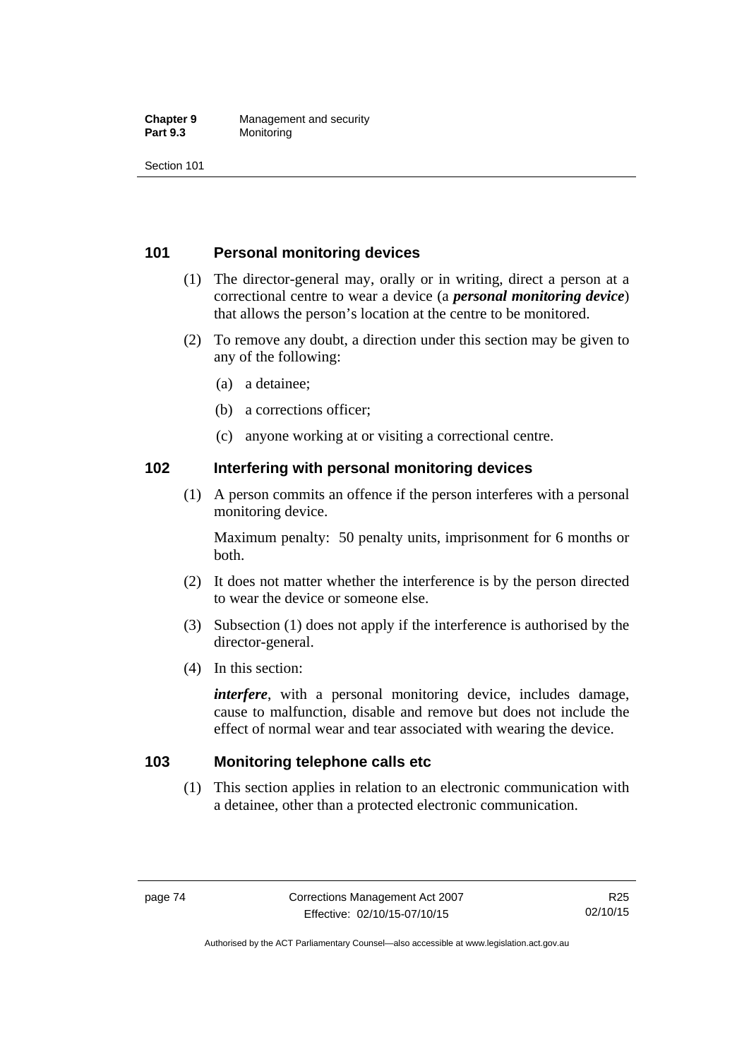## 101 Personal monitoring devices

(1) The director-general may, orally or in writing, direct a person at a correctional centre to wear a device (a ***personal monitoring device***) that allows the person's location at the centre to be monitored.

(2) To remove any doubt, a direction under this section may be given to any of the following:

(a) a detainee;

(b) a corrections officer;

(c) anyone working at or visiting a correctional centre.

## 102 Interfering with personal monitoring devices

(1) A person commits an offence if the person interferes with a personal monitoring device.

Maximum penalty: 50 penalty units, imprisonment for 6 months or both.

(2) It does not matter whether the interference is by the person directed to wear the device or someone else.

(3) Subsection (1) does not apply if the interference is authorised by the director-general.

(4) In this section:

***interfere***, with a personal monitoring device, includes damage, cause to malfunction, disable and remove but does not include the effect of normal wear and tear associated with wearing the device.

## 103 Monitoring telephone calls etc

(1) This section applies in relation to an electronic communication with a detainee, other than a protected electronic communication.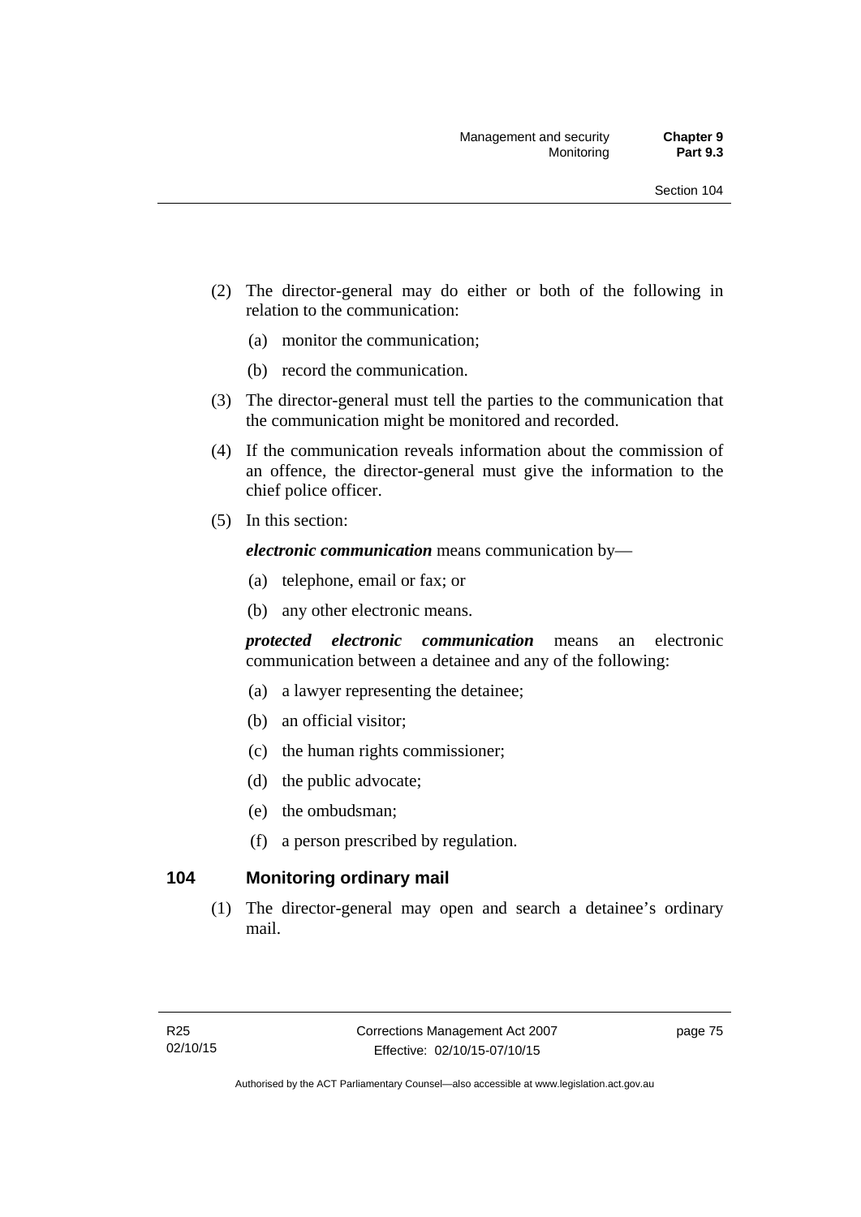(2) The director-general may do either or both of the following in relation to the communication:

(a) monitor the communication;

(b) record the communication.

(3) The director-general must tell the parties to the communication that the communication might be monitored and recorded.

(4) If the communication reveals information about the commission of an offence, the director-general must give the information to the chief police officer.

(5) In this section:

***electronic communication*** means communication by—

(a) telephone, email or fax; or

(b) any other electronic means.

***protected electronic communication*** means an electronic communication between a detainee and any of the following:

(a) a lawyer representing the detainee;

(b) an official visitor;

(c) the human rights commissioner;

(d) the public advocate;

(e) the ombudsman;

(f) a person prescribed by regulation.

### 104 Monitoring ordinary mail

(1) The director-general may open and search a detainee's ordinary mail.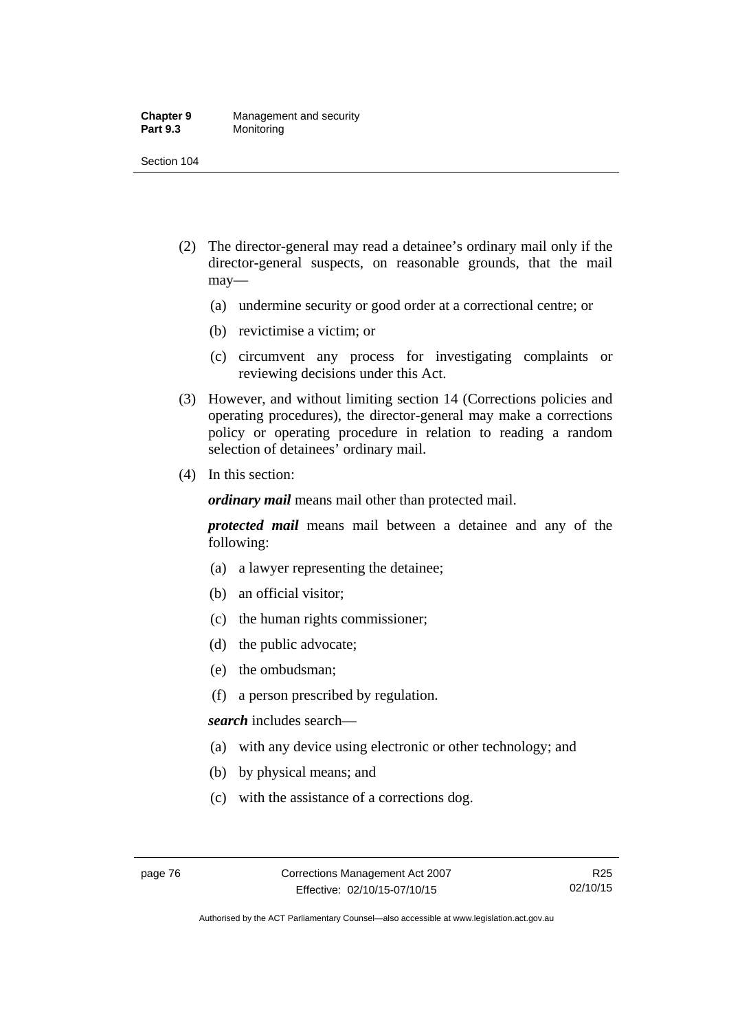(2) The director-general may read a detainee's ordinary mail only if the director-general suspects, on reasonable grounds, that the mail may—

  (a) undermine security or good order at a correctional centre; or

  (b) revictimise a victim; or

  (c) circumvent any process for investigating complaints or reviewing decisions under this Act.

(3) However, and without limiting section 14 (Corrections policies and operating procedures), the director-general may make a corrections policy or operating procedure in relation to reading a random selection of detainees' ordinary mail.

(4) In this section:

***ordinary mail*** means mail other than protected mail.

***protected mail*** means mail between a detainee and any of the following:

  (a) a lawyer representing the detainee;

  (b) an official visitor;

  (c) the human rights commissioner;

  (d) the public advocate;

  (e) the ombudsman;

  (f) a person prescribed by regulation.

***search*** includes search—

  (a) with any device using electronic or other technology; and

  (b) by physical means; and

  (c) with the assistance of a corrections dog.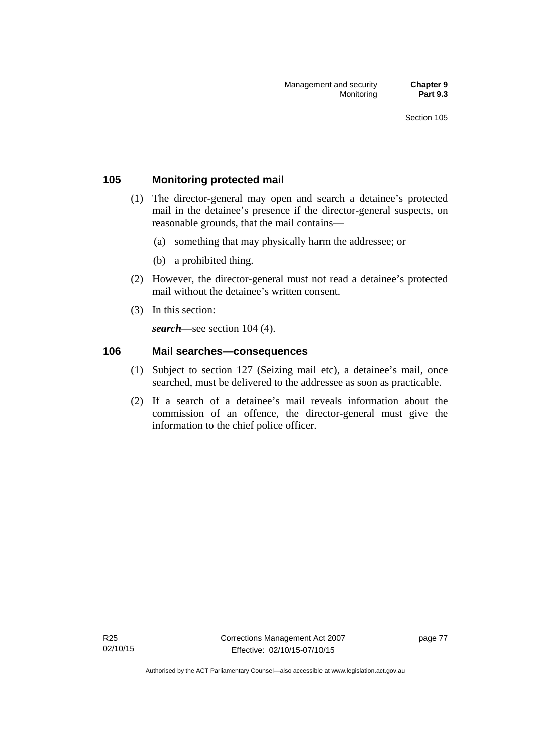## 105 Monitoring protected mail

(1) The director-general may open and search a detainee's protected mail in the detainee's presence if the director-general suspects, on reasonable grounds, that the mail contains—

(a) something that may physically harm the addressee; or

(b) a prohibited thing.

(2) However, the director-general must not read a detainee's protected mail without the detainee's written consent.

(3) In this section:

***search***—see section 104 (4).

## 106 Mail searches—consequences

(1) Subject to section 127 (Seizing mail etc), a detainee's mail, once searched, must be delivered to the addressee as soon as practicable.

(2) If a search of a detainee's mail reveals information about the commission of an offence, the director-general must give the information to the chief police officer.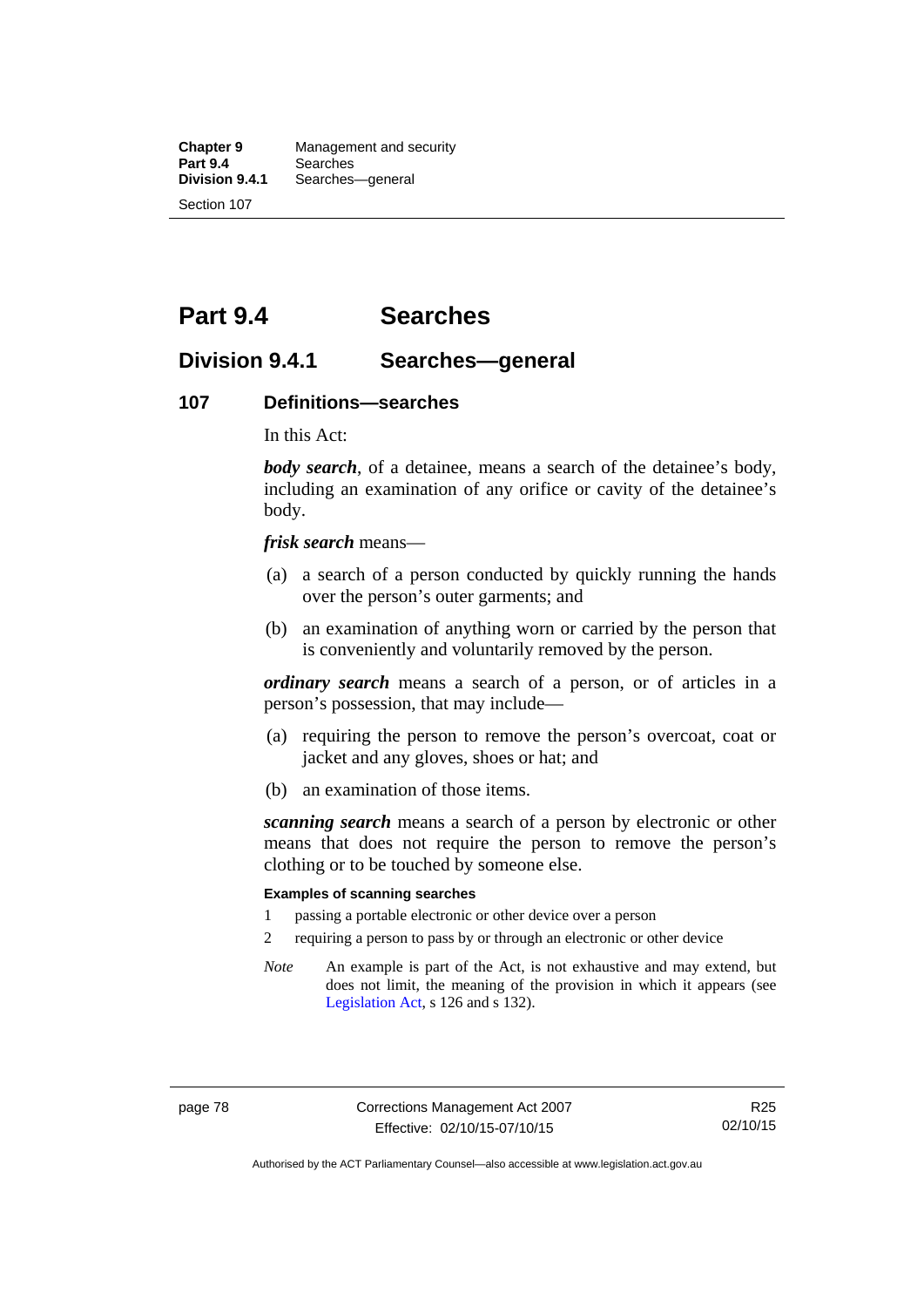# Part 9.4 Searches

## Division 9.4.1 Searches—general

### 107 Definitions—searches

In this Act:

***body search***, of a detainee, means a search of the detainee's body, including an examination of any orifice or cavity of the detainee's body.

***frisk search*** means—

(a) a search of a person conducted by quickly running the hands over the person's outer garments; and

(b) an examination of anything worn or carried by the person that is conveniently and voluntarily removed by the person.

***ordinary search*** means a search of a person, or of articles in a person's possession, that may include—

(a) requiring the person to remove the person's overcoat, coat or jacket and any gloves, shoes or hat; and

(b) an examination of those items.

***scanning search*** means a search of a person by electronic or other means that does not require the person to remove the person's clothing or to be touched by someone else.

**Examples of scanning searches**

1 passing a portable electronic or other device over a person

2 requiring a person to pass by or through an electronic or other device

*Note* An example is part of the Act, is not exhaustive and may extend, but does not limit, the meaning of the provision in which it appears (see Legislation Act, s 126 and s 132).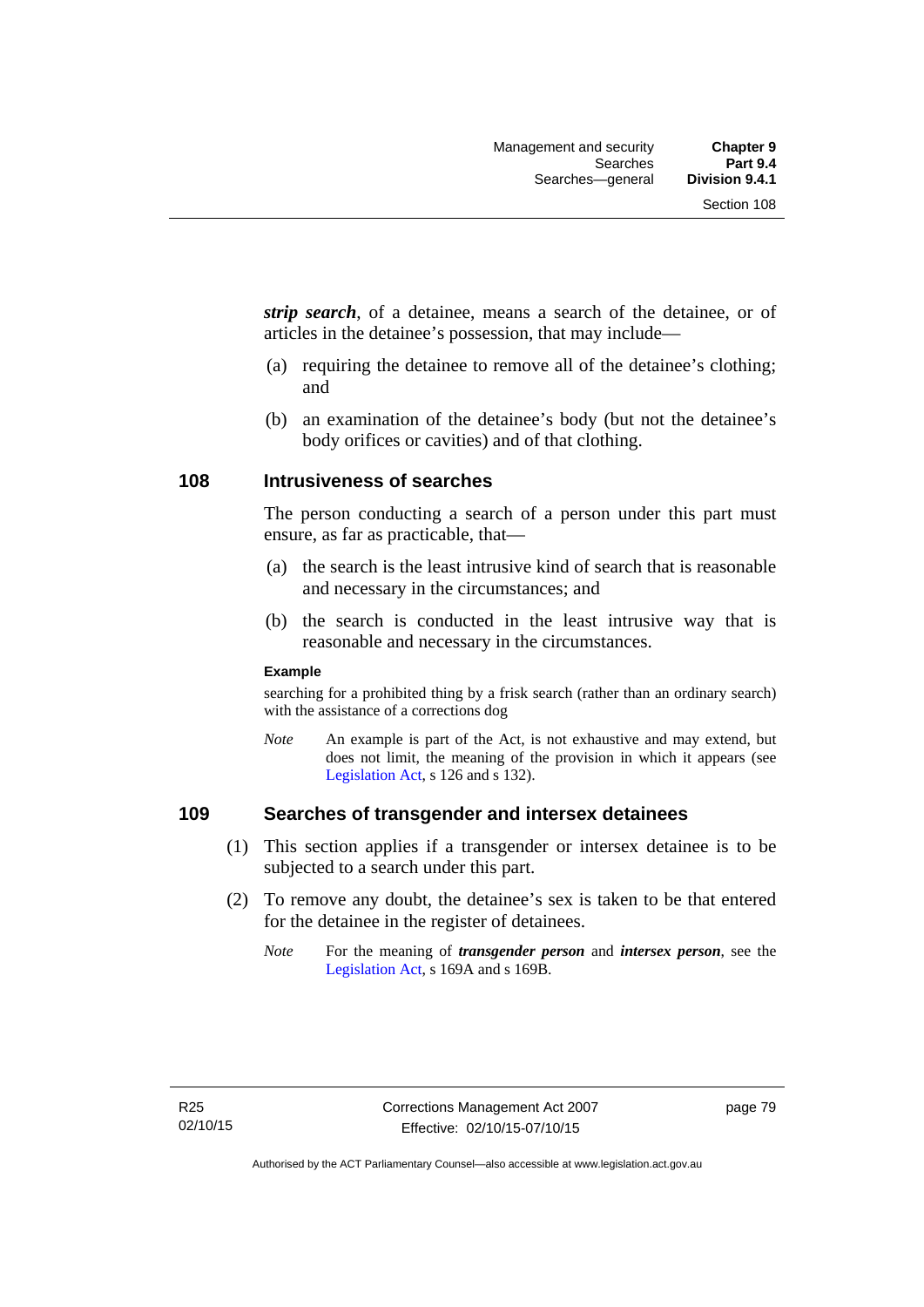***strip search***, of a detainee, means a search of the detainee, or of articles in the detainee's possession, that may include—

(a) requiring the detainee to remove all of the detainee's clothing; and

(b) an examination of the detainee's body (but not the detainee's body orifices or cavities) and of that clothing.

## 108 Intrusiveness of searches

The person conducting a search of a person under this part must ensure, as far as practicable, that—

(a) the search is the least intrusive kind of search that is reasonable and necessary in the circumstances; and

(b) the search is conducted in the least intrusive way that is reasonable and necessary in the circumstances.

**Example**

searching for a prohibited thing by a frisk search (rather than an ordinary search) with the assistance of a corrections dog

*Note* An example is part of the Act, is not exhaustive and may extend, but does not limit, the meaning of the provision in which it appears (see Legislation Act, s 126 and s 132).

## 109 Searches of transgender and intersex detainees

(1) This section applies if a transgender or intersex detainee is to be subjected to a search under this part.

(2) To remove any doubt, the detainee's sex is taken to be that entered for the detainee in the register of detainees.

*Note* For the meaning of ***transgender person*** and ***intersex person***, see the Legislation Act, s 169A and s 169B.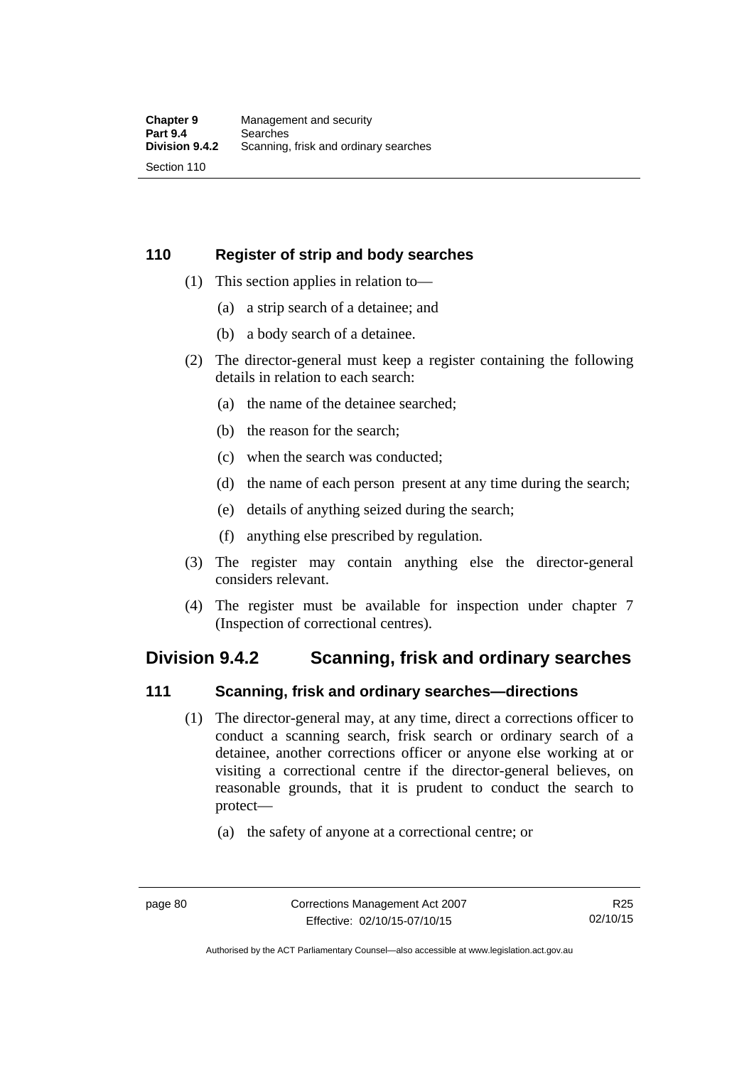### 110 Register of strip and body searches

(1) This section applies in relation to—

(a) a strip search of a detainee; and

(b) a body search of a detainee.

(2) The director-general must keep a register containing the following details in relation to each search:

(a) the name of the detainee searched;

(b) the reason for the search;

(c) when the search was conducted;

(d) the name of each person present at any time during the search;

(e) details of anything seized during the search;

(f) anything else prescribed by regulation.

(3) The register may contain anything else the director-general considers relevant.

(4) The register must be available for inspection under chapter 7 (Inspection of correctional centres).

## Division 9.4.2 Scanning, frisk and ordinary searches

### 111 Scanning, frisk and ordinary searches—directions

(1) The director-general may, at any time, direct a corrections officer to conduct a scanning search, frisk search or ordinary search of a detainee, another corrections officer or anyone else working at or visiting a correctional centre if the director-general believes, on reasonable grounds, that it is prudent to conduct the search to protect—

(a) the safety of anyone at a correctional centre; or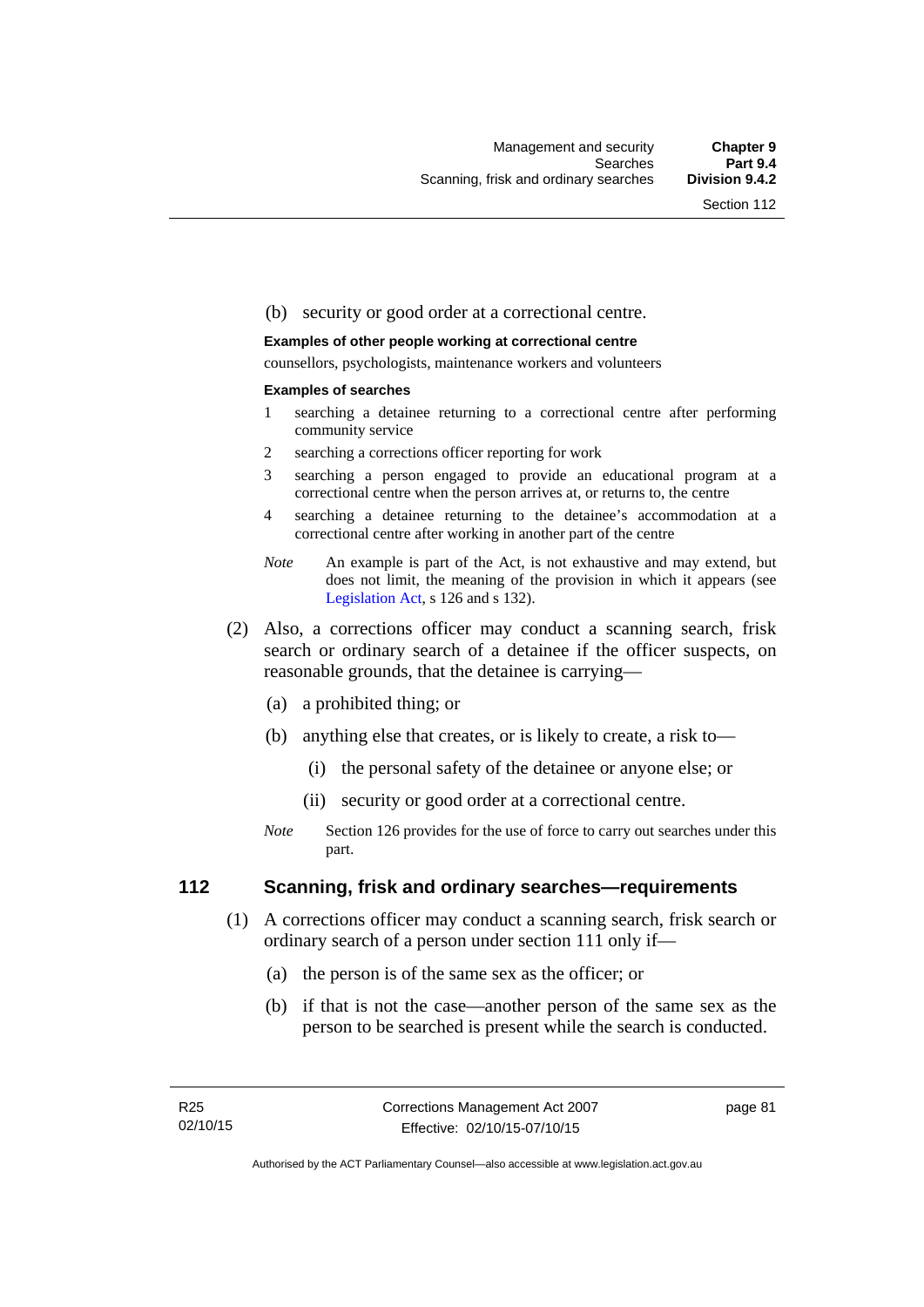(b) security or good order at a correctional centre.

**Examples of other people working at correctional centre**

counsellors, psychologists, maintenance workers and volunteers

**Examples of searches**

1. searching a detainee returning to a correctional centre after performing community service
2. searching a corrections officer reporting for work
3. searching a person engaged to provide an educational program at a correctional centre when the person arrives at, or returns to, the centre
4. searching a detainee returning to the detainee's accommodation at a correctional centre after working in another part of the centre

*Note* An example is part of the Act, is not exhaustive and may extend, but does not limit, the meaning of the provision in which it appears (see Legislation Act, s 126 and s 132).

(2) Also, a corrections officer may conduct a scanning search, frisk search or ordinary search of a detainee if the officer suspects, on reasonable grounds, that the detainee is carrying—

(a) a prohibited thing; or

(b) anything else that creates, or is likely to create, a risk to—

(i) the personal safety of the detainee or anyone else; or

(ii) security or good order at a correctional centre.

*Note* Section 126 provides for the use of force to carry out searches under this part.

## 112 Scanning, frisk and ordinary searches—requirements

(1) A corrections officer may conduct a scanning search, frisk search or ordinary search of a person under section 111 only if—

(a) the person is of the same sex as the officer; or

(b) if that is not the case—another person of the same sex as the person to be searched is present while the search is conducted.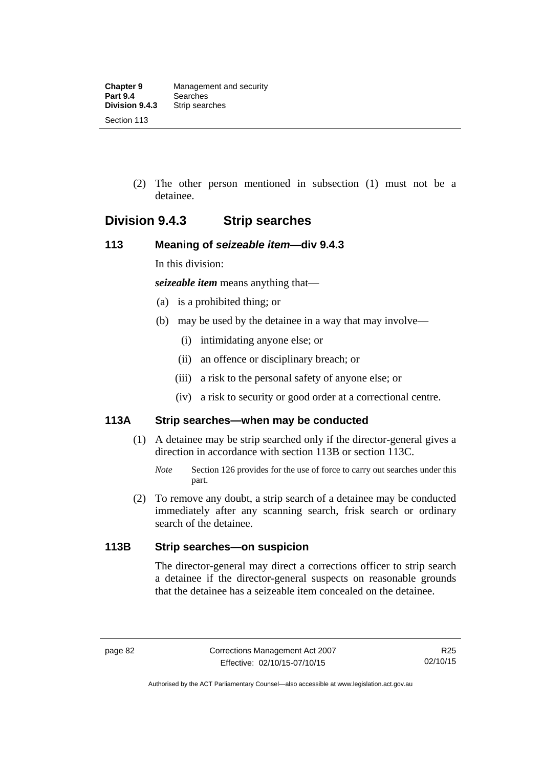(2) The other person mentioned in subsection (1) must not be a detainee.

## Division 9.4.3 Strip searches

### 113 Meaning of *seizeable item*—div 9.4.3

In this division:

***seizeable item*** means anything that—

(a) is a prohibited thing; or

(b) may be used by the detainee in a way that may involve—

(i) intimidating anyone else; or

(ii) an offence or disciplinary breach; or

(iii) a risk to the personal safety of anyone else; or

(iv) a risk to security or good order at a correctional centre.

### 113A Strip searches—when may be conducted

(1) A detainee may be strip searched only if the director-general gives a direction in accordance with section 113B or section 113C.

*Note* Section 126 provides for the use of force to carry out searches under this part.

(2) To remove any doubt, a strip search of a detainee may be conducted immediately after any scanning search, frisk search or ordinary search of the detainee.

### 113B Strip searches—on suspicion

The director-general may direct a corrections officer to strip search a detainee if the director-general suspects on reasonable grounds that the detainee has a seizeable item concealed on the detainee.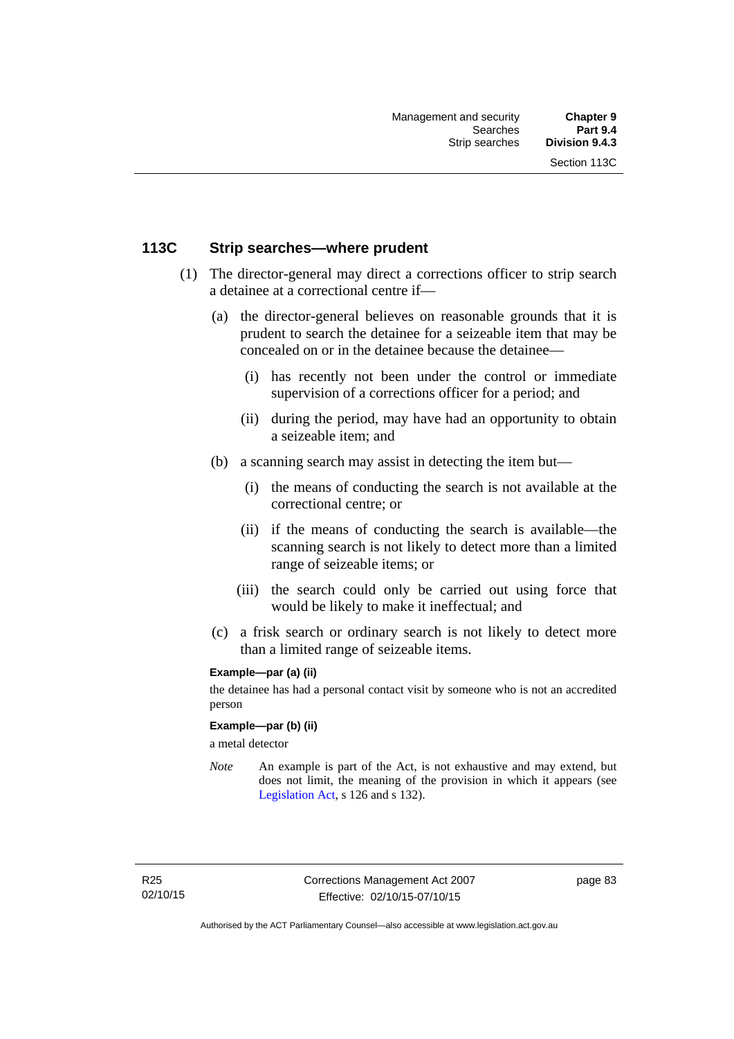## 113C Strip searches—where prudent

(1) The director-general may direct a corrections officer to strip search a detainee at a correctional centre if—

(a) the director-general believes on reasonable grounds that it is prudent to search the detainee for a seizeable item that may be concealed on or in the detainee because the detainee—

(i) has recently not been under the control or immediate supervision of a corrections officer for a period; and

(ii) during the period, may have had an opportunity to obtain a seizeable item; and

(b) a scanning search may assist in detecting the item but—

(i) the means of conducting the search is not available at the correctional centre; or

(ii) if the means of conducting the search is available—the scanning search is not likely to detect more than a limited range of seizeable items; or

(iii) the search could only be carried out using force that would be likely to make it ineffectual; and

(c) a frisk search or ordinary search is not likely to detect more than a limited range of seizeable items.

**Example—par (a) (ii)**

the detainee has had a personal contact visit by someone who is not an accredited person

**Example—par (b) (ii)**

a metal detector

*Note* An example is part of the Act, is not exhaustive and may extend, but does not limit, the meaning of the provision in which it appears (see Legislation Act, s 126 and s 132).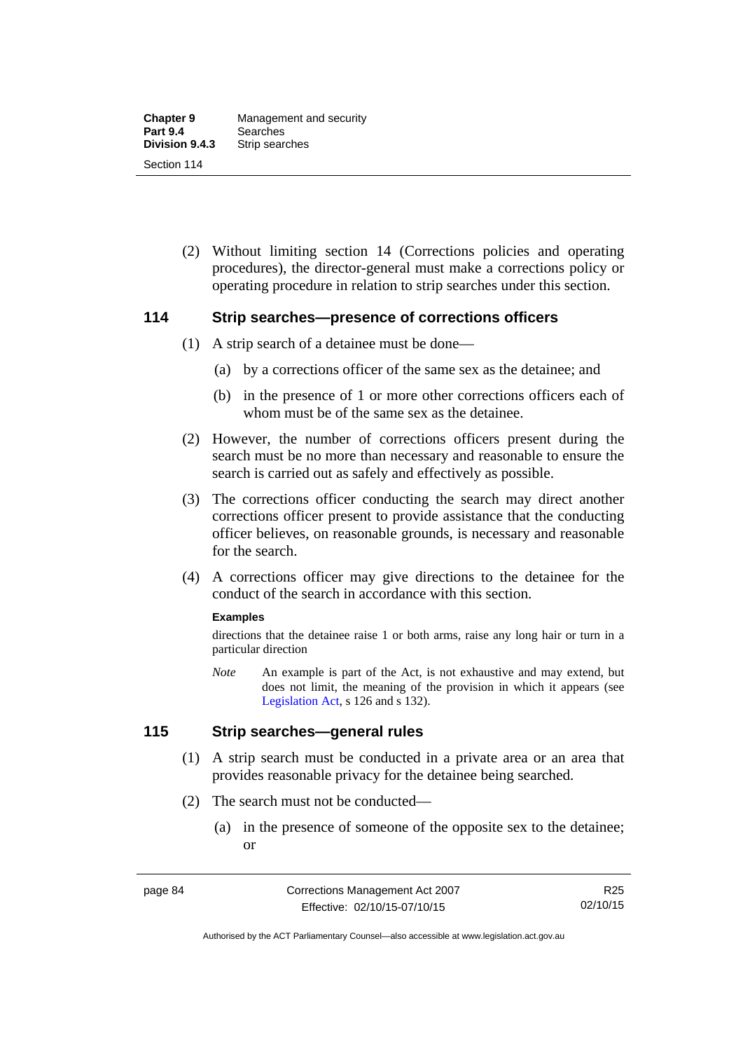(2) Without limiting section 14 (Corrections policies and operating procedures), the director-general must make a corrections policy or operating procedure in relation to strip searches under this section.

## 114 Strip searches—presence of corrections officers

(1) A strip search of a detainee must be done—

(a) by a corrections officer of the same sex as the detainee; and

(b) in the presence of 1 or more other corrections officers each of whom must be of the same sex as the detainee.

(2) However, the number of corrections officers present during the search must be no more than necessary and reasonable to ensure the search is carried out as safely and effectively as possible.

(3) The corrections officer conducting the search may direct another corrections officer present to provide assistance that the conducting officer believes, on reasonable grounds, is necessary and reasonable for the search.

(4) A corrections officer may give directions to the detainee for the conduct of the search in accordance with this section.

**Examples**

directions that the detainee raise 1 or both arms, raise any long hair or turn in a particular direction

*Note* An example is part of the Act, is not exhaustive and may extend, but does not limit, the meaning of the provision in which it appears (see Legislation Act, s 126 and s 132).

## 115 Strip searches—general rules

(1) A strip search must be conducted in a private area or an area that provides reasonable privacy for the detainee being searched.

(2) The search must not be conducted—

(a) in the presence of someone of the opposite sex to the detainee; or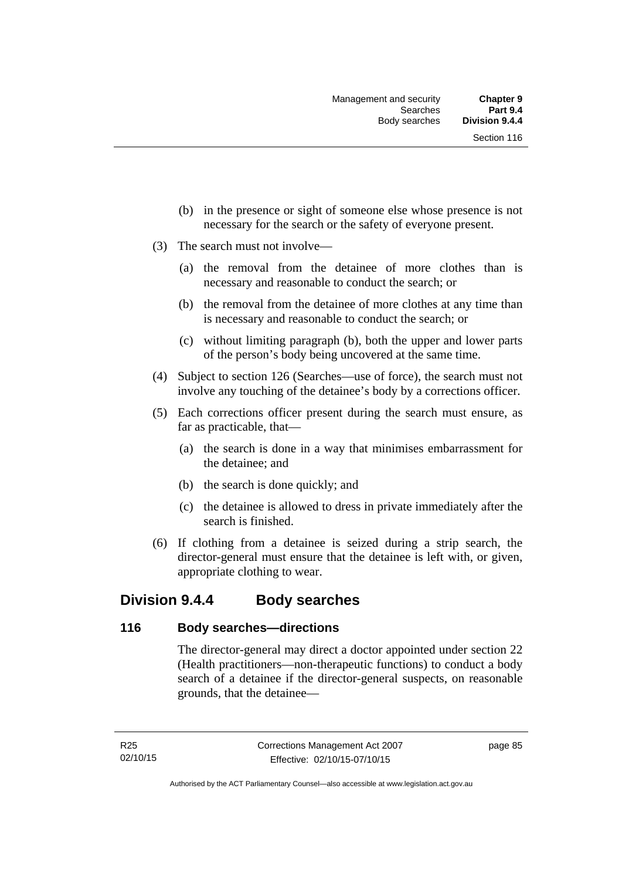(b) in the presence or sight of someone else whose presence is not necessary for the search or the safety of everyone present.

(3) The search must not involve—

(a) the removal from the detainee of more clothes than is necessary and reasonable to conduct the search; or

(b) the removal from the detainee of more clothes at any time than is necessary and reasonable to conduct the search; or

(c) without limiting paragraph (b), both the upper and lower parts of the person's body being uncovered at the same time.

(4) Subject to section 126 (Searches—use of force), the search must not involve any touching of the detainee's body by a corrections officer.

(5) Each corrections officer present during the search must ensure, as far as practicable, that—

(a) the search is done in a way that minimises embarrassment for the detainee; and

(b) the search is done quickly; and

(c) the detainee is allowed to dress in private immediately after the search is finished.

(6) If clothing from a detainee is seized during a strip search, the director-general must ensure that the detainee is left with, or given, appropriate clothing to wear.

## Division 9.4.4 Body searches

### 116 Body searches—directions

The director-general may direct a doctor appointed under section 22 (Health practitioners—non-therapeutic functions) to conduct a body search of a detainee if the director-general suspects, on reasonable grounds, that the detainee—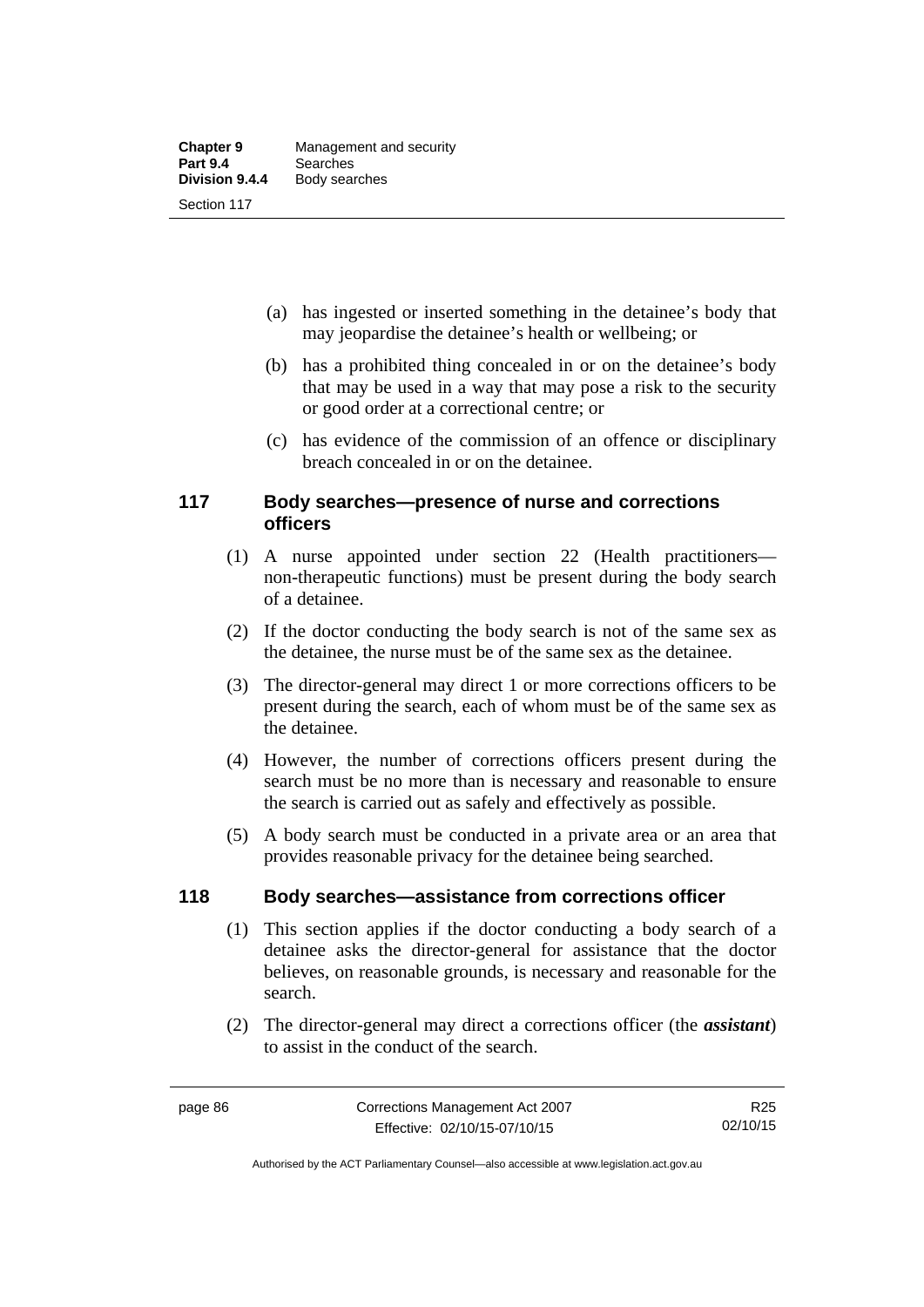(a) has ingested or inserted something in the detainee's body that may jeopardise the detainee's health or wellbeing; or

(b) has a prohibited thing concealed in or on the detainee's body that may be used in a way that may pose a risk to the security or good order at a correctional centre; or

(c) has evidence of the commission of an offence or disciplinary breach concealed in or on the detainee.

## 117 Body searches—presence of nurse and corrections officers

(1) A nurse appointed under section 22 (Health practitioners—non-therapeutic functions) must be present during the body search of a detainee.

(2) If the doctor conducting the body search is not of the same sex as the detainee, the nurse must be of the same sex as the detainee.

(3) The director-general may direct 1 or more corrections officers to be present during the search, each of whom must be of the same sex as the detainee.

(4) However, the number of corrections officers present during the search must be no more than is necessary and reasonable to ensure the search is carried out as safely and effectively as possible.

(5) A body search must be conducted in a private area or an area that provides reasonable privacy for the detainee being searched.

## 118 Body searches—assistance from corrections officer

(1) This section applies if the doctor conducting a body search of a detainee asks the director-general for assistance that the doctor believes, on reasonable grounds, is necessary and reasonable for the search.

(2) The director-general may direct a corrections officer (the ***assistant***) to assist in the conduct of the search.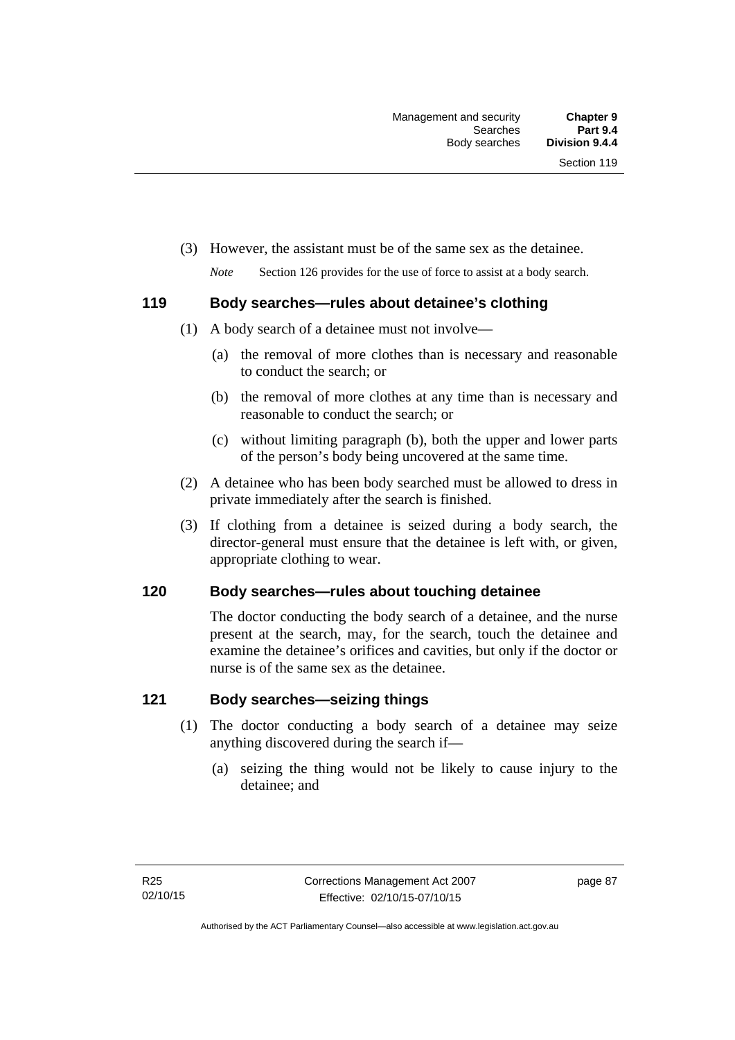(3) However, the assistant must be of the same sex as the detainee.

*Note* Section 126 provides for the use of force to assist at a body search.

## 119 Body searches—rules about detainee's clothing

(1) A body search of a detainee must not involve—

(a) the removal of more clothes than is necessary and reasonable to conduct the search; or

(b) the removal of more clothes at any time than is necessary and reasonable to conduct the search; or

(c) without limiting paragraph (b), both the upper and lower parts of the person's body being uncovered at the same time.

(2) A detainee who has been body searched must be allowed to dress in private immediately after the search is finished.

(3) If clothing from a detainee is seized during a body search, the director-general must ensure that the detainee is left with, or given, appropriate clothing to wear.

## 120 Body searches—rules about touching detainee

The doctor conducting the body search of a detainee, and the nurse present at the search, may, for the search, touch the detainee and examine the detainee's orifices and cavities, but only if the doctor or nurse is of the same sex as the detainee.

## 121 Body searches—seizing things

(1) The doctor conducting a body search of a detainee may seize anything discovered during the search if—

(a) seizing the thing would not be likely to cause injury to the detainee; and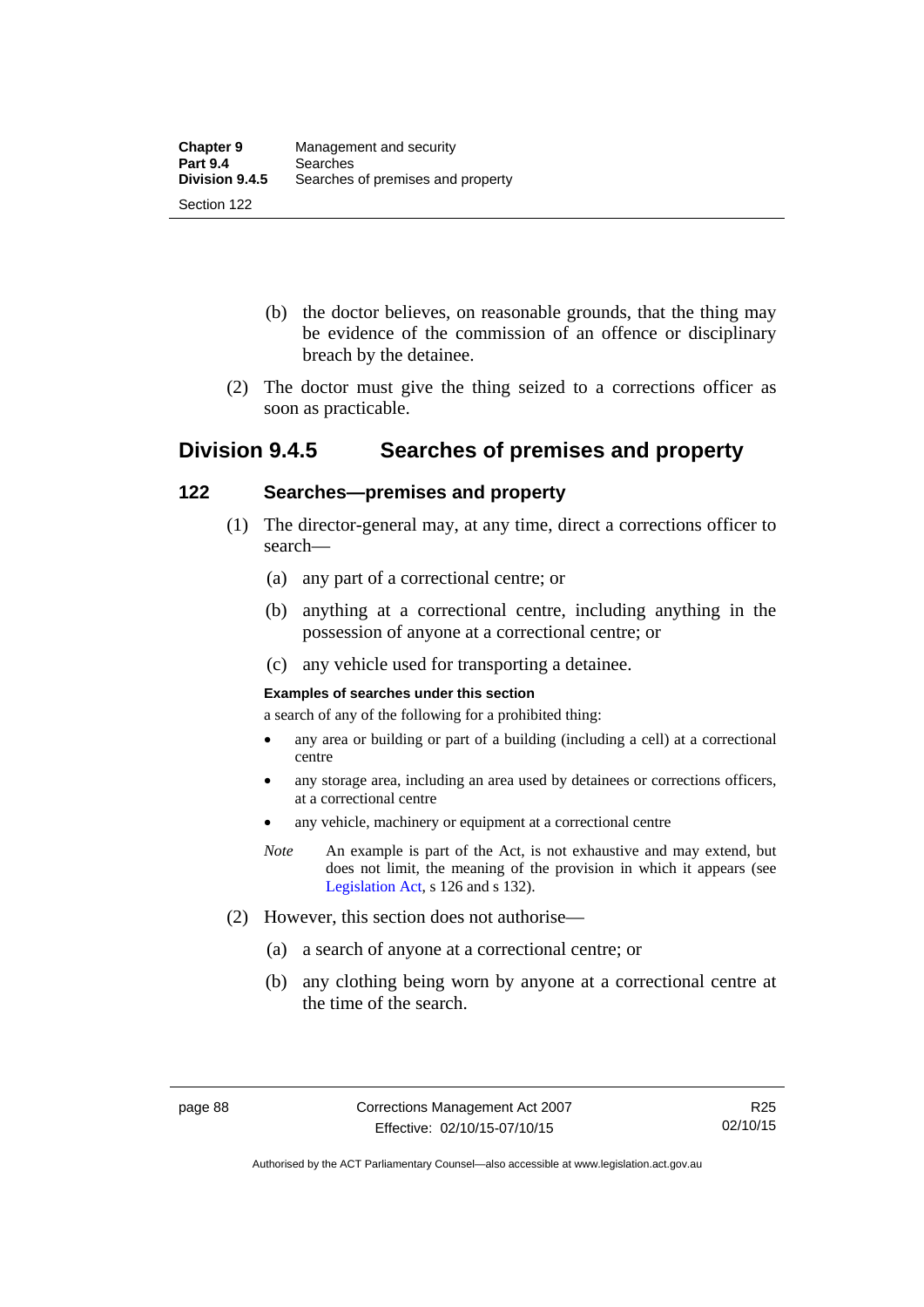(b) the doctor believes, on reasonable grounds, that the thing may be evidence of the commission of an offence or disciplinary breach by the detainee.

(2) The doctor must give the thing seized to a corrections officer as soon as practicable.

## Division 9.4.5 Searches of premises and property

### 122 Searches—premises and property

(1) The director-general may, at any time, direct a corrections officer to search—

(a) any part of a correctional centre; or

(b) anything at a correctional centre, including anything in the possession of anyone at a correctional centre; or

(c) any vehicle used for transporting a detainee.

**Examples of searches under this section**

a search of any of the following for a prohibited thing:

- any area or building or part of a building (including a cell) at a correctional centre
- any storage area, including an area used by detainees or corrections officers, at a correctional centre
- any vehicle, machinery or equipment at a correctional centre

*Note* An example is part of the Act, is not exhaustive and may extend, but does not limit, the meaning of the provision in which it appears (see Legislation Act, s 126 and s 132).

(2) However, this section does not authorise—

(a) a search of anyone at a correctional centre; or

(b) any clothing being worn by anyone at a correctional centre at the time of the search.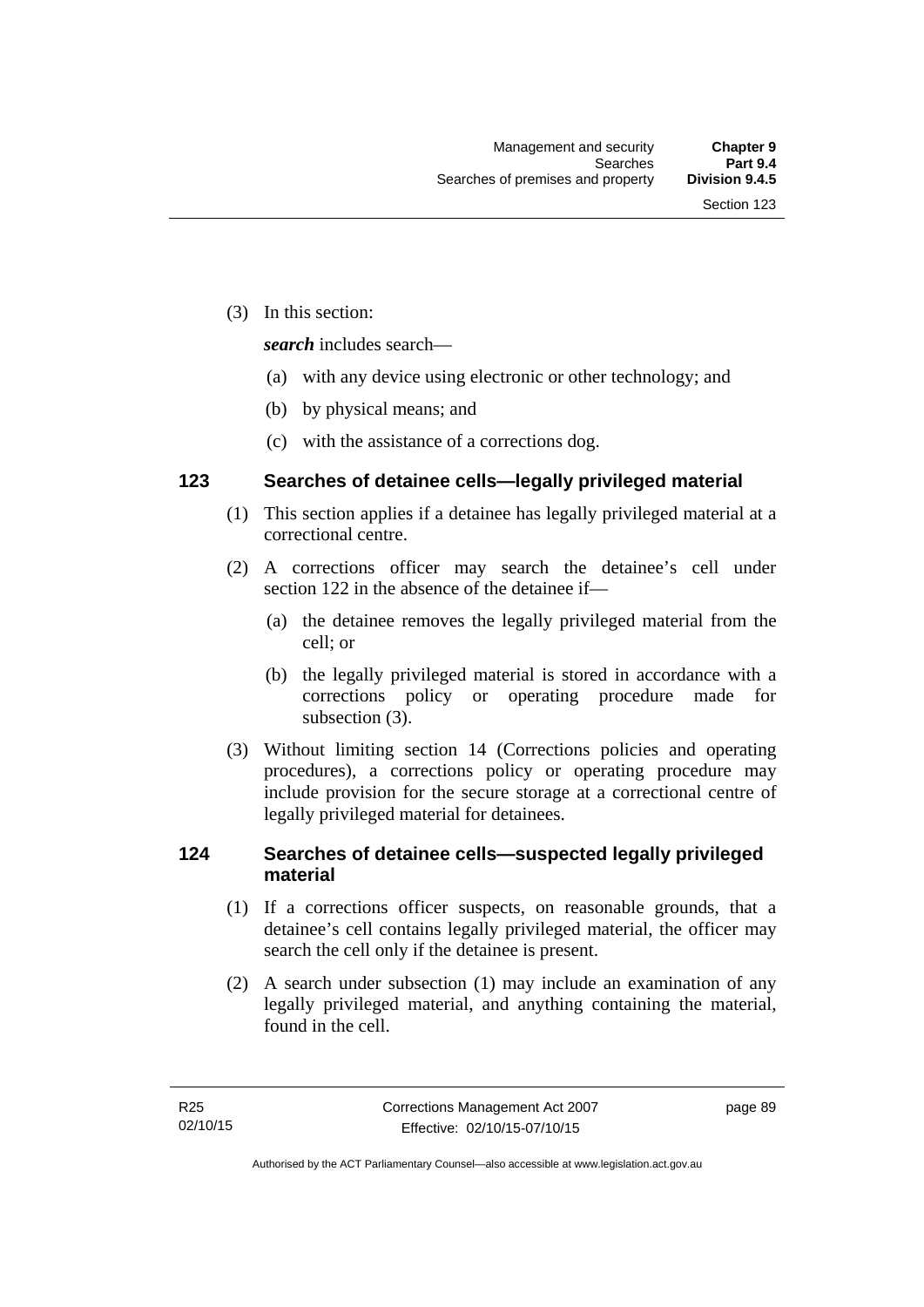(3) In this section:

***search*** includes search—

(a) with any device using electronic or other technology; and

(b) by physical means; and

(c) with the assistance of a corrections dog.

### 123 Searches of detainee cells—legally privileged material

(1) This section applies if a detainee has legally privileged material at a correctional centre.

(2) A corrections officer may search the detainee's cell under section 122 in the absence of the detainee if—

(a) the detainee removes the legally privileged material from the cell; or

(b) the legally privileged material is stored in accordance with a corrections policy or operating procedure made for subsection (3).

(3) Without limiting section 14 (Corrections policies and operating procedures), a corrections policy or operating procedure may include provision for the secure storage at a correctional centre of legally privileged material for detainees.

### 124 Searches of detainee cells—suspected legally privileged material

(1) If a corrections officer suspects, on reasonable grounds, that a detainee's cell contains legally privileged material, the officer may search the cell only if the detainee is present.

(2) A search under subsection (1) may include an examination of any legally privileged material, and anything containing the material, found in the cell.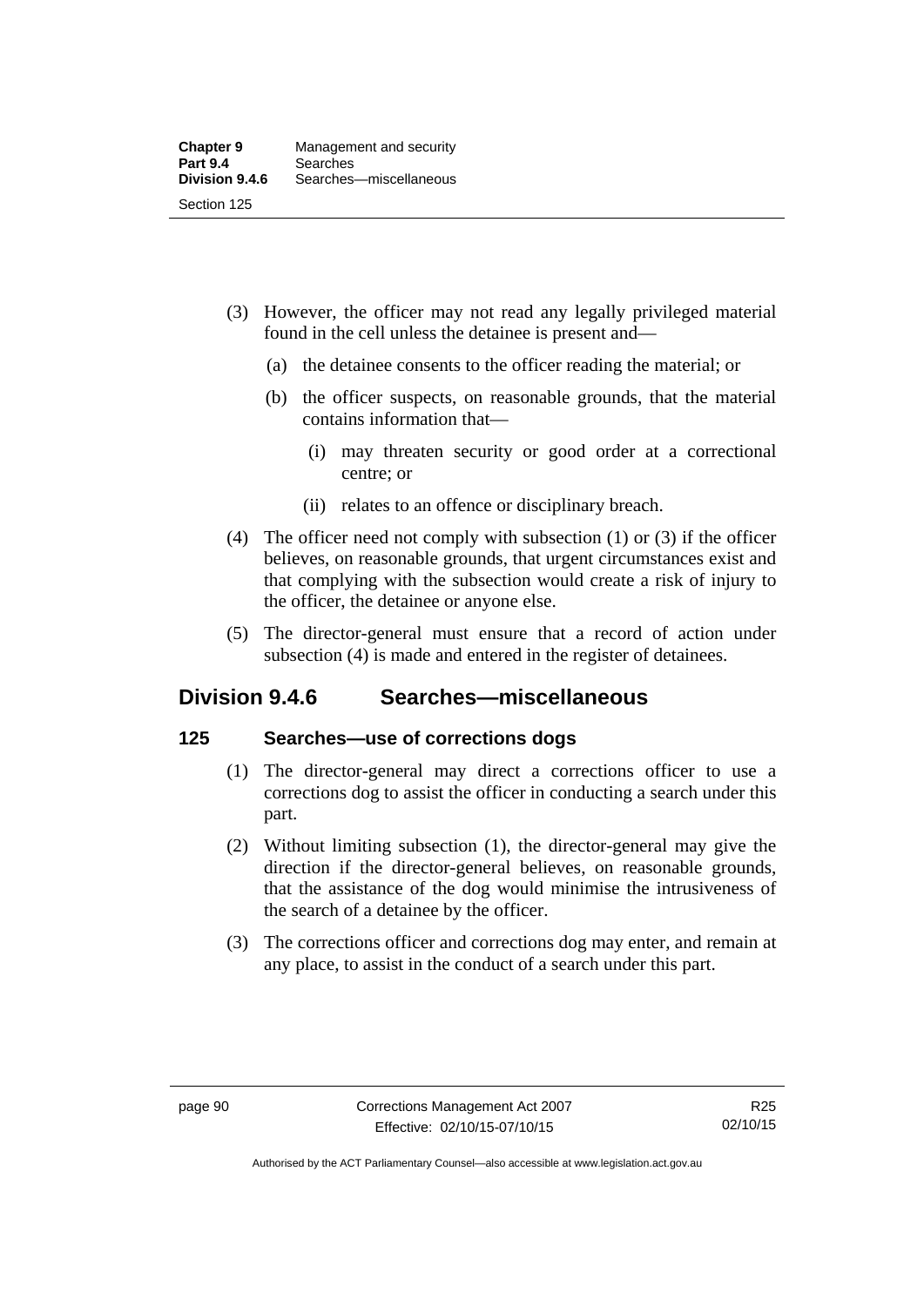(3) However, the officer may not read any legally privileged material found in the cell unless the detainee is present and—

(a) the detainee consents to the officer reading the material; or

(b) the officer suspects, on reasonable grounds, that the material contains information that—

(i) may threaten security or good order at a correctional centre; or

(ii) relates to an offence or disciplinary breach.

(4) The officer need not comply with subsection (1) or (3) if the officer believes, on reasonable grounds, that urgent circumstances exist and that complying with the subsection would create a risk of injury to the officer, the detainee or anyone else.

(5) The director-general must ensure that a record of action under subsection (4) is made and entered in the register of detainees.

## Division 9.4.6 Searches—miscellaneous

### 125 Searches—use of corrections dogs

(1) The director-general may direct a corrections officer to use a corrections dog to assist the officer in conducting a search under this part.

(2) Without limiting subsection (1), the director-general may give the direction if the director-general believes, on reasonable grounds, that the assistance of the dog would minimise the intrusiveness of the search of a detainee by the officer.

(3) The corrections officer and corrections dog may enter, and remain at any place, to assist in the conduct of a search under this part.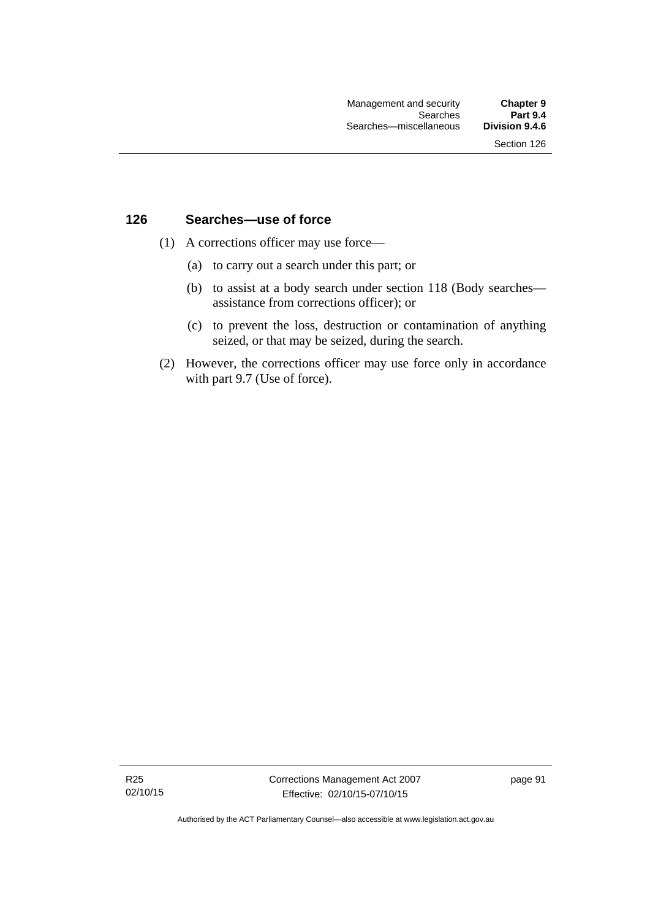### 126 Searches—use of force

(1) A corrections officer may use force—

(a) to carry out a search under this part; or

(b) to assist at a body search under section 118 (Body searches—assistance from corrections officer); or

(c) to prevent the loss, destruction or contamination of anything seized, or that may be seized, during the search.

(2) However, the corrections officer may use force only in accordance with part 9.7 (Use of force).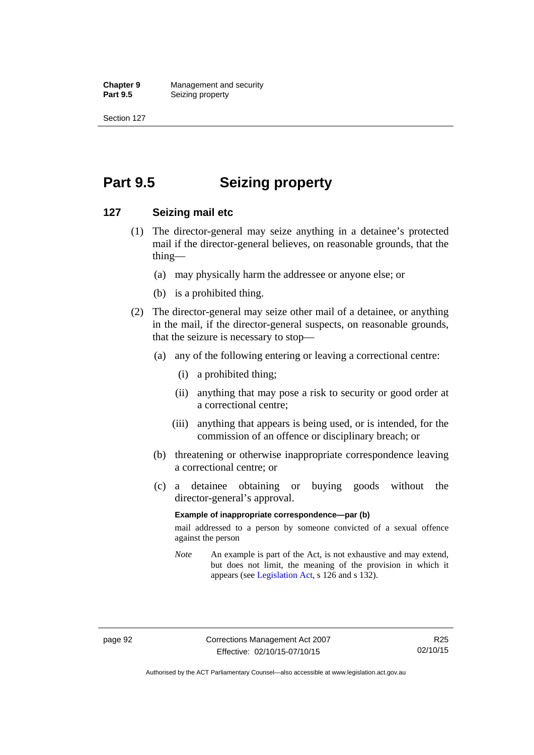# Part 9.5 Seizing property

## 127 Seizing mail etc

(1) The director-general may seize anything in a detainee's protected mail if the director-general believes, on reasonable grounds, that the thing—

(a) may physically harm the addressee or anyone else; or

(b) is a prohibited thing.

(2) The director-general may seize other mail of a detainee, or anything in the mail, if the director-general suspects, on reasonable grounds, that the seizure is necessary to stop—

(a) any of the following entering or leaving a correctional centre:

(i) a prohibited thing;

(ii) anything that may pose a risk to security or good order at a correctional centre;

(iii) anything that appears is being used, or is intended, for the commission of an offence or disciplinary breach; or

(b) threatening or otherwise inappropriate correspondence leaving a correctional centre; or

(c) a detainee obtaining or buying goods without the director-general's approval.

**Example of inappropriate correspondence—par (b)**

mail addressed to a person by someone convicted of a sexual offence against the person

*Note* An example is part of the Act, is not exhaustive and may extend, but does not limit, the meaning of the provision in which it appears (see Legislation Act, s 126 and s 132).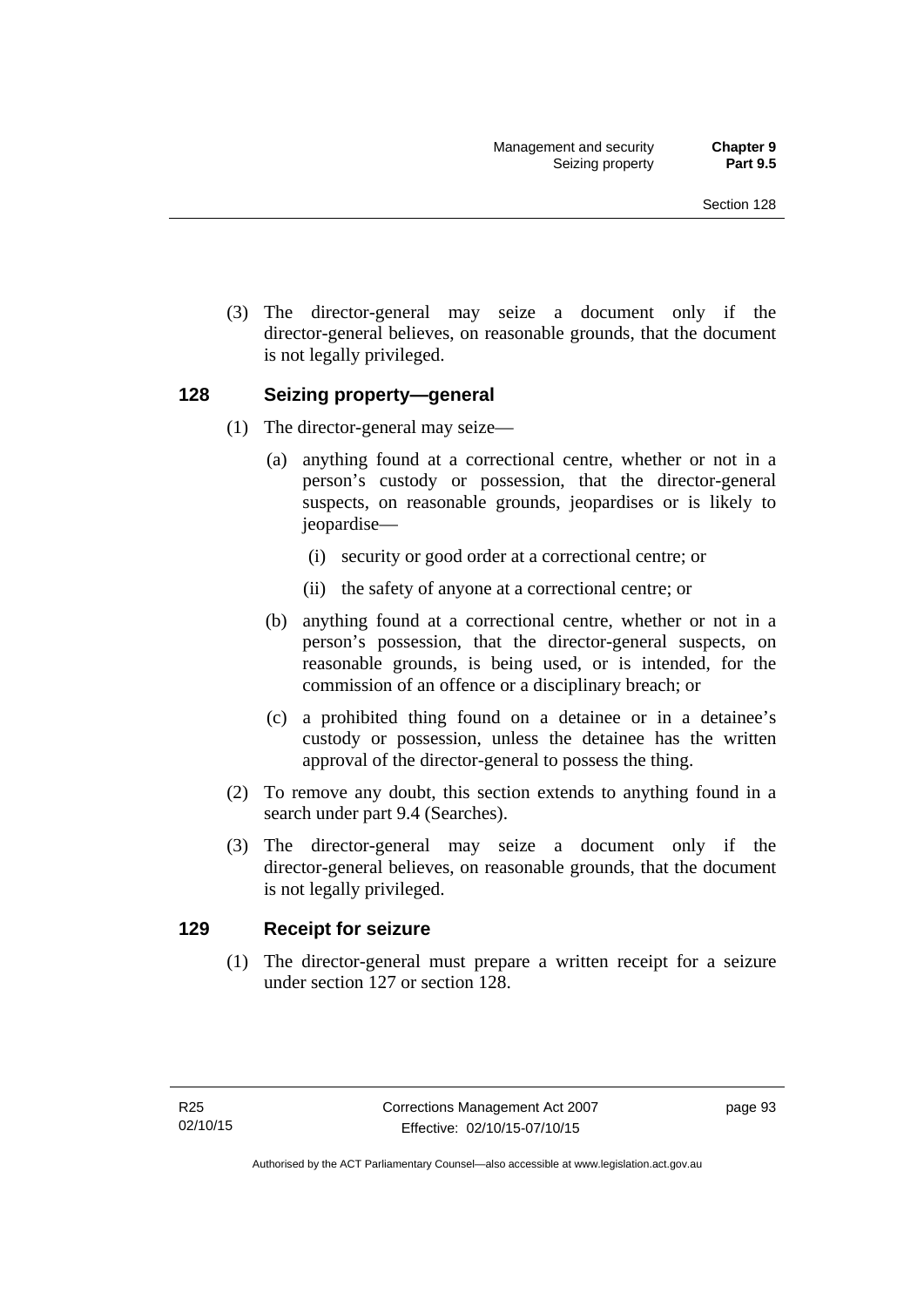(3) The director-general may seize a document only if the director-general believes, on reasonable grounds, that the document is not legally privileged.

## 128 Seizing property—general

(1) The director-general may seize—

(a) anything found at a correctional centre, whether or not in a person's custody or possession, that the director-general suspects, on reasonable grounds, jeopardises or is likely to jeopardise—

(i) security or good order at a correctional centre; or

(ii) the safety of anyone at a correctional centre; or

(b) anything found at a correctional centre, whether or not in a person's possession, that the director-general suspects, on reasonable grounds, is being used, or is intended, for the commission of an offence or a disciplinary breach; or

(c) a prohibited thing found on a detainee or in a detainee's custody or possession, unless the detainee has the written approval of the director-general to possess the thing.

(2) To remove any doubt, this section extends to anything found in a search under part 9.4 (Searches).

(3) The director-general may seize a document only if the director-general believes, on reasonable grounds, that the document is not legally privileged.

## 129 Receipt for seizure

(1) The director-general must prepare a written receipt for a seizure under section 127 or section 128.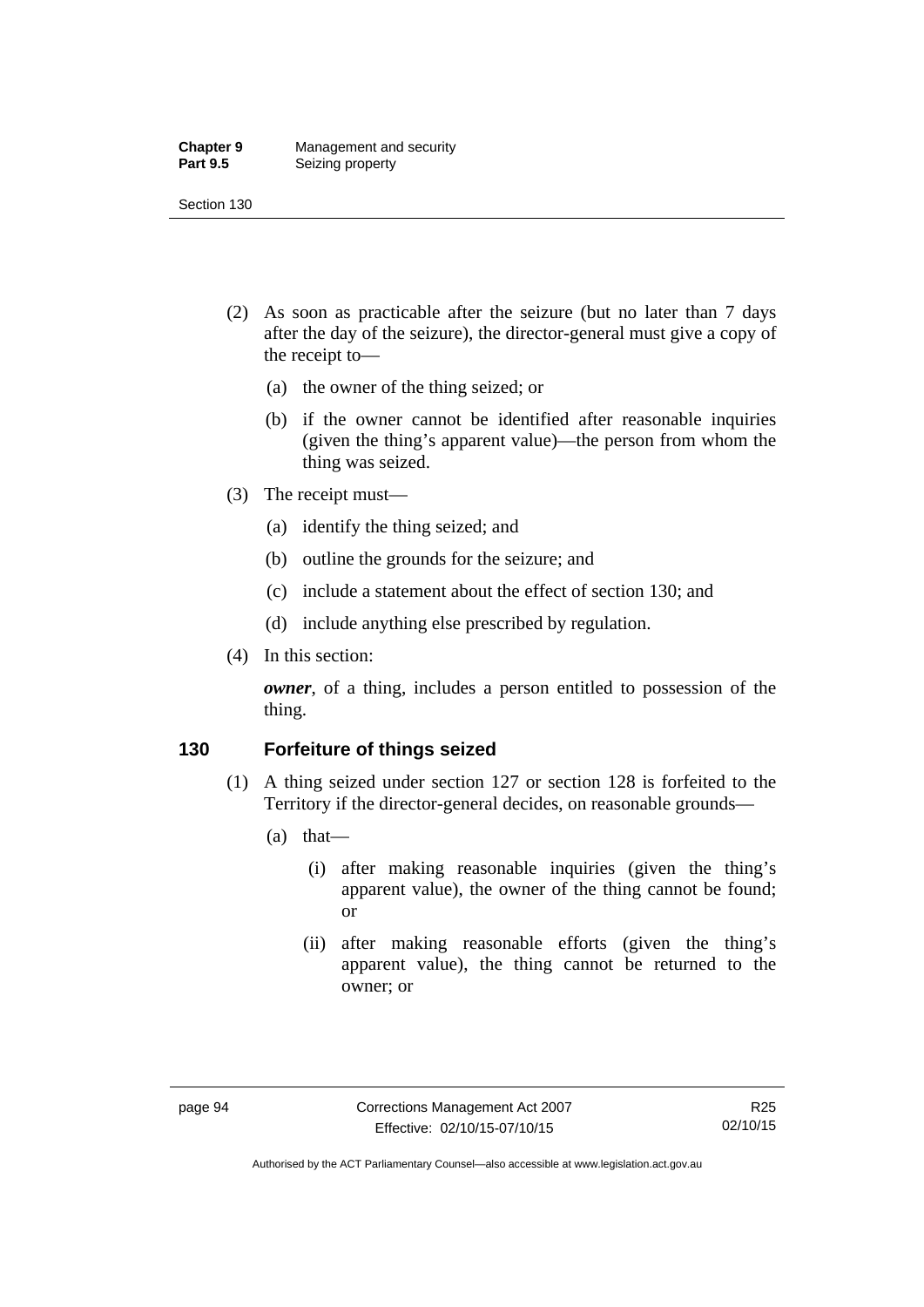(2) As soon as practicable after the seizure (but no later than 7 days after the day of the seizure), the director-general must give a copy of the receipt to—

(a) the owner of the thing seized; or

(b) if the owner cannot be identified after reasonable inquiries (given the thing's apparent value)—the person from whom the thing was seized.

(3) The receipt must—

(a) identify the thing seized; and

(b) outline the grounds for the seizure; and

(c) include a statement about the effect of section 130; and

(d) include anything else prescribed by regulation.

(4) In this section:

***owner***, of a thing, includes a person entitled to possession of the thing.

### 130 Forfeiture of things seized

(1) A thing seized under section 127 or section 128 is forfeited to the Territory if the director-general decides, on reasonable grounds—

(a) that—

(i) after making reasonable inquiries (given the thing's apparent value), the owner of the thing cannot be found; or

(ii) after making reasonable efforts (given the thing's apparent value), the thing cannot be returned to the owner; or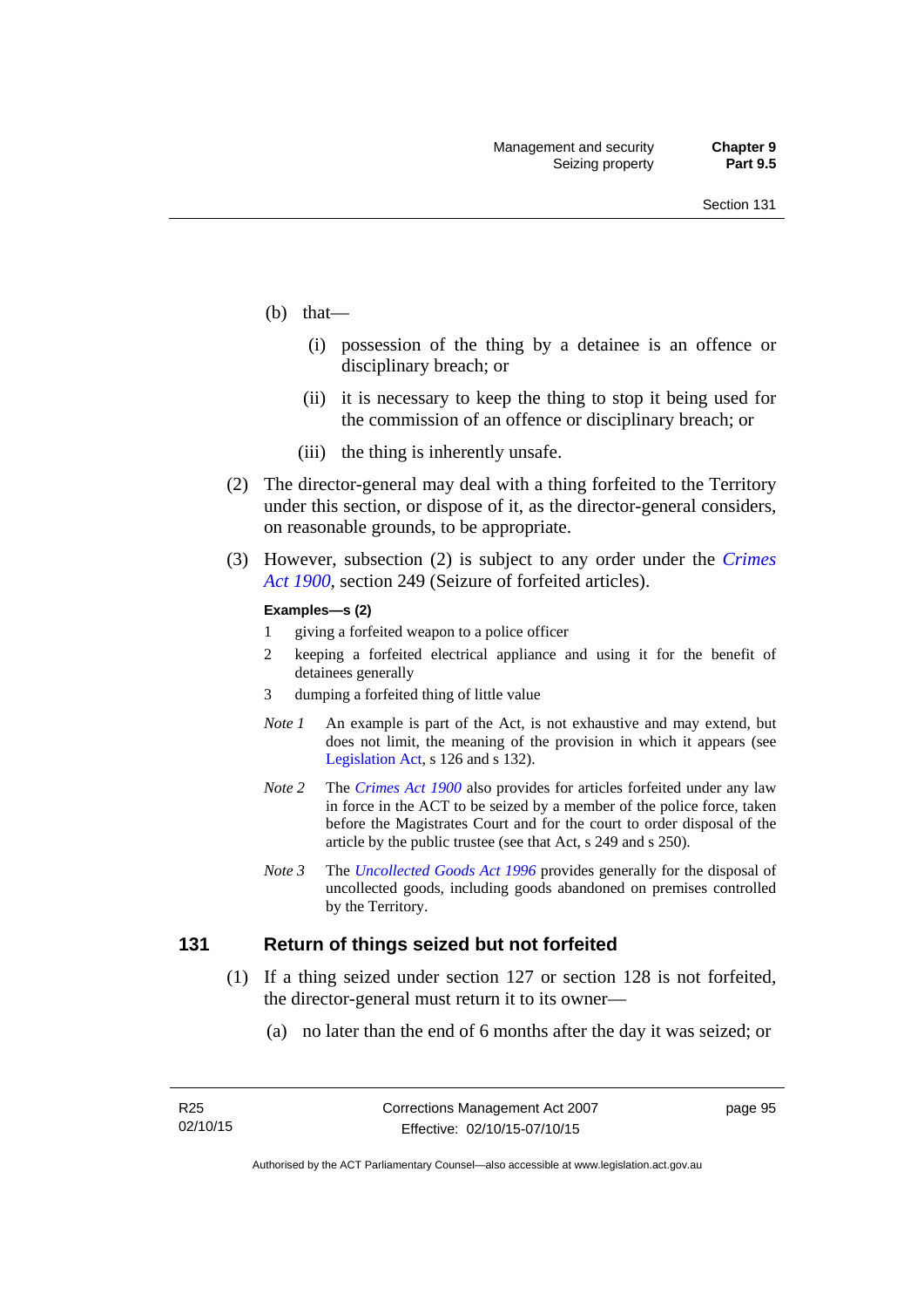(b) that—

   (i) possession of the thing by a detainee is an offence or disciplinary breach; or

   (ii) it is necessary to keep the thing to stop it being used for the commission of an offence or disciplinary breach; or

   (iii) the thing is inherently unsafe.

(2) The director-general may deal with a thing forfeited to the Territory under this section, or dispose of it, as the director-general considers, on reasonable grounds, to be appropriate.

(3) However, subsection (2) is subject to any order under the *Crimes Act 1900*, section 249 (Seizure of forfeited articles).

**Examples—s (2)**

1 giving a forfeited weapon to a police officer

2 keeping a forfeited electrical appliance and using it for the benefit of detainees generally

3 dumping a forfeited thing of little value

*Note 1* An example is part of the Act, is not exhaustive and may extend, but does not limit, the meaning of the provision in which it appears (see Legislation Act, s 126 and s 132).

*Note 2* The *Crimes Act 1900* also provides for articles forfeited under any law in force in the ACT to be seized by a member of the police force, taken before the Magistrates Court and for the court to order disposal of the article by the public trustee (see that Act, s 249 and s 250).

*Note 3* The *Uncollected Goods Act 1996* provides generally for the disposal of uncollected goods, including goods abandoned on premises controlled by the Territory.

## 131 Return of things seized but not forfeited

(1) If a thing seized under section 127 or section 128 is not forfeited, the director-general must return it to its owner—

   (a) no later than the end of 6 months after the day it was seized; or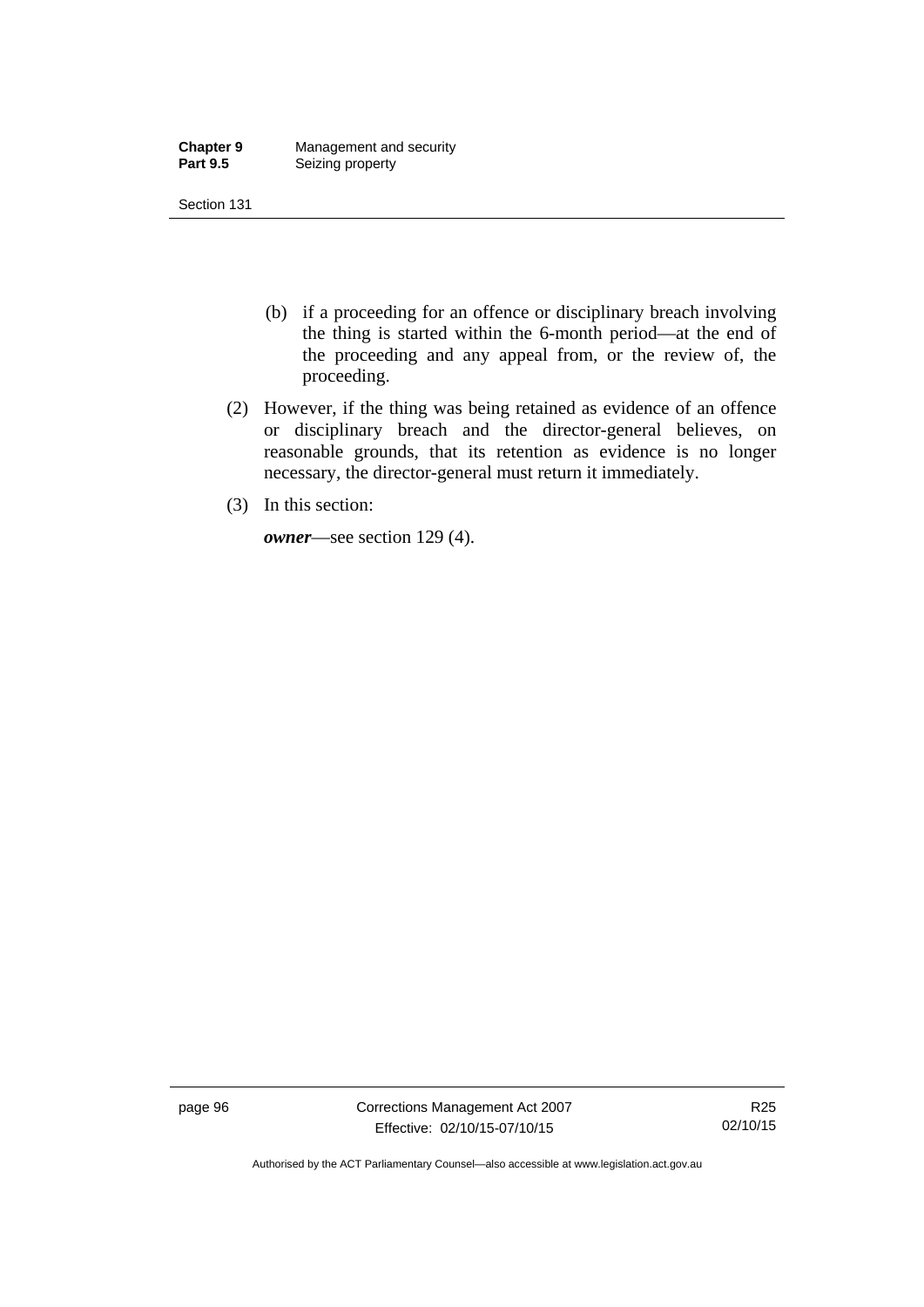(b) if a proceeding for an offence or disciplinary breach involving the thing is started within the 6-month period—at the end of the proceeding and any appeal from, or the review of, the proceeding.

(2) However, if the thing was being retained as evidence of an offence or disciplinary breach and the director-general believes, on reasonable grounds, that its retention as evidence is no longer necessary, the director-general must return it immediately.

(3) In this section:

***owner***—see section 129 (4).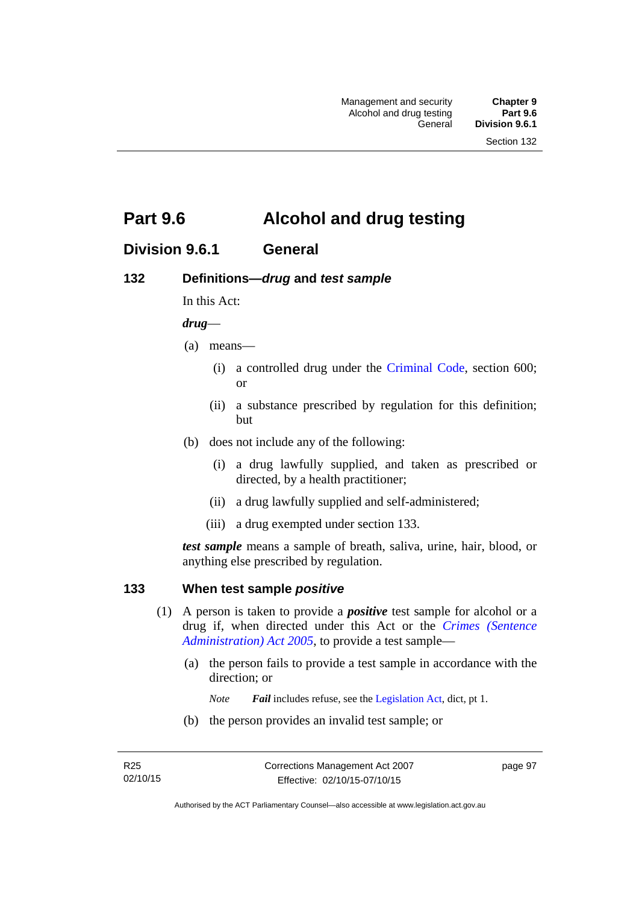# Part 9.6 Alcohol and drug testing

## Division 9.6.1 General

### 132 Definitions—*drug* and *test sample*

In this Act:

***drug***—

(a) means—

(i) a controlled drug under the Criminal Code, section 600; or

(ii) a substance prescribed by regulation for this definition; but

(b) does not include any of the following:

(i) a drug lawfully supplied, and taken as prescribed or directed, by a health practitioner;

(ii) a drug lawfully supplied and self-administered;

(iii) a drug exempted under section 133.

***test sample*** means a sample of breath, saliva, urine, hair, blood, or anything else prescribed by regulation.

### 133 When test sample *positive*

(1) A person is taken to provide a ***positive*** test sample for alcohol or a drug if, when directed under this Act or the *Crimes (Sentence Administration) Act 2005*, to provide a test sample—

(a) the person fails to provide a test sample in accordance with the direction; or

*Note* ***Fail*** includes refuse, see the Legislation Act, dict, pt 1.

(b) the person provides an invalid test sample; or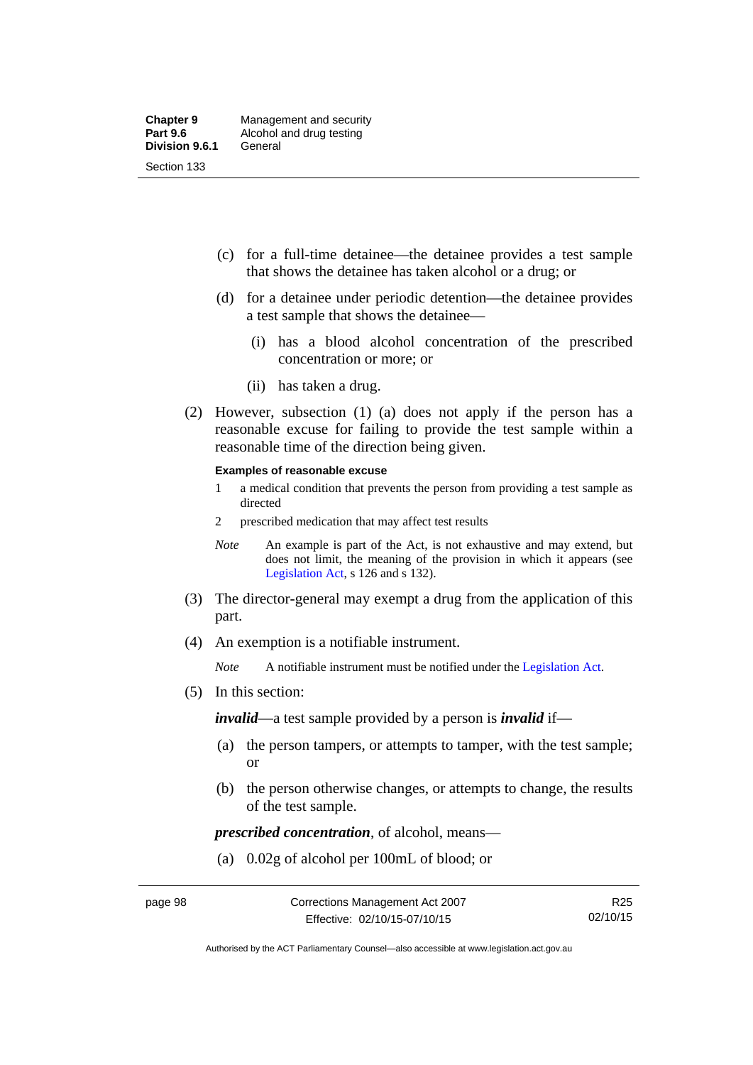(c) for a full-time detainee—the detainee provides a test sample that shows the detainee has taken alcohol or a drug; or

(d) for a detainee under periodic detention—the detainee provides a test sample that shows the detainee—

(i) has a blood alcohol concentration of the prescribed concentration or more; or

(ii) has taken a drug.

(2) However, subsection (1) (a) does not apply if the person has a reasonable excuse for failing to provide the test sample within a reasonable time of the direction being given.

**Examples of reasonable excuse**

1 a medical condition that prevents the person from providing a test sample as directed

2 prescribed medication that may affect test results

*Note* An example is part of the Act, is not exhaustive and may extend, but does not limit, the meaning of the provision in which it appears (see Legislation Act, s 126 and s 132).

(3) The director-general may exempt a drug from the application of this part.

(4) An exemption is a notifiable instrument.

*Note* A notifiable instrument must be notified under the Legislation Act.

(5) In this section:

***invalid***—a test sample provided by a person is ***invalid*** if—

(a) the person tampers, or attempts to tamper, with the test sample; or

(b) the person otherwise changes, or attempts to change, the results of the test sample.

***prescribed concentration***, of alcohol, means—

(a) 0.02g of alcohol per 100mL of blood; or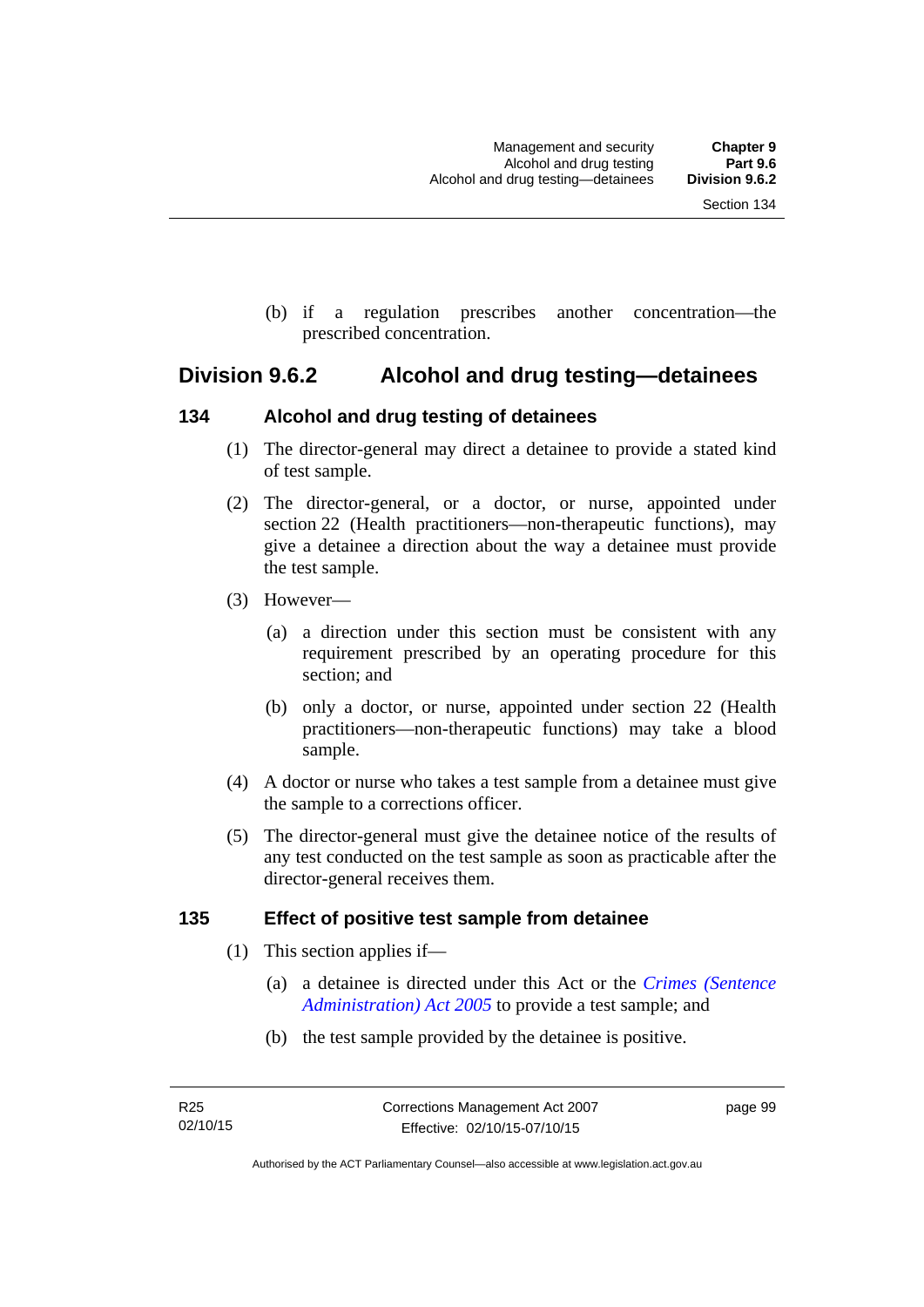(b) if a regulation prescribes another concentration—the prescribed concentration.

## Division 9.6.2 Alcohol and drug testing—detainees

### 134 Alcohol and drug testing of detainees

(1) The director-general may direct a detainee to provide a stated kind of test sample.

(2) The director-general, or a doctor, or nurse, appointed under section 22 (Health practitioners—non-therapeutic functions), may give a detainee a direction about the way a detainee must provide the test sample.

(3) However—

(a) a direction under this section must be consistent with any requirement prescribed by an operating procedure for this section; and

(b) only a doctor, or nurse, appointed under section 22 (Health practitioners—non-therapeutic functions) may take a blood sample.

(4) A doctor or nurse who takes a test sample from a detainee must give the sample to a corrections officer.

(5) The director-general must give the detainee notice of the results of any test conducted on the test sample as soon as practicable after the director-general receives them.

### 135 Effect of positive test sample from detainee

(1) This section applies if—

(a) a detainee is directed under this Act or the *Crimes (Sentence Administration) Act 2005* to provide a test sample; and

(b) the test sample provided by the detainee is positive.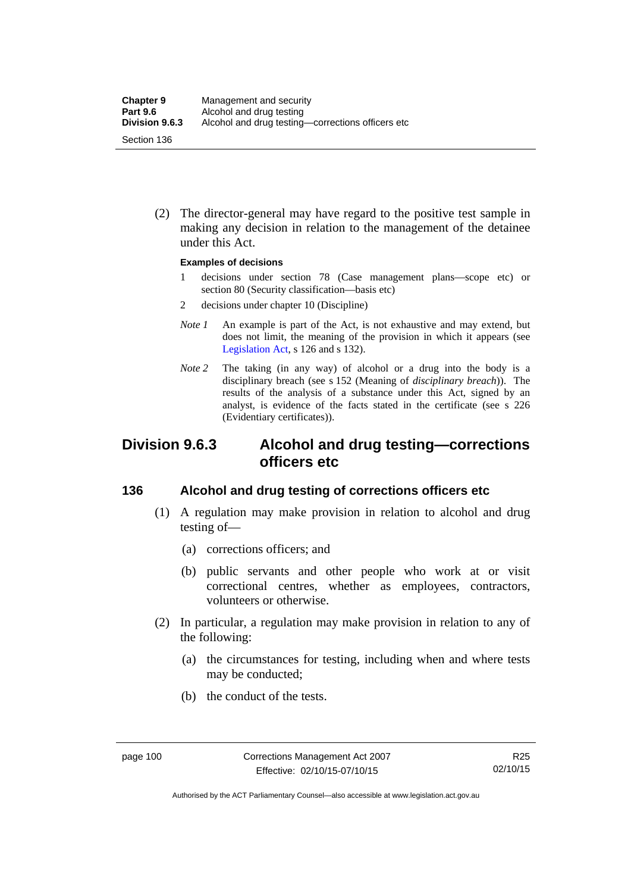(2) The director-general may have regard to the positive test sample in making any decision in relation to the management of the detainee under this Act.

**Examples of decisions**

1 decisions under section 78 (Case management plans—scope etc) or section 80 (Security classification—basis etc)

2 decisions under chapter 10 (Discipline)

*Note 1* An example is part of the Act, is not exhaustive and may extend, but does not limit, the meaning of the provision in which it appears (see Legislation Act, s 126 and s 132).

*Note 2* The taking (in any way) of alcohol or a drug into the body is a disciplinary breach (see s 152 (Meaning of *disciplinary breach*)). The results of the analysis of a substance under this Act, signed by an analyst, is evidence of the facts stated in the certificate (see s 226 (Evidentiary certificates)).

## Division 9.6.3 Alcohol and drug testing—corrections officers etc

### 136 Alcohol and drug testing of corrections officers etc

(1) A regulation may make provision in relation to alcohol and drug testing of—

(a) corrections officers; and

(b) public servants and other people who work at or visit correctional centres, whether as employees, contractors, volunteers or otherwise.

(2) In particular, a regulation may make provision in relation to any of the following:

(a) the circumstances for testing, including when and where tests may be conducted;

(b) the conduct of the tests.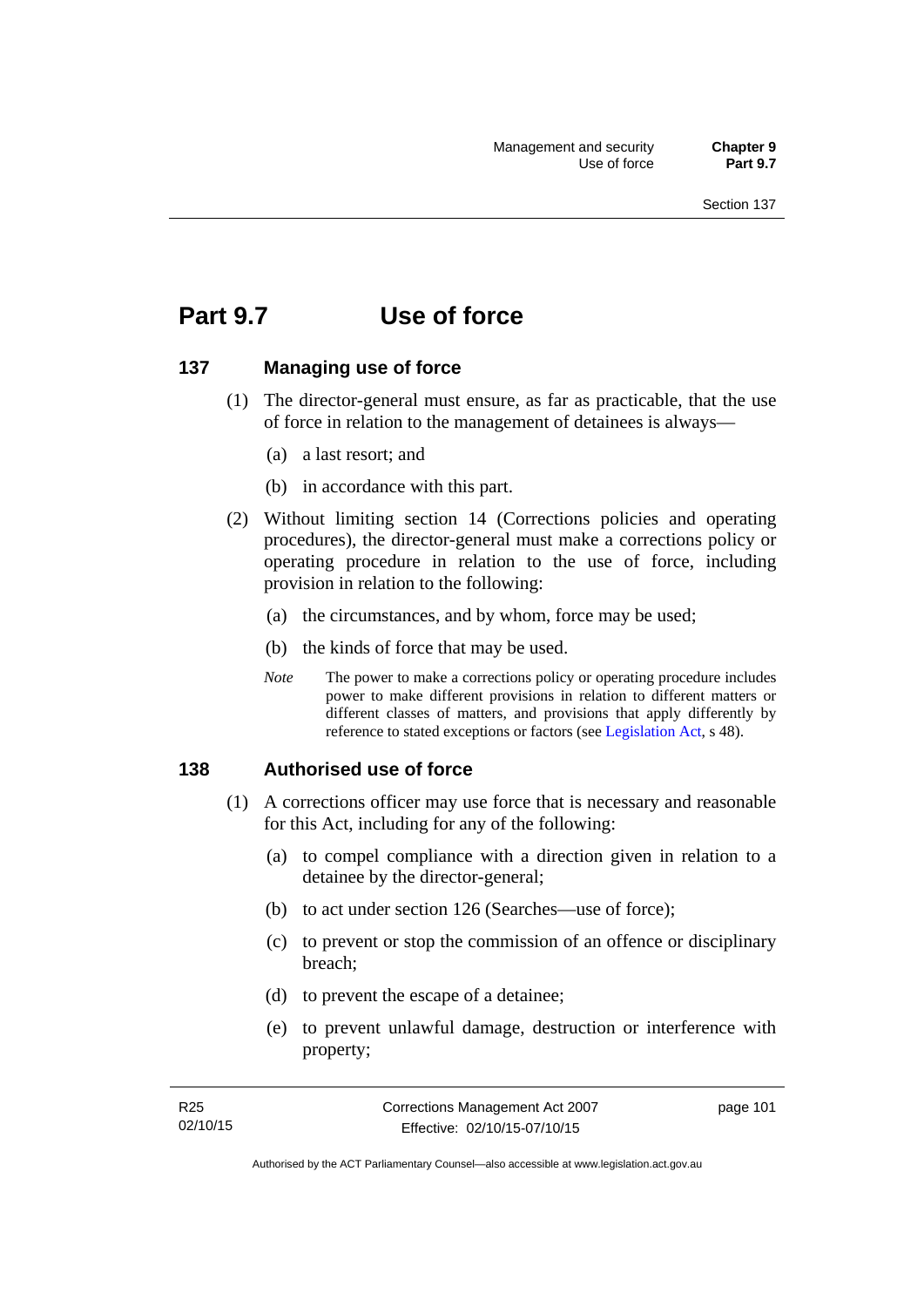# Part 9.7 Use of force

## 137 Managing use of force

(1) The director-general must ensure, as far as practicable, that the use of force in relation to the management of detainees is always—

(a) a last resort; and

(b) in accordance with this part.

(2) Without limiting section 14 (Corrections policies and operating procedures), the director-general must make a corrections policy or operating procedure in relation to the use of force, including provision in relation to the following:

(a) the circumstances, and by whom, force may be used;

(b) the kinds of force that may be used.

*Note* The power to make a corrections policy or operating procedure includes power to make different provisions in relation to different matters or different classes of matters, and provisions that apply differently by reference to stated exceptions or factors (see Legislation Act, s 48).

## 138 Authorised use of force

(1) A corrections officer may use force that is necessary and reasonable for this Act, including for any of the following:

(a) to compel compliance with a direction given in relation to a detainee by the director-general;

(b) to act under section 126 (Searches—use of force);

(c) to prevent or stop the commission of an offence or disciplinary breach;

(d) to prevent the escape of a detainee;

(e) to prevent unlawful damage, destruction or interference with property;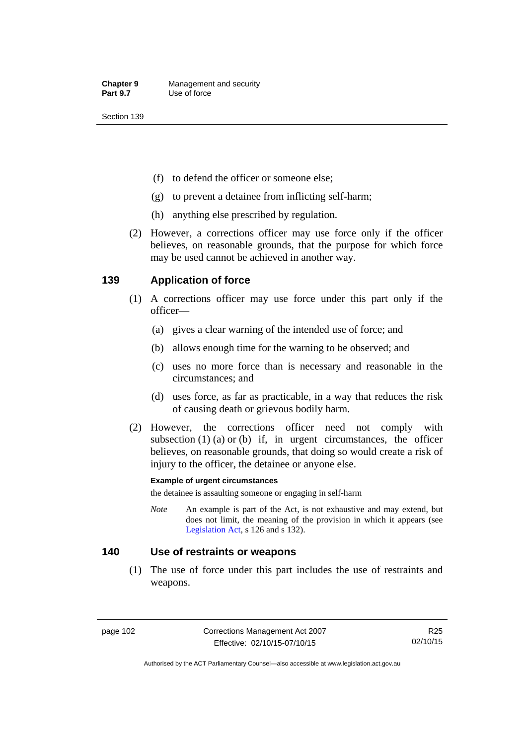(f) to defend the officer or someone else;

(g) to prevent a detainee from inflicting self-harm;

(h) anything else prescribed by regulation.

(2) However, a corrections officer may use force only if the officer believes, on reasonable grounds, that the purpose for which force may be used cannot be achieved in another way.

## 139 Application of force

(1) A corrections officer may use force under this part only if the officer—

(a) gives a clear warning of the intended use of force; and

(b) allows enough time for the warning to be observed; and

(c) uses no more force than is necessary and reasonable in the circumstances; and

(d) uses force, as far as practicable, in a way that reduces the risk of causing death or grievous bodily harm.

(2) However, the corrections officer need not comply with subsection (1) (a) or (b) if, in urgent circumstances, the officer believes, on reasonable grounds, that doing so would create a risk of injury to the officer, the detainee or anyone else.

**Example of urgent circumstances**

the detainee is assaulting someone or engaging in self-harm

*Note* An example is part of the Act, is not exhaustive and may extend, but does not limit, the meaning of the provision in which it appears (see Legislation Act, s 126 and s 132).

## 140 Use of restraints or weapons

(1) The use of force under this part includes the use of restraints and weapons.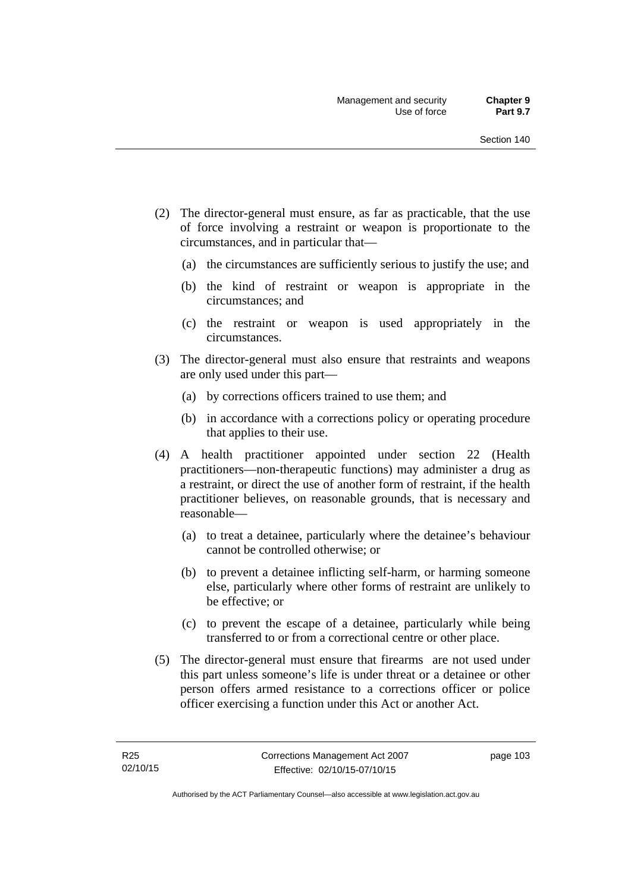(2) The director-general must ensure, as far as practicable, that the use of force involving a restraint or weapon is proportionate to the circumstances, and in particular that—

   (a) the circumstances are sufficiently serious to justify the use; and

   (b) the kind of restraint or weapon is appropriate in the circumstances; and

   (c) the restraint or weapon is used appropriately in the circumstances.

(3) The director-general must also ensure that restraints and weapons are only used under this part—

   (a) by corrections officers trained to use them; and

   (b) in accordance with a corrections policy or operating procedure that applies to their use.

(4) A health practitioner appointed under section 22 (Health practitioners—non-therapeutic functions) may administer a drug as a restraint, or direct the use of another form of restraint, if the health practitioner believes, on reasonable grounds, that is necessary and reasonable—

   (a) to treat a detainee, particularly where the detainee's behaviour cannot be controlled otherwise; or

   (b) to prevent a detainee inflicting self-harm, or harming someone else, particularly where other forms of restraint are unlikely to be effective; or

   (c) to prevent the escape of a detainee, particularly while being transferred to or from a correctional centre or other place.

(5) The director-general must ensure that firearms are not used under this part unless someone's life is under threat or a detainee or other person offers armed resistance to a corrections officer or police officer exercising a function under this Act or another Act.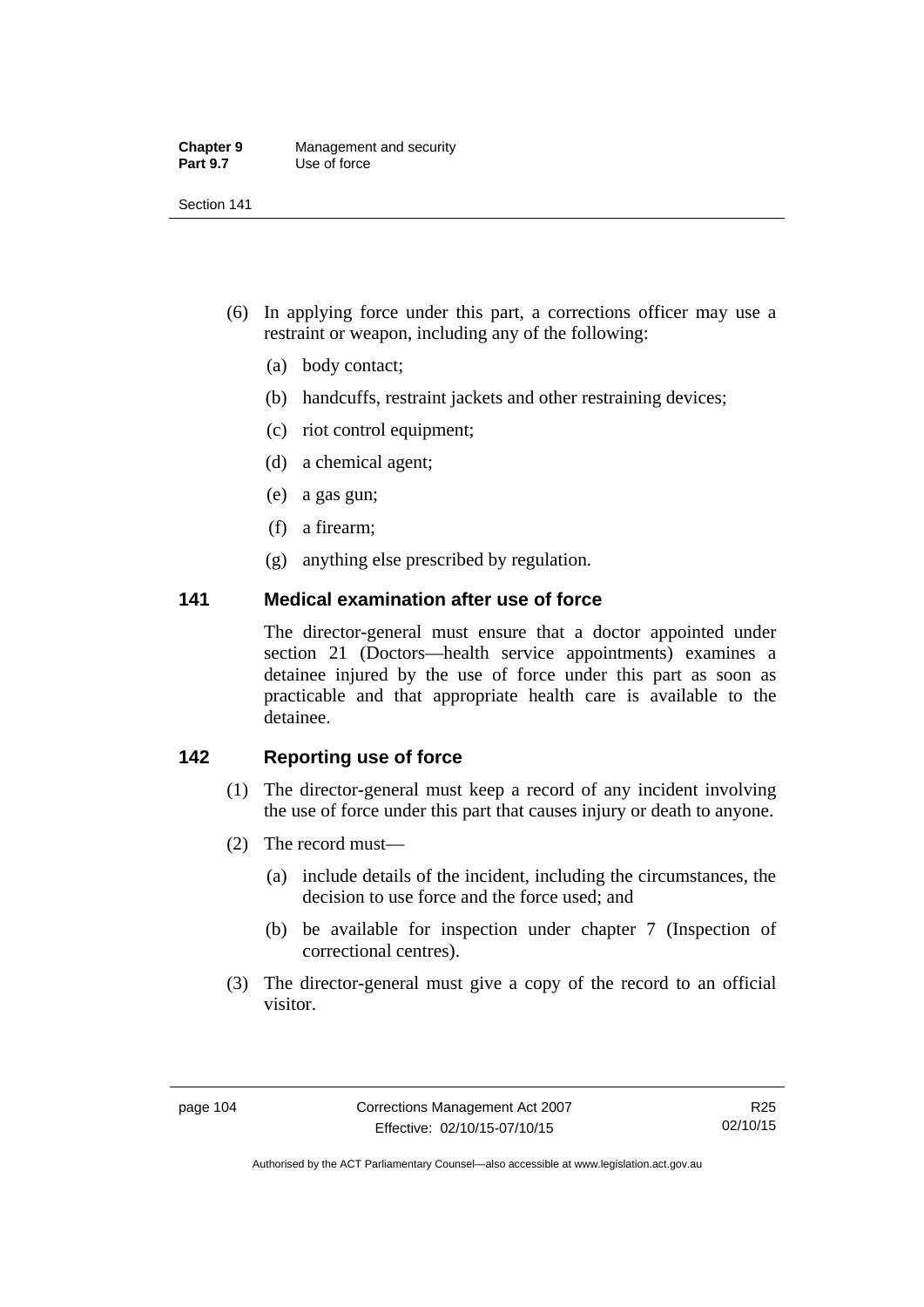(6) In applying force under this part, a corrections officer may use a restraint or weapon, including any of the following:

(a) body contact;

(b) handcuffs, restraint jackets and other restraining devices;

(c) riot control equipment;

(d) a chemical agent;

(e) a gas gun;

(f) a firearm;

(g) anything else prescribed by regulation.

## 141 Medical examination after use of force

The director-general must ensure that a doctor appointed under section 21 (Doctors—health service appointments) examines a detainee injured by the use of force under this part as soon as practicable and that appropriate health care is available to the detainee.

## 142 Reporting use of force

(1) The director-general must keep a record of any incident involving the use of force under this part that causes injury or death to anyone.

(2) The record must—

(a) include details of the incident, including the circumstances, the decision to use force and the force used; and

(b) be available for inspection under chapter 7 (Inspection of correctional centres).

(3) The director-general must give a copy of the record to an official visitor.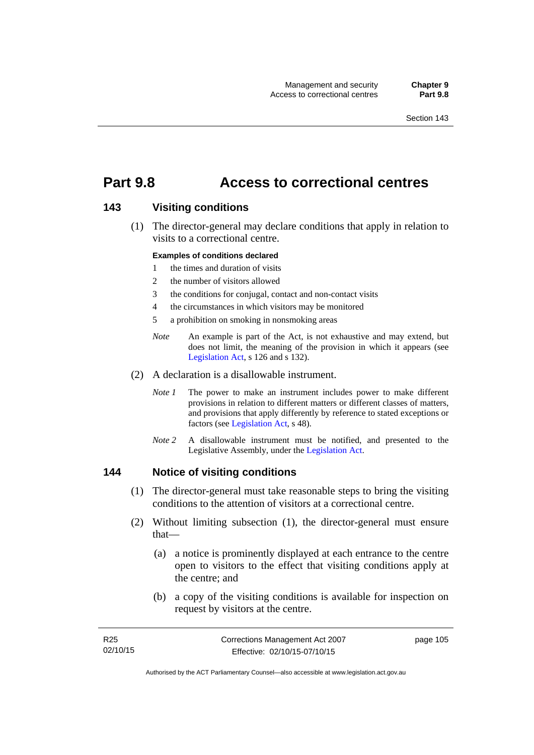# Part 9.8 Access to correctional centres

## 143 Visiting conditions

(1) The director-general may declare conditions that apply in relation to visits to a correctional centre.

**Examples of conditions declared**

1 the times and duration of visits

2 the number of visitors allowed

3 the conditions for conjugal, contact and non-contact visits

4 the circumstances in which visitors may be monitored

5 a prohibition on smoking in nonsmoking areas

*Note* An example is part of the Act, is not exhaustive and may extend, but does not limit, the meaning of the provision in which it appears (see Legislation Act, s 126 and s 132).

(2) A declaration is a disallowable instrument.

*Note 1* The power to make an instrument includes power to make different provisions in relation to different matters or different classes of matters, and provisions that apply differently by reference to stated exceptions or factors (see Legislation Act, s 48).

*Note 2* A disallowable instrument must be notified, and presented to the Legislative Assembly, under the Legislation Act.

## 144 Notice of visiting conditions

(1) The director-general must take reasonable steps to bring the visiting conditions to the attention of visitors at a correctional centre.

(2) Without limiting subsection (1), the director-general must ensure that—

(a) a notice is prominently displayed at each entrance to the centre open to visitors to the effect that visiting conditions apply at the centre; and

(b) a copy of the visiting conditions is available for inspection on request by visitors at the centre.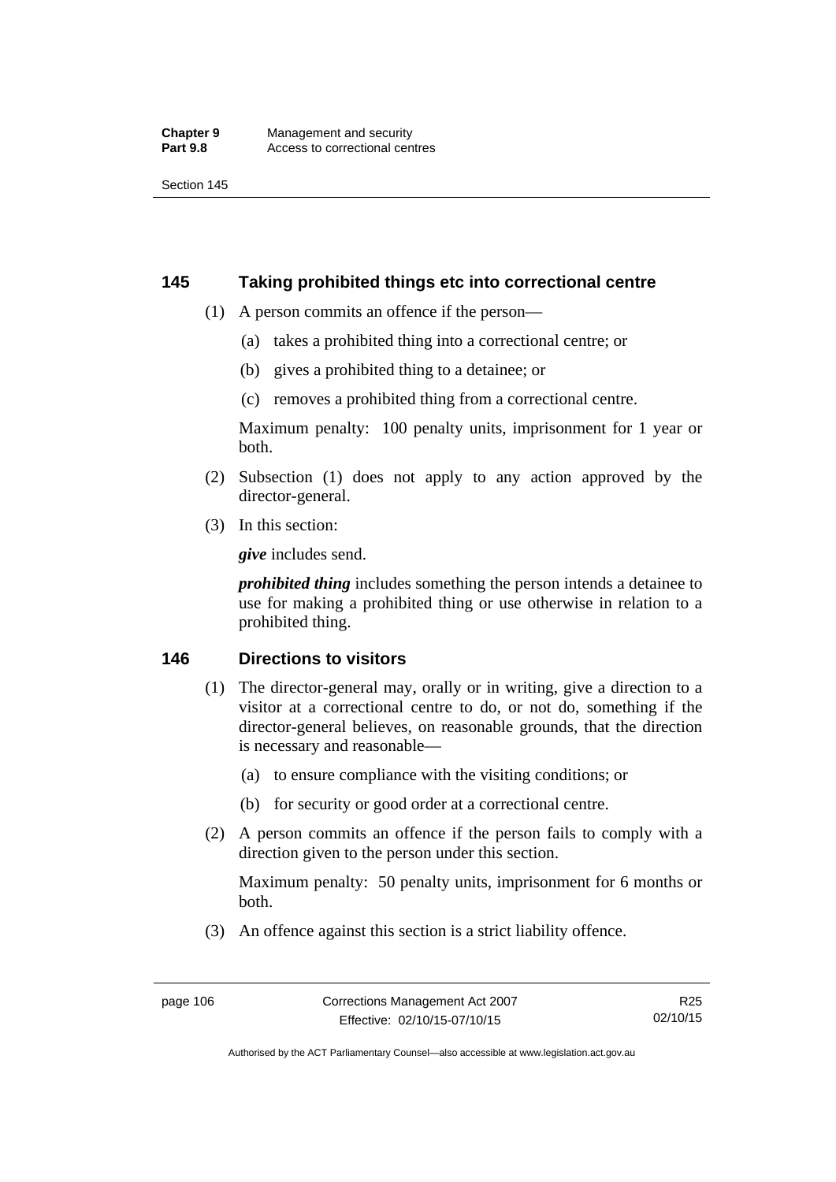## 145 Taking prohibited things etc into correctional centre

(1) A person commits an offence if the person—

(a) takes a prohibited thing into a correctional centre; or

(b) gives a prohibited thing to a detainee; or

(c) removes a prohibited thing from a correctional centre.

Maximum penalty: 100 penalty units, imprisonment for 1 year or both.

(2) Subsection (1) does not apply to any action approved by the director-general.

(3) In this section:

***give*** includes send.

***prohibited thing*** includes something the person intends a detainee to use for making a prohibited thing or use otherwise in relation to a prohibited thing.

## 146 Directions to visitors

(1) The director-general may, orally or in writing, give a direction to a visitor at a correctional centre to do, or not do, something if the director-general believes, on reasonable grounds, that the direction is necessary and reasonable—

(a) to ensure compliance with the visiting conditions; or

(b) for security or good order at a correctional centre.

(2) A person commits an offence if the person fails to comply with a direction given to the person under this section.

Maximum penalty: 50 penalty units, imprisonment for 6 months or both.

(3) An offence against this section is a strict liability offence.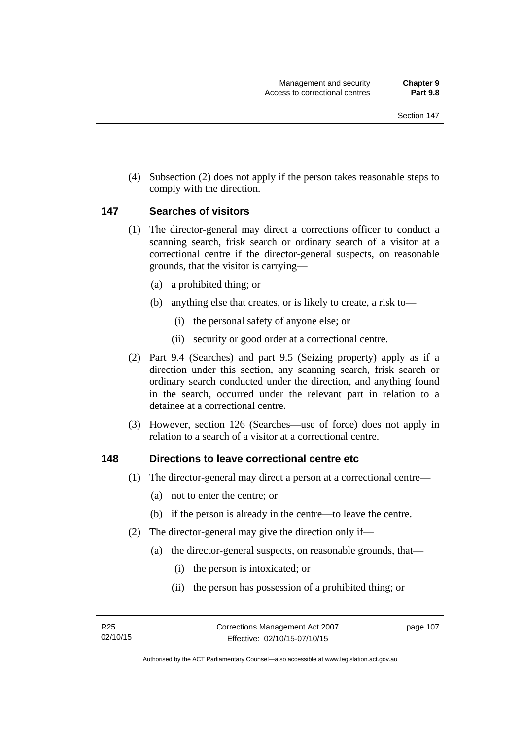(4) Subsection (2) does not apply if the person takes reasonable steps to comply with the direction.

## 147 Searches of visitors

(1) The director-general may direct a corrections officer to conduct a scanning search, frisk search or ordinary search of a visitor at a correctional centre if the director-general suspects, on reasonable grounds, that the visitor is carrying—

(a) a prohibited thing; or

(b) anything else that creates, or is likely to create, a risk to—

(i) the personal safety of anyone else; or

(ii) security or good order at a correctional centre.

(2) Part 9.4 (Searches) and part 9.5 (Seizing property) apply as if a direction under this section, any scanning search, frisk search or ordinary search conducted under the direction, and anything found in the search, occurred under the relevant part in relation to a detainee at a correctional centre.

(3) However, section 126 (Searches—use of force) does not apply in relation to a search of a visitor at a correctional centre.

## 148 Directions to leave correctional centre etc

(1) The director-general may direct a person at a correctional centre—

(a) not to enter the centre; or

(b) if the person is already in the centre—to leave the centre.

(2) The director-general may give the direction only if—

(a) the director-general suspects, on reasonable grounds, that—

(i) the person is intoxicated; or

(ii) the person has possession of a prohibited thing; or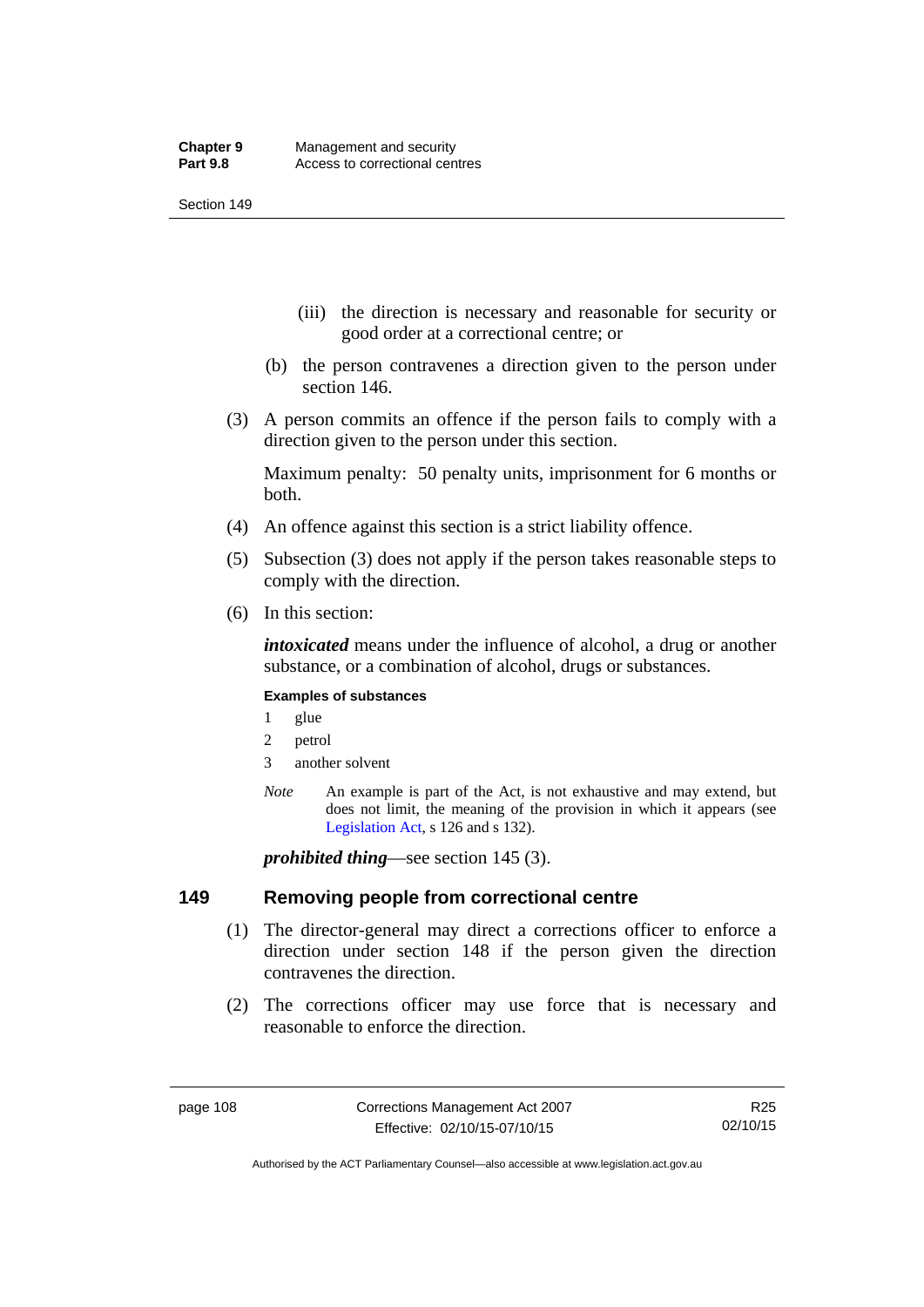(iii) the direction is necessary and reasonable for security or good order at a correctional centre; or

(b) the person contravenes a direction given to the person under section 146.

(3) A person commits an offence if the person fails to comply with a direction given to the person under this section.

Maximum penalty: 50 penalty units, imprisonment for 6 months or both.

(4) An offence against this section is a strict liability offence.

(5) Subsection (3) does not apply if the person takes reasonable steps to comply with the direction.

(6) In this section:

***intoxicated*** means under the influence of alcohol, a drug or another substance, or a combination of alcohol, drugs or substances.

**Examples of substances**

1 glue

2 petrol

3 another solvent

*Note* An example is part of the Act, is not exhaustive and may extend, but does not limit, the meaning of the provision in which it appears (see Legislation Act, s 126 and s 132).

***prohibited thing***—see section 145 (3).

## 149 Removing people from correctional centre

(1) The director-general may direct a corrections officer to enforce a direction under section 148 if the person given the direction contravenes the direction.

(2) The corrections officer may use force that is necessary and reasonable to enforce the direction.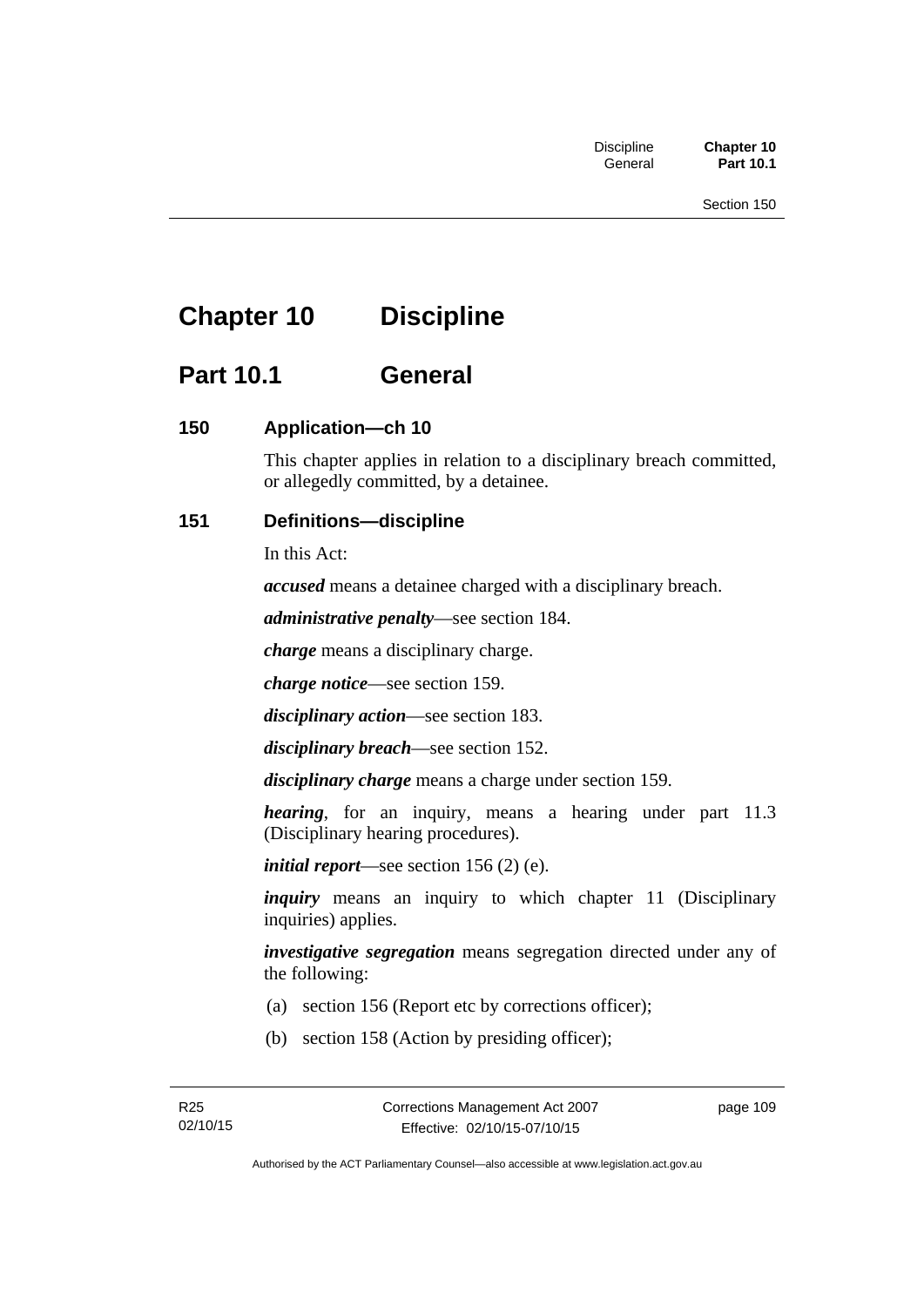# Chapter 10 Discipline

## Part 10.1 General

### 150 Application—ch 10

This chapter applies in relation to a disciplinary breach committed, or allegedly committed, by a detainee.

### 151 Definitions—discipline

In this Act:

***accused*** means a detainee charged with a disciplinary breach.

***administrative penalty***—see section 184.

***charge*** means a disciplinary charge.

***charge notice***—see section 159.

***disciplinary action***—see section 183.

***disciplinary breach***—see section 152.

***disciplinary charge*** means a charge under section 159.

***hearing***, for an inquiry, means a hearing under part 11.3 (Disciplinary hearing procedures).

***initial report***—see section 156 (2) (e).

***inquiry*** means an inquiry to which chapter 11 (Disciplinary inquiries) applies.

***investigative segregation*** means segregation directed under any of the following:

(a) section 156 (Report etc by corrections officer);

(b) section 158 (Action by presiding officer);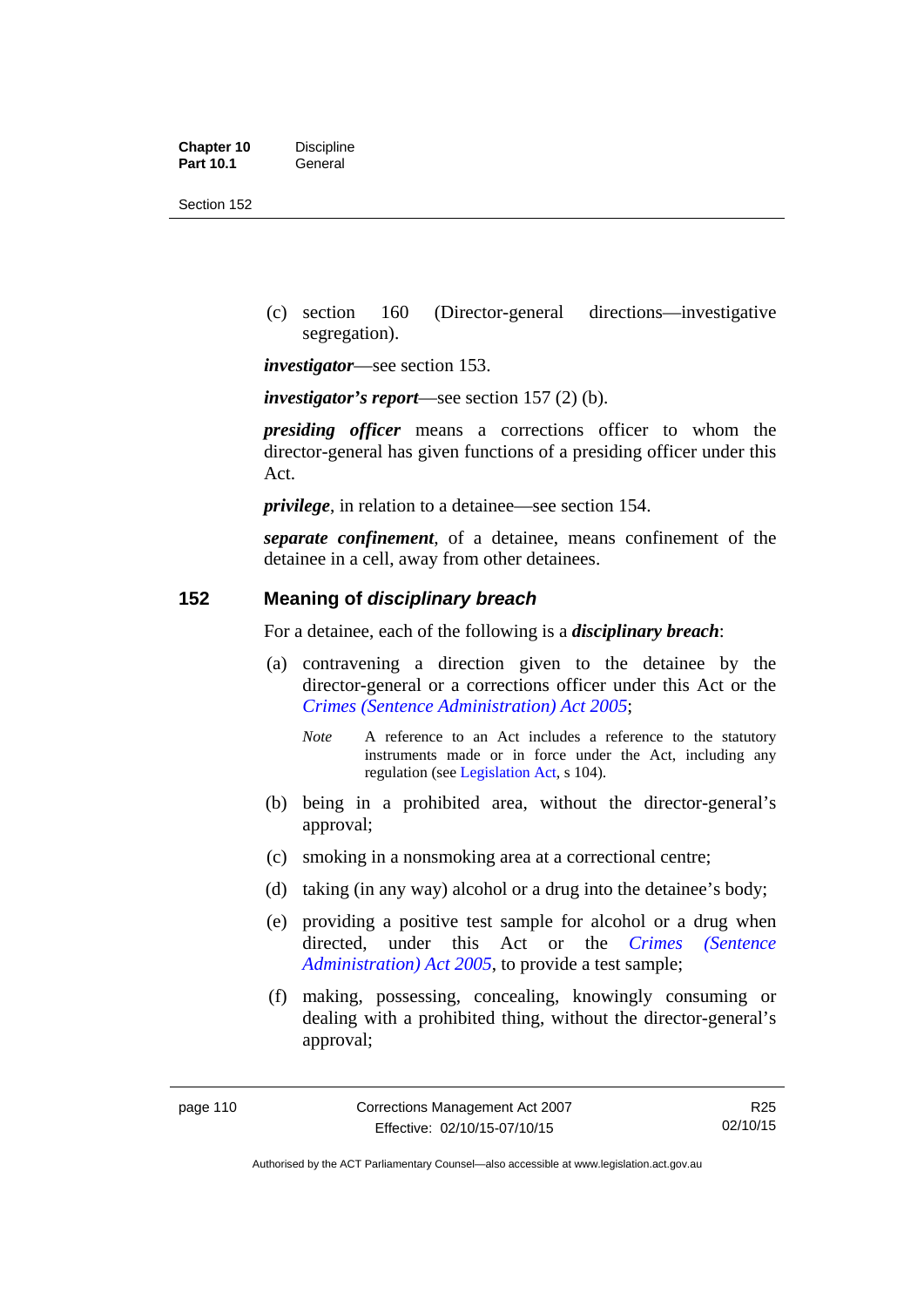(c) section 160 (Director-general directions—investigative segregation).

***investigator***—see section 153.

***investigator's report***—see section 157 (2) (b).

***presiding officer*** means a corrections officer to whom the director-general has given functions of a presiding officer under this Act.

***privilege***, in relation to a detainee—see section 154.

***separate confinement***, of a detainee, means confinement of the detainee in a cell, away from other detainees.

## 152 Meaning of *disciplinary breach*

For a detainee, each of the following is a ***disciplinary breach***:

(a) contravening a direction given to the detainee by the director-general or a corrections officer under this Act or the *Crimes (Sentence Administration) Act 2005*;

*Note* A reference to an Act includes a reference to the statutory instruments made or in force under the Act, including any regulation (see Legislation Act, s 104).

(b) being in a prohibited area, without the director-general's approval;

(c) smoking in a nonsmoking area at a correctional centre;

(d) taking (in any way) alcohol or a drug into the detainee's body;

(e) providing a positive test sample for alcohol or a drug when directed, under this Act or the *Crimes (Sentence Administration) Act 2005*, to provide a test sample;

(f) making, possessing, concealing, knowingly consuming or dealing with a prohibited thing, without the director-general's approval;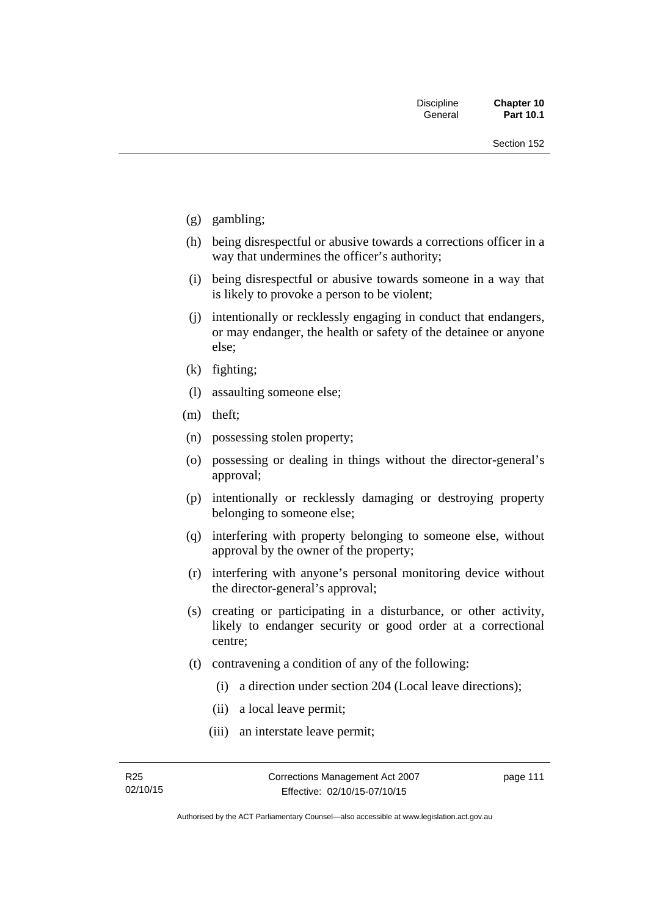(g) gambling;

(h) being disrespectful or abusive towards a corrections officer in a way that undermines the officer's authority;

(i) being disrespectful or abusive towards someone in a way that is likely to provoke a person to be violent;

(j) intentionally or recklessly engaging in conduct that endangers, or may endanger, the health or safety of the detainee or anyone else;

(k) fighting;

(l) assaulting someone else;

(m) theft;

(n) possessing stolen property;

(o) possessing or dealing in things without the director-general's approval;

(p) intentionally or recklessly damaging or destroying property belonging to someone else;

(q) interfering with property belonging to someone else, without approval by the owner of the property;

(r) interfering with anyone's personal monitoring device without the director-general's approval;

(s) creating or participating in a disturbance, or other activity, likely to endanger security or good order at a correctional centre;

(t) contravening a condition of any of the following:

  (i) a direction under section 204 (Local leave directions);

  (ii) a local leave permit;

  (iii) an interstate leave permit;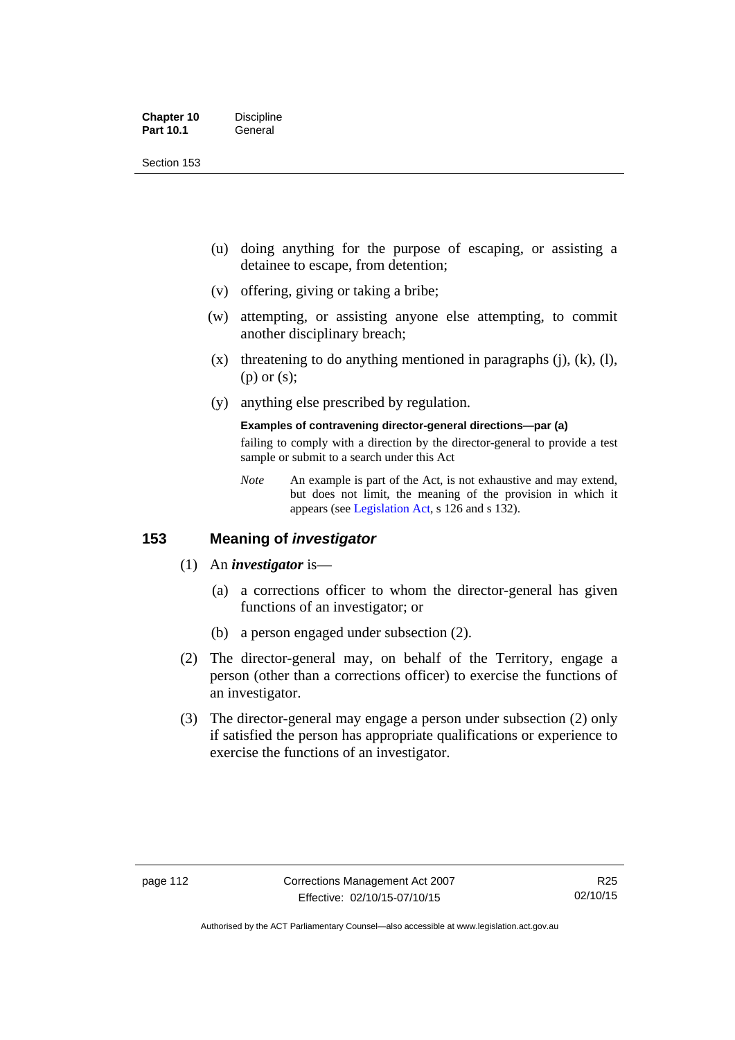(u) doing anything for the purpose of escaping, or assisting a detainee to escape, from detention;

(v) offering, giving or taking a bribe;

(w) attempting, or assisting anyone else attempting, to commit another disciplinary breach;

(x) threatening to do anything mentioned in paragraphs (j), (k), (l), (p) or (s);

(y) anything else prescribed by regulation.

**Examples of contravening director-general directions—par (a)**

failing to comply with a direction by the director-general to provide a test sample or submit to a search under this Act

*Note* An example is part of the Act, is not exhaustive and may extend, but does not limit, the meaning of the provision in which it appears (see Legislation Act, s 126 and s 132).

## 153 Meaning of *investigator*

(1) An ***investigator*** is—

(a) a corrections officer to whom the director-general has given functions of an investigator; or

(b) a person engaged under subsection (2).

(2) The director-general may, on behalf of the Territory, engage a person (other than a corrections officer) to exercise the functions of an investigator.

(3) The director-general may engage a person under subsection (2) only if satisfied the person has appropriate qualifications or experience to exercise the functions of an investigator.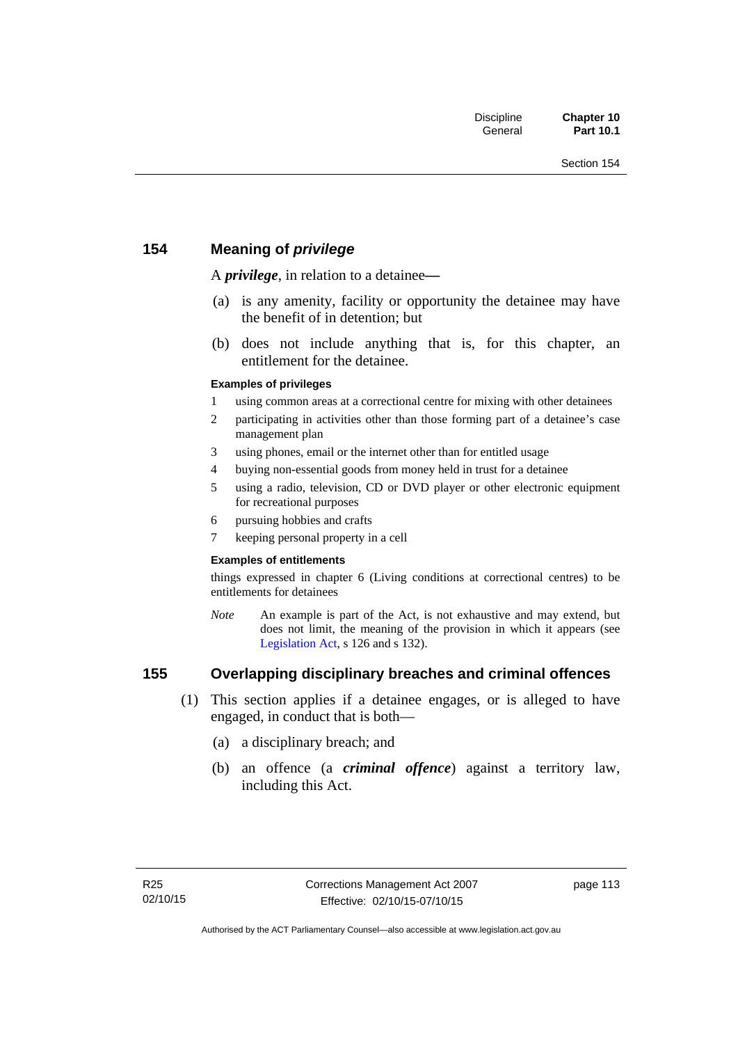## 154 Meaning of *privilege*

A ***privilege***, in relation to a detainee—

(a) is any amenity, facility or opportunity the detainee may have the benefit of in detention; but

(b) does not include anything that is, for this chapter, an entitlement for the detainee.

#### Examples of privileges

1 using common areas at a correctional centre for mixing with other detainees
2 participating in activities other than those forming part of a detainee's case management plan
3 using phones, email or the internet other than for entitled usage
4 buying non-essential goods from money held in trust for a detainee
5 using a radio, television, CD or DVD player or other electronic equipment for recreational purposes
6 pursuing hobbies and crafts
7 keeping personal property in a cell

#### Examples of entitlements

things expressed in chapter 6 (Living conditions at correctional centres) to be entitlements for detainees

*Note* An example is part of the Act, is not exhaustive and may extend, but does not limit, the meaning of the provision in which it appears (see Legislation Act, s 126 and s 132).

## 155 Overlapping disciplinary breaches and criminal offences

(1) This section applies if a detainee engages, or is alleged to have engaged, in conduct that is both—

(a) a disciplinary breach; and

(b) an offence (a ***criminal offence***) against a territory law, including this Act.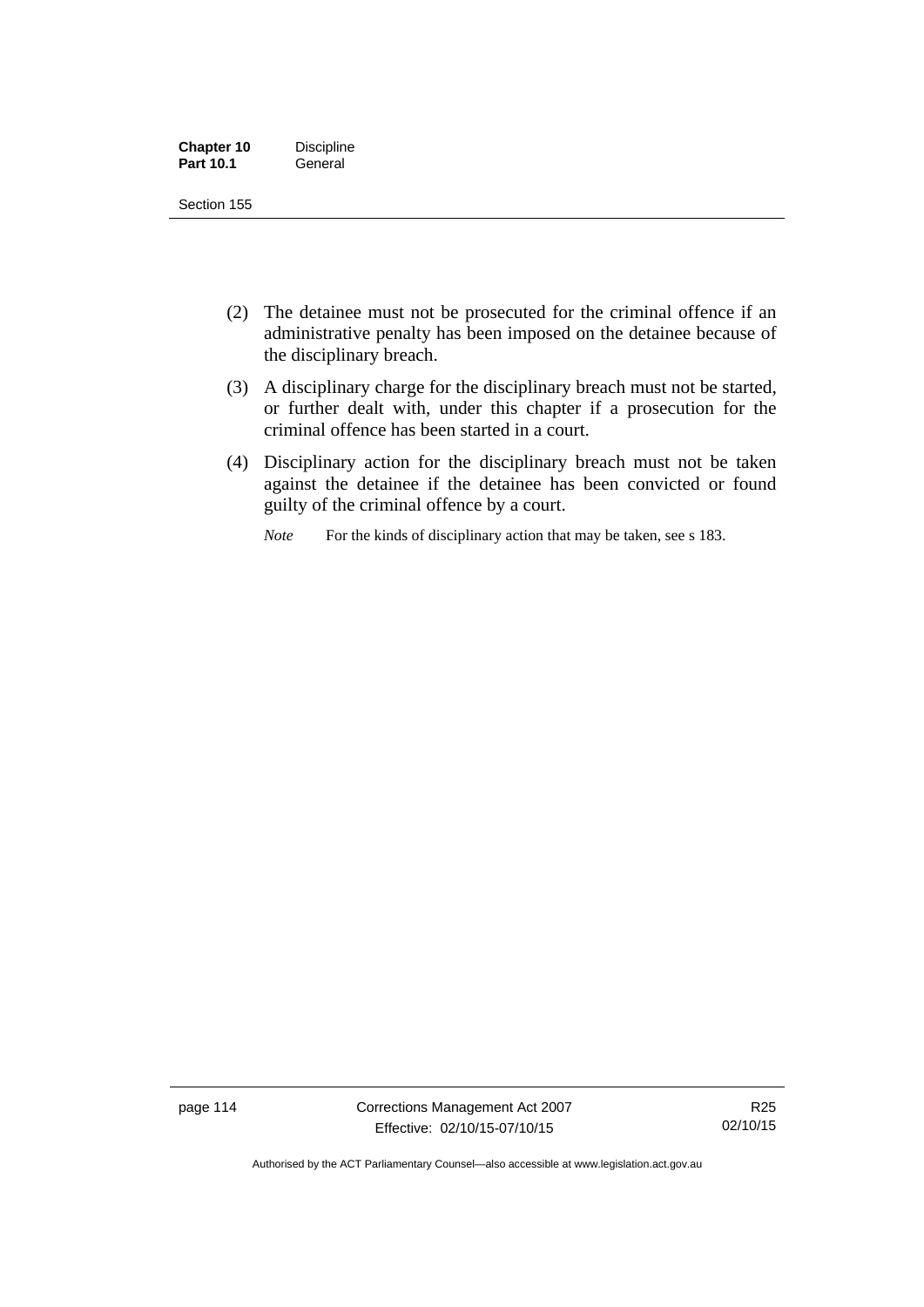(2) The detainee must not be prosecuted for the criminal offence if an administrative penalty has been imposed on the detainee because of the disciplinary breach.

(3) A disciplinary charge for the disciplinary breach must not be started, or further dealt with, under this chapter if a prosecution for the criminal offence has been started in a court.

(4) Disciplinary action for the disciplinary breach must not be taken against the detainee if the detainee has been convicted or found guilty of the criminal offence by a court.

*Note* For the kinds of disciplinary action that may be taken, see s 183.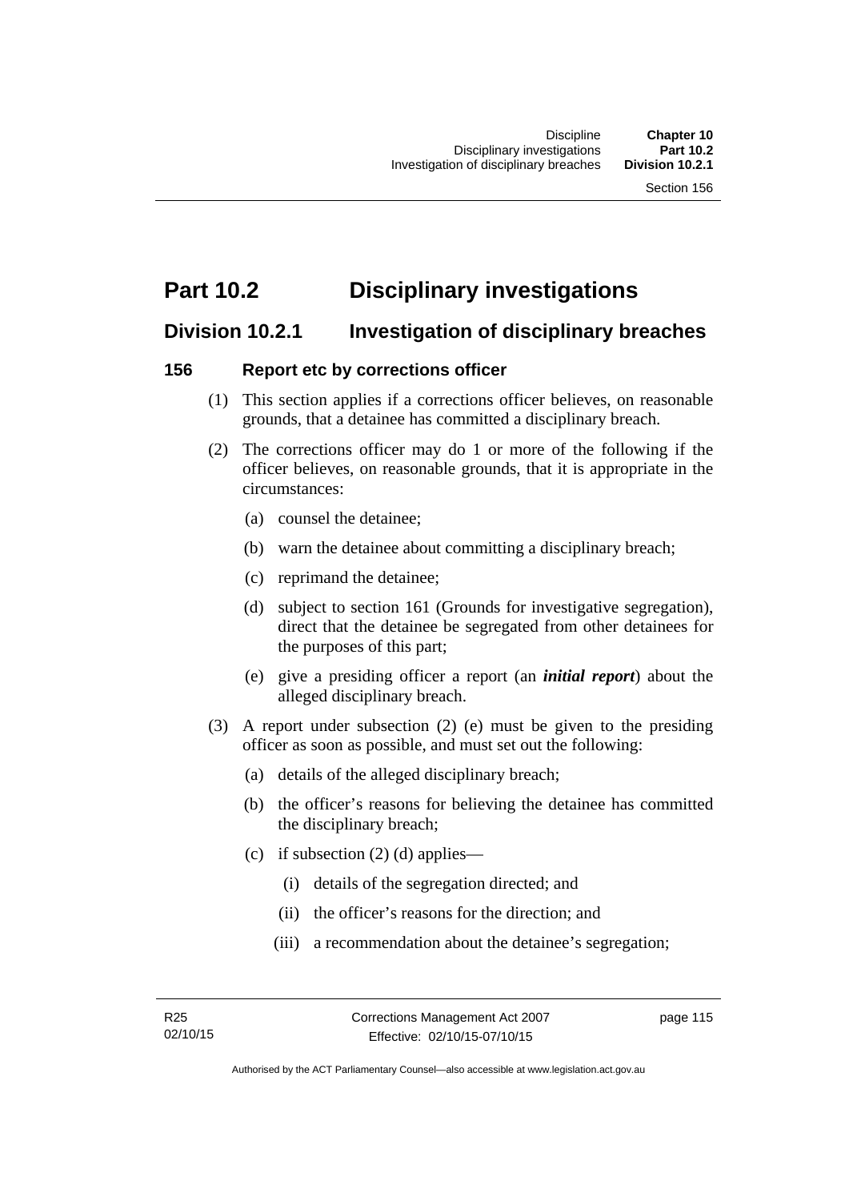# Part 10.2 Disciplinary investigations

## Division 10.2.1 Investigation of disciplinary breaches

### 156 Report etc by corrections officer

(1) This section applies if a corrections officer believes, on reasonable grounds, that a detainee has committed a disciplinary breach.

(2) The corrections officer may do 1 or more of the following if the officer believes, on reasonable grounds, that it is appropriate in the circumstances:

(a) counsel the detainee;

(b) warn the detainee about committing a disciplinary breach;

(c) reprimand the detainee;

(d) subject to section 161 (Grounds for investigative segregation), direct that the detainee be segregated from other detainees for the purposes of this part;

(e) give a presiding officer a report (an ***initial report***) about the alleged disciplinary breach.

(3) A report under subsection (2) (e) must be given to the presiding officer as soon as possible, and must set out the following:

(a) details of the alleged disciplinary breach;

(b) the officer's reasons for believing the detainee has committed the disciplinary breach;

(c) if subsection (2) (d) applies—

(i) details of the segregation directed; and

(ii) the officer's reasons for the direction; and

(iii) a recommendation about the detainee's segregation;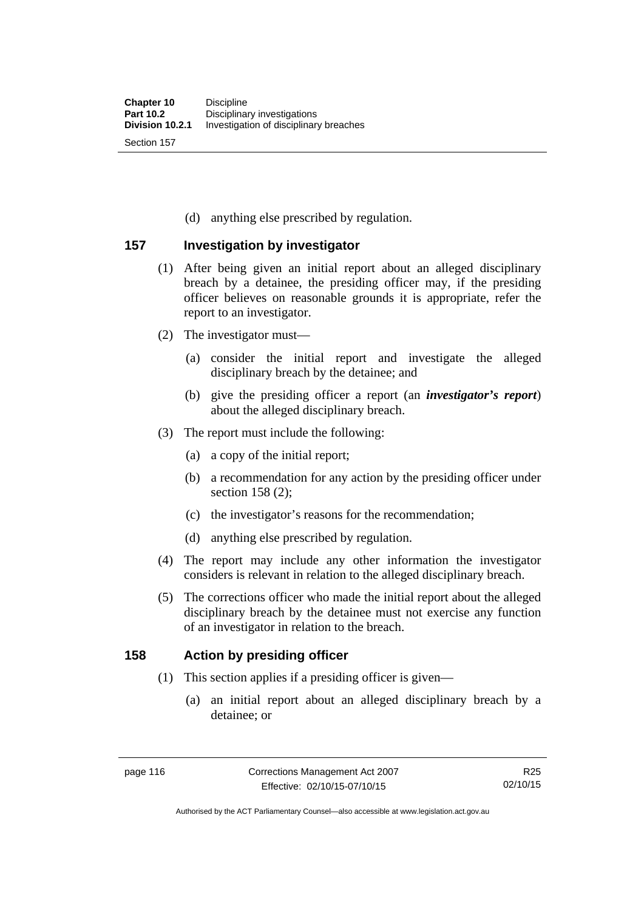(d) anything else prescribed by regulation.

## 157 Investigation by investigator

(1) After being given an initial report about an alleged disciplinary breach by a detainee, the presiding officer may, if the presiding officer believes on reasonable grounds it is appropriate, refer the report to an investigator.

(2) The investigator must—

(a) consider the initial report and investigate the alleged disciplinary breach by the detainee; and

(b) give the presiding officer a report (an ***investigator's report***) about the alleged disciplinary breach.

(3) The report must include the following:

(a) a copy of the initial report;

(b) a recommendation for any action by the presiding officer under section 158 (2);

(c) the investigator's reasons for the recommendation;

(d) anything else prescribed by regulation.

(4) The report may include any other information the investigator considers is relevant in relation to the alleged disciplinary breach.

(5) The corrections officer who made the initial report about the alleged disciplinary breach by the detainee must not exercise any function of an investigator in relation to the breach.

## 158 Action by presiding officer

(1) This section applies if a presiding officer is given—

(a) an initial report about an alleged disciplinary breach by a detainee; or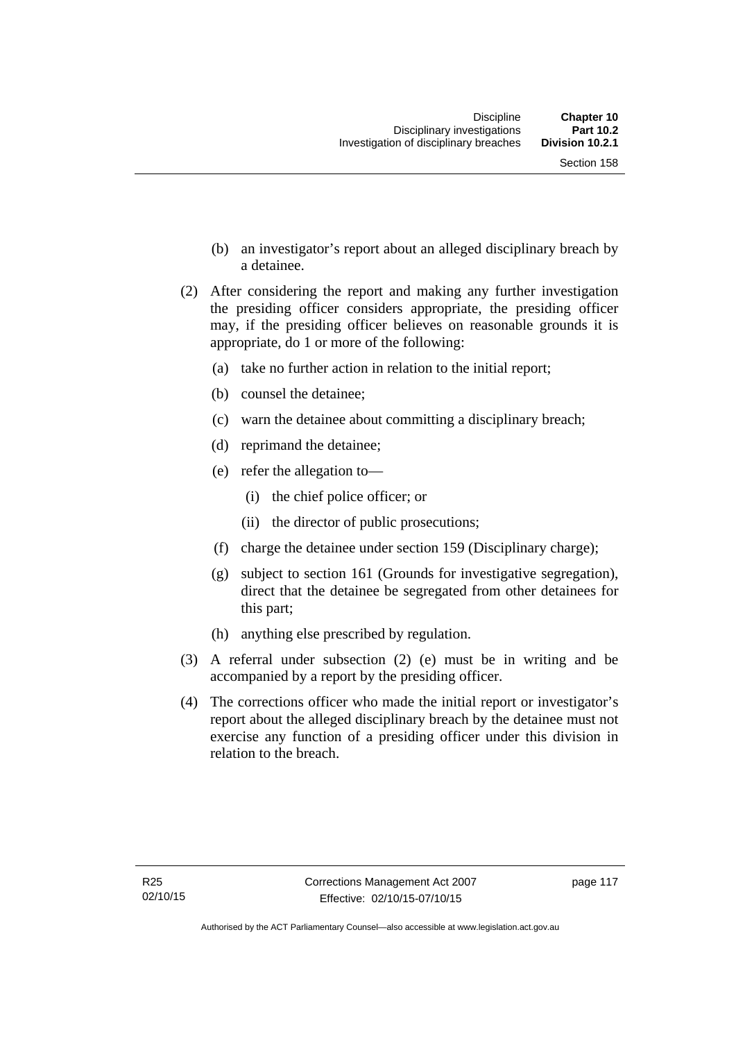(b) an investigator's report about an alleged disciplinary breach by a detainee.

(2) After considering the report and making any further investigation the presiding officer considers appropriate, the presiding officer may, if the presiding officer believes on reasonable grounds it is appropriate, do 1 or more of the following:

(a) take no further action in relation to the initial report;

(b) counsel the detainee;

(c) warn the detainee about committing a disciplinary breach;

(d) reprimand the detainee;

(e) refer the allegation to—

(i) the chief police officer; or

(ii) the director of public prosecutions;

(f) charge the detainee under section 159 (Disciplinary charge);

(g) subject to section 161 (Grounds for investigative segregation), direct that the detainee be segregated from other detainees for this part;

(h) anything else prescribed by regulation.

(3) A referral under subsection (2) (e) must be in writing and be accompanied by a report by the presiding officer.

(4) The corrections officer who made the initial report or investigator's report about the alleged disciplinary breach by the detainee must not exercise any function of a presiding officer under this division in relation to the breach.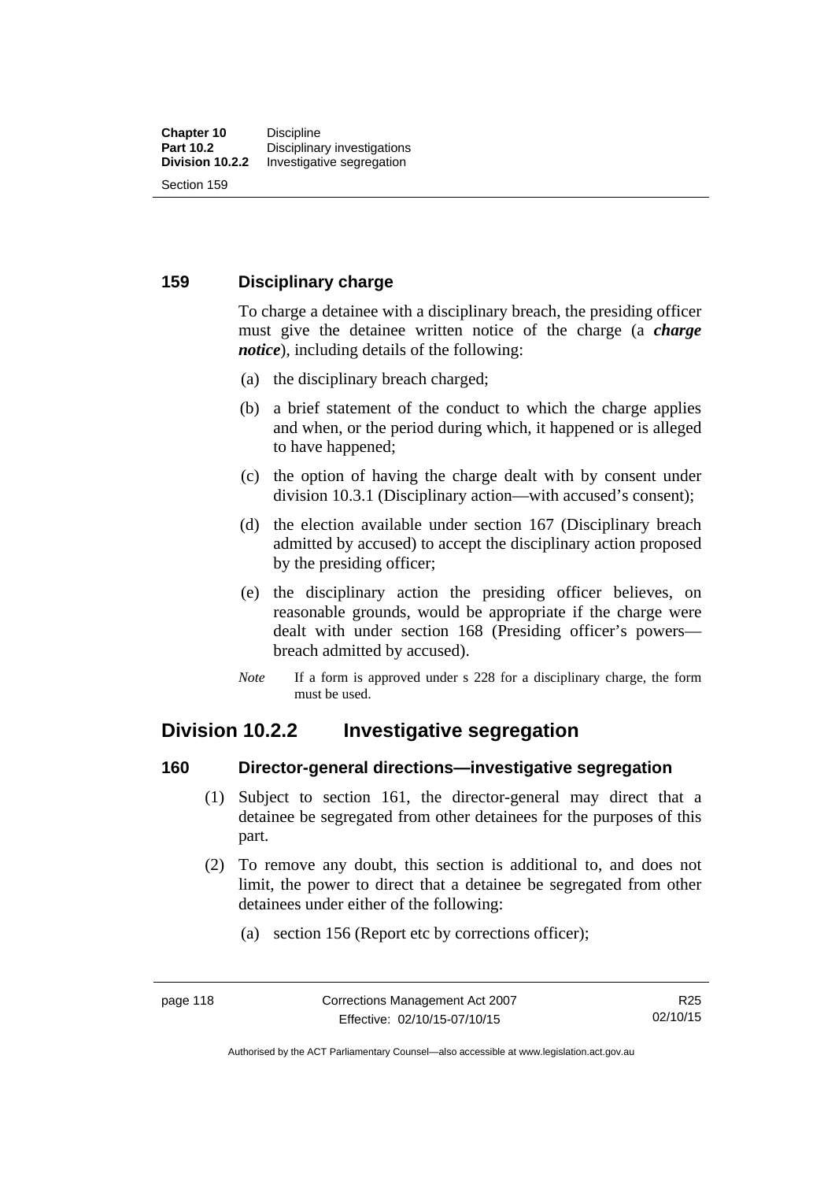## 159 Disciplinary charge

To charge a detainee with a disciplinary breach, the presiding officer must give the detainee written notice of the charge (a ***charge notice***), including details of the following:

(a) the disciplinary breach charged;

(b) a brief statement of the conduct to which the charge applies and when, or the period during which, it happened or is alleged to have happened;

(c) the option of having the charge dealt with by consent under division 10.3.1 (Disciplinary action—with accused's consent);

(d) the election available under section 167 (Disciplinary breach admitted by accused) to accept the disciplinary action proposed by the presiding officer;

(e) the disciplinary action the presiding officer believes, on reasonable grounds, would be appropriate if the charge were dealt with under section 168 (Presiding officer's powers—breach admitted by accused).

*Note* If a form is approved under s 228 for a disciplinary charge, the form must be used.

# Division 10.2.2 Investigative segregation

## 160 Director-general directions—investigative segregation

(1) Subject to section 161, the director-general may direct that a detainee be segregated from other detainees for the purposes of this part.

(2) To remove any doubt, this section is additional to, and does not limit, the power to direct that a detainee be segregated from other detainees under either of the following:

(a) section 156 (Report etc by corrections officer);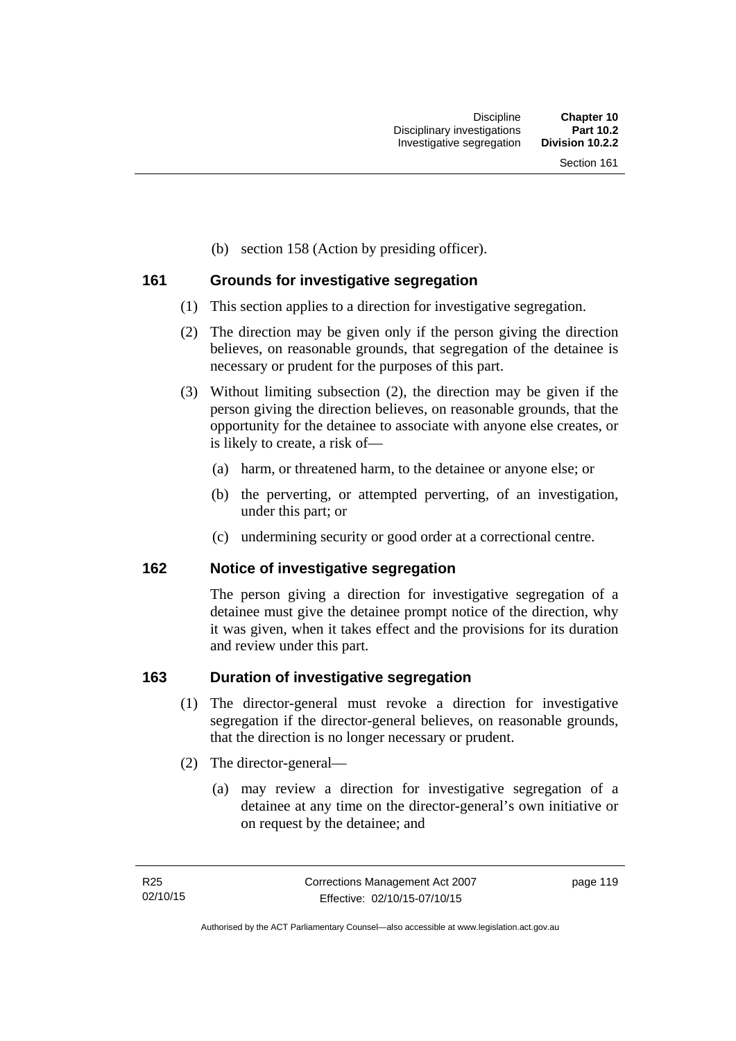(b) section 158 (Action by presiding officer).

### 161 Grounds for investigative segregation

(1) This section applies to a direction for investigative segregation.

(2) The direction may be given only if the person giving the direction believes, on reasonable grounds, that segregation of the detainee is necessary or prudent for the purposes of this part.

(3) Without limiting subsection (2), the direction may be given if the person giving the direction believes, on reasonable grounds, that the opportunity for the detainee to associate with anyone else creates, or is likely to create, a risk of—

(a) harm, or threatened harm, to the detainee or anyone else; or

(b) the perverting, or attempted perverting, of an investigation, under this part; or

(c) undermining security or good order at a correctional centre.

### 162 Notice of investigative segregation

The person giving a direction for investigative segregation of a detainee must give the detainee prompt notice of the direction, why it was given, when it takes effect and the provisions for its duration and review under this part.

### 163 Duration of investigative segregation

(1) The director-general must revoke a direction for investigative segregation if the director-general believes, on reasonable grounds, that the direction is no longer necessary or prudent.

(2) The director-general—

(a) may review a direction for investigative segregation of a detainee at any time on the director-general's own initiative or on request by the detainee; and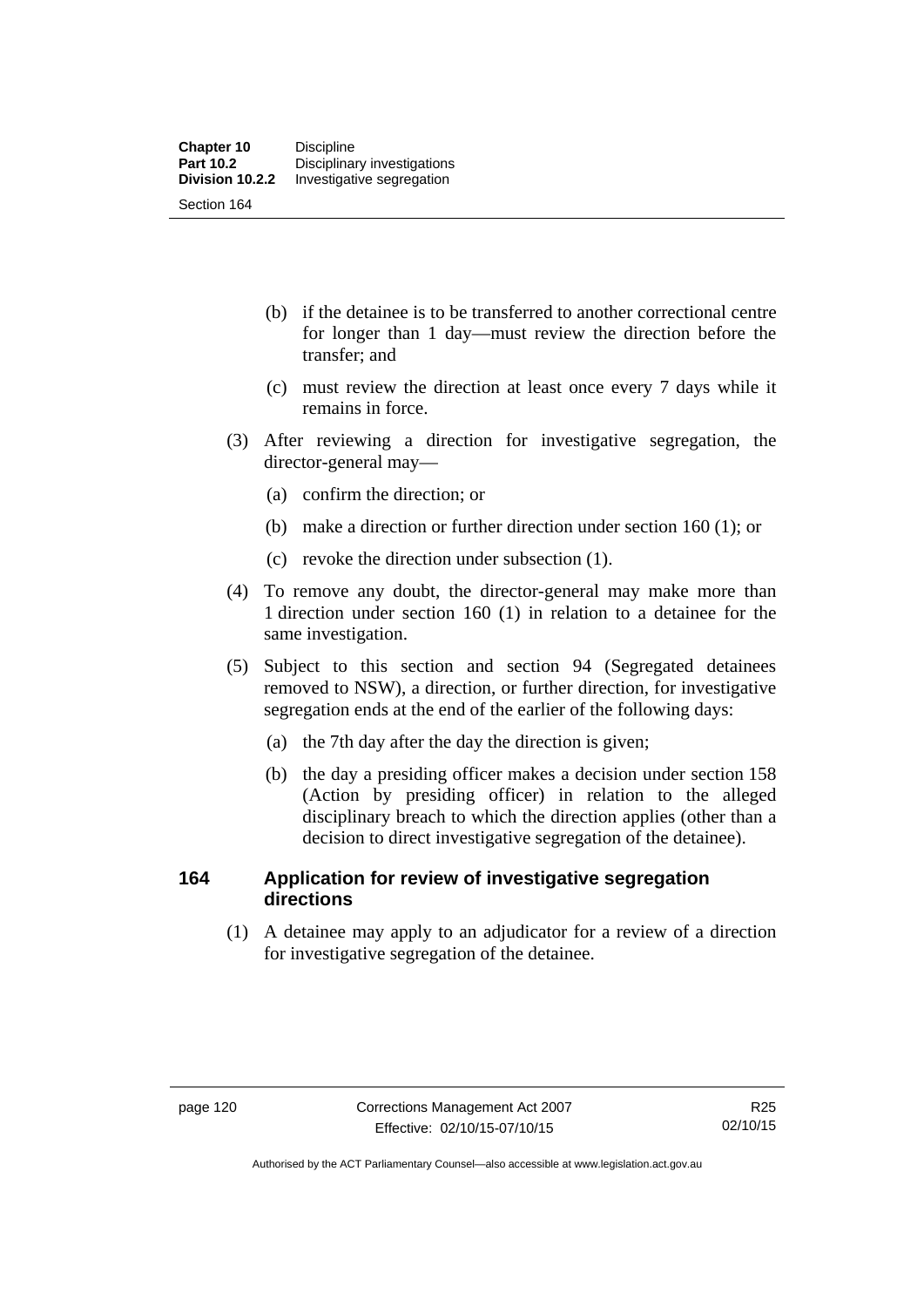(b) if the detainee is to be transferred to another correctional centre for longer than 1 day—must review the direction before the transfer; and

(c) must review the direction at least once every 7 days while it remains in force.

(3) After reviewing a direction for investigative segregation, the director-general may—

(a) confirm the direction; or

(b) make a direction or further direction under section 160 (1); or

(c) revoke the direction under subsection (1).

(4) To remove any doubt, the director-general may make more than 1 direction under section 160 (1) in relation to a detainee for the same investigation.

(5) Subject to this section and section 94 (Segregated detainees removed to NSW), a direction, or further direction, for investigative segregation ends at the end of the earlier of the following days:

(a) the 7th day after the day the direction is given;

(b) the day a presiding officer makes a decision under section 158 (Action by presiding officer) in relation to the alleged disciplinary breach to which the direction applies (other than a decision to direct investigative segregation of the detainee).

### 164 Application for review of investigative segregation directions

(1) A detainee may apply to an adjudicator for a review of a direction for investigative segregation of the detainee.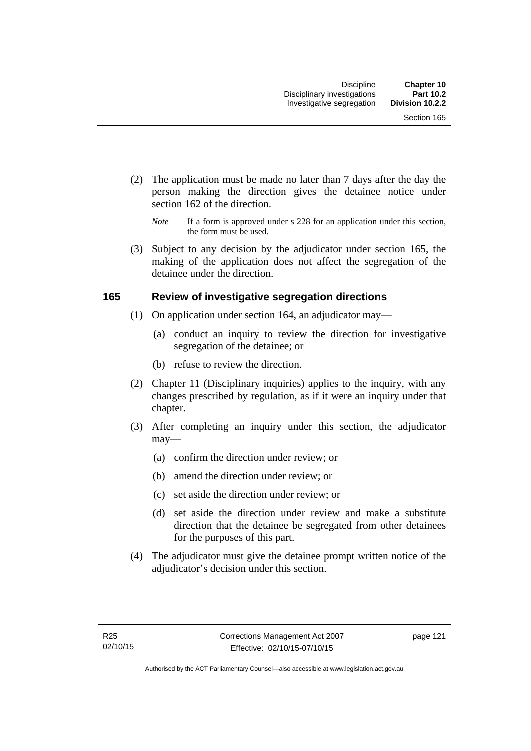(2) The application must be made no later than 7 days after the day the person making the direction gives the detainee notice under section 162 of the direction.

*Note* If a form is approved under s 228 for an application under this section, the form must be used.

(3) Subject to any decision by the adjudicator under section 165, the making of the application does not affect the segregation of the detainee under the direction.

### 165 Review of investigative segregation directions

(1) On application under section 164, an adjudicator may—

(a) conduct an inquiry to review the direction for investigative segregation of the detainee; or

(b) refuse to review the direction.

(2) Chapter 11 (Disciplinary inquiries) applies to the inquiry, with any changes prescribed by regulation, as if it were an inquiry under that chapter.

(3) After completing an inquiry under this section, the adjudicator may—

(a) confirm the direction under review; or

(b) amend the direction under review; or

(c) set aside the direction under review; or

(d) set aside the direction under review and make a substitute direction that the detainee be segregated from other detainees for the purposes of this part.

(4) The adjudicator must give the detainee prompt written notice of the adjudicator's decision under this section.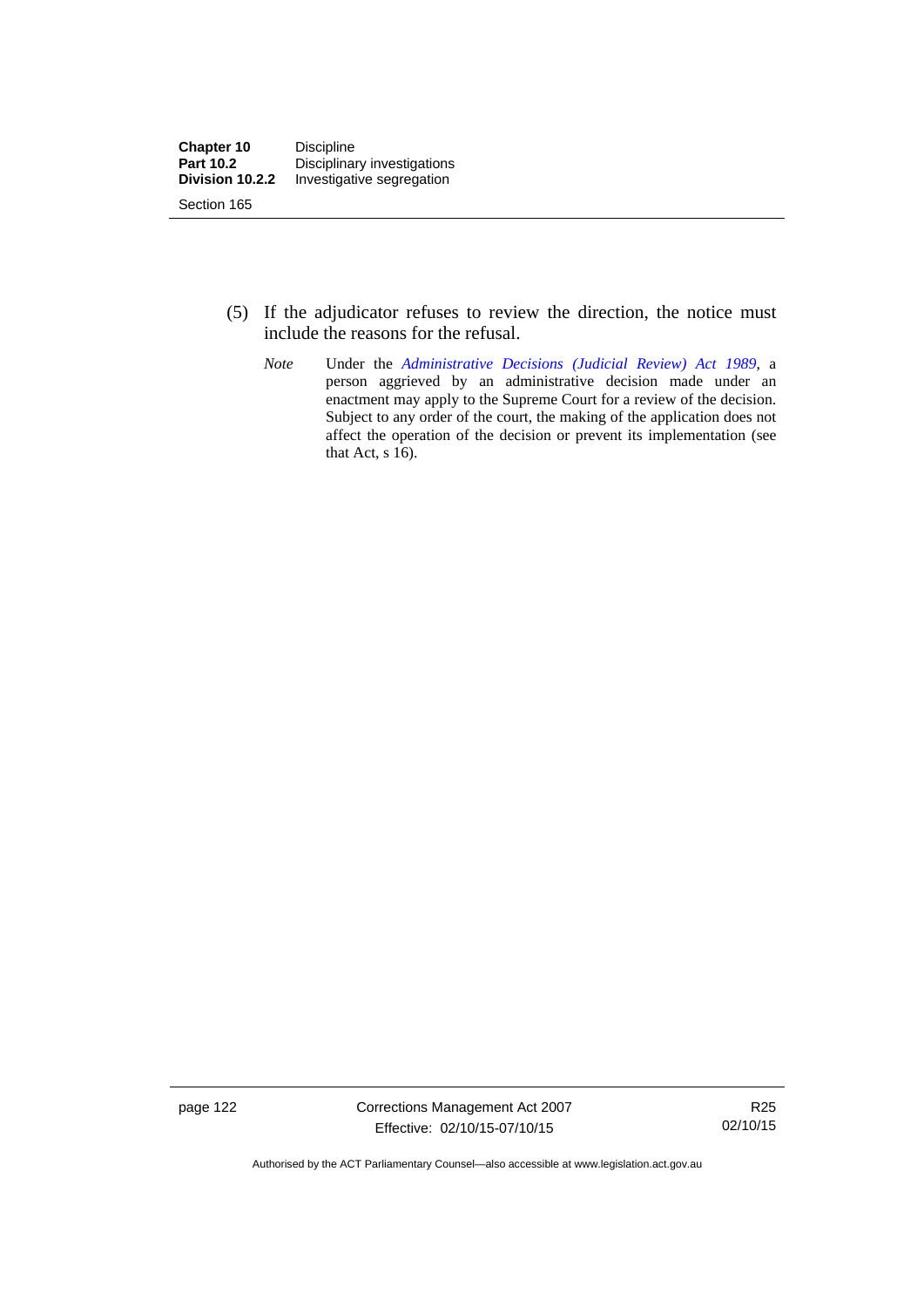(5) If the adjudicator refuses to review the direction, the notice must include the reasons for the refusal.

*Note* Under the *Administrative Decisions (Judicial Review) Act 1989*, a person aggrieved by an administrative decision made under an enactment may apply to the Supreme Court for a review of the decision. Subject to any order of the court, the making of the application does not affect the operation of the decision or prevent its implementation (see that Act, s 16).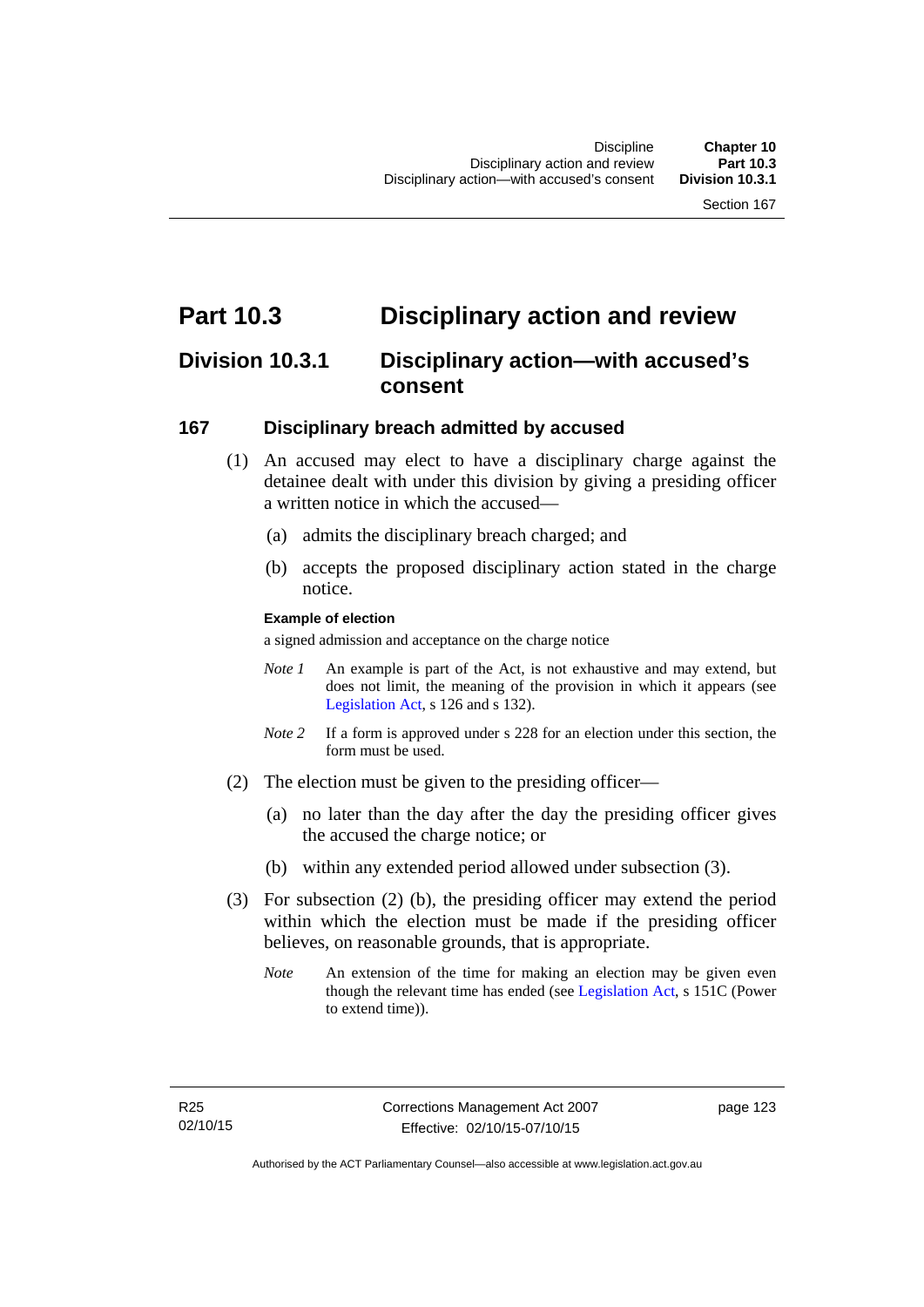# Part 10.3 Disciplinary action and review

## Division 10.3.1 Disciplinary action—with accused's consent

### 167 Disciplinary breach admitted by accused

(1) An accused may elect to have a disciplinary charge against the detainee dealt with under this division by giving a presiding officer a written notice in which the accused—

(a) admits the disciplinary breach charged; and

(b) accepts the proposed disciplinary action stated in the charge notice.

**Example of election**

a signed admission and acceptance on the charge notice

*Note 1* An example is part of the Act, is not exhaustive and may extend, but does not limit, the meaning of the provision in which it appears (see Legislation Act, s 126 and s 132).

*Note 2* If a form is approved under s 228 for an election under this section, the form must be used.

(2) The election must be given to the presiding officer—

(a) no later than the day after the day the presiding officer gives the accused the charge notice; or

(b) within any extended period allowed under subsection (3).

(3) For subsection (2) (b), the presiding officer may extend the period within which the election must be made if the presiding officer believes, on reasonable grounds, that is appropriate.

*Note* An extension of the time for making an election may be given even though the relevant time has ended (see Legislation Act, s 151C (Power to extend time)).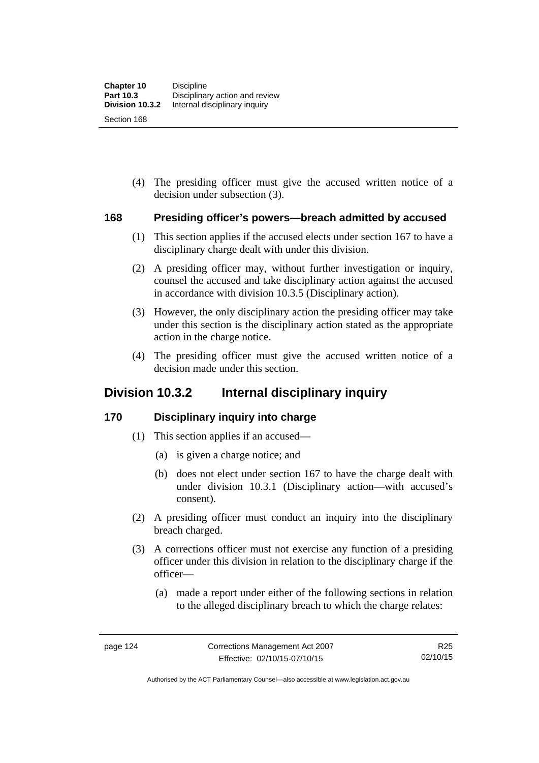(4) The presiding officer must give the accused written notice of a decision under subsection (3).

### 168 Presiding officer's powers—breach admitted by accused

(1) This section applies if the accused elects under section 167 to have a disciplinary charge dealt with under this division.

(2) A presiding officer may, without further investigation or inquiry, counsel the accused and take disciplinary action against the accused in accordance with division 10.3.5 (Disciplinary action).

(3) However, the only disciplinary action the presiding officer may take under this section is the disciplinary action stated as the appropriate action in the charge notice.

(4) The presiding officer must give the accused written notice of a decision made under this section.

## Division 10.3.2 Internal disciplinary inquiry

### 170 Disciplinary inquiry into charge

(1) This section applies if an accused—

(a) is given a charge notice; and

(b) does not elect under section 167 to have the charge dealt with under division 10.3.1 (Disciplinary action—with accused's consent).

(2) A presiding officer must conduct an inquiry into the disciplinary breach charged.

(3) A corrections officer must not exercise any function of a presiding officer under this division in relation to the disciplinary charge if the officer—

(a) made a report under either of the following sections in relation to the alleged disciplinary breach to which the charge relates: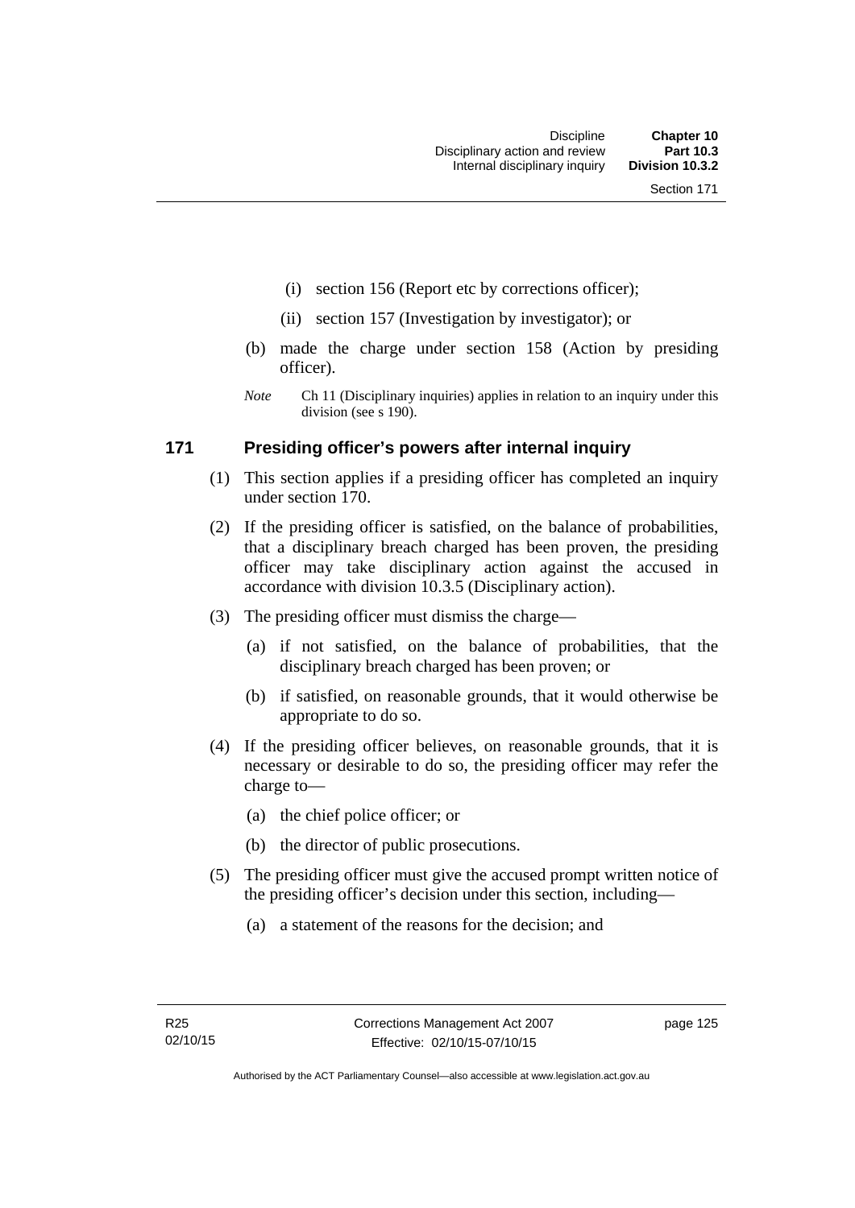(i) section 156 (Report etc by corrections officer);

(ii) section 157 (Investigation by investigator); or

(b) made the charge under section 158 (Action by presiding officer).

*Note* Ch 11 (Disciplinary inquiries) applies in relation to an inquiry under this division (see s 190).

## 171 Presiding officer's powers after internal inquiry

(1) This section applies if a presiding officer has completed an inquiry under section 170.

(2) If the presiding officer is satisfied, on the balance of probabilities, that a disciplinary breach charged has been proven, the presiding officer may take disciplinary action against the accused in accordance with division 10.3.5 (Disciplinary action).

(3) The presiding officer must dismiss the charge—

(a) if not satisfied, on the balance of probabilities, that the disciplinary breach charged has been proven; or

(b) if satisfied, on reasonable grounds, that it would otherwise be appropriate to do so.

(4) If the presiding officer believes, on reasonable grounds, that it is necessary or desirable to do so, the presiding officer may refer the charge to—

(a) the chief police officer; or

(b) the director of public prosecutions.

(5) The presiding officer must give the accused prompt written notice of the presiding officer's decision under this section, including—

(a) a statement of the reasons for the decision; and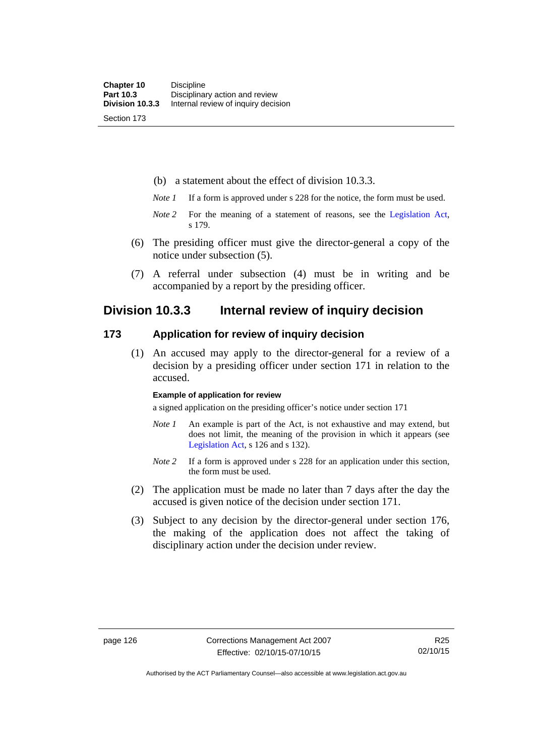(b) a statement about the effect of division 10.3.3.

*Note 1* If a form is approved under s 228 for the notice, the form must be used.

*Note 2* For the meaning of a statement of reasons, see the Legislation Act, s 179.

(6) The presiding officer must give the director-general a copy of the notice under subsection (5).

(7) A referral under subsection (4) must be in writing and be accompanied by a report by the presiding officer.

## Division 10.3.3 Internal review of inquiry decision

### 173 Application for review of inquiry decision

(1) An accused may apply to the director-general for a review of a decision by a presiding officer under section 171 in relation to the accused.

**Example of application for review**

a signed application on the presiding officer's notice under section 171

*Note 1* An example is part of the Act, is not exhaustive and may extend, but does not limit, the meaning of the provision in which it appears (see Legislation Act, s 126 and s 132).

*Note 2* If a form is approved under s 228 for an application under this section, the form must be used.

(2) The application must be made no later than 7 days after the day the accused is given notice of the decision under section 171.

(3) Subject to any decision by the director-general under section 176, the making of the application does not affect the taking of disciplinary action under the decision under review.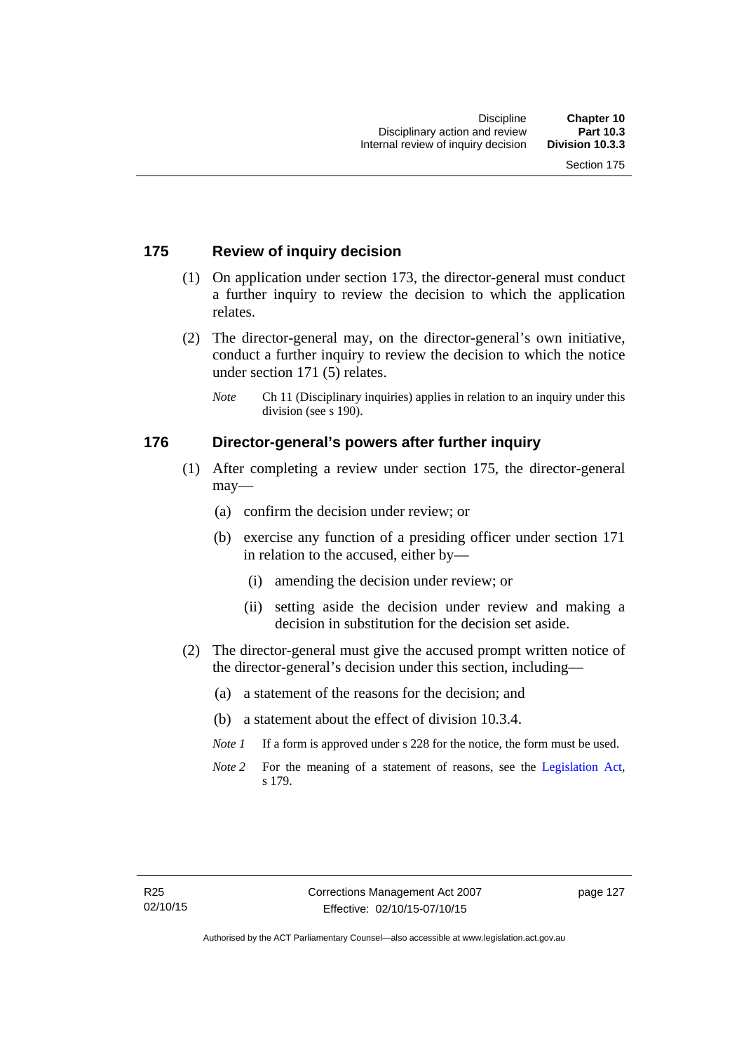## 175 Review of inquiry decision

(1) On application under section 173, the director-general must conduct a further inquiry to review the decision to which the application relates.

(2) The director-general may, on the director-general's own initiative, conduct a further inquiry to review the decision to which the notice under section 171 (5) relates.

*Note* Ch 11 (Disciplinary inquiries) applies in relation to an inquiry under this division (see s 190).

## 176 Director-general's powers after further inquiry

(1) After completing a review under section 175, the director-general may—

(a) confirm the decision under review; or

(b) exercise any function of a presiding officer under section 171 in relation to the accused, either by—

(i) amending the decision under review; or

(ii) setting aside the decision under review and making a decision in substitution for the decision set aside.

(2) The director-general must give the accused prompt written notice of the director-general's decision under this section, including—

(a) a statement of the reasons for the decision; and

(b) a statement about the effect of division 10.3.4.

*Note 1* If a form is approved under s 228 for the notice, the form must be used.

*Note 2* For the meaning of a statement of reasons, see the Legislation Act, s 179.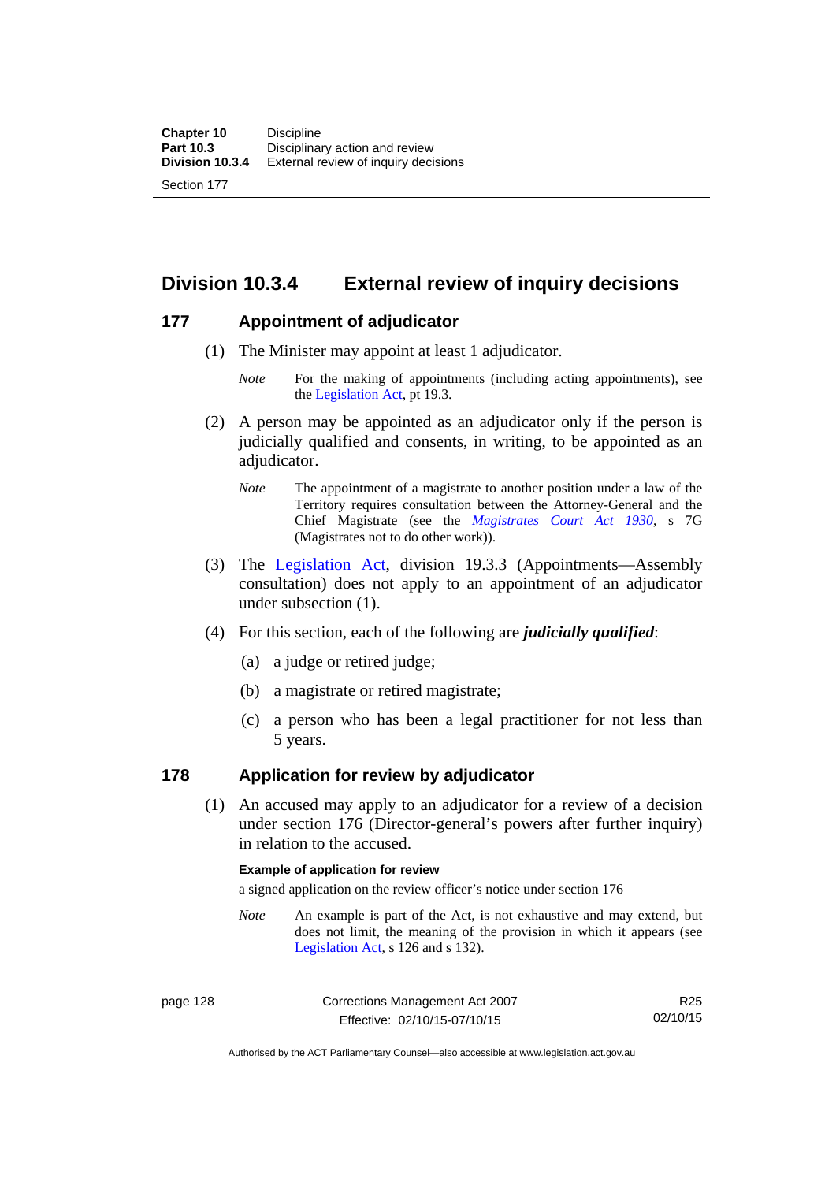## Division 10.3.4 External review of inquiry decisions

### 177 Appointment of adjudicator

(1) The Minister may appoint at least 1 adjudicator.

*Note* For the making of appointments (including acting appointments), see the Legislation Act, pt 19.3.

(2) A person may be appointed as an adjudicator only if the person is judicially qualified and consents, in writing, to be appointed as an adjudicator.

*Note* The appointment of a magistrate to another position under a law of the Territory requires consultation between the Attorney-General and the Chief Magistrate (see the *Magistrates Court Act 1930*, s 7G (Magistrates not to do other work)).

(3) The Legislation Act, division 19.3.3 (Appointments—Assembly consultation) does not apply to an appointment of an adjudicator under subsection (1).

(4) For this section, each of the following are ***judicially qualified***:

(a) a judge or retired judge;

(b) a magistrate or retired magistrate;

(c) a person who has been a legal practitioner for not less than 5 years.

### 178 Application for review by adjudicator

(1) An accused may apply to an adjudicator for a review of a decision under section 176 (Director-general's powers after further inquiry) in relation to the accused.

**Example of application for review**

a signed application on the review officer's notice under section 176

*Note* An example is part of the Act, is not exhaustive and may extend, but does not limit, the meaning of the provision in which it appears (see Legislation Act, s 126 and s 132).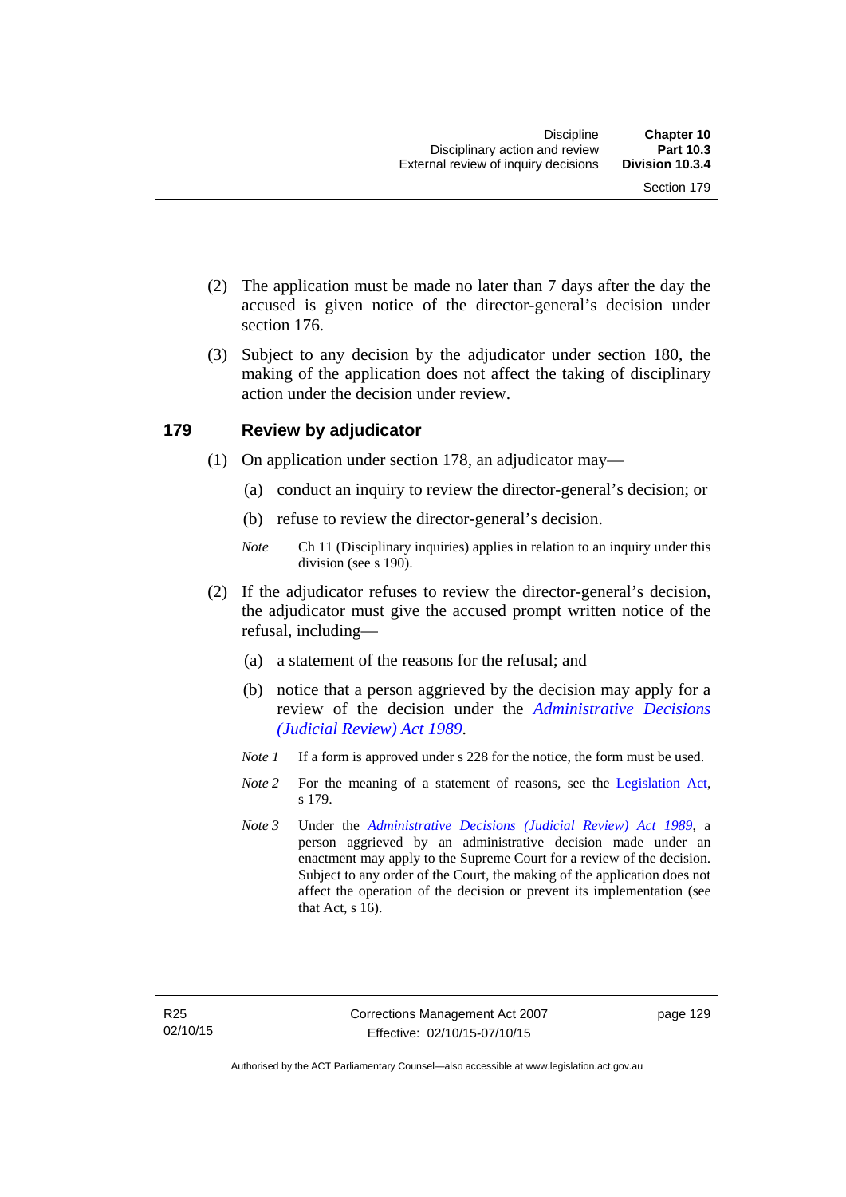(2) The application must be made no later than 7 days after the day the accused is given notice of the director-general's decision under section 176.

(3) Subject to any decision by the adjudicator under section 180, the making of the application does not affect the taking of disciplinary action under the decision under review.

## 179 Review by adjudicator

(1) On application under section 178, an adjudicator may—

(a) conduct an inquiry to review the director-general's decision; or

(b) refuse to review the director-general's decision.

*Note* Ch 11 (Disciplinary inquiries) applies in relation to an inquiry under this division (see s 190).

(2) If the adjudicator refuses to review the director-general's decision, the adjudicator must give the accused prompt written notice of the refusal, including—

(a) a statement of the reasons for the refusal; and

(b) notice that a person aggrieved by the decision may apply for a review of the decision under the *Administrative Decisions (Judicial Review) Act 1989*.

*Note 1* If a form is approved under s 228 for the notice, the form must be used.

*Note 2* For the meaning of a statement of reasons, see the Legislation Act, s 179.

*Note 3* Under the *Administrative Decisions (Judicial Review) Act 1989*, a person aggrieved by an administrative decision made under an enactment may apply to the Supreme Court for a review of the decision. Subject to any order of the Court, the making of the application does not affect the operation of the decision or prevent its implementation (see that Act, s 16).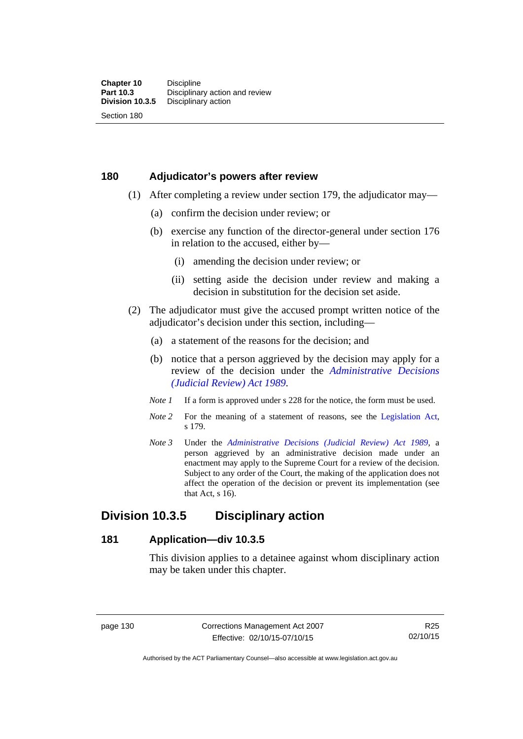## 180 Adjudicator's powers after review

(1) After completing a review under section 179, the adjudicator may—

(a) confirm the decision under review; or

(b) exercise any function of the director-general under section 176 in relation to the accused, either by—

(i) amending the decision under review; or

(ii) setting aside the decision under review and making a decision in substitution for the decision set aside.

(2) The adjudicator must give the accused prompt written notice of the adjudicator's decision under this section, including—

(a) a statement of the reasons for the decision; and

(b) notice that a person aggrieved by the decision may apply for a review of the decision under the *Administrative Decisions (Judicial Review) Act 1989*.

*Note 1* If a form is approved under s 228 for the notice, the form must be used.

*Note 2* For the meaning of a statement of reasons, see the Legislation Act, s 179.

*Note 3* Under the *Administrative Decisions (Judicial Review) Act 1989*, a person aggrieved by an administrative decision made under an enactment may apply to the Supreme Court for a review of the decision. Subject to any order of the Court, the making of the application does not affect the operation of the decision or prevent its implementation (see that Act, s 16).

# Division 10.3.5 Disciplinary action

## 181 Application—div 10.3.5

This division applies to a detainee against whom disciplinary action may be taken under this chapter.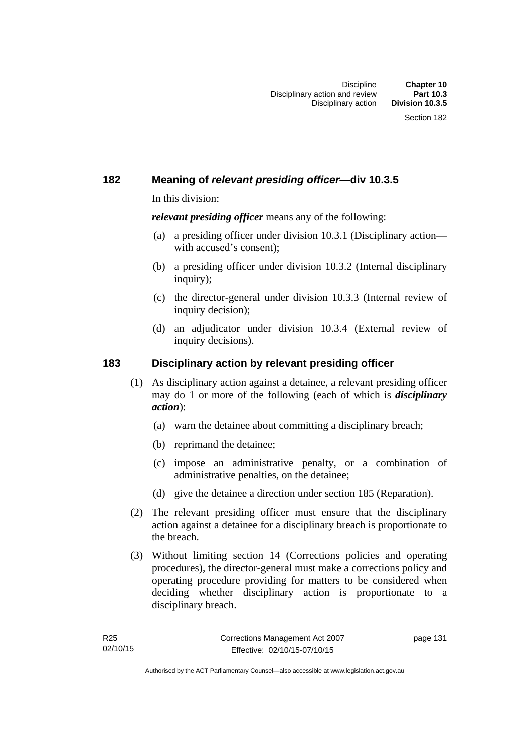## 182 Meaning of *relevant presiding officer*—div 10.3.5

In this division:

***relevant presiding officer*** means any of the following:

(a) a presiding officer under division 10.3.1 (Disciplinary action—with accused's consent);

(b) a presiding officer under division 10.3.2 (Internal disciplinary inquiry);

(c) the director-general under division 10.3.3 (Internal review of inquiry decision);

(d) an adjudicator under division 10.3.4 (External review of inquiry decisions).

## 183 Disciplinary action by relevant presiding officer

(1) As disciplinary action against a detainee, a relevant presiding officer may do 1 or more of the following (each of which is ***disciplinary action***):

(a) warn the detainee about committing a disciplinary breach;

(b) reprimand the detainee;

(c) impose an administrative penalty, or a combination of administrative penalties, on the detainee;

(d) give the detainee a direction under section 185 (Reparation).

(2) The relevant presiding officer must ensure that the disciplinary action against a detainee for a disciplinary breach is proportionate to the breach.

(3) Without limiting section 14 (Corrections policies and operating procedures), the director-general must make a corrections policy and operating procedure providing for matters to be considered when deciding whether disciplinary action is proportionate to a disciplinary breach.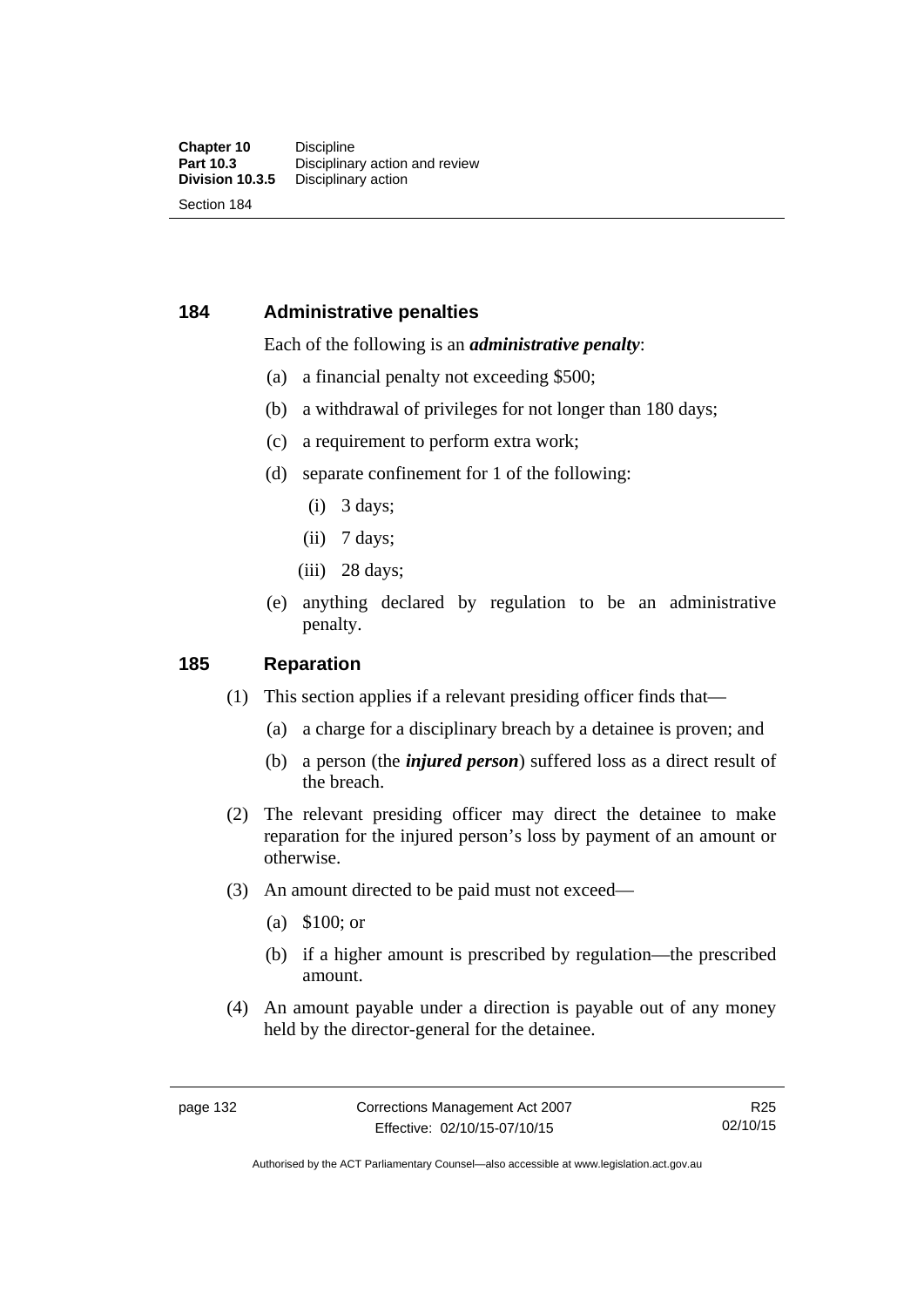## 184 Administrative penalties

Each of the following is an ***administrative penalty***:

(a) a financial penalty not exceeding $500;

(b) a withdrawal of privileges for not longer than 180 days;

(c) a requirement to perform extra work;

(d) separate confinement for 1 of the following:

 (i) 3 days;

 (ii) 7 days;

 (iii) 28 days;

(e) anything declared by regulation to be an administrative penalty.

## 185 Reparation

(1) This section applies if a relevant presiding officer finds that—

 (a) a charge for a disciplinary breach by a detainee is proven; and

 (b) a person (the ***injured person***) suffered loss as a direct result of the breach.

(2) The relevant presiding officer may direct the detainee to make reparation for the injured person's loss by payment of an amount or otherwise.

(3) An amount directed to be paid must not exceed—

 (a) $100; or

 (b) if a higher amount is prescribed by regulation—the prescribed amount.

(4) An amount payable under a direction is payable out of any money held by the director-general for the detainee.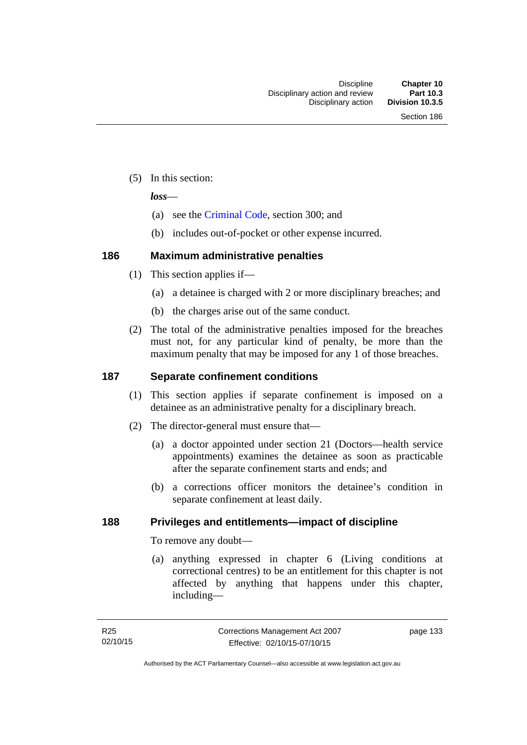(5) In this section:

***loss***—

(a) see the Criminal Code, section 300; and

(b) includes out-of-pocket or other expense incurred.

## 186 Maximum administrative penalties

(1) This section applies if—

(a) a detainee is charged with 2 or more disciplinary breaches; and

(b) the charges arise out of the same conduct.

(2) The total of the administrative penalties imposed for the breaches must not, for any particular kind of penalty, be more than the maximum penalty that may be imposed for any 1 of those breaches.

## 187 Separate confinement conditions

(1) This section applies if separate confinement is imposed on a detainee as an administrative penalty for a disciplinary breach.

(2) The director-general must ensure that—

(a) a doctor appointed under section 21 (Doctors—health service appointments) examines the detainee as soon as practicable after the separate confinement starts and ends; and

(b) a corrections officer monitors the detainee's condition in separate confinement at least daily.

## 188 Privileges and entitlements—impact of discipline

To remove any doubt—

(a) anything expressed in chapter 6 (Living conditions at correctional centres) to be an entitlement for this chapter is not affected by anything that happens under this chapter, including—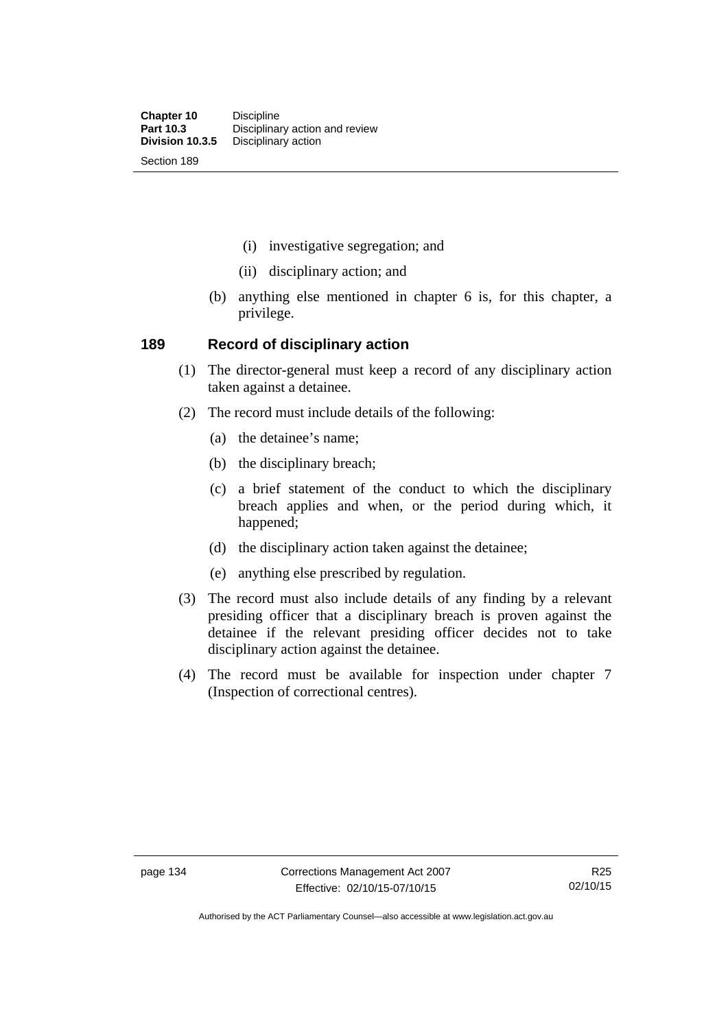(i) investigative segregation; and

(ii) disciplinary action; and

(b) anything else mentioned in chapter 6 is, for this chapter, a privilege.

## 189 Record of disciplinary action

(1) The director-general must keep a record of any disciplinary action taken against a detainee.

(2) The record must include details of the following:

(a) the detainee's name;

(b) the disciplinary breach;

(c) a brief statement of the conduct to which the disciplinary breach applies and when, or the period during which, it happened;

(d) the disciplinary action taken against the detainee;

(e) anything else prescribed by regulation.

(3) The record must also include details of any finding by a relevant presiding officer that a disciplinary breach is proven against the detainee if the relevant presiding officer decides not to take disciplinary action against the detainee.

(4) The record must be available for inspection under chapter 7 (Inspection of correctional centres).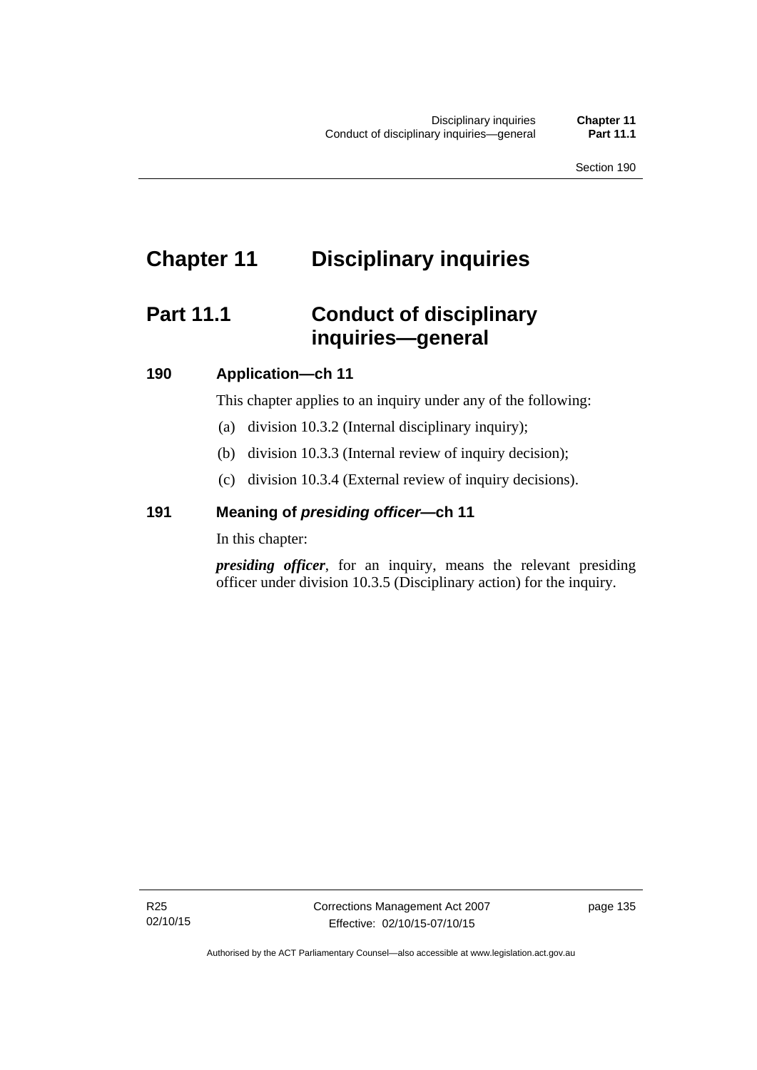# Chapter 11 Disciplinary inquiries

## Part 11.1 Conduct of disciplinary inquiries—general

### 190 Application—ch 11

This chapter applies to an inquiry under any of the following:

(a) division 10.3.2 (Internal disciplinary inquiry);

(b) division 10.3.3 (Internal review of inquiry decision);

(c) division 10.3.4 (External review of inquiry decisions).

### 191 Meaning of *presiding officer*—ch 11

In this chapter:

***presiding officer***, for an inquiry, means the relevant presiding officer under division 10.3.5 (Disciplinary action) for the inquiry.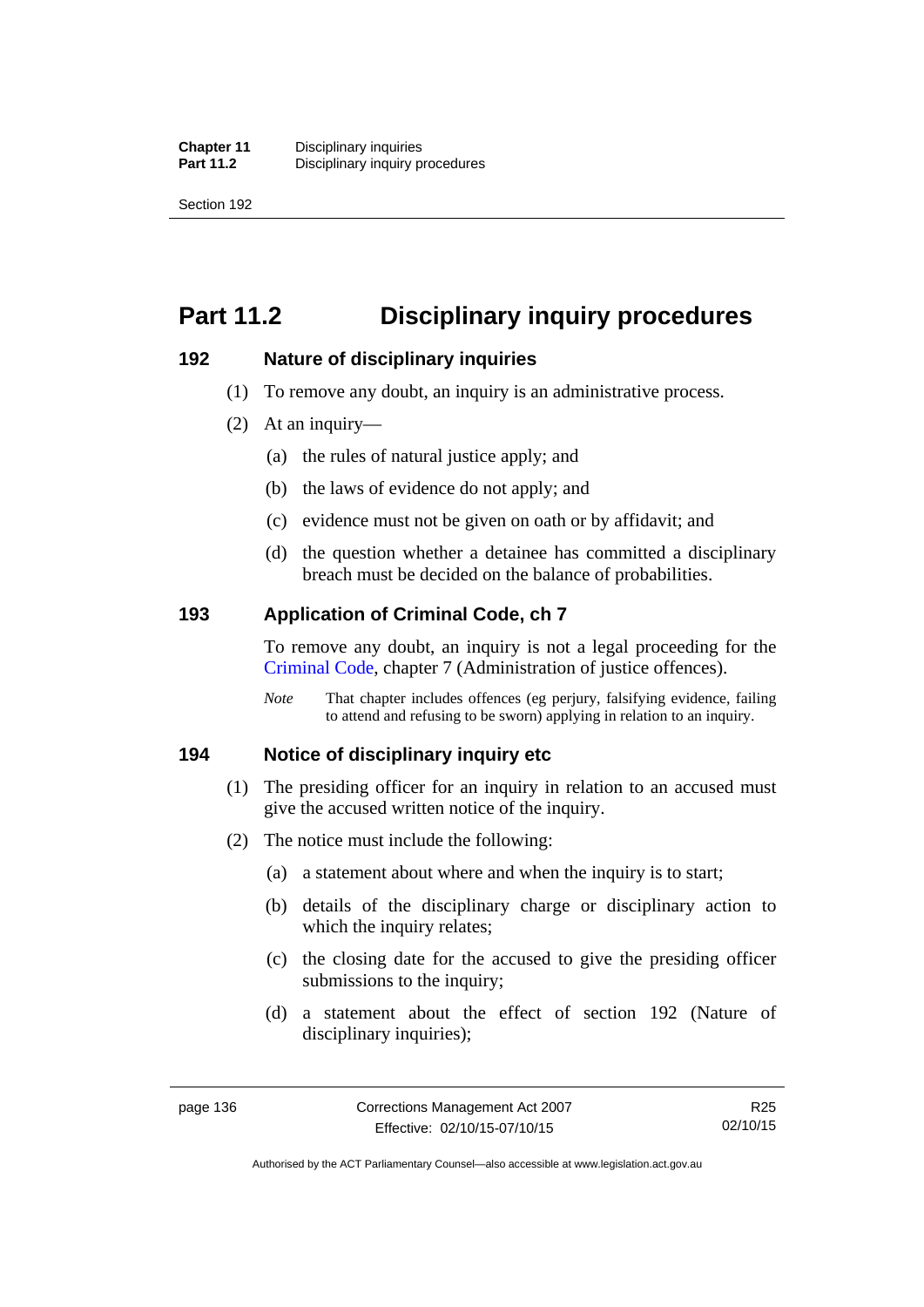# Part 11.2 Disciplinary inquiry procedures

### 192 Nature of disciplinary inquiries

(1) To remove any doubt, an inquiry is an administrative process.

(2) At an inquiry—

(a) the rules of natural justice apply; and

(b) the laws of evidence do not apply; and

(c) evidence must not be given on oath or by affidavit; and

(d) the question whether a detainee has committed a disciplinary breach must be decided on the balance of probabilities.

### 193 Application of Criminal Code, ch 7

To remove any doubt, an inquiry is not a legal proceeding for the Criminal Code, chapter 7 (Administration of justice offences).

*Note* That chapter includes offences (eg perjury, falsifying evidence, failing to attend and refusing to be sworn) applying in relation to an inquiry.

### 194 Notice of disciplinary inquiry etc

(1) The presiding officer for an inquiry in relation to an accused must give the accused written notice of the inquiry.

(2) The notice must include the following:

(a) a statement about where and when the inquiry is to start;

(b) details of the disciplinary charge or disciplinary action to which the inquiry relates;

(c) the closing date for the accused to give the presiding officer submissions to the inquiry;

(d) a statement about the effect of section 192 (Nature of disciplinary inquiries);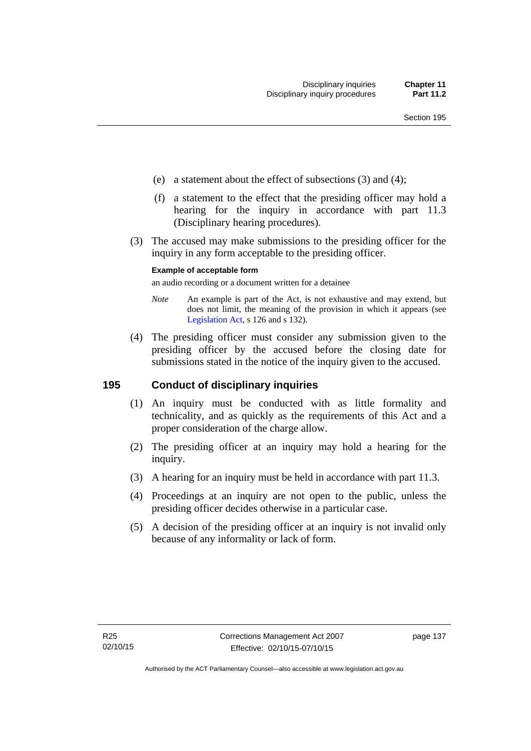(e) a statement about the effect of subsections (3) and (4);

(f) a statement to the effect that the presiding officer may hold a hearing for the inquiry in accordance with part 11.3 (Disciplinary hearing procedures).

(3) The accused may make submissions to the presiding officer for the inquiry in any form acceptable to the presiding officer.

**Example of acceptable form**

an audio recording or a document written for a detainee

*Note* An example is part of the Act, is not exhaustive and may extend, but does not limit, the meaning of the provision in which it appears (see Legislation Act, s 126 and s 132).

(4) The presiding officer must consider any submission given to the presiding officer by the accused before the closing date for submissions stated in the notice of the inquiry given to the accused.

## 195 Conduct of disciplinary inquiries

(1) An inquiry must be conducted with as little formality and technicality, and as quickly as the requirements of this Act and a proper consideration of the charge allow.

(2) The presiding officer at an inquiry may hold a hearing for the inquiry.

(3) A hearing for an inquiry must be held in accordance with part 11.3.

(4) Proceedings at an inquiry are not open to the public, unless the presiding officer decides otherwise in a particular case.

(5) A decision of the presiding officer at an inquiry is not invalid only because of any informality or lack of form.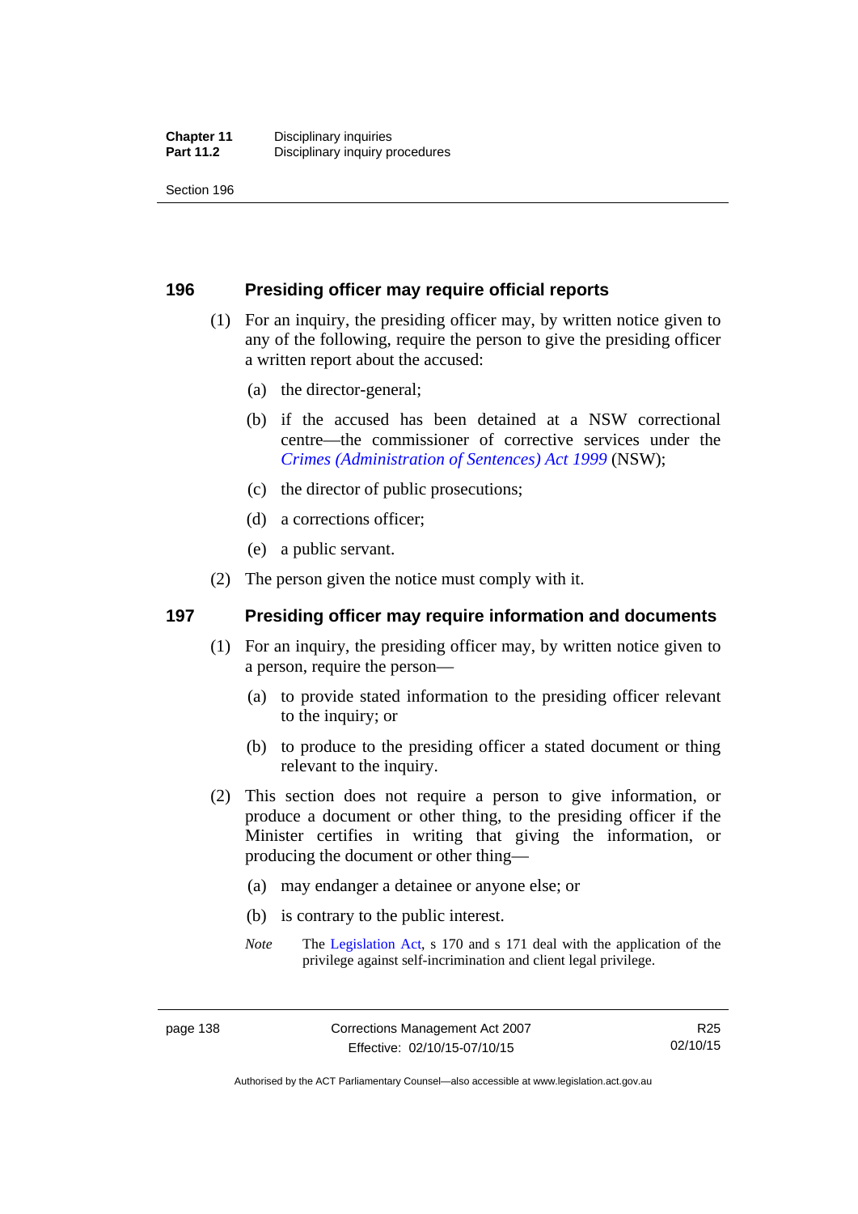## 196 Presiding officer may require official reports

(1) For an inquiry, the presiding officer may, by written notice given to any of the following, require the person to give the presiding officer a written report about the accused:

(a) the director-general;

(b) if the accused has been detained at a NSW correctional centre—the commissioner of corrective services under the *Crimes (Administration of Sentences) Act 1999* (NSW);

(c) the director of public prosecutions;

(d) a corrections officer;

(e) a public servant.

(2) The person given the notice must comply with it.

## 197 Presiding officer may require information and documents

(1) For an inquiry, the presiding officer may, by written notice given to a person, require the person—

(a) to provide stated information to the presiding officer relevant to the inquiry; or

(b) to produce to the presiding officer a stated document or thing relevant to the inquiry.

(2) This section does not require a person to give information, or produce a document or other thing, to the presiding officer if the Minister certifies in writing that giving the information, or producing the document or other thing—

(a) may endanger a detainee or anyone else; or

(b) is contrary to the public interest.

*Note* The Legislation Act, s 170 and s 171 deal with the application of the privilege against self-incrimination and client legal privilege.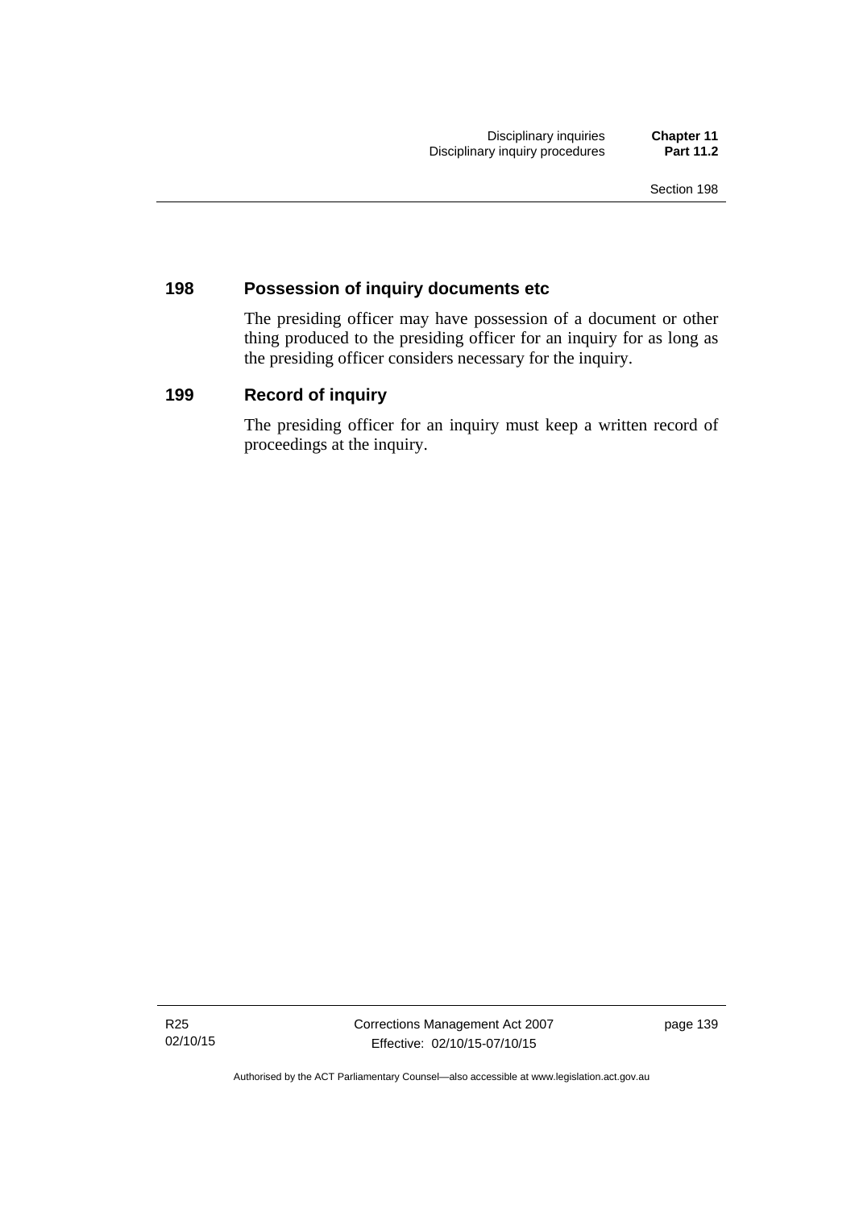## 198 Possession of inquiry documents etc

The presiding officer may have possession of a document or other thing produced to the presiding officer for an inquiry for as long as the presiding officer considers necessary for the inquiry.

## 199 Record of inquiry

The presiding officer for an inquiry must keep a written record of proceedings at the inquiry.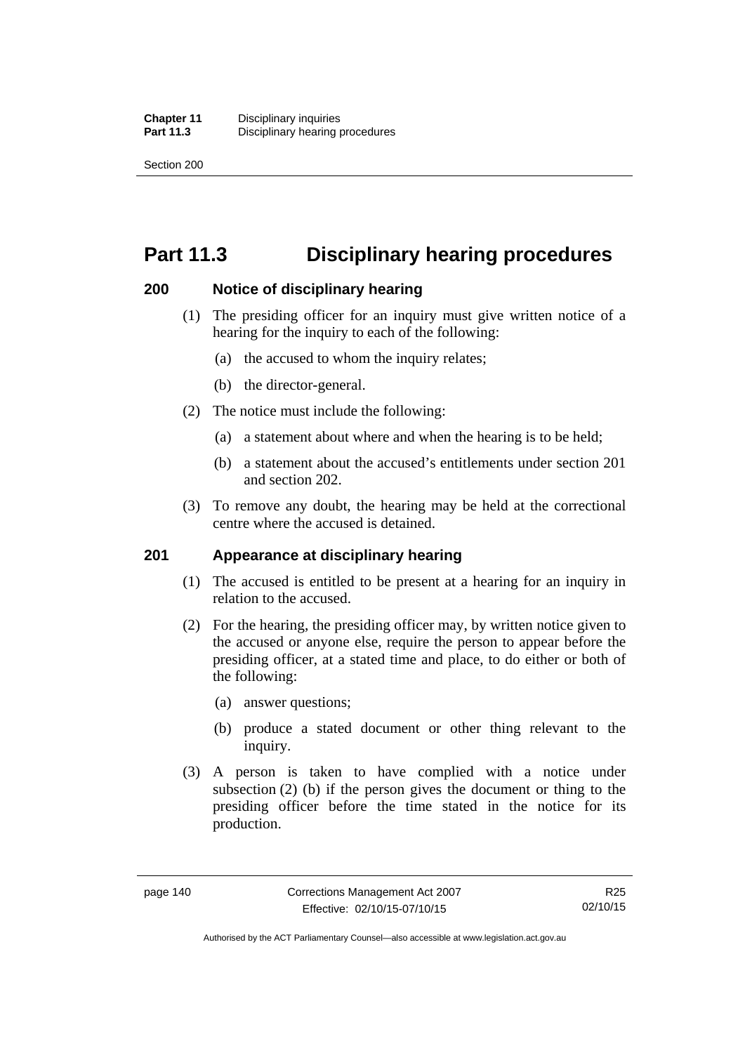# Part 11.3 Disciplinary hearing procedures

## 200 Notice of disciplinary hearing

(1) The presiding officer for an inquiry must give written notice of a hearing for the inquiry to each of the following:

(a) the accused to whom the inquiry relates;

(b) the director-general.

(2) The notice must include the following:

(a) a statement about where and when the hearing is to be held;

(b) a statement about the accused's entitlements under section 201 and section 202.

(3) To remove any doubt, the hearing may be held at the correctional centre where the accused is detained.

## 201 Appearance at disciplinary hearing

(1) The accused is entitled to be present at a hearing for an inquiry in relation to the accused.

(2) For the hearing, the presiding officer may, by written notice given to the accused or anyone else, require the person to appear before the presiding officer, at a stated time and place, to do either or both of the following:

(a) answer questions;

(b) produce a stated document or other thing relevant to the inquiry.

(3) A person is taken to have complied with a notice under subsection (2) (b) if the person gives the document or thing to the presiding officer before the time stated in the notice for its production.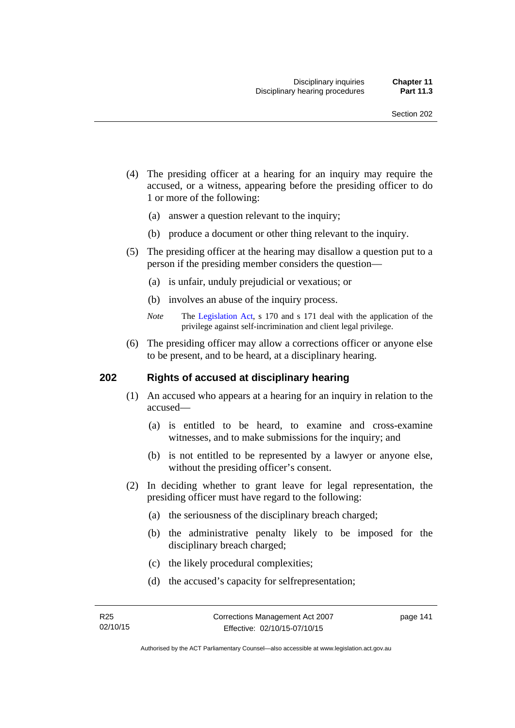(4) The presiding officer at a hearing for an inquiry may require the accused, or a witness, appearing before the presiding officer to do 1 or more of the following:

(a) answer a question relevant to the inquiry;

(b) produce a document or other thing relevant to the inquiry.

(5) The presiding officer at the hearing may disallow a question put to a person if the presiding member considers the question—

(a) is unfair, unduly prejudicial or vexatious; or

(b) involves an abuse of the inquiry process.

*Note* The Legislation Act, s 170 and s 171 deal with the application of the privilege against self-incrimination and client legal privilege.

(6) The presiding officer may allow a corrections officer or anyone else to be present, and to be heard, at a disciplinary hearing.

## 202 Rights of accused at disciplinary hearing

(1) An accused who appears at a hearing for an inquiry in relation to the accused—

(a) is entitled to be heard, to examine and cross-examine witnesses, and to make submissions for the inquiry; and

(b) is not entitled to be represented by a lawyer or anyone else, without the presiding officer's consent.

(2) In deciding whether to grant leave for legal representation, the presiding officer must have regard to the following:

(a) the seriousness of the disciplinary breach charged;

(b) the administrative penalty likely to be imposed for the disciplinary breach charged;

(c) the likely procedural complexities;

(d) the accused's capacity for selfrepresentation;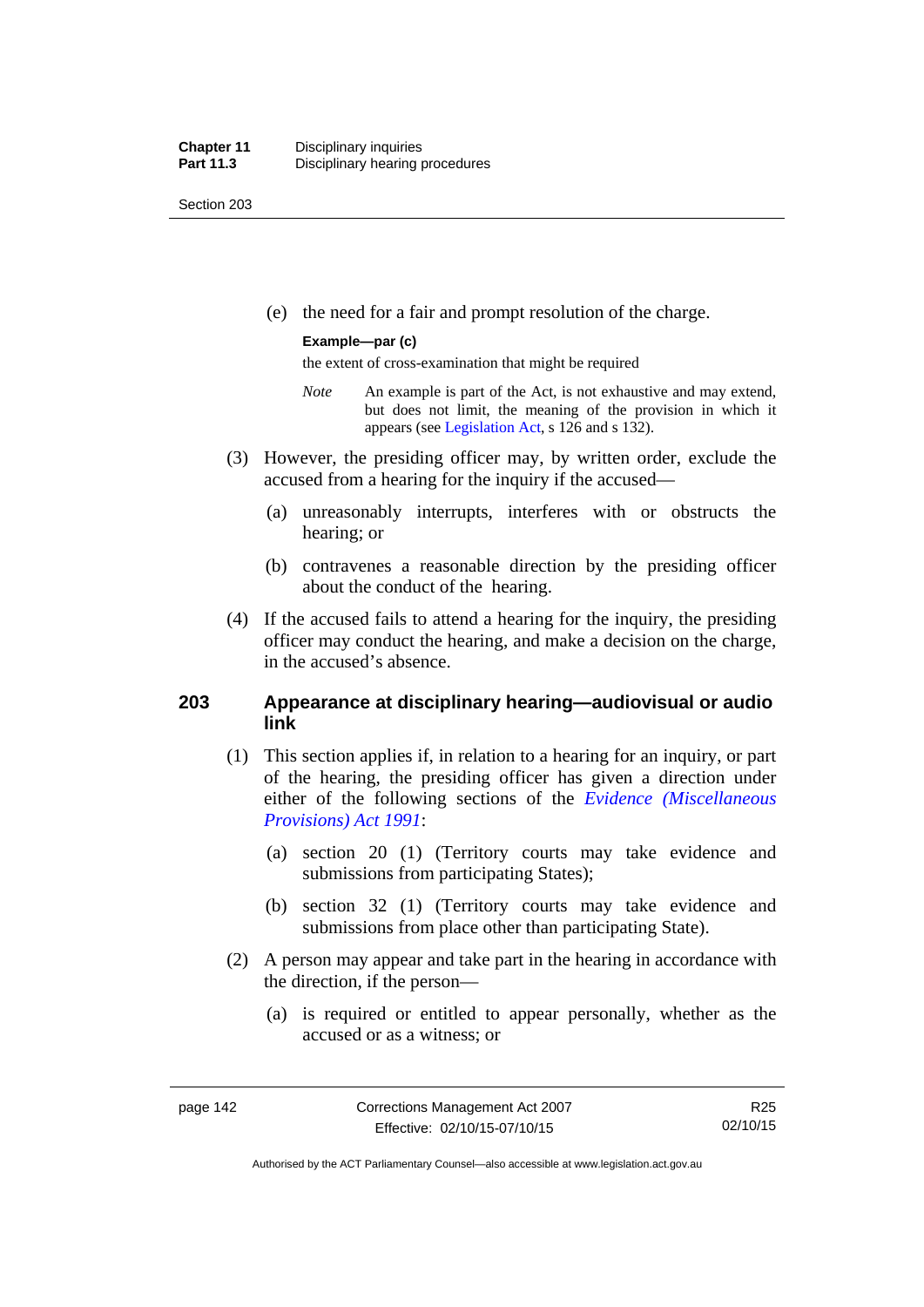(e) the need for a fair and prompt resolution of the charge.

**Example—par (c)**

the extent of cross-examination that might be required

*Note* An example is part of the Act, is not exhaustive and may extend, but does not limit, the meaning of the provision in which it appears (see Legislation Act, s 126 and s 132).

(3) However, the presiding officer may, by written order, exclude the accused from a hearing for the inquiry if the accused—

(a) unreasonably interrupts, interferes with or obstructs the hearing; or

(b) contravenes a reasonable direction by the presiding officer about the conduct of the hearing.

(4) If the accused fails to attend a hearing for the inquiry, the presiding officer may conduct the hearing, and make a decision on the charge, in the accused's absence.

## 203 Appearance at disciplinary hearing—audiovisual or audio link

(1) This section applies if, in relation to a hearing for an inquiry, or part of the hearing, the presiding officer has given a direction under either of the following sections of the *Evidence (Miscellaneous Provisions) Act 1991*:

(a) section 20 (1) (Territory courts may take evidence and submissions from participating States);

(b) section 32 (1) (Territory courts may take evidence and submissions from place other than participating State).

(2) A person may appear and take part in the hearing in accordance with the direction, if the person—

(a) is required or entitled to appear personally, whether as the accused or as a witness; or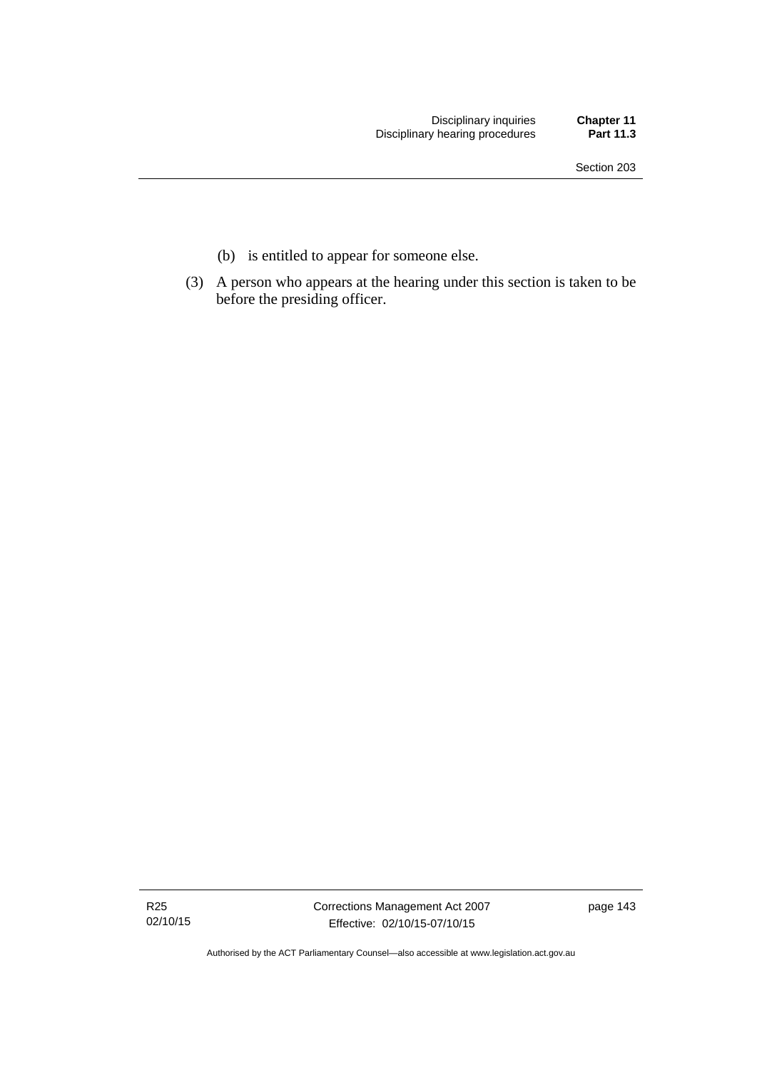(b) is entitled to appear for someone else.

(3) A person who appears at the hearing under this section is taken to be before the presiding officer.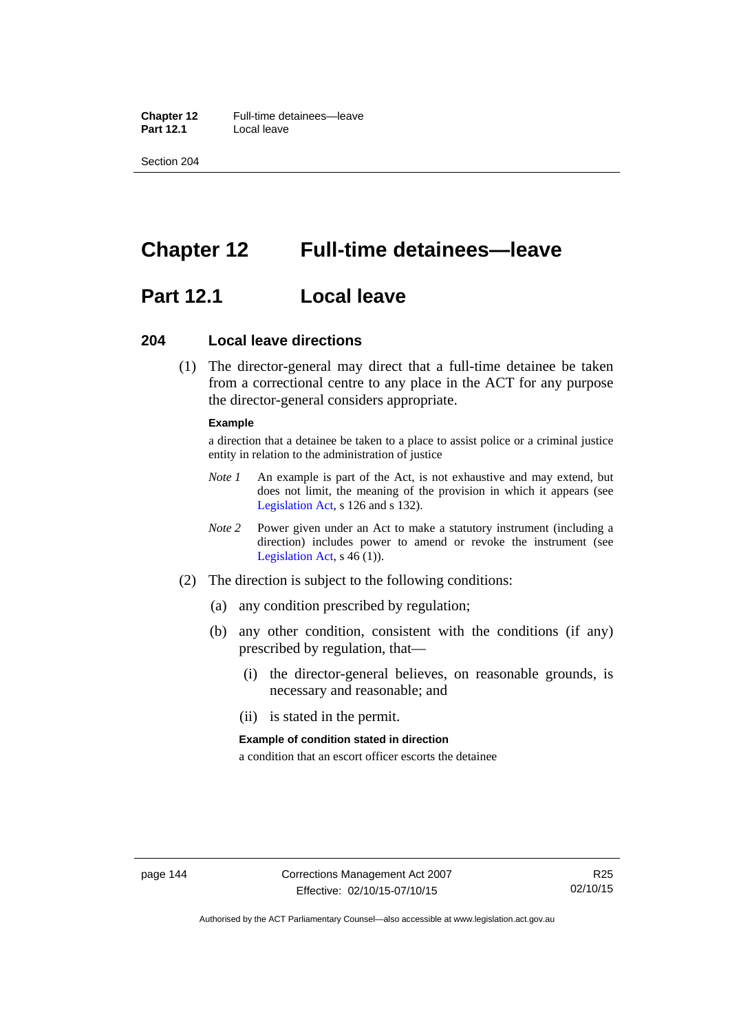# Chapter 12 Full-time detainees—leave

## Part 12.1 Local leave

### 204 Local leave directions

(1) The director-general may direct that a full-time detainee be taken from a correctional centre to any place in the ACT for any purpose the director-general considers appropriate.

**Example**

a direction that a detainee be taken to a place to assist police or a criminal justice entity in relation to the administration of justice

*Note 1* An example is part of the Act, is not exhaustive and may extend, but does not limit, the meaning of the provision in which it appears (see Legislation Act, s 126 and s 132).

*Note 2* Power given under an Act to make a statutory instrument (including a direction) includes power to amend or revoke the instrument (see Legislation Act, s 46 (1)).

(2) The direction is subject to the following conditions:

(a) any condition prescribed by regulation;

(b) any other condition, consistent with the conditions (if any) prescribed by regulation, that—

(i) the director-general believes, on reasonable grounds, is necessary and reasonable; and

(ii) is stated in the permit.

**Example of condition stated in direction**

a condition that an escort officer escorts the detainee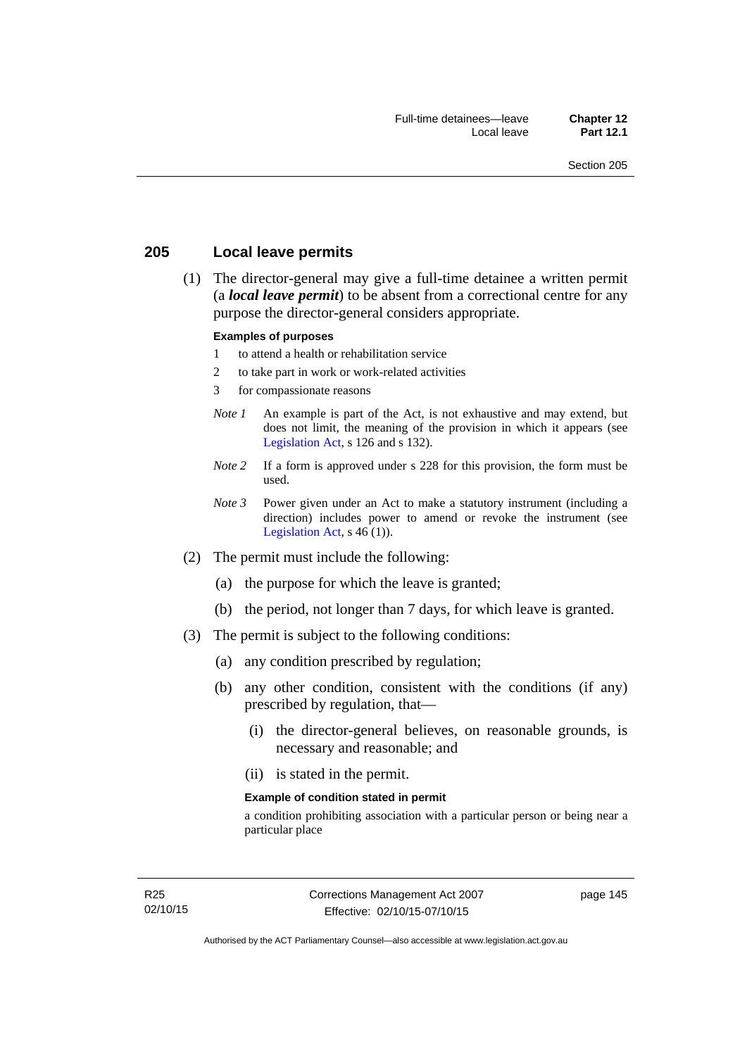## 205 Local leave permits

(1) The director-general may give a full-time detainee a written permit (a ***local leave permit***) to be absent from a correctional centre for any purpose the director-general considers appropriate.

**Examples of purposes**

1 to attend a health or rehabilitation service

2 to take part in work or work-related activities

3 for compassionate reasons

*Note 1* An example is part of the Act, is not exhaustive and may extend, but does not limit, the meaning of the provision in which it appears (see Legislation Act, s 126 and s 132).

*Note 2* If a form is approved under s 228 for this provision, the form must be used.

*Note 3* Power given under an Act to make a statutory instrument (including a direction) includes power to amend or revoke the instrument (see Legislation Act, s 46 (1)).

(2) The permit must include the following:

(a) the purpose for which the leave is granted;

(b) the period, not longer than 7 days, for which leave is granted.

(3) The permit is subject to the following conditions:

(a) any condition prescribed by regulation;

(b) any other condition, consistent with the conditions (if any) prescribed by regulation, that—

(i) the director-general believes, on reasonable grounds, is necessary and reasonable; and

(ii) is stated in the permit.

**Example of condition stated in permit**

a condition prohibiting association with a particular person or being near a particular place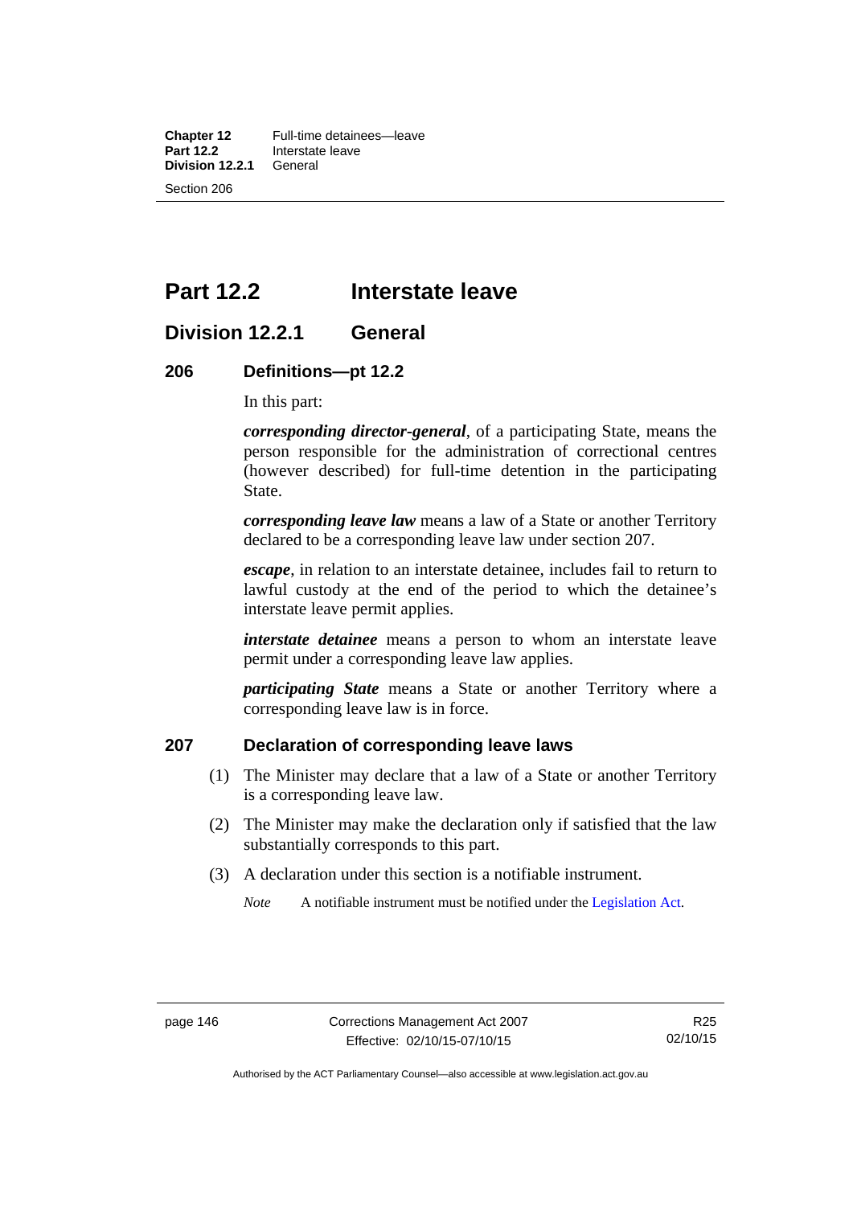# Part 12.2 Interstate leave

## Division 12.2.1 General

### 206 Definitions—pt 12.2

In this part:

***corresponding director-general***, of a participating State, means the person responsible for the administration of correctional centres (however described) for full-time detention in the participating State.

***corresponding leave law*** means a law of a State or another Territory declared to be a corresponding leave law under section 207.

***escape***, in relation to an interstate detainee, includes fail to return to lawful custody at the end of the period to which the detainee's interstate leave permit applies.

***interstate detainee*** means a person to whom an interstate leave permit under a corresponding leave law applies.

***participating State*** means a State or another Territory where a corresponding leave law is in force.

### 207 Declaration of corresponding leave laws

(1) The Minister may declare that a law of a State or another Territory is a corresponding leave law.

(2) The Minister may make the declaration only if satisfied that the law substantially corresponds to this part.

(3) A declaration under this section is a notifiable instrument.

*Note* A notifiable instrument must be notified under the Legislation Act.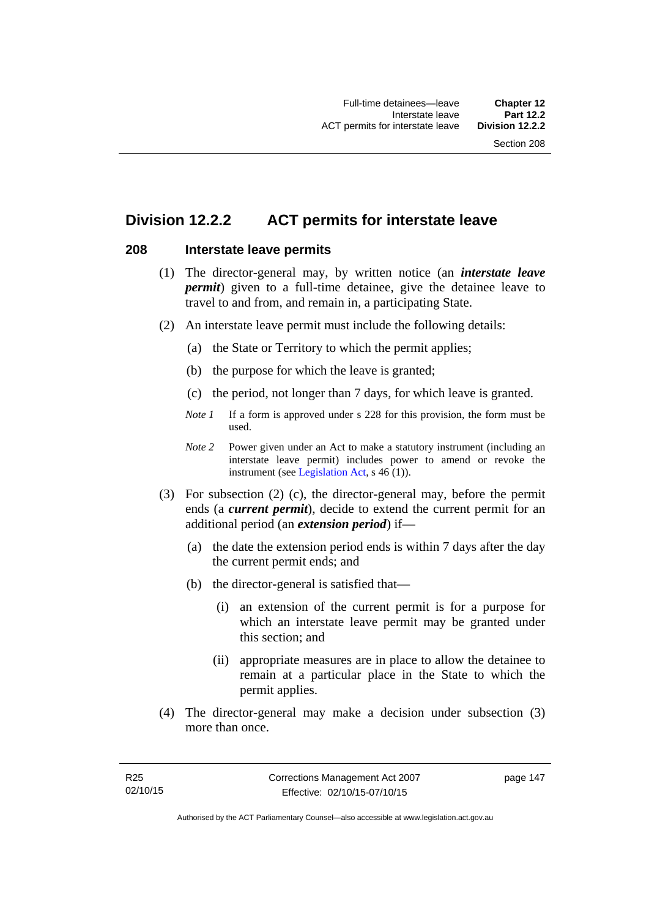## Division 12.2.2 ACT permits for interstate leave

### 208 Interstate leave permits

(1) The director-general may, by written notice (an ***interstate leave permit***) given to a full-time detainee, give the detainee leave to travel to and from, and remain in, a participating State.

(2) An interstate leave permit must include the following details:

(a) the State or Territory to which the permit applies;

(b) the purpose for which the leave is granted;

(c) the period, not longer than 7 days, for which leave is granted.

*Note 1* If a form is approved under s 228 for this provision, the form must be used.

*Note 2* Power given under an Act to make a statutory instrument (including an interstate leave permit) includes power to amend or revoke the instrument (see Legislation Act, s 46 (1)).

(3) For subsection (2) (c), the director-general may, before the permit ends (a ***current permit***), decide to extend the current permit for an additional period (an ***extension period***) if—

(a) the date the extension period ends is within 7 days after the day the current permit ends; and

(b) the director-general is satisfied that—

(i) an extension of the current permit is for a purpose for which an interstate leave permit may be granted under this section; and

(ii) appropriate measures are in place to allow the detainee to remain at a particular place in the State to which the permit applies.

(4) The director-general may make a decision under subsection (3) more than once.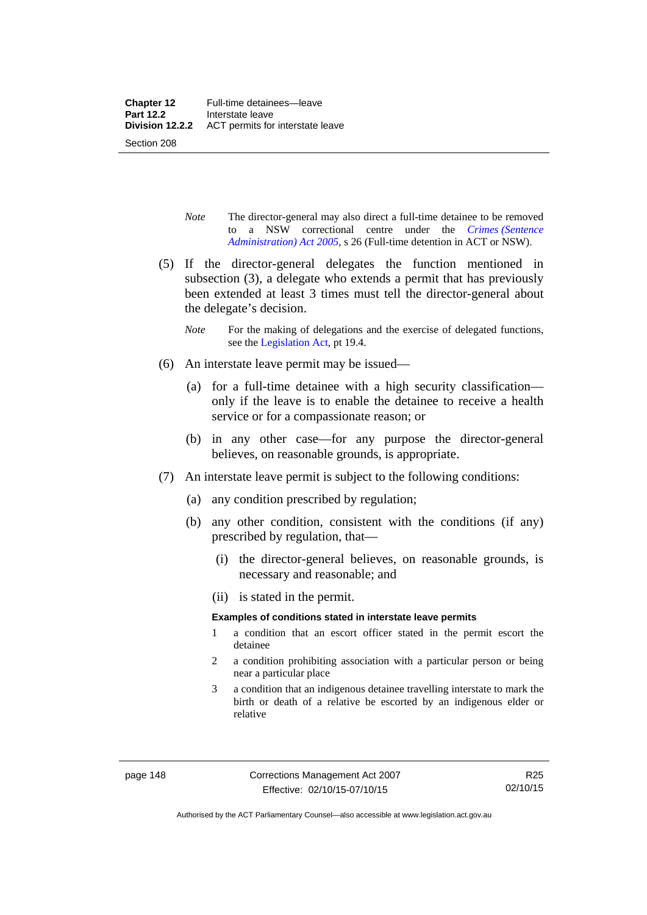*Note* The director-general may also direct a full-time detainee to be removed to a NSW correctional centre under the *Crimes (Sentence Administration) Act 2005*, s 26 (Full-time detention in ACT or NSW).

(5) If the director-general delegates the function mentioned in subsection (3), a delegate who extends a permit that has previously been extended at least 3 times must tell the director-general about the delegate's decision.

*Note* For the making of delegations and the exercise of delegated functions, see the Legislation Act, pt 19.4.

(6) An interstate leave permit may be issued—

(a) for a full-time detainee with a high security classification—only if the leave is to enable the detainee to receive a health service or for a compassionate reason; or

(b) in any other case—for any purpose the director-general believes, on reasonable grounds, is appropriate.

(7) An interstate leave permit is subject to the following conditions:

(a) any condition prescribed by regulation;

(b) any other condition, consistent with the conditions (if any) prescribed by regulation, that—

(i) the director-general believes, on reasonable grounds, is necessary and reasonable; and

(ii) is stated in the permit.

**Examples of conditions stated in interstate leave permits**

1 a condition that an escort officer stated in the permit escort the detainee

2 a condition prohibiting association with a particular person or being near a particular place

3 a condition that an indigenous detainee travelling interstate to mark the birth or death of a relative be escorted by an indigenous elder or relative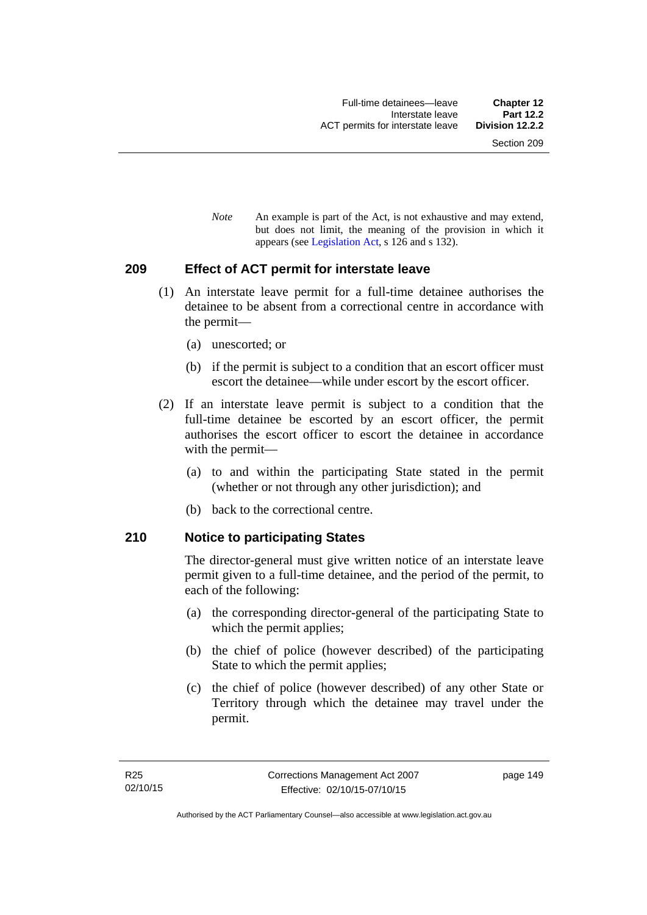*Note* An example is part of the Act, is not exhaustive and may extend, but does not limit, the meaning of the provision in which it appears (see Legislation Act, s 126 and s 132).

## 209 Effect of ACT permit for interstate leave

(1) An interstate leave permit for a full-time detainee authorises the detainee to be absent from a correctional centre in accordance with the permit—

(a) unescorted; or

(b) if the permit is subject to a condition that an escort officer must escort the detainee—while under escort by the escort officer.

(2) If an interstate leave permit is subject to a condition that the full-time detainee be escorted by an escort officer, the permit authorises the escort officer to escort the detainee in accordance with the permit—

(a) to and within the participating State stated in the permit (whether or not through any other jurisdiction); and

(b) back to the correctional centre.

## 210 Notice to participating States

The director-general must give written notice of an interstate leave permit given to a full-time detainee, and the period of the permit, to each of the following:

(a) the corresponding director-general of the participating State to which the permit applies;

(b) the chief of police (however described) of the participating State to which the permit applies;

(c) the chief of police (however described) of any other State or Territory through which the detainee may travel under the permit.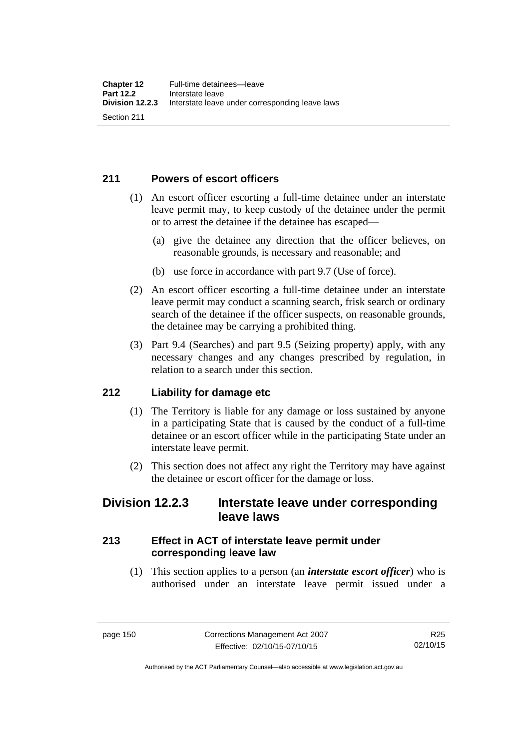### 211 Powers of escort officers

(1) An escort officer escorting a full-time detainee under an interstate leave permit may, to keep custody of the detainee under the permit or to arrest the detainee if the detainee has escaped—

(a) give the detainee any direction that the officer believes, on reasonable grounds, is necessary and reasonable; and

(b) use force in accordance with part 9.7 (Use of force).

(2) An escort officer escorting a full-time detainee under an interstate leave permit may conduct a scanning search, frisk search or ordinary search of the detainee if the officer suspects, on reasonable grounds, the detainee may be carrying a prohibited thing.

(3) Part 9.4 (Searches) and part 9.5 (Seizing property) apply, with any necessary changes and any changes prescribed by regulation, in relation to a search under this section.

### 212 Liability for damage etc

(1) The Territory is liable for any damage or loss sustained by anyone in a participating State that is caused by the conduct of a full-time detainee or an escort officer while in the participating State under an interstate leave permit.

(2) This section does not affect any right the Territory may have against the detainee or escort officer for the damage or loss.

## Division 12.2.3 Interstate leave under corresponding leave laws

### 213 Effect in ACT of interstate leave permit under corresponding leave law

(1) This section applies to a person (an ***interstate escort officer***) who is authorised under an interstate leave permit issued under a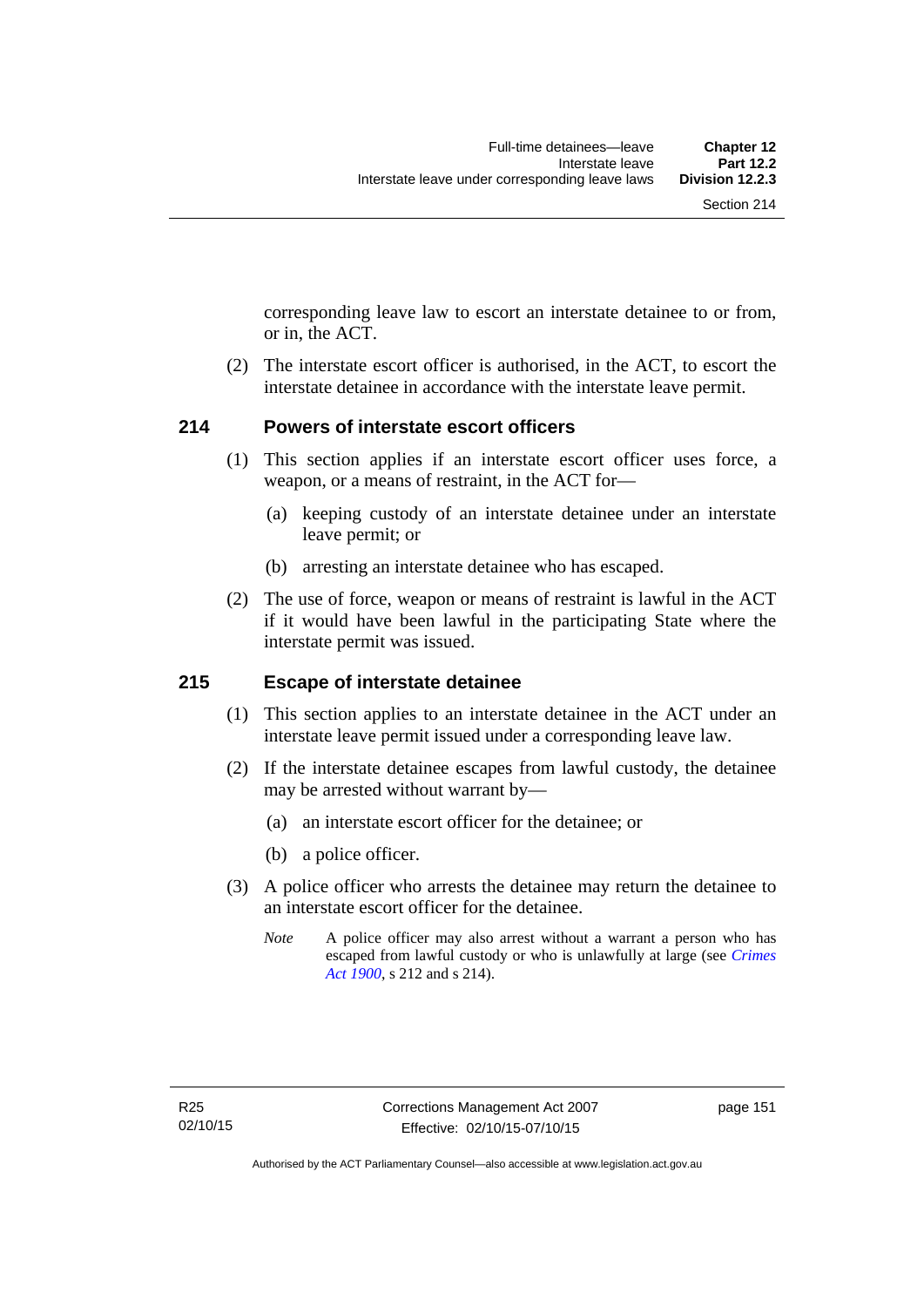corresponding leave law to escort an interstate detainee to or from, or in, the ACT.

(2) The interstate escort officer is authorised, in the ACT, to escort the interstate detainee in accordance with the interstate leave permit.

## 214 Powers of interstate escort officers

(1) This section applies if an interstate escort officer uses force, a weapon, or a means of restraint, in the ACT for—

(a) keeping custody of an interstate detainee under an interstate leave permit; or

(b) arresting an interstate detainee who has escaped.

(2) The use of force, weapon or means of restraint is lawful in the ACT if it would have been lawful in the participating State where the interstate permit was issued.

## 215 Escape of interstate detainee

(1) This section applies to an interstate detainee in the ACT under an interstate leave permit issued under a corresponding leave law.

(2) If the interstate detainee escapes from lawful custody, the detainee may be arrested without warrant by—

(a) an interstate escort officer for the detainee; or

(b) a police officer.

(3) A police officer who arrests the detainee may return the detainee to an interstate escort officer for the detainee.

*Note* A police officer may also arrest without a warrant a person who has escaped from lawful custody or who is unlawfully at large (see *Crimes Act 1900*, s 212 and s 214).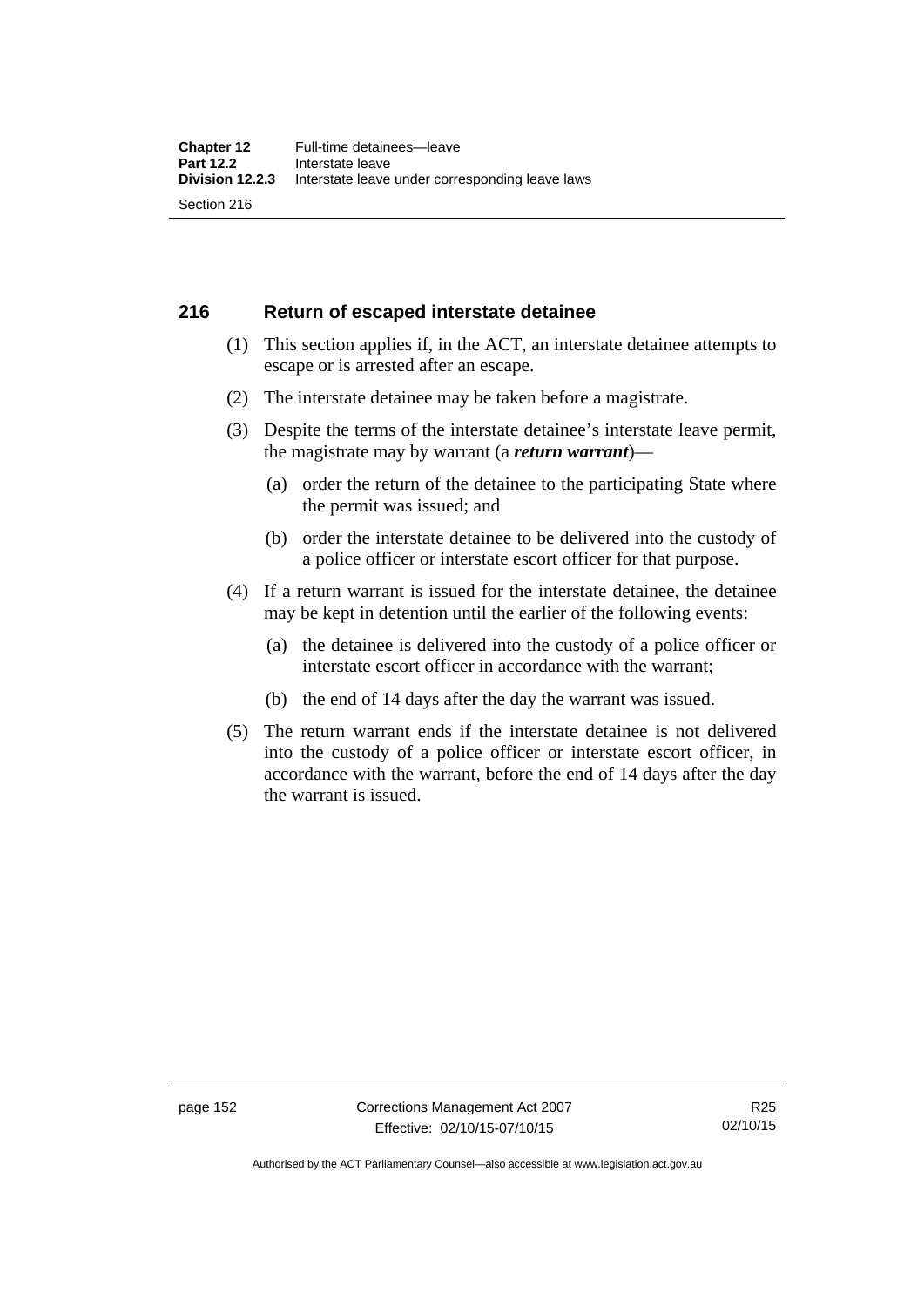## 216 Return of escaped interstate detainee

(1) This section applies if, in the ACT, an interstate detainee attempts to escape or is arrested after an escape.

(2) The interstate detainee may be taken before a magistrate.

(3) Despite the terms of the interstate detainee's interstate leave permit, the magistrate may by warrant (a ***return warrant***)—

  (a) order the return of the detainee to the participating State where the permit was issued; and

  (b) order the interstate detainee to be delivered into the custody of a police officer or interstate escort officer for that purpose.

(4) If a return warrant is issued for the interstate detainee, the detainee may be kept in detention until the earlier of the following events:

  (a) the detainee is delivered into the custody of a police officer or interstate escort officer in accordance with the warrant;

  (b) the end of 14 days after the day the warrant was issued.

(5) The return warrant ends if the interstate detainee is not delivered into the custody of a police officer or interstate escort officer, in accordance with the warrant, before the end of 14 days after the day the warrant is issued.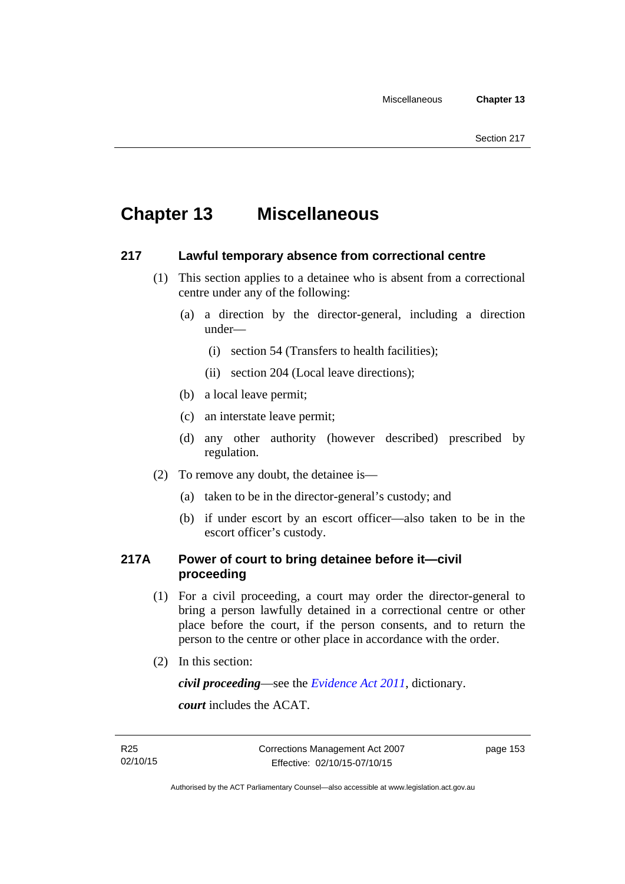# Chapter 13 Miscellaneous

## 217 Lawful temporary absence from correctional centre

(1) This section applies to a detainee who is absent from a correctional centre under any of the following:

   (a) a direction by the director-general, including a direction under—

      (i) section 54 (Transfers to health facilities);

      (ii) section 204 (Local leave directions);

   (b) a local leave permit;

   (c) an interstate leave permit;

   (d) any other authority (however described) prescribed by regulation.

(2) To remove any doubt, the detainee is—

   (a) taken to be in the director-general's custody; and

   (b) if under escort by an escort officer—also taken to be in the escort officer's custody.

## 217A Power of court to bring detainee before it—civil proceeding

(1) For a civil proceeding, a court may order the director-general to bring a person lawfully detained in a correctional centre or other place before the court, if the person consents, and to return the person to the centre or other place in accordance with the order.

(2) In this section:

***civil proceeding***—see the *Evidence Act 2011*, dictionary.

***court*** includes the ACAT.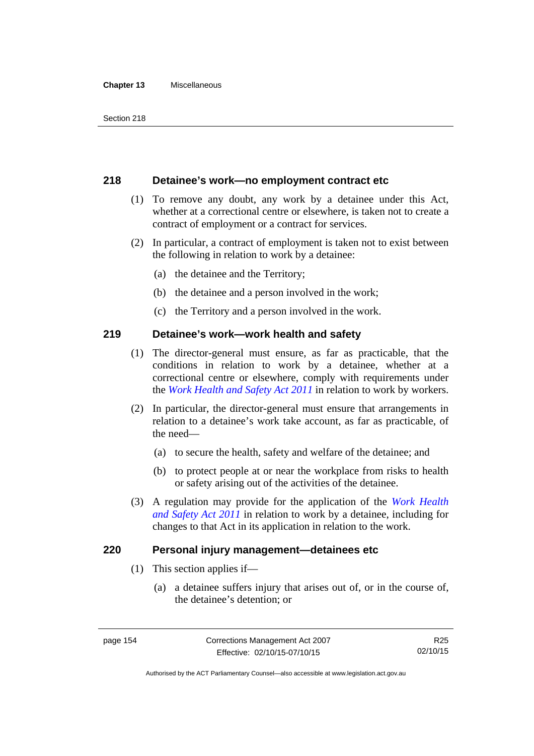## 218 Detainee's work—no employment contract etc

(1) To remove any doubt, any work by a detainee under this Act, whether at a correctional centre or elsewhere, is taken not to create a contract of employment or a contract for services.

(2) In particular, a contract of employment is taken not to exist between the following in relation to work by a detainee:

(a) the detainee and the Territory;

(b) the detainee and a person involved in the work;

(c) the Territory and a person involved in the work.

## 219 Detainee's work—work health and safety

(1) The director-general must ensure, as far as practicable, that the conditions in relation to work by a detainee, whether at a correctional centre or elsewhere, comply with requirements under the *Work Health and Safety Act 2011* in relation to work by workers.

(2) In particular, the director-general must ensure that arrangements in relation to a detainee's work take account, as far as practicable, of the need—

(a) to secure the health, safety and welfare of the detainee; and

(b) to protect people at or near the workplace from risks to health or safety arising out of the activities of the detainee.

(3) A regulation may provide for the application of the *Work Health and Safety Act 2011* in relation to work by a detainee, including for changes to that Act in its application in relation to the work.

## 220 Personal injury management—detainees etc

(1) This section applies if—

(a) a detainee suffers injury that arises out of, or in the course of, the detainee's detention; or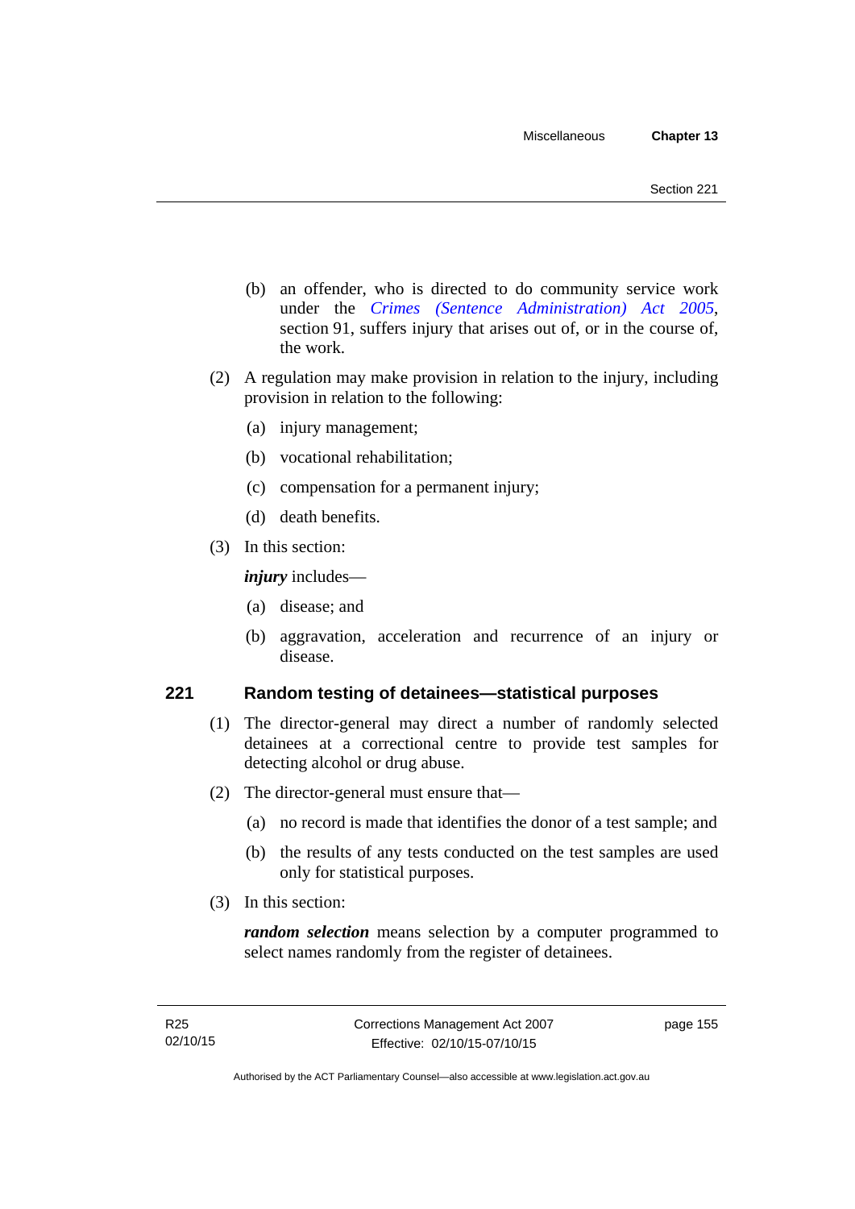(b) an offender, who is directed to do community service work under the *Crimes (Sentence Administration) Act 2005*, section 91, suffers injury that arises out of, or in the course of, the work.

(2) A regulation may make provision in relation to the injury, including provision in relation to the following:

(a) injury management;

(b) vocational rehabilitation;

(c) compensation for a permanent injury;

(d) death benefits.

(3) In this section:

***injury*** includes—

(a) disease; and

(b) aggravation, acceleration and recurrence of an injury or disease.

## 221 Random testing of detainees—statistical purposes

(1) The director-general may direct a number of randomly selected detainees at a correctional centre to provide test samples for detecting alcohol or drug abuse.

(2) The director-general must ensure that—

(a) no record is made that identifies the donor of a test sample; and

(b) the results of any tests conducted on the test samples are used only for statistical purposes.

(3) In this section:

***random selection*** means selection by a computer programmed to select names randomly from the register of detainees.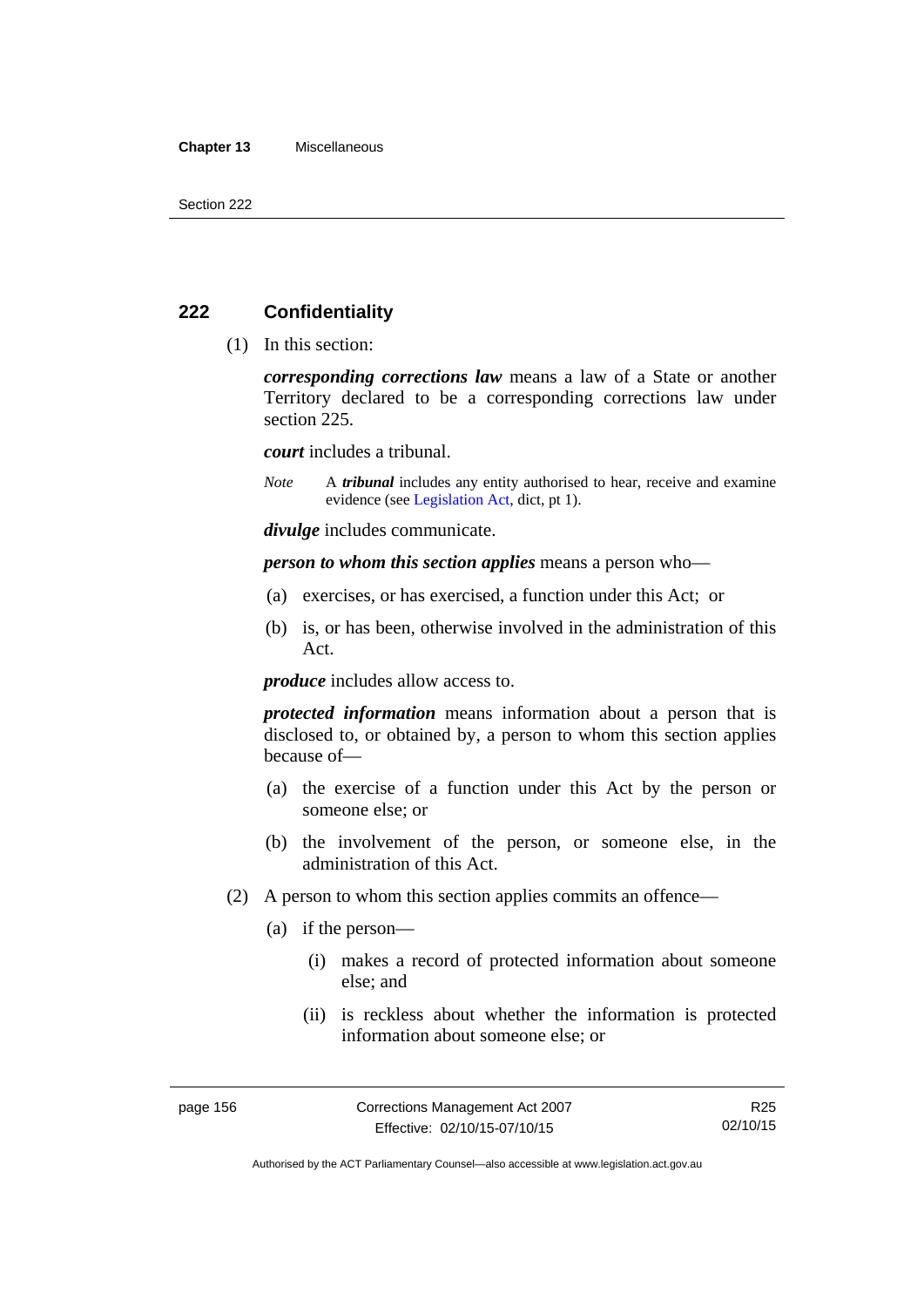## 222 Confidentiality

(1) In this section:

***corresponding corrections law*** means a law of a State or another Territory declared to be a corresponding corrections law under section 225.

***court*** includes a tribunal.

*Note* A ***tribunal*** includes any entity authorised to hear, receive and examine evidence (see Legislation Act, dict, pt 1).

***divulge*** includes communicate.

***person to whom this section applies*** means a person who—

(a) exercises, or has exercised, a function under this Act; or

(b) is, or has been, otherwise involved in the administration of this Act.

***produce*** includes allow access to.

***protected information*** means information about a person that is disclosed to, or obtained by, a person to whom this section applies because of—

(a) the exercise of a function under this Act by the person or someone else; or

(b) the involvement of the person, or someone else, in the administration of this Act.

(2) A person to whom this section applies commits an offence—

(a) if the person—

(i) makes a record of protected information about someone else; and

(ii) is reckless about whether the information is protected information about someone else; or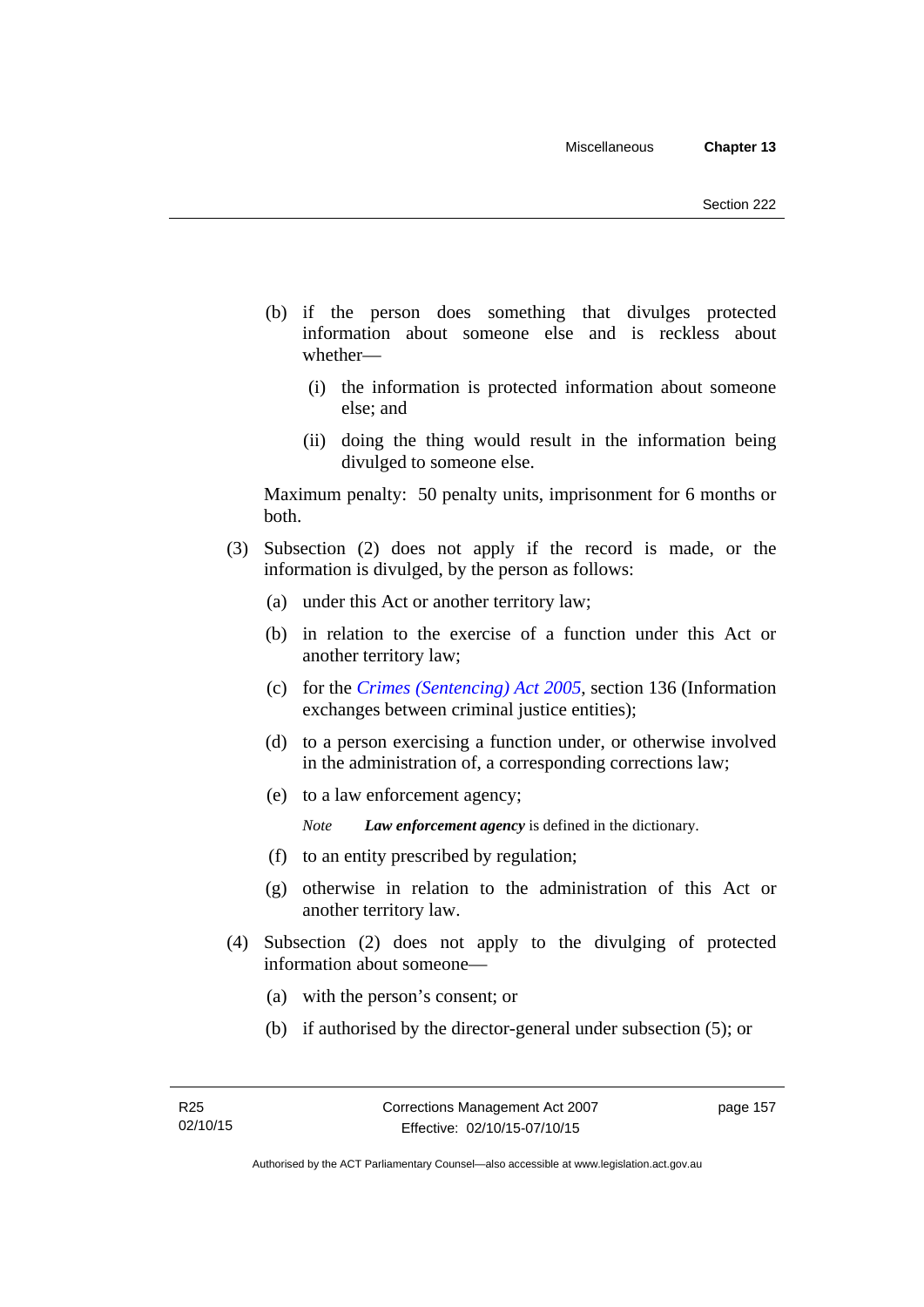(b) if the person does something that divulges protected information about someone else and is reckless about whether—

  (i) the information is protected information about someone else; and

  (ii) doing the thing would result in the information being divulged to someone else.

Maximum penalty: 50 penalty units, imprisonment for 6 months or both.

(3) Subsection (2) does not apply if the record is made, or the information is divulged, by the person as follows:

  (a) under this Act or another territory law;

  (b) in relation to the exercise of a function under this Act or another territory law;

  (c) for the *Crimes (Sentencing) Act 2005*, section 136 (Information exchanges between criminal justice entities);

  (d) to a person exercising a function under, or otherwise involved in the administration of, a corresponding corrections law;

  (e) to a law enforcement agency;

  *Note* ***Law enforcement agency*** is defined in the dictionary.

  (f) to an entity prescribed by regulation;

  (g) otherwise in relation to the administration of this Act or another territory law.

(4) Subsection (2) does not apply to the divulging of protected information about someone—

  (a) with the person's consent; or

  (b) if authorised by the director-general under subsection (5); or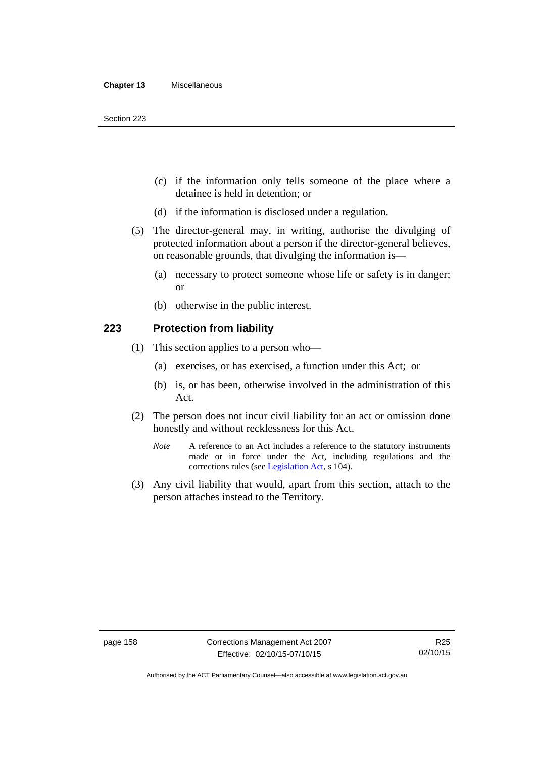(c) if the information only tells someone of the place where a detainee is held in detention; or

(d) if the information is disclosed under a regulation.

(5) The director-general may, in writing, authorise the divulging of protected information about a person if the director-general believes, on reasonable grounds, that divulging the information is—

(a) necessary to protect someone whose life or safety is in danger; or

(b) otherwise in the public interest.

## 223 Protection from liability

(1) This section applies to a person who—

(a) exercises, or has exercised, a function under this Act; or

(b) is, or has been, otherwise involved in the administration of this Act.

(2) The person does not incur civil liability for an act or omission done honestly and without recklessness for this Act.

*Note* A reference to an Act includes a reference to the statutory instruments made or in force under the Act, including regulations and the corrections rules (see Legislation Act, s 104).

(3) Any civil liability that would, apart from this section, attach to the person attaches instead to the Territory.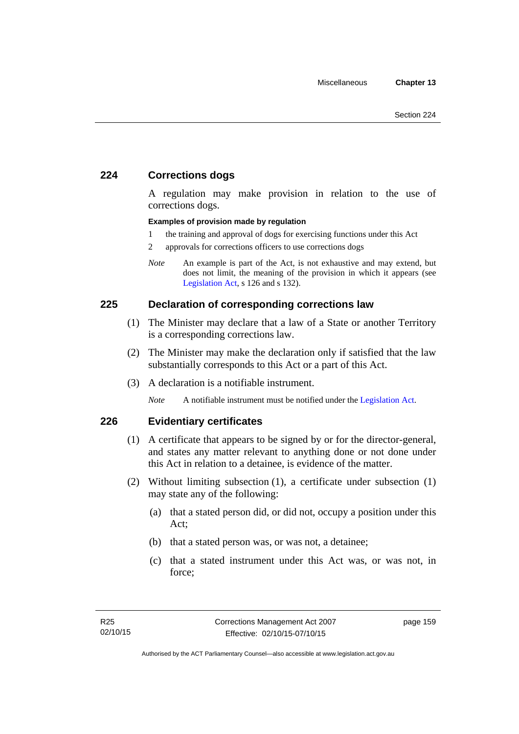## 224 Corrections dogs

A regulation may make provision in relation to the use of corrections dogs.

**Examples of provision made by regulation**

1 the training and approval of dogs for exercising functions under this Act

2 approvals for corrections officers to use corrections dogs

*Note* An example is part of the Act, is not exhaustive and may extend, but does not limit, the meaning of the provision in which it appears (see Legislation Act, s 126 and s 132).

## 225 Declaration of corresponding corrections law

(1) The Minister may declare that a law of a State or another Territory is a corresponding corrections law.

(2) The Minister may make the declaration only if satisfied that the law substantially corresponds to this Act or a part of this Act.

(3) A declaration is a notifiable instrument.

*Note* A notifiable instrument must be notified under the Legislation Act.

## 226 Evidentiary certificates

(1) A certificate that appears to be signed by or for the director-general, and states any matter relevant to anything done or not done under this Act in relation to a detainee, is evidence of the matter.

(2) Without limiting subsection (1), a certificate under subsection (1) may state any of the following:

(a) that a stated person did, or did not, occupy a position under this Act;

(b) that a stated person was, or was not, a detainee;

(c) that a stated instrument under this Act was, or was not, in force;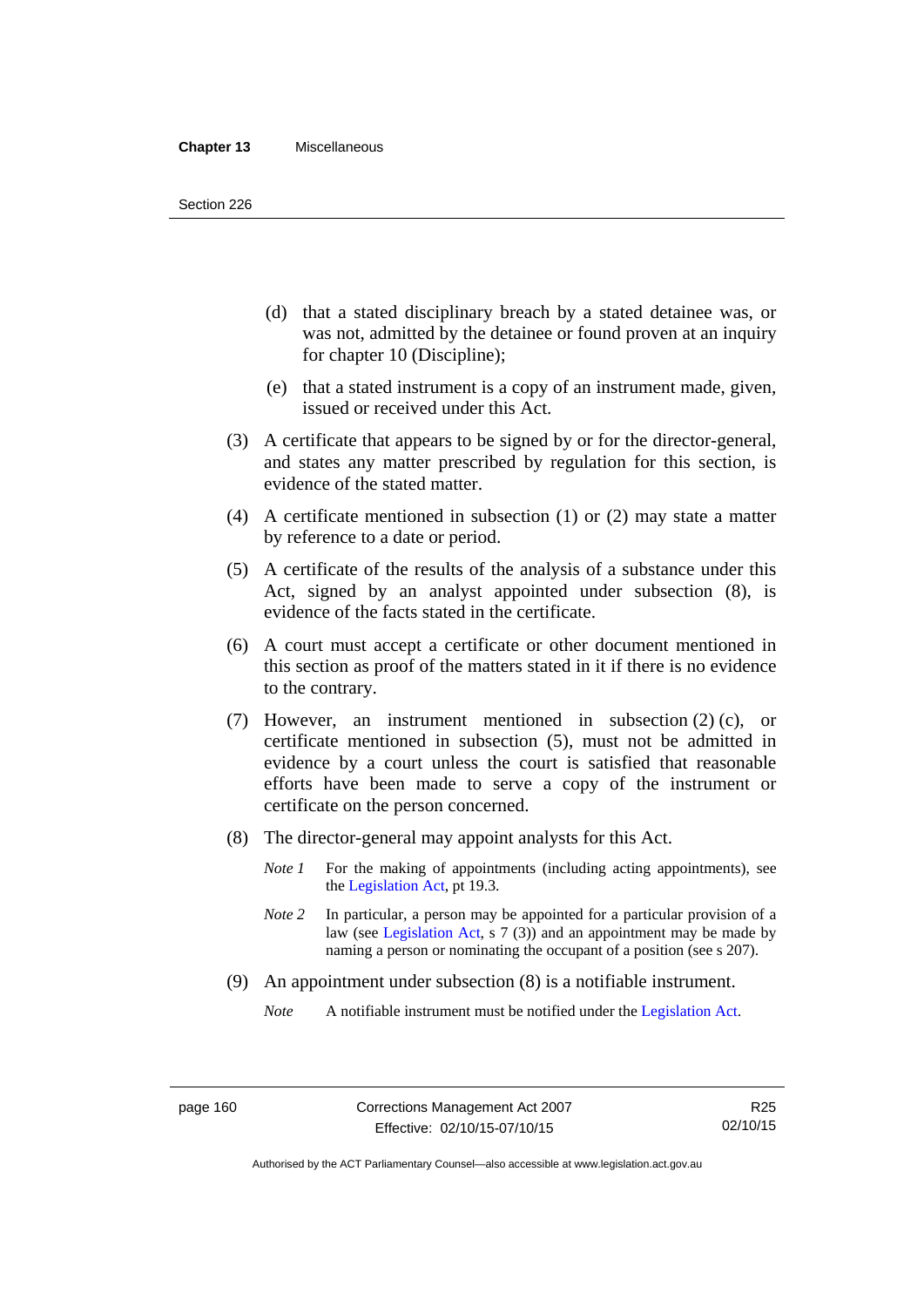(d) that a stated disciplinary breach by a stated detainee was, or was not, admitted by the detainee or found proven at an inquiry for chapter 10 (Discipline);

(e) that a stated instrument is a copy of an instrument made, given, issued or received under this Act.

(3) A certificate that appears to be signed by or for the director-general, and states any matter prescribed by regulation for this section, is evidence of the stated matter.

(4) A certificate mentioned in subsection (1) or (2) may state a matter by reference to a date or period.

(5) A certificate of the results of the analysis of a substance under this Act, signed by an analyst appointed under subsection (8), is evidence of the facts stated in the certificate.

(6) A court must accept a certificate or other document mentioned in this section as proof of the matters stated in it if there is no evidence to the contrary.

(7) However, an instrument mentioned in subsection (2) (c), or certificate mentioned in subsection (5), must not be admitted in evidence by a court unless the court is satisfied that reasonable efforts have been made to serve a copy of the instrument or certificate on the person concerned.

(8) The director-general may appoint analysts for this Act.

*Note 1* For the making of appointments (including acting appointments), see the Legislation Act, pt 19.3.

*Note 2* In particular, a person may be appointed for a particular provision of a law (see Legislation Act, s 7 (3)) and an appointment may be made by naming a person or nominating the occupant of a position (see s 207).

(9) An appointment under subsection (8) is a notifiable instrument.

*Note* A notifiable instrument must be notified under the Legislation Act.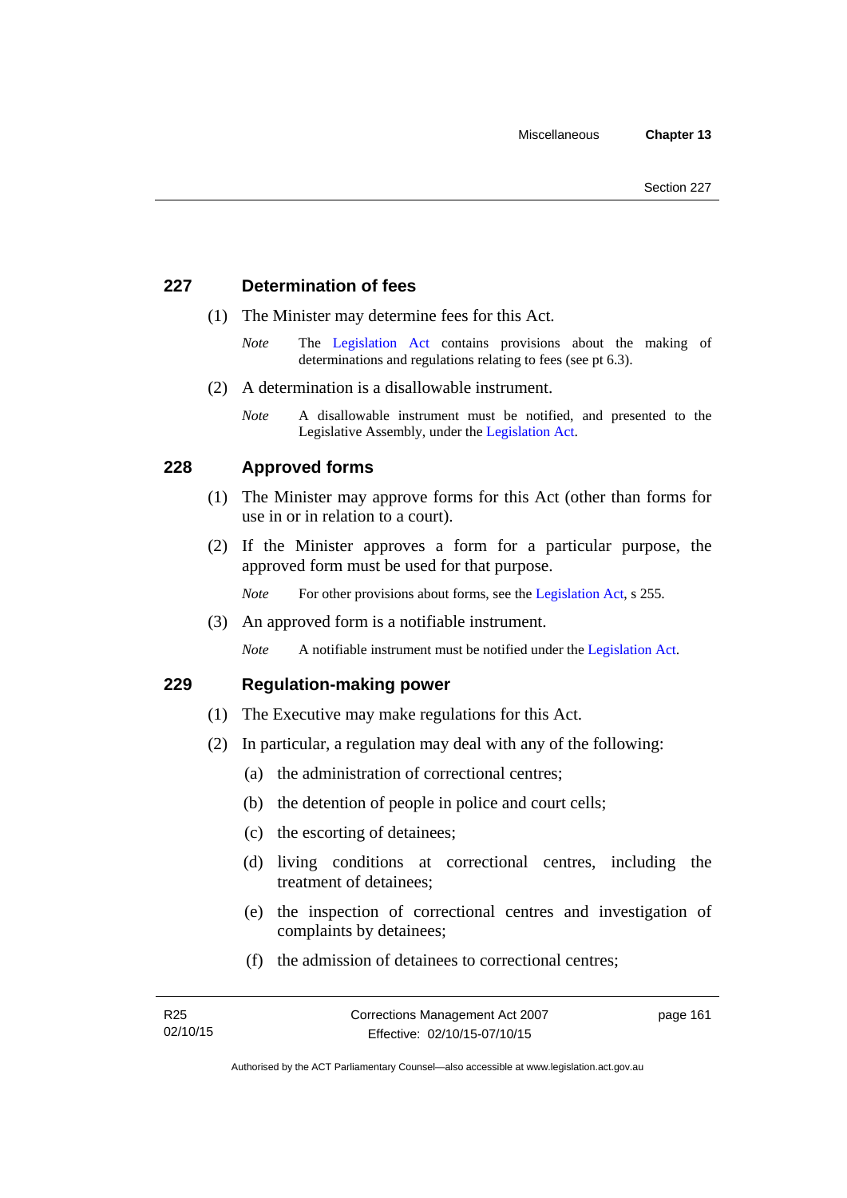## 227 Determination of fees

(1) The Minister may determine fees for this Act.

*Note* The Legislation Act contains provisions about the making of determinations and regulations relating to fees (see pt 6.3).

(2) A determination is a disallowable instrument.

*Note* A disallowable instrument must be notified, and presented to the Legislative Assembly, under the Legislation Act.

## 228 Approved forms

(1) The Minister may approve forms for this Act (other than forms for use in or in relation to a court).

(2) If the Minister approves a form for a particular purpose, the approved form must be used for that purpose.

*Note* For other provisions about forms, see the Legislation Act, s 255.

(3) An approved form is a notifiable instrument.

*Note* A notifiable instrument must be notified under the Legislation Act.

## 229 Regulation-making power

(1) The Executive may make regulations for this Act.

(2) In particular, a regulation may deal with any of the following:

(a) the administration of correctional centres;

(b) the detention of people in police and court cells;

(c) the escorting of detainees;

(d) living conditions at correctional centres, including the treatment of detainees;

(e) the inspection of correctional centres and investigation of complaints by detainees;

(f) the admission of detainees to correctional centres;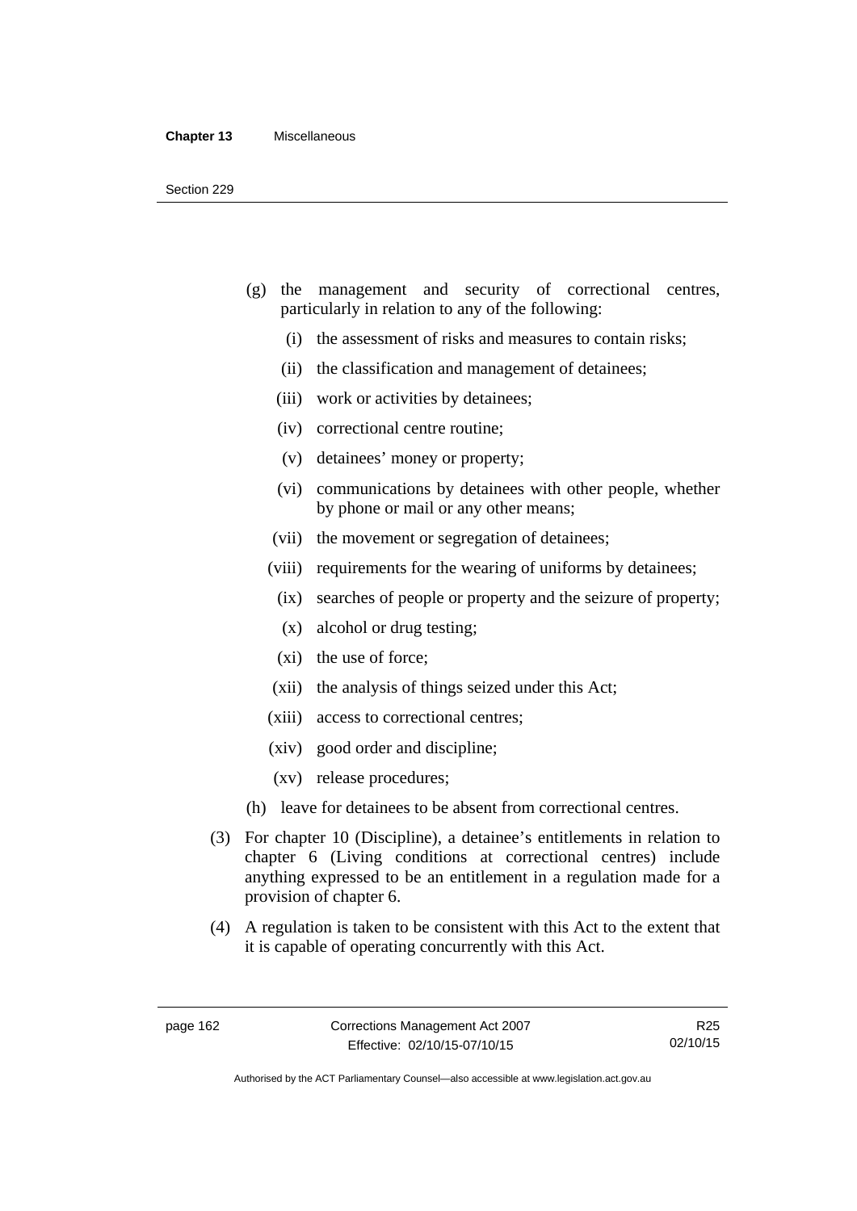(g) the management and security of correctional centres, particularly in relation to any of the following:

   (i) the assessment of risks and measures to contain risks;

   (ii) the classification and management of detainees;

   (iii) work or activities by detainees;

   (iv) correctional centre routine;

   (v) detainees' money or property;

   (vi) communications by detainees with other people, whether by phone or mail or any other means;

   (vii) the movement or segregation of detainees;

   (viii) requirements for the wearing of uniforms by detainees;

   (ix) searches of people or property and the seizure of property;

   (x) alcohol or drug testing;

   (xi) the use of force;

   (xii) the analysis of things seized under this Act;

   (xiii) access to correctional centres;

   (xiv) good order and discipline;

   (xv) release procedures;

(h) leave for detainees to be absent from correctional centres.

(3) For chapter 10 (Discipline), a detainee's entitlements in relation to chapter 6 (Living conditions at correctional centres) include anything expressed to be an entitlement in a regulation made for a provision of chapter 6.

(4) A regulation is taken to be consistent with this Act to the extent that it is capable of operating concurrently with this Act.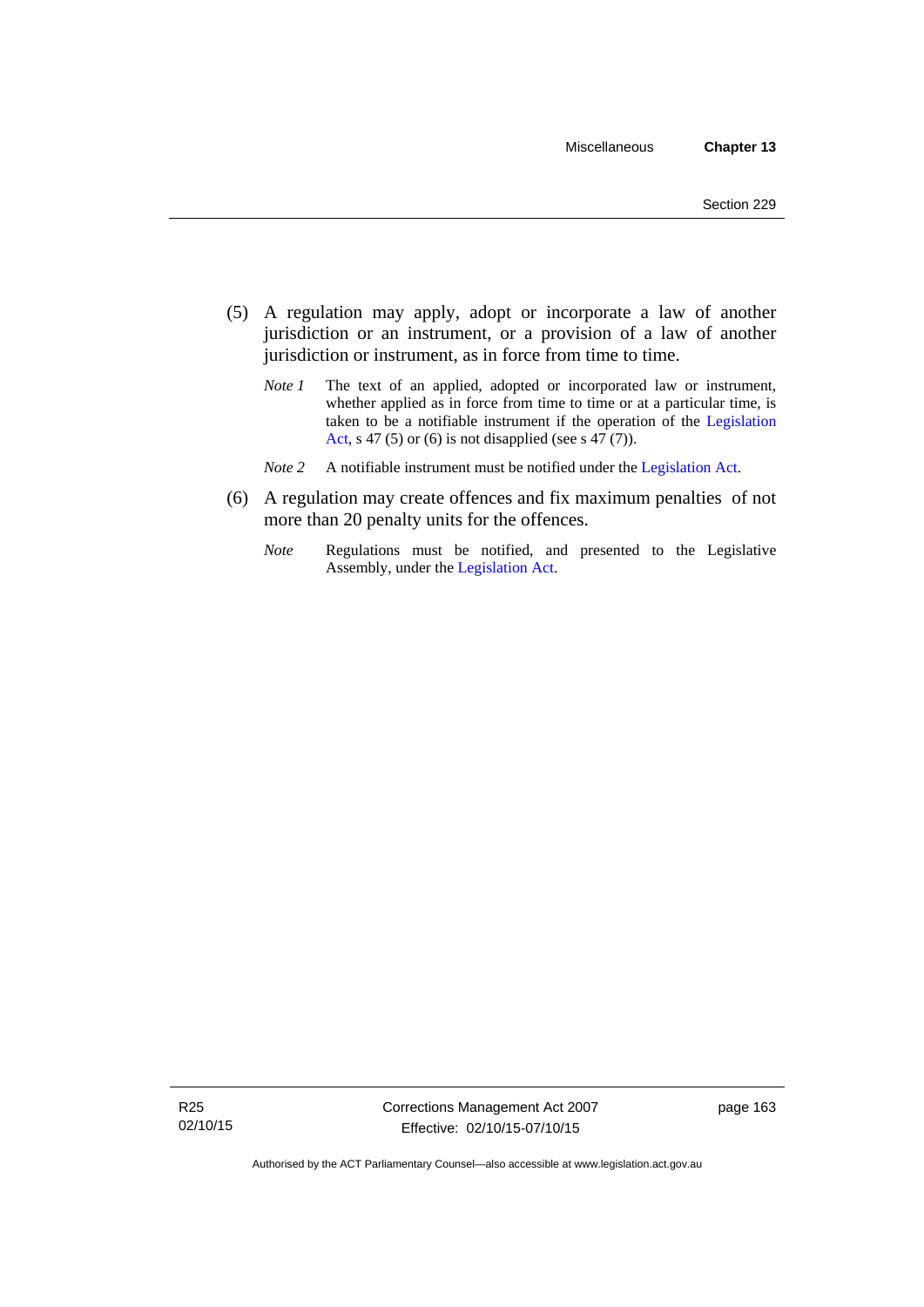(5) A regulation may apply, adopt or incorporate a law of another jurisdiction or an instrument, or a provision of a law of another jurisdiction or instrument, as in force from time to time.

*Note 1* The text of an applied, adopted or incorporated law or instrument, whether applied as in force from time to time or at a particular time, is taken to be a notifiable instrument if the operation of the Legislation Act, s 47 (5) or (6) is not disapplied (see s 47 (7)).

*Note 2* A notifiable instrument must be notified under the Legislation Act.

(6) A regulation may create offences and fix maximum penalties of not more than 20 penalty units for the offences.

*Note* Regulations must be notified, and presented to the Legislative Assembly, under the Legislation Act.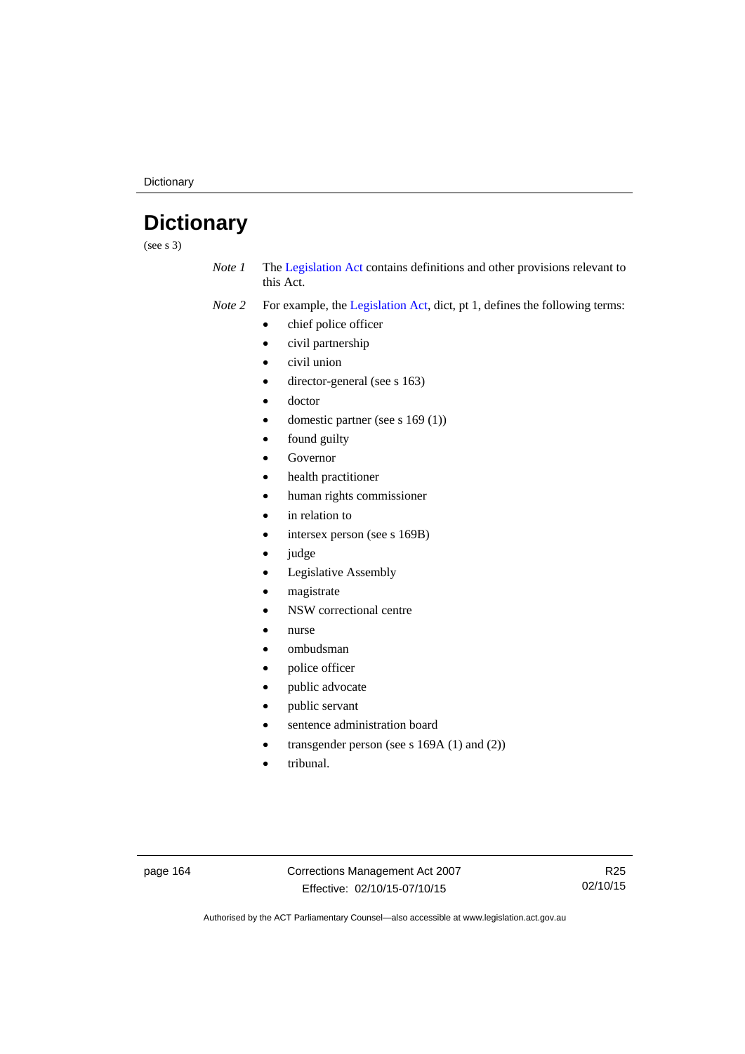# Dictionary

(see s 3)

*Note 1* The Legislation Act contains definitions and other provisions relevant to this Act.

*Note 2* For example, the Legislation Act, dict, pt 1, defines the following terms:

- chief police officer
- civil partnership
- civil union
- director-general (see s 163)
- doctor
- domestic partner (see s 169 (1))
- found guilty
- Governor
- health practitioner
- human rights commissioner
- in relation to
- intersex person (see s 169B)
- judge
- Legislative Assembly
- magistrate
- NSW correctional centre
- nurse
- ombudsman
- police officer
- public advocate
- public servant
- sentence administration board
- transgender person (see s 169A (1) and (2))
- tribunal.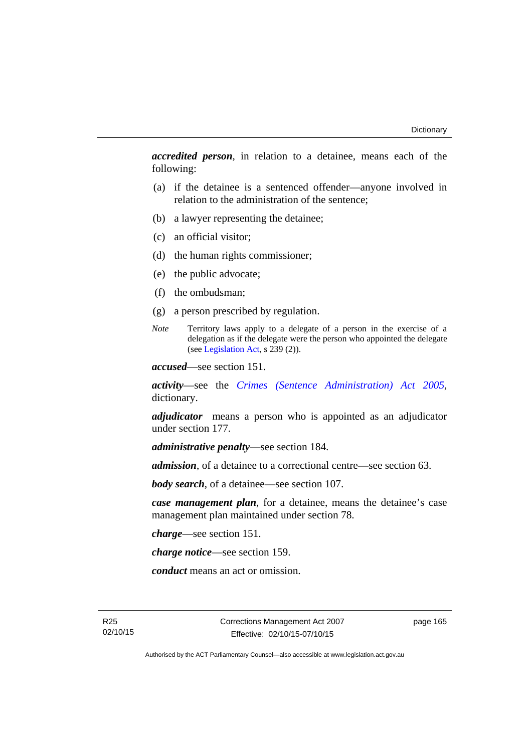***accredited person***, in relation to a detainee, means each of the following:

(a) if the detainee is a sentenced offender—anyone involved in relation to the administration of the sentence;

(b) a lawyer representing the detainee;

(c) an official visitor;

(d) the human rights commissioner;

(e) the public advocate;

(f) the ombudsman;

(g) a person prescribed by regulation.

*Note* Territory laws apply to a delegate of a person in the exercise of a delegation as if the delegate were the person who appointed the delegate (see Legislation Act, s 239 (2)).

***accused***—see section 151.

***activity***—see the *Crimes (Sentence Administration) Act 2005*, dictionary.

***adjudicator*** means a person who is appointed as an adjudicator under section 177.

***administrative penalty***—see section 184.

***admission***, of a detainee to a correctional centre—see section 63.

***body search***, of a detainee—see section 107.

***case management plan***, for a detainee, means the detainee's case management plan maintained under section 78.

***charge***—see section 151.

***charge notice***—see section 159.

***conduct*** means an act or omission.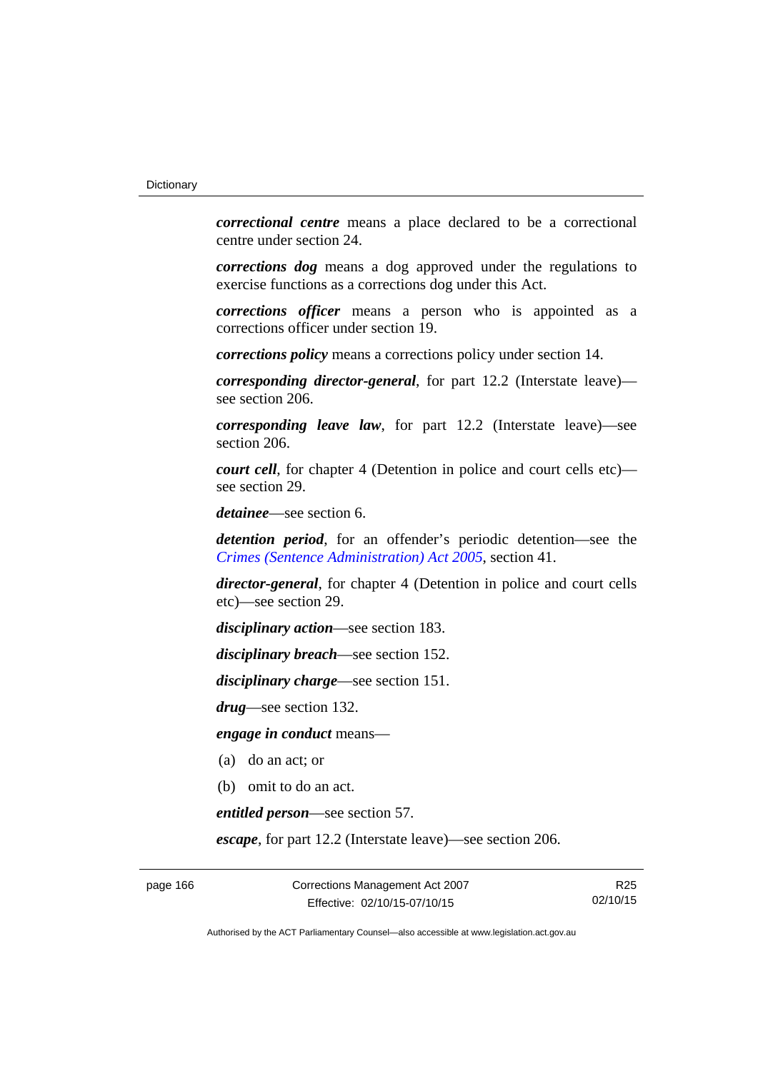***correctional centre*** means a place declared to be a correctional centre under section 24.

***corrections dog*** means a dog approved under the regulations to exercise functions as a corrections dog under this Act.

***corrections officer*** means a person who is appointed as a corrections officer under section 19.

***corrections policy*** means a corrections policy under section 14.

***corresponding director-general***, for part 12.2 (Interstate leave)—see section 206.

***corresponding leave law***, for part 12.2 (Interstate leave)—see section 206.

***court cell***, for chapter 4 (Detention in police and court cells etc)—see section 29.

***detainee***—see section 6.

***detention period***, for an offender's periodic detention—see the *Crimes (Sentence Administration) Act 2005*, section 41.

***director-general***, for chapter 4 (Detention in police and court cells etc)—see section 29.

***disciplinary action***—see section 183.

***disciplinary breach***—see section 152.

***disciplinary charge***—see section 151.

***drug***—see section 132.

***engage in conduct*** means—

(a) do an act; or

(b) omit to do an act.

***entitled person***—see section 57.

***escape***, for part 12.2 (Interstate leave)—see section 206.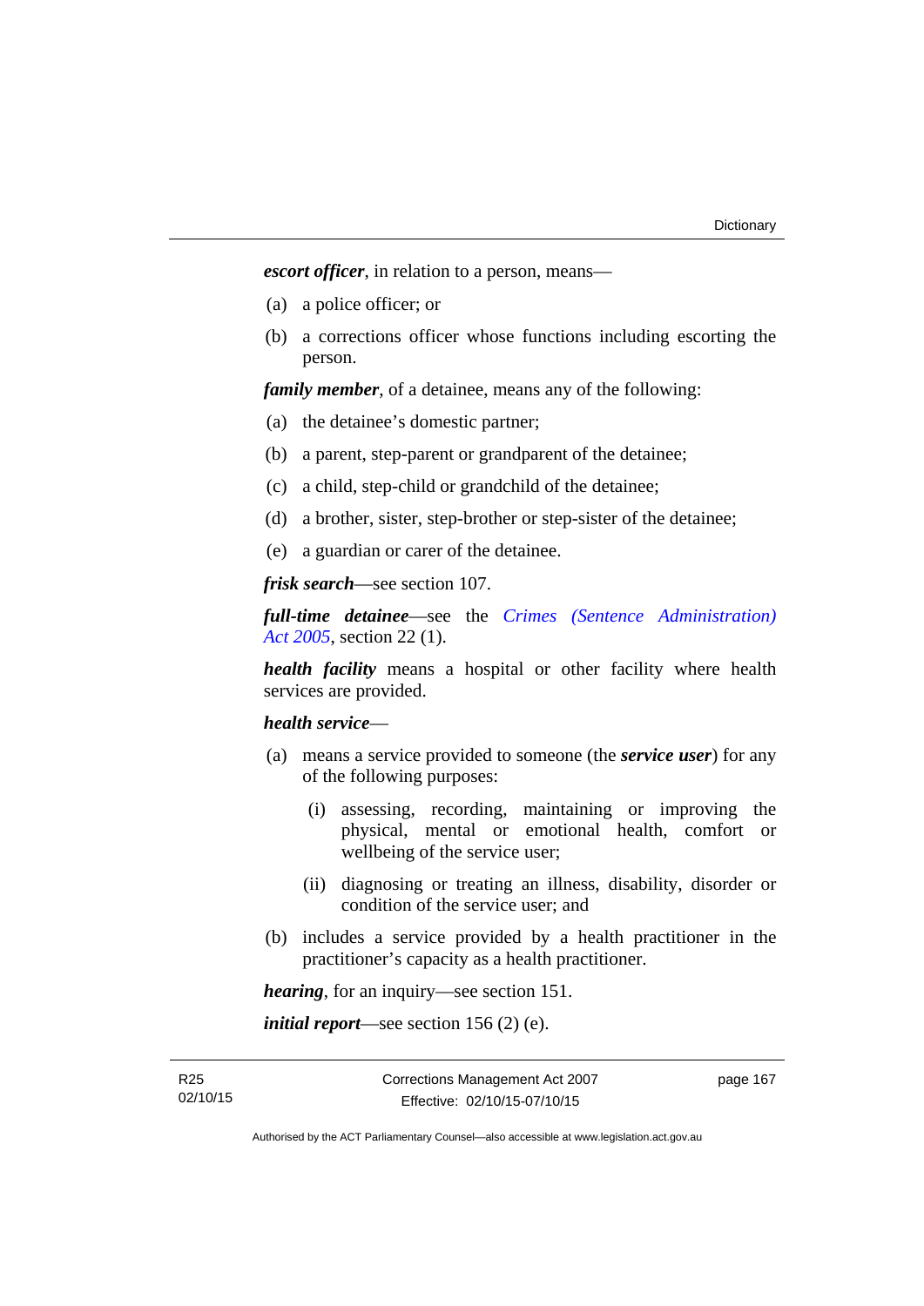***escort officer***, in relation to a person, means—

(a) a police officer; or

(b) a corrections officer whose functions including escorting the person.

***family member***, of a detainee, means any of the following:

(a) the detainee's domestic partner;

(b) a parent, step-parent or grandparent of the detainee;

(c) a child, step-child or grandchild of the detainee;

(d) a brother, sister, step-brother or step-sister of the detainee;

(e) a guardian or carer of the detainee.

***frisk search***—see section 107.

***full-time detainee***—see the *Crimes (Sentence Administration) Act 2005*, section 22 (1).

***health facility*** means a hospital or other facility where health services are provided.

***health service***—

(a) means a service provided to someone (the ***service user***) for any of the following purposes:

  (i) assessing, recording, maintaining or improving the physical, mental or emotional health, comfort or wellbeing of the service user;

  (ii) diagnosing or treating an illness, disability, disorder or condition of the service user; and

(b) includes a service provided by a health practitioner in the practitioner's capacity as a health practitioner.

***hearing***, for an inquiry—see section 151.

***initial report***—see section 156 (2) (e).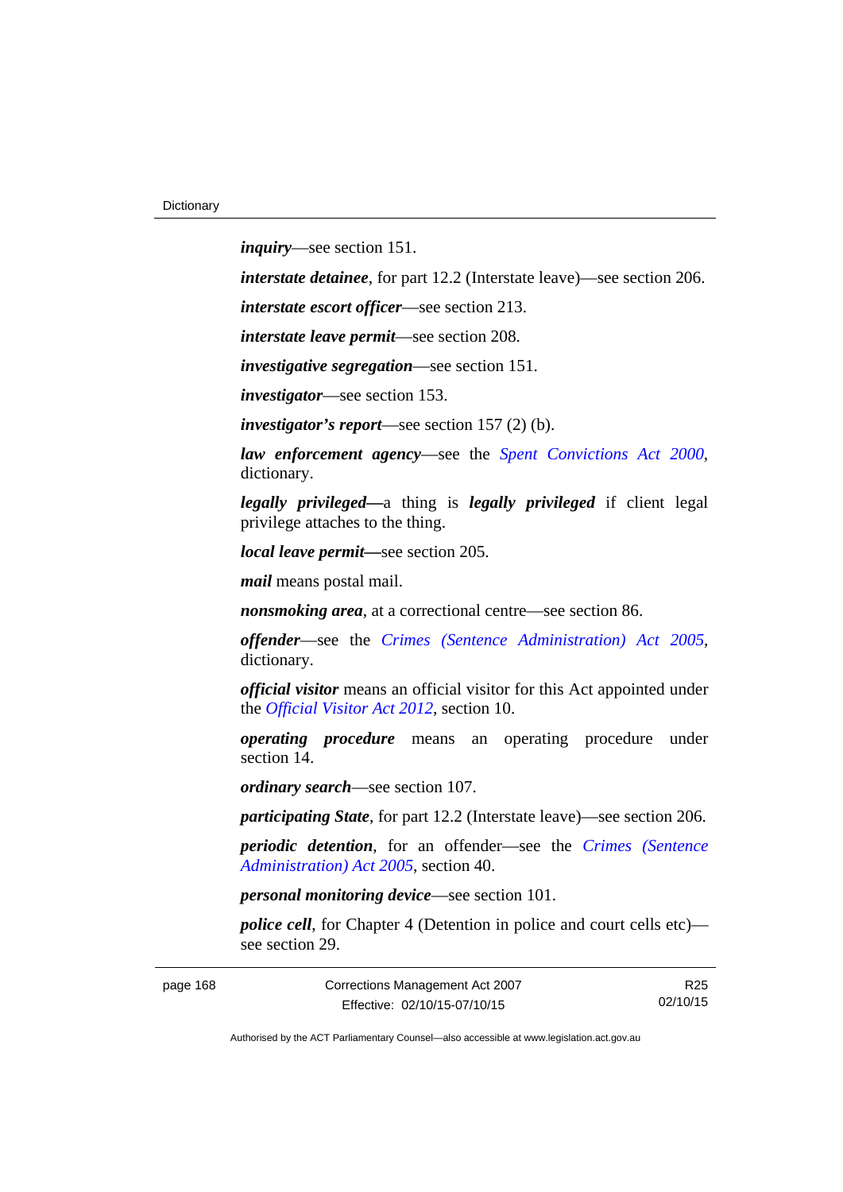***inquiry***—see section 151.

***interstate detainee***, for part 12.2 (Interstate leave)—see section 206.

***interstate escort officer***—see section 213.

***interstate leave permit***—see section 208.

***investigative segregation***—see section 151.

***investigator***—see section 153.

***investigator's report***—see section 157 (2) (b).

***law enforcement agency***—see the *Spent Convictions Act 2000*, dictionary.

***legally privileged*****—**a thing is ***legally privileged*** if client legal privilege attaches to the thing.

***local leave permit*****—**see section 205.

***mail*** means postal mail.

***nonsmoking area***, at a correctional centre—see section 86.

***offender***—see the *Crimes (Sentence Administration) Act 2005*, dictionary.

***official visitor*** means an official visitor for this Act appointed under the *Official Visitor Act 2012*, section 10.

***operating procedure*** means an operating procedure under section 14.

***ordinary search***—see section 107.

***participating State***, for part 12.2 (Interstate leave)—see section 206.

***periodic detention***, for an offender—see the *Crimes (Sentence Administration) Act 2005*, section 40.

***personal monitoring device***—see section 101.

***police cell***, for Chapter 4 (Detention in police and court cells etc)—see section 29.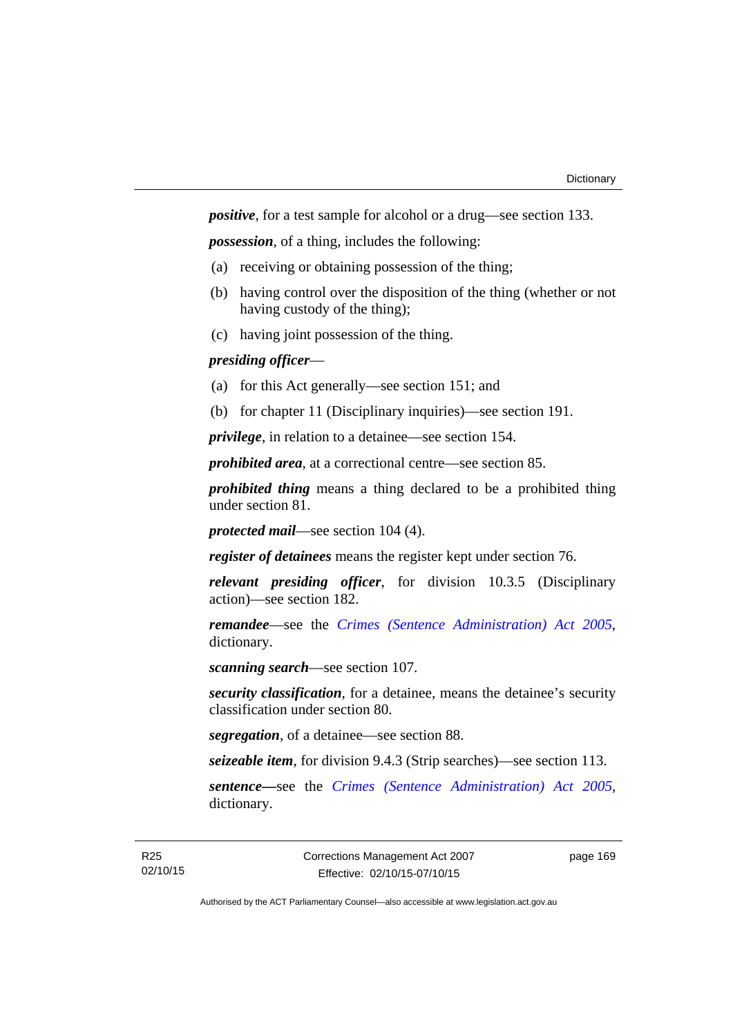***positive***, for a test sample for alcohol or a drug—see section 133.

***possession***, of a thing, includes the following:

(a) receiving or obtaining possession of the thing;

(b) having control over the disposition of the thing (whether or not having custody of the thing);

(c) having joint possession of the thing.

***presiding officer***—

(a) for this Act generally—see section 151; and

(b) for chapter 11 (Disciplinary inquiries)—see section 191.

***privilege***, in relation to a detainee—see section 154.

***prohibited area***, at a correctional centre—see section 85.

***prohibited thing*** means a thing declared to be a prohibited thing under section 81.

***protected mail***—see section 104 (4).

***register of detainees*** means the register kept under section 76.

***relevant presiding officer***, for division 10.3.5 (Disciplinary action)—see section 182.

***remandee***—see the *Crimes (Sentence Administration) Act 2005*, dictionary.

***scanning search***—see section 107.

***security classification***, for a detainee, means the detainee's security classification under section 80.

***segregation***, of a detainee—see section 88.

***seizeable item***, for division 9.4.3 (Strip searches)—see section 113.

***sentence*—**see the *Crimes (Sentence Administration) Act 2005*, dictionary.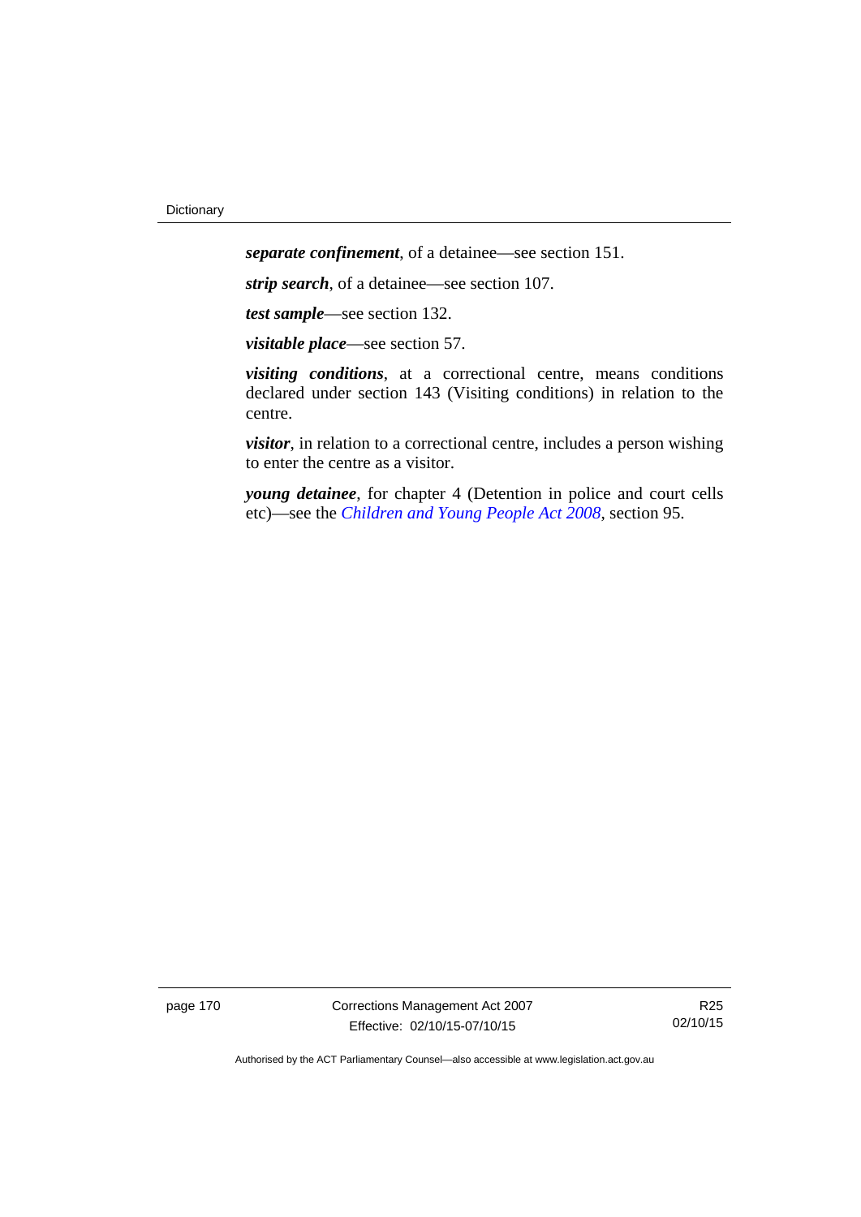***separate confinement***, of a detainee—see section 151.

***strip search***, of a detainee—see section 107.

***test sample***—see section 132.

***visitable place***—see section 57.

***visiting conditions***, at a correctional centre, means conditions declared under section 143 (Visiting conditions) in relation to the centre.

***visitor***, in relation to a correctional centre, includes a person wishing to enter the centre as a visitor.

***young detainee***, for chapter 4 (Detention in police and court cells etc)—see the *Children and Young People Act 2008*, section 95.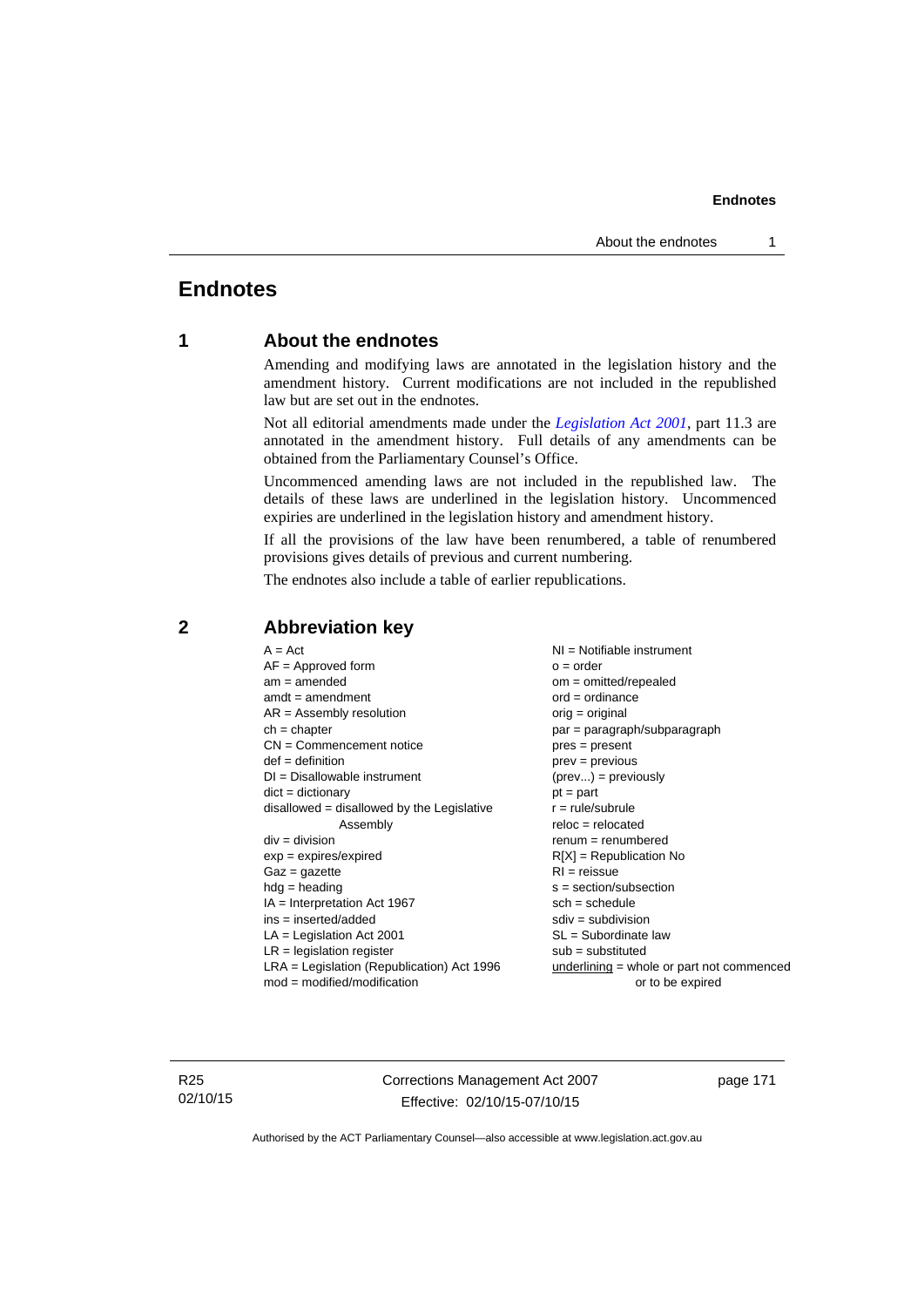# Endnotes

## 1 About the endnotes

Amending and modifying laws are annotated in the legislation history and the amendment history. Current modifications are not included in the republished law but are set out in the endnotes.

Not all editorial amendments made under the *Legislation Act 2001*, part 11.3 are annotated in the amendment history. Full details of any amendments can be obtained from the Parliamentary Counsel's Office.

Uncommenced amending laws are not included in the republished law. The details of these laws are underlined in the legislation history. Uncommenced expiries are underlined in the legislation history and amendment history.

If all the provisions of the law have been renumbered, a table of renumbered provisions gives details of previous and current numbering.

The endnotes also include a table of earlier republications.

## 2 Abbreviation key

A = Act
AF = Approved form
am = amended
amdt = amendment
AR = Assembly resolution
ch = chapter
CN = Commencement notice
def = definition
DI = Disallowable instrument
dict = dictionary
disallowed = disallowed by the Legislative Assembly
div = division
exp = expires/expired
Gaz = gazette
hdg = heading
IA = Interpretation Act 1967
ins = inserted/added
LA = Legislation Act 2001
LR = legislation register
LRA = Legislation (Republication) Act 1996
mod = modified/modification
NI = Notifiable instrument
o = order
om = omitted/repealed
ord = ordinance
orig = original
par = paragraph/subparagraph
pres = present
prev = previous
(prev...) = previously
pt = part
r = rule/subrule
reloc = relocated
renum = renumbered
R[X] = Republication No
RI = reissue
s = section/subsection
sch = schedule
sdiv = subdivision
SL = Subordinate law
sub = substituted
<u>underlining</u> = whole or part not commenced or to be expired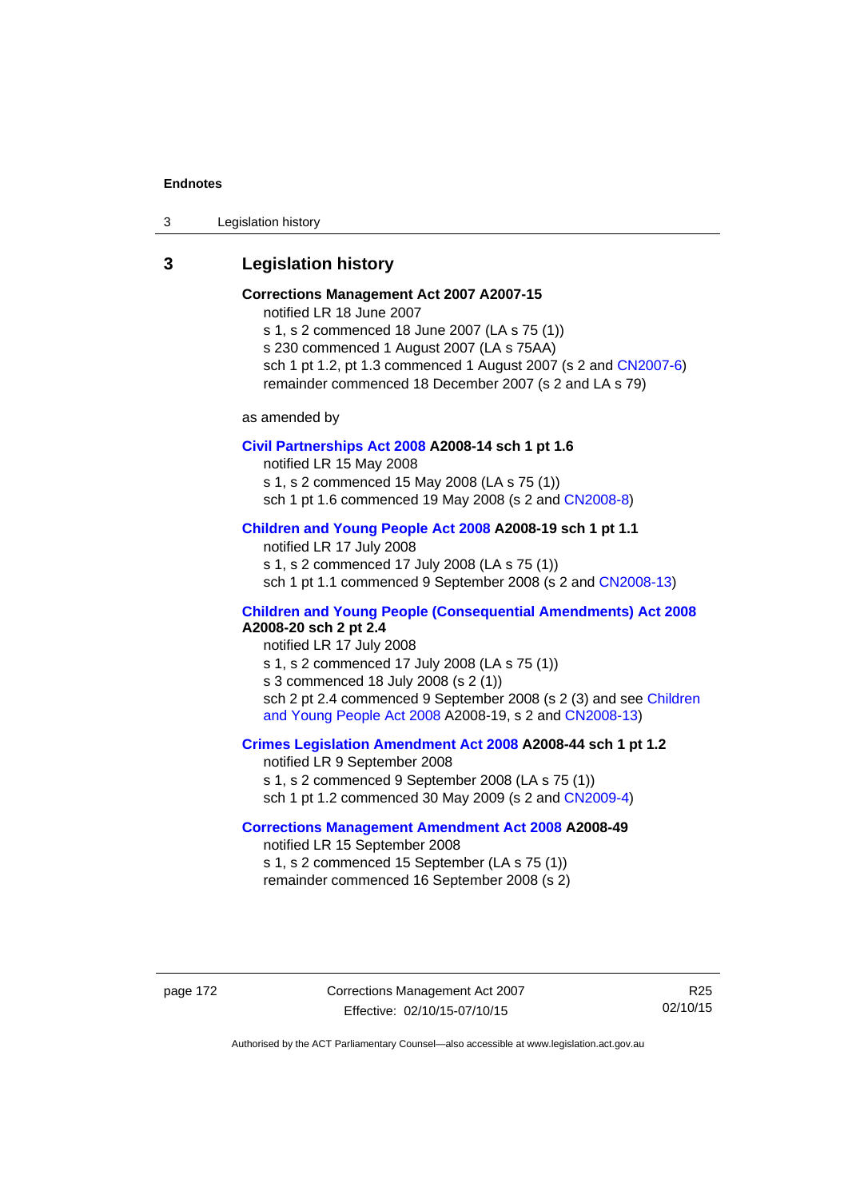## 3 Legislation history

**Corrections Management Act 2007 A2007-15**

notified LR 18 June 2007

s 1, s 2 commenced 18 June 2007 (LA s 75 (1))

s 230 commenced 1 August 2007 (LA s 75AA)

sch 1 pt 1.2, pt 1.3 commenced 1 August 2007 (s 2 and CN2007-6)

remainder commenced 18 December 2007 (s 2 and LA s 79)

as amended by

**Civil Partnerships Act 2008 A2008-14 sch 1 pt 1.6**

notified LR 15 May 2008

s 1, s 2 commenced 15 May 2008 (LA s 75 (1))

sch 1 pt 1.6 commenced 19 May 2008 (s 2 and CN2008-8)

**Children and Young People Act 2008 A2008-19 sch 1 pt 1.1**

notified LR 17 July 2008

s 1, s 2 commenced 17 July 2008 (LA s 75 (1))

sch 1 pt 1.1 commenced 9 September 2008 (s 2 and CN2008-13)

**Children and Young People (Consequential Amendments) Act 2008 A2008-20 sch 2 pt 2.4**

notified LR 17 July 2008

s 1, s 2 commenced 17 July 2008 (LA s 75 (1))

s 3 commenced 18 July 2008 (s 2 (1))

sch 2 pt 2.4 commenced 9 September 2008 (s 2 (3) and see Children and Young People Act 2008 A2008-19, s 2 and CN2008-13)

**Crimes Legislation Amendment Act 2008 A2008-44 sch 1 pt 1.2**

notified LR 9 September 2008

s 1, s 2 commenced 9 September 2008 (LA s 75 (1))

sch 1 pt 1.2 commenced 30 May 2009 (s 2 and CN2009-4)

**Corrections Management Amendment Act 2008 A2008-49**

notified LR 15 September 2008

s 1, s 2 commenced 15 September (LA s 75 (1))

remainder commenced 16 September 2008 (s 2)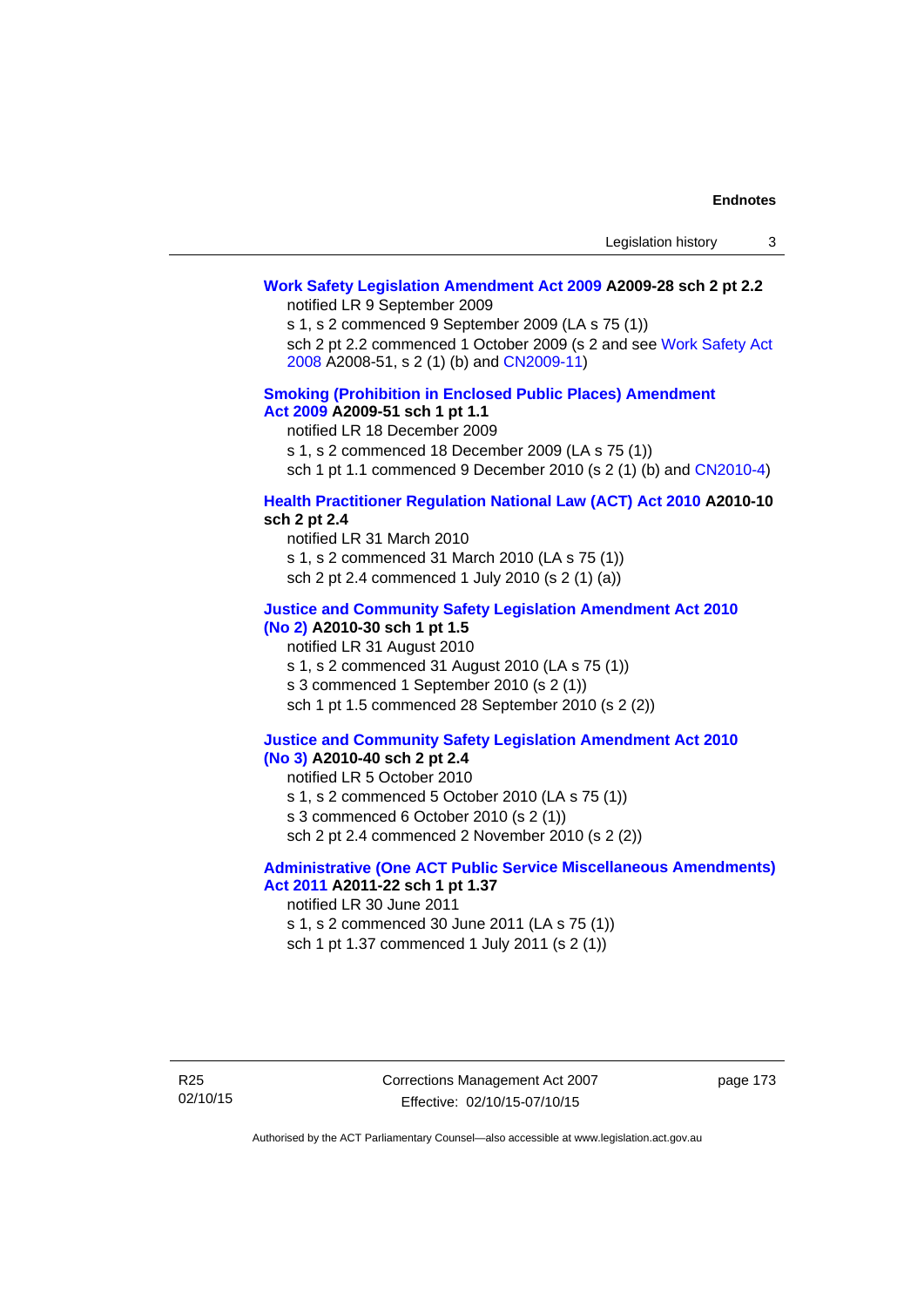**Work Safety Legislation Amendment Act 2009 A2009-28 sch 2 pt 2.2**

notified LR 9 September 2009

s 1, s 2 commenced 9 September 2009 (LA s 75 (1))

sch 2 pt 2.2 commenced 1 October 2009 (s 2 and see Work Safety Act 2008 A2008-51, s 2 (1) (b) and CN2009-11)

**Smoking (Prohibition in Enclosed Public Places) Amendment Act 2009 A2009-51 sch 1 pt 1.1**

notified LR 18 December 2009

s 1, s 2 commenced 18 December 2009 (LA s 75 (1))

sch 1 pt 1.1 commenced 9 December 2010 (s 2 (1) (b) and CN2010-4)

**Health Practitioner Regulation National Law (ACT) Act 2010 A2010-10 sch 2 pt 2.4**

notified LR 31 March 2010

s 1, s 2 commenced 31 March 2010 (LA s 75 (1))

sch 2 pt 2.4 commenced 1 July 2010 (s 2 (1) (a))

**Justice and Community Safety Legislation Amendment Act 2010 (No 2) A2010-30 sch 1 pt 1.5**

notified LR 31 August 2010

s 1, s 2 commenced 31 August 2010 (LA s 75 (1))

s 3 commenced 1 September 2010 (s 2 (1))

sch 1 pt 1.5 commenced 28 September 2010 (s 2 (2))

**Justice and Community Safety Legislation Amendment Act 2010 (No 3) A2010-40 sch 2 pt 2.4**

notified LR 5 October 2010

s 1, s 2 commenced 5 October 2010 (LA s 75 (1))

s 3 commenced 6 October 2010 (s 2 (1))

sch 2 pt 2.4 commenced 2 November 2010 (s 2 (2))

**Administrative (One ACT Public Service Miscellaneous Amendments) Act 2011 A2011-22 sch 1 pt 1.37**

notified LR 30 June 2011

s 1, s 2 commenced 30 June 2011 (LA s 75 (1))

sch 1 pt 1.37 commenced 1 July 2011 (s 2 (1))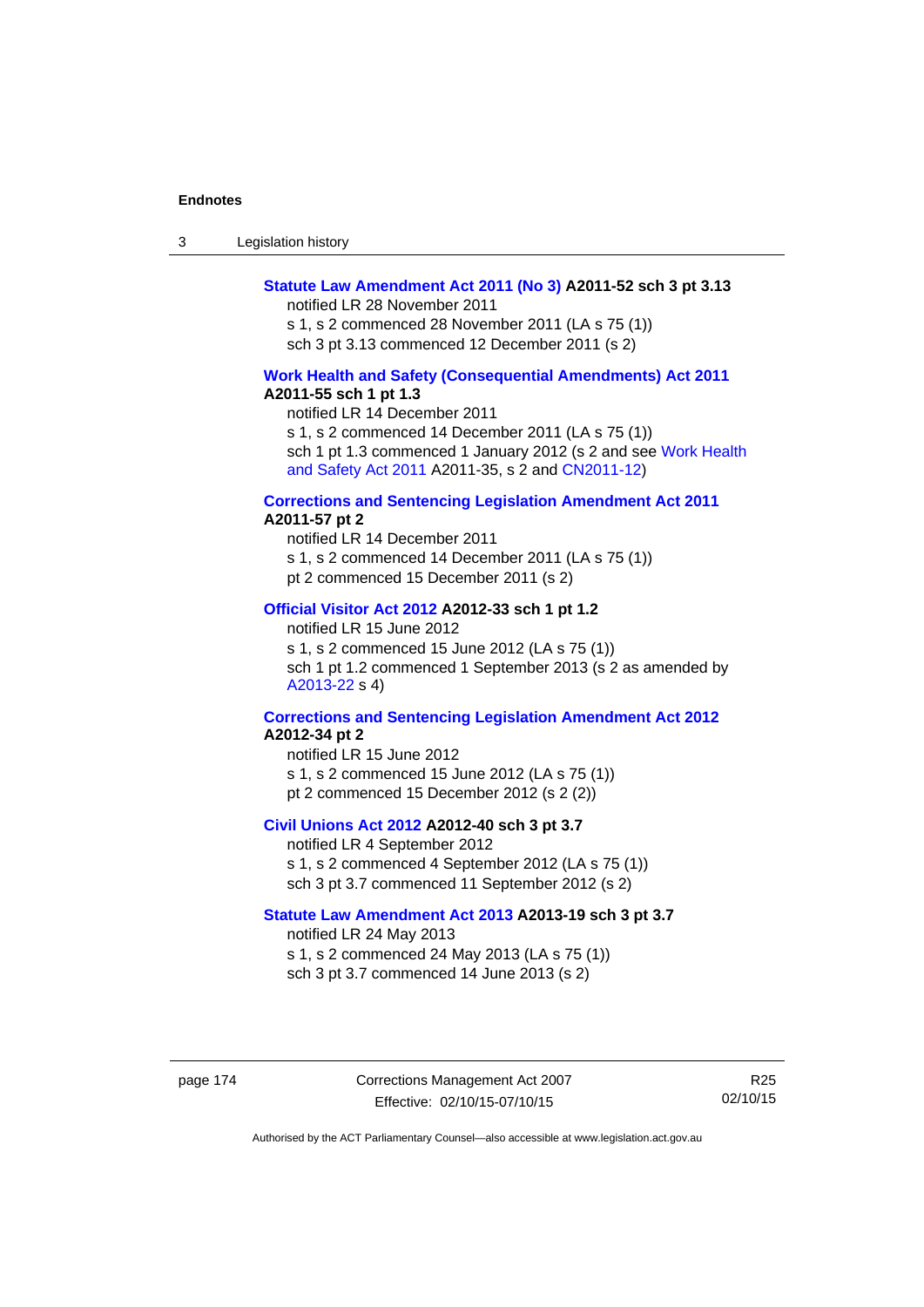**Statute Law Amendment Act 2011 (No 3) A2011-52 sch 3 pt 3.13**

notified LR 28 November 2011

s 1, s 2 commenced 28 November 2011 (LA s 75 (1))

sch 3 pt 3.13 commenced 12 December 2011 (s 2)

**Work Health and Safety (Consequential Amendments) Act 2011 A2011-55 sch 1 pt 1.3**

notified LR 14 December 2011

s 1, s 2 commenced 14 December 2011 (LA s 75 (1))

sch 1 pt 1.3 commenced 1 January 2012 (s 2 and see Work Health and Safety Act 2011 A2011-35, s 2 and CN2011-12)

**Corrections and Sentencing Legislation Amendment Act 2011 A2011-57 pt 2**

notified LR 14 December 2011

s 1, s 2 commenced 14 December 2011 (LA s 75 (1))

pt 2 commenced 15 December 2011 (s 2)

**Official Visitor Act 2012 A2012-33 sch 1 pt 1.2**

notified LR 15 June 2012

s 1, s 2 commenced 15 June 2012 (LA s 75 (1))

sch 1 pt 1.2 commenced 1 September 2013 (s 2 as amended by A2013-22 s 4)

**Corrections and Sentencing Legislation Amendment Act 2012 A2012-34 pt 2**

notified LR 15 June 2012

s 1, s 2 commenced 15 June 2012 (LA s 75 (1))

pt 2 commenced 15 December 2012 (s 2 (2))

**Civil Unions Act 2012 A2012-40 sch 3 pt 3.7**

notified LR 4 September 2012

s 1, s 2 commenced 4 September 2012 (LA s 75 (1))

sch 3 pt 3.7 commenced 11 September 2012 (s 2)

**Statute Law Amendment Act 2013 A2013-19 sch 3 pt 3.7**

notified LR 24 May 2013

s 1, s 2 commenced 24 May 2013 (LA s 75 (1))

sch 3 pt 3.7 commenced 14 June 2013 (s 2)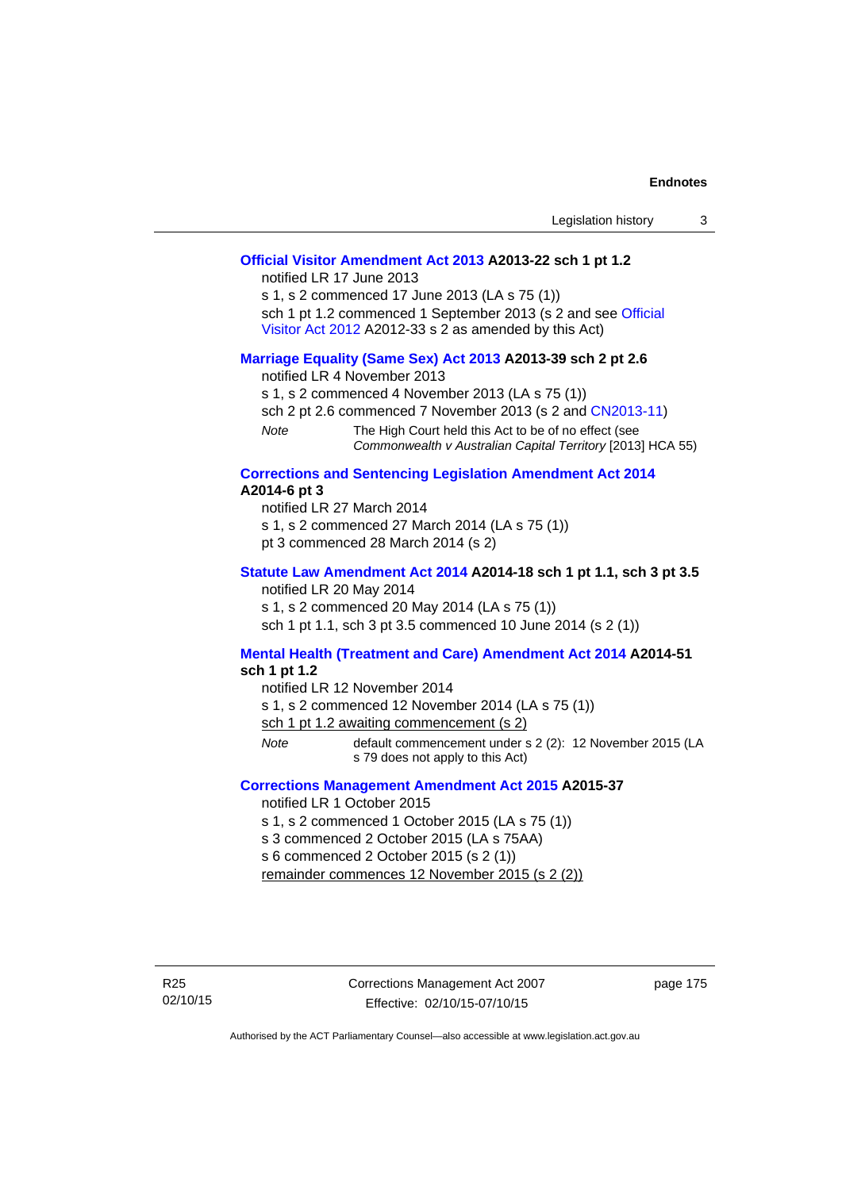**Official Visitor Amendment Act 2013 A2013-22 sch 1 pt 1.2**

notified LR 17 June 2013

s 1, s 2 commenced 17 June 2013 (LA s 75 (1))

sch 1 pt 1.2 commenced 1 September 2013 (s 2 and see Official Visitor Act 2012 A2012-33 s 2 as amended by this Act)

**Marriage Equality (Same Sex) Act 2013 A2013-39 sch 2 pt 2.6**

notified LR 4 November 2013

s 1, s 2 commenced 4 November 2013 (LA s 75 (1))

sch 2 pt 2.6 commenced 7 November 2013 (s 2 and CN2013-11)

*Note* The High Court held this Act to be of no effect (see *Commonwealth v Australian Capital Territory* [2013] HCA 55)

**Corrections and Sentencing Legislation Amendment Act 2014 A2014-6 pt 3**

notified LR 27 March 2014

s 1, s 2 commenced 27 March 2014 (LA s 75 (1))

pt 3 commenced 28 March 2014 (s 2)

**Statute Law Amendment Act 2014 A2014-18 sch 1 pt 1.1, sch 3 pt 3.5**

notified LR 20 May 2014

s 1, s 2 commenced 20 May 2014 (LA s 75 (1))

sch 1 pt 1.1, sch 3 pt 3.5 commenced 10 June 2014 (s 2 (1))

**Mental Health (Treatment and Care) Amendment Act 2014 A2014-51 sch 1 pt 1.2**

notified LR 12 November 2014

s 1, s 2 commenced 12 November 2014 (LA s 75 (1))

sch 1 pt 1.2 awaiting commencement (s 2)

*Note* default commencement under s 2 (2): 12 November 2015 (LA s 79 does not apply to this Act)

**Corrections Management Amendment Act 2015 A2015-37**

notified LR 1 October 2015

s 1, s 2 commenced 1 October 2015 (LA s 75 (1))

s 3 commenced 2 October 2015 (LA s 75AA)

s 6 commenced 2 October 2015 (s 2 (1))

remainder commences 12 November 2015 (s 2 (2))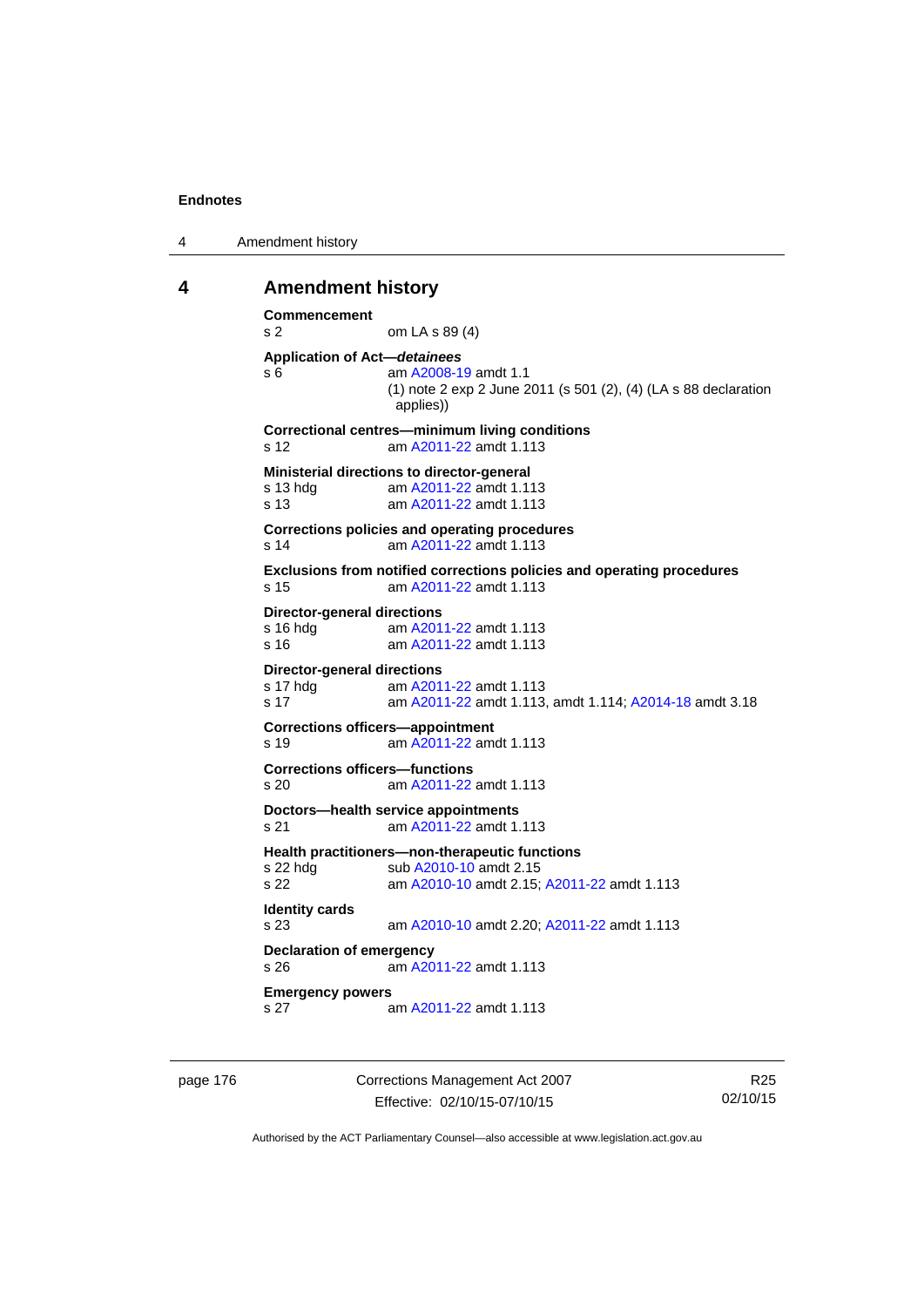## 4 Amendment history

**Commencement**
s 2 om LA s 89 (4)

**Application of Act—*detainees***
s 6 am A2008-19 amdt 1.1
(1) note 2 exp 2 June 2011 (s 501 (2), (4) (LA s 88 declaration applies))

**Correctional centres—minimum living conditions**
s 12 am A2011-22 amdt 1.113

**Ministerial directions to director-general**
s 13 hdg am A2011-22 amdt 1.113
s 13 am A2011-22 amdt 1.113

**Corrections policies and operating procedures**
s 14 am A2011-22 amdt 1.113

**Exclusions from notified corrections policies and operating procedures**
s 15 am A2011-22 amdt 1.113

**Director-general directions**
s 16 hdg am A2011-22 amdt 1.113
s 16 am A2011-22 amdt 1.113

**Director-general directions**
s 17 hdg am A2011-22 amdt 1.113
s 17 am A2011-22 amdt 1.113, amdt 1.114; A2014-18 amdt 3.18

**Corrections officers—appointment**
s 19 am A2011-22 amdt 1.113

**Corrections officers—functions**
s 20 am A2011-22 amdt 1.113

**Doctors—health service appointments**
s 21 am A2011-22 amdt 1.113

**Health practitioners—non-therapeutic functions**
s 22 hdg sub A2010-10 amdt 2.15
s 22 am A2010-10 amdt 2.15; A2011-22 amdt 1.113

**Identity cards**
s 23 am A2010-10 amdt 2.20; A2011-22 amdt 1.113

**Declaration of emergency**
s 26 am A2011-22 amdt 1.113

**Emergency powers**
s 27 am A2011-22 amdt 1.113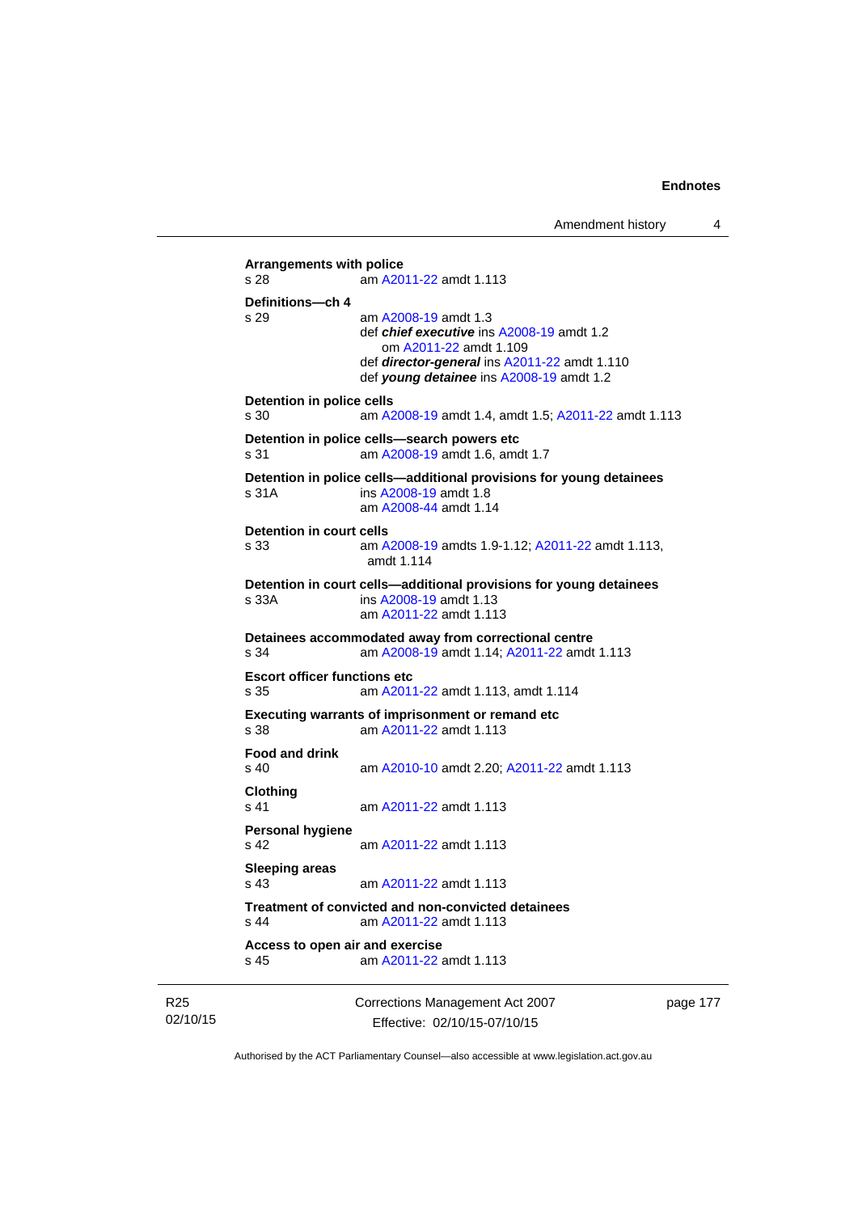**Arrangements with police**
s 28 am A2011-22 amdt 1.113

**Definitions—ch 4**
s 29 am A2008-19 amdt 1.3
def ***chief executive*** ins A2008-19 amdt 1.2
om A2011-22 amdt 1.109
def ***director-general*** ins A2011-22 amdt 1.110
def ***young detainee*** ins A2008-19 amdt 1.2

**Detention in police cells**
s 30 am A2008-19 amdt 1.4, amdt 1.5; A2011-22 amdt 1.113

**Detention in police cells—search powers etc**
s 31 am A2008-19 amdt 1.6, amdt 1.7

**Detention in police cells—additional provisions for young detainees**
s 31A ins A2008-19 amdt 1.8
am A2008-44 amdt 1.14

**Detention in court cells**
s 33 am A2008-19 amdts 1.9-1.12; A2011-22 amdt 1.113, amdt 1.114

**Detention in court cells—additional provisions for young detainees**
s 33A ins A2008-19 amdt 1.13
am A2011-22 amdt 1.113

**Detainees accommodated away from correctional centre**
s 34 am A2008-19 amdt 1.14; A2011-22 amdt 1.113

**Escort officer functions etc**
s 35 am A2011-22 amdt 1.113, amdt 1.114

**Executing warrants of imprisonment or remand etc**
s 38 am A2011-22 amdt 1.113

**Food and drink**
s 40 am A2010-10 amdt 2.20; A2011-22 amdt 1.113

**Clothing**
s 41 am A2011-22 amdt 1.113

**Personal hygiene**
s 42 am A2011-22 amdt 1.113

**Sleeping areas**
s 43 am A2011-22 amdt 1.113

**Treatment of convicted and non-convicted detainees**
s 44 am A2011-22 amdt 1.113

**Access to open air and exercise**
s 45 am A2011-22 amdt 1.113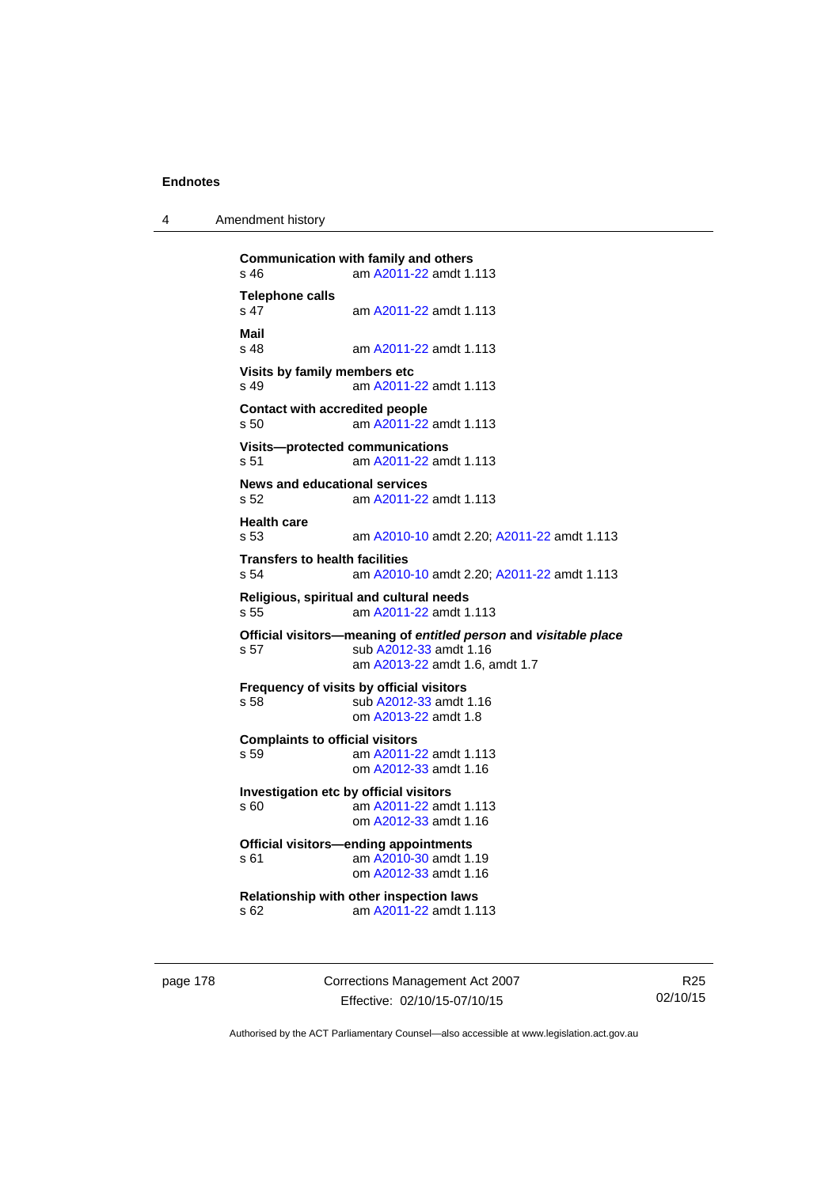**Communication with family and others**
s 46 am A2011-22 amdt 1.113

**Telephone calls**
s 47 am A2011-22 amdt 1.113

**Mail**
s 48 am A2011-22 amdt 1.113

**Visits by family members etc**
s 49 am A2011-22 amdt 1.113

**Contact with accredited people**
s 50 am A2011-22 amdt 1.113

**Visits—protected communications**
s 51 am A2011-22 amdt 1.113

**News and educational services**
s 52 am A2011-22 amdt 1.113

**Health care**
s 53 am A2010-10 amdt 2.20; A2011-22 amdt 1.113

**Transfers to health facilities**
s 54 am A2010-10 amdt 2.20; A2011-22 amdt 1.113

**Religious, spiritual and cultural needs**
s 55 am A2011-22 amdt 1.113

**Official visitors—meaning of *entitled person* and *visitable place***
s 57 sub A2012-33 amdt 1.16
am A2013-22 amdt 1.6, amdt 1.7

**Frequency of visits by official visitors**
s 58 sub A2012-33 amdt 1.16
om A2013-22 amdt 1.8

**Complaints to official visitors**
s 59 am A2011-22 amdt 1.113
om A2012-33 amdt 1.16

**Investigation etc by official visitors**
s 60 am A2011-22 amdt 1.113
om A2012-33 amdt 1.16

**Official visitors—ending appointments**
s 61 am A2010-30 amdt 1.19
om A2012-33 amdt 1.16

**Relationship with other inspection laws**
s 62 am A2011-22 amdt 1.113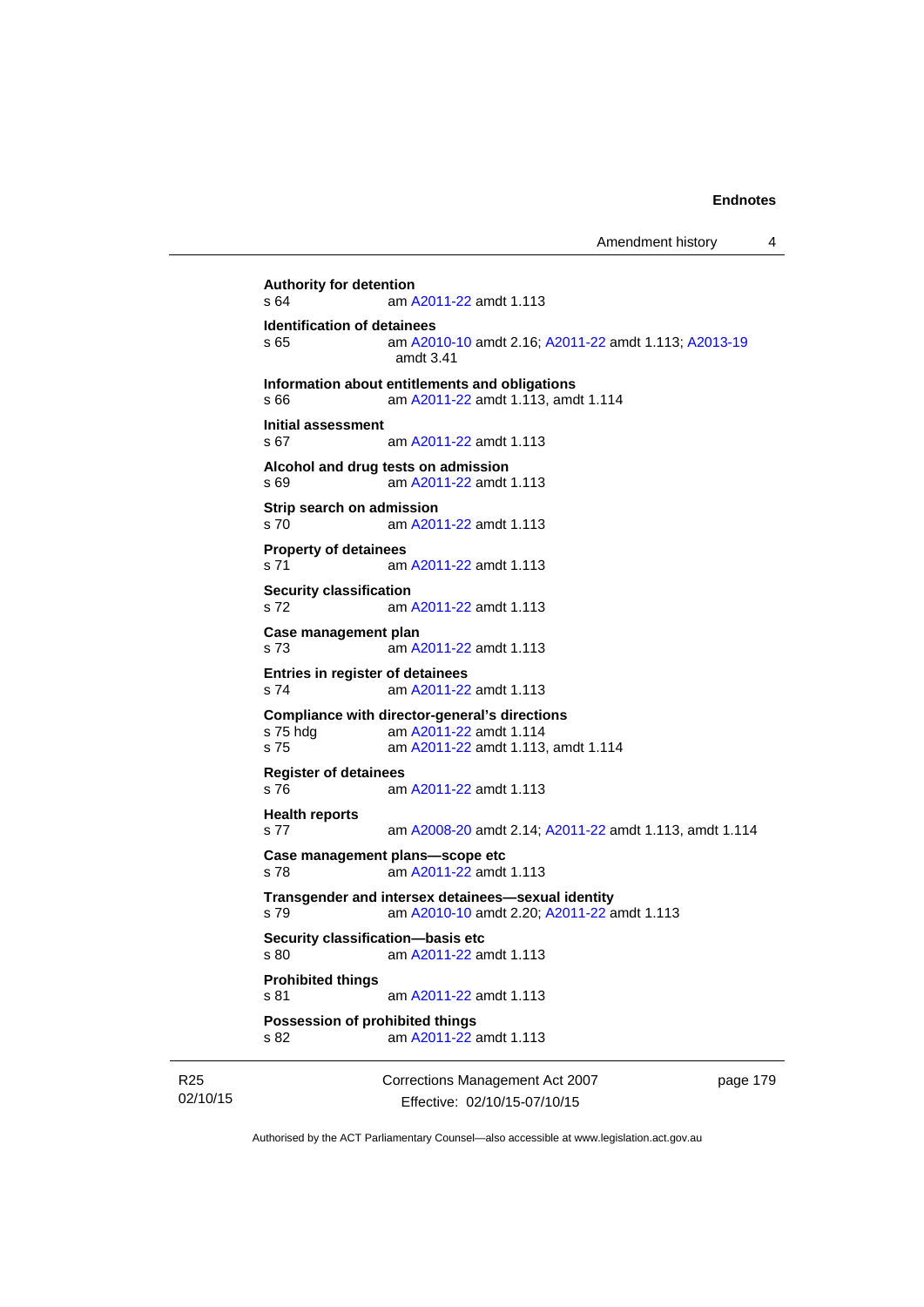**Authority for detention**
s 64 am A2011-22 amdt 1.113

**Identification of detainees**
s 65 am A2010-10 amdt 2.16; A2011-22 amdt 1.113; A2013-19 amdt 3.41

**Information about entitlements and obligations**
s 66 am A2011-22 amdt 1.113, amdt 1.114

**Initial assessment**
s 67 am A2011-22 amdt 1.113

**Alcohol and drug tests on admission**
s 69 am A2011-22 amdt 1.113

**Strip search on admission**
s 70 am A2011-22 amdt 1.113

**Property of detainees**
s 71 am A2011-22 amdt 1.113

**Security classification**
s 72 am A2011-22 amdt 1.113

**Case management plan**
s 73 am A2011-22 amdt 1.113

**Entries in register of detainees**
s 74 am A2011-22 amdt 1.113

**Compliance with director-general's directions**
s 75 hdg am A2011-22 amdt 1.114
s 75 am A2011-22 amdt 1.113, amdt 1.114

**Register of detainees**
s 76 am A2011-22 amdt 1.113

**Health reports**
s 77 am A2008-20 amdt 2.14; A2011-22 amdt 1.113, amdt 1.114

**Case management plans—scope etc**
s 78 am A2011-22 amdt 1.113

**Transgender and intersex detainees—sexual identity**
s 79 am A2010-10 amdt 2.20; A2011-22 amdt 1.113

**Security classification—basis etc**
s 80 am A2011-22 amdt 1.113

**Prohibited things**
s 81 am A2011-22 amdt 1.113

**Possession of prohibited things**
s 82 am A2011-22 amdt 1.113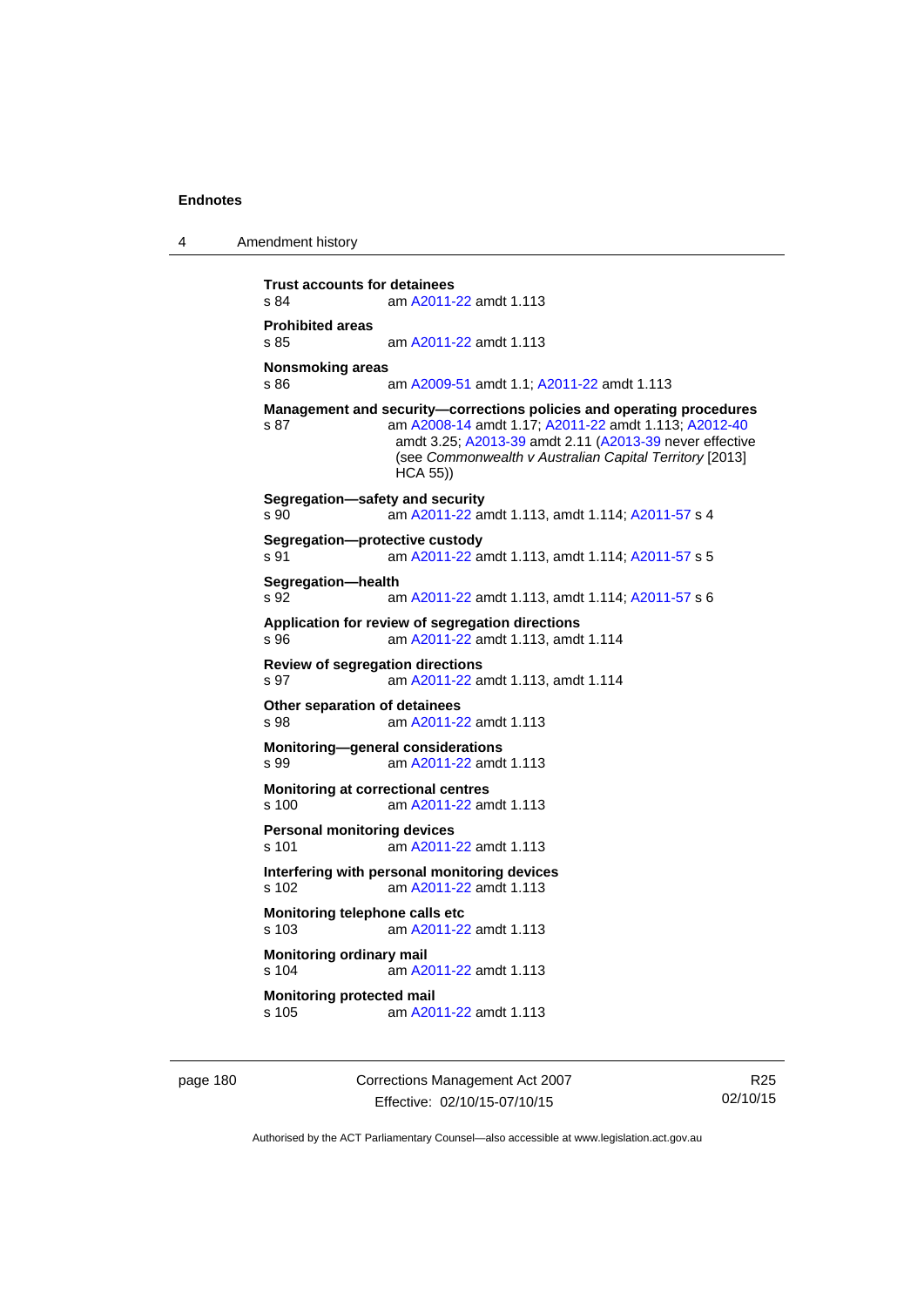**Trust accounts for detainees**
s 84 am A2011-22 amdt 1.113

**Prohibited areas**
s 85 am A2011-22 amdt 1.113

**Nonsmoking areas**
s 86 am A2009-51 amdt 1.1; A2011-22 amdt 1.113

**Management and security—corrections policies and operating procedures**
s 87 am A2008-14 amdt 1.17; A2011-22 amdt 1.113; A2012-40 amdt 3.25; A2013-39 amdt 2.11 (A2013-39 never effective (see *Commonwealth v Australian Capital Territory* [2013] HCA 55))

**Segregation—safety and security**
s 90 am A2011-22 amdt 1.113, amdt 1.114; A2011-57 s 4

**Segregation—protective custody**
s 91 am A2011-22 amdt 1.113, amdt 1.114; A2011-57 s 5

**Segregation—health**
s 92 am A2011-22 amdt 1.113, amdt 1.114; A2011-57 s 6

**Application for review of segregation directions**
s 96 am A2011-22 amdt 1.113, amdt 1.114

**Review of segregation directions**
s 97 am A2011-22 amdt 1.113, amdt 1.114

**Other separation of detainees**
s 98 am A2011-22 amdt 1.113

**Monitoring—general considerations**
s 99 am A2011-22 amdt 1.113

**Monitoring at correctional centres**
s 100 am A2011-22 amdt 1.113

**Personal monitoring devices**
s 101 am A2011-22 amdt 1.113

**Interfering with personal monitoring devices**
s 102 am A2011-22 amdt 1.113

**Monitoring telephone calls etc**
s 103 am A2011-22 amdt 1.113

**Monitoring ordinary mail**
s 104 am A2011-22 amdt 1.113

**Monitoring protected mail**
s 105 am A2011-22 amdt 1.113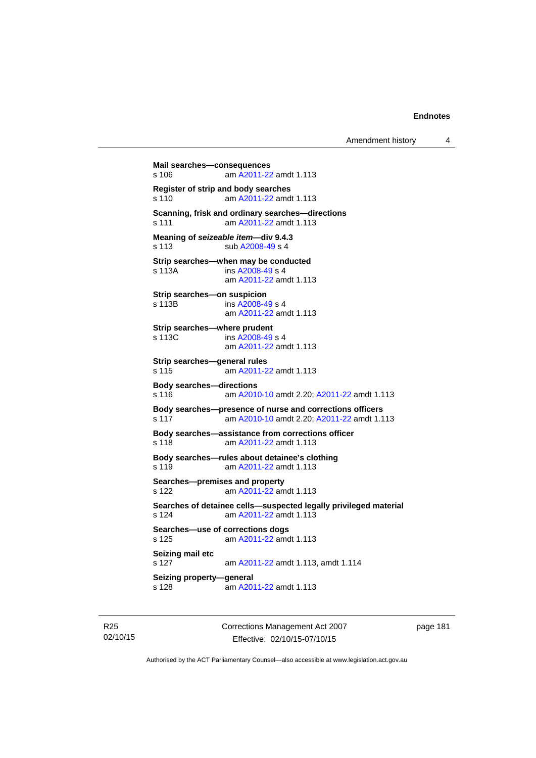**Mail searches—consequences**
s 106 am A2011-22 amdt 1.113

**Register of strip and body searches**
s 110 am A2011-22 amdt 1.113

**Scanning, frisk and ordinary searches—directions**
s 111 am A2011-22 amdt 1.113

**Meaning of *seizeable item*—div 9.4.3**
s 113 sub A2008-49 s 4

**Strip searches—when may be conducted**
s 113A ins A2008-49 s 4
am A2011-22 amdt 1.113

**Strip searches—on suspicion**
s 113B ins A2008-49 s 4
am A2011-22 amdt 1.113

**Strip searches—where prudent**
s 113C ins A2008-49 s 4
am A2011-22 amdt 1.113

**Strip searches—general rules**
s 115 am A2011-22 amdt 1.113

**Body searches—directions**
s 116 am A2010-10 amdt 2.20; A2011-22 amdt 1.113

**Body searches—presence of nurse and corrections officers**
s 117 am A2010-10 amdt 2.20; A2011-22 amdt 1.113

**Body searches—assistance from corrections officer**
s 118 am A2011-22 amdt 1.113

**Body searches—rules about detainee's clothing**
s 119 am A2011-22 amdt 1.113

**Searches—premises and property**
s 122 am A2011-22 amdt 1.113

**Searches of detainee cells—suspected legally privileged material**
s 124 am A2011-22 amdt 1.113

**Searches—use of corrections dogs**
s 125 am A2011-22 amdt 1.113

**Seizing mail etc**
s 127 am A2011-22 amdt 1.113, amdt 1.114

**Seizing property—general**
s 128 am A2011-22 amdt 1.113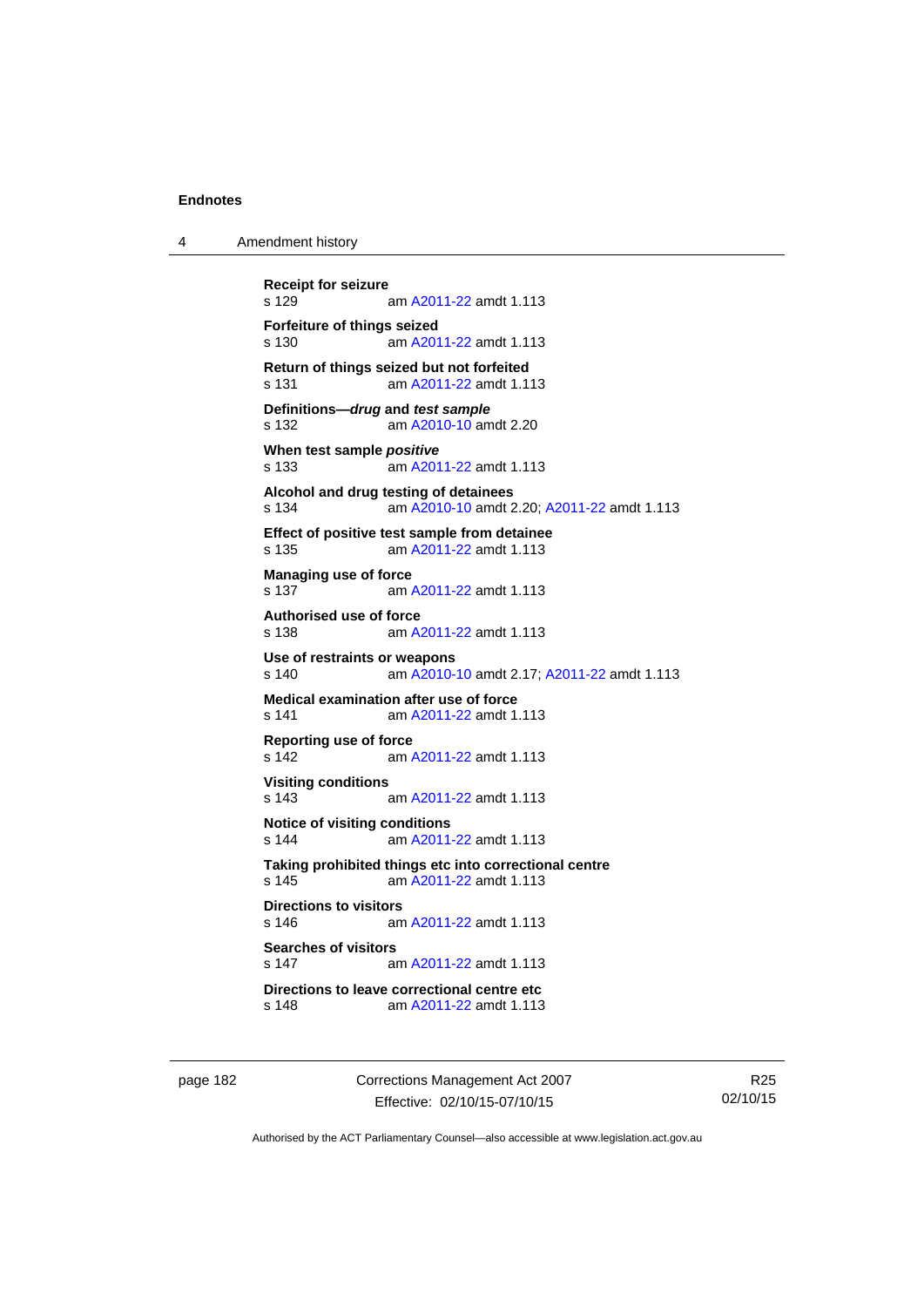**Receipt for seizure**
s 129 am A2011-22 amdt 1.113

**Forfeiture of things seized**
s 130 am A2011-22 amdt 1.113

**Return of things seized but not forfeited**
s 131 am A2011-22 amdt 1.113

**Definitions—*drug* and *test sample***
s 132 am A2010-10 amdt 2.20

**When test sample *positive***
s 133 am A2011-22 amdt 1.113

**Alcohol and drug testing of detainees**
s 134 am A2010-10 amdt 2.20; A2011-22 amdt 1.113

**Effect of positive test sample from detainee**
s 135 am A2011-22 amdt 1.113

**Managing use of force**
s 137 am A2011-22 amdt 1.113

**Authorised use of force**
s 138 am A2011-22 amdt 1.113

**Use of restraints or weapons**
s 140 am A2010-10 amdt 2.17; A2011-22 amdt 1.113

**Medical examination after use of force**
s 141 am A2011-22 amdt 1.113

**Reporting use of force**
s 142 am A2011-22 amdt 1.113

**Visiting conditions**
s 143 am A2011-22 amdt 1.113

**Notice of visiting conditions**
s 144 am A2011-22 amdt 1.113

**Taking prohibited things etc into correctional centre**
s 145 am A2011-22 amdt 1.113

**Directions to visitors**
s 146 am A2011-22 amdt 1.113

**Searches of visitors**
s 147 am A2011-22 amdt 1.113

**Directions to leave correctional centre etc**
s 148 am A2011-22 amdt 1.113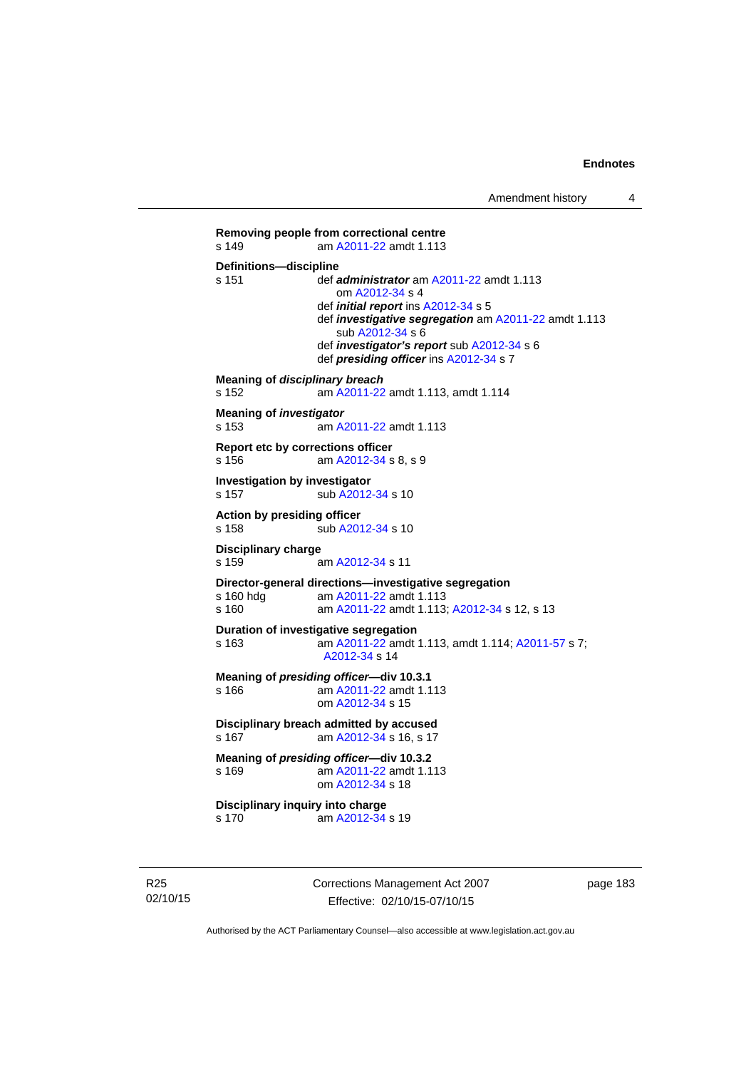**Removing people from correctional centre**
s 149 am A2011-22 amdt 1.113

**Definitions—discipline**
s 151 def ***administrator*** am A2011-22 amdt 1.113
om A2012-34 s 4
def ***initial report*** ins A2012-34 s 5
def ***investigative segregation*** am A2011-22 amdt 1.113
sub A2012-34 s 6
def ***investigator's report*** sub A2012-34 s 6
def ***presiding officer*** ins A2012-34 s 7

**Meaning of *disciplinary breach***
s 152 am A2011-22 amdt 1.113, amdt 1.114

**Meaning of *investigator***
s 153 am A2011-22 amdt 1.113

**Report etc by corrections officer**
s 156 am A2012-34 s 8, s 9

**Investigation by investigator**
s 157 sub A2012-34 s 10

**Action by presiding officer**
s 158 sub A2012-34 s 10

**Disciplinary charge**
s 159 am A2012-34 s 11

**Director-general directions—investigative segregation**
s 160 hdg am A2011-22 amdt 1.113
s 160 am A2011-22 amdt 1.113; A2012-34 s 12, s 13

**Duration of investigative segregation**
s 163 am A2011-22 amdt 1.113, amdt 1.114; A2011-57 s 7; A2012-34 s 14

**Meaning of *presiding officer*—div 10.3.1**
s 166 am A2011-22 amdt 1.113
om A2012-34 s 15

**Disciplinary breach admitted by accused**
s 167 am A2012-34 s 16, s 17

**Meaning of *presiding officer*—div 10.3.2**
s 169 am A2011-22 amdt 1.113
om A2012-34 s 18

**Disciplinary inquiry into charge**
s 170 am A2012-34 s 19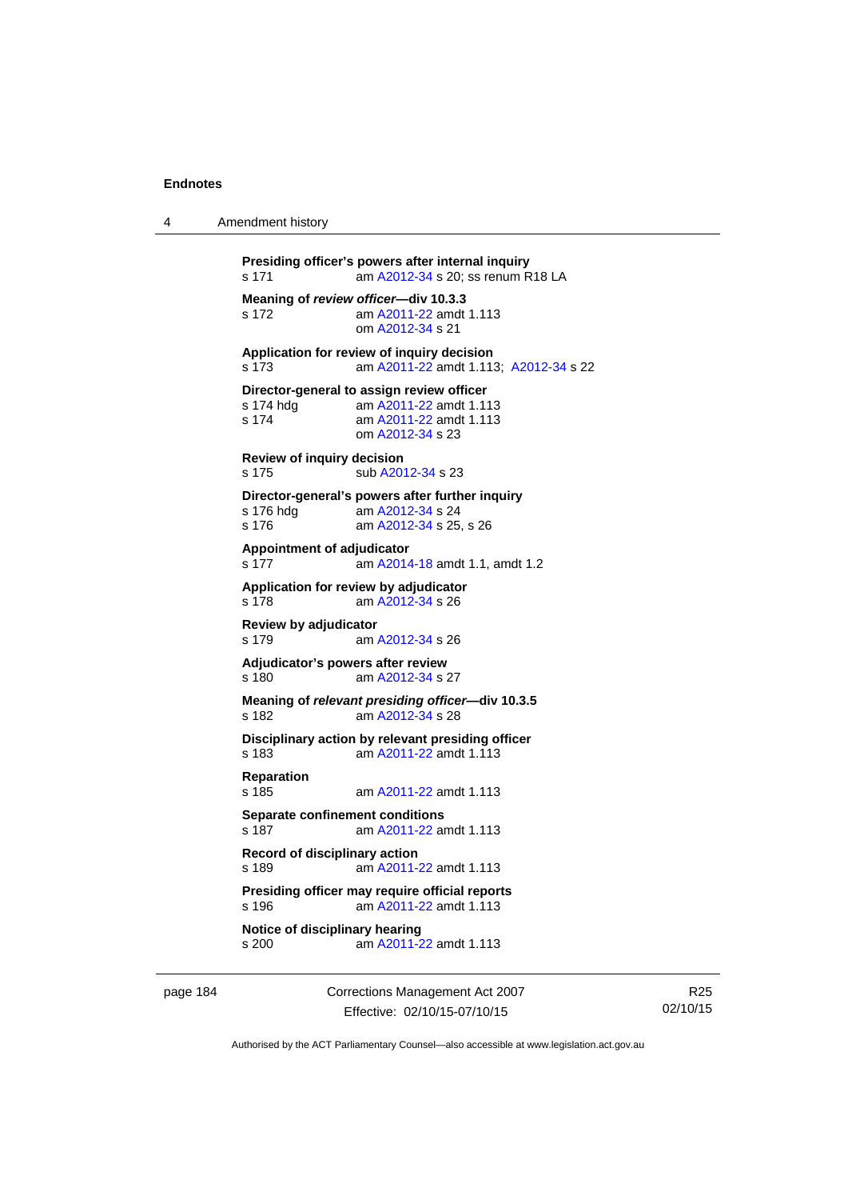**Presiding officer's powers after internal inquiry**
s 171 am A2012-34 s 20; ss renum R18 LA

**Meaning of *review officer*—div 10.3.3**
s 172 am A2011-22 amdt 1.113
om A2012-34 s 21

**Application for review of inquiry decision**
s 173 am A2011-22 amdt 1.113; A2012-34 s 22

**Director-general to assign review officer**
s 174 hdg am A2011-22 amdt 1.113
s 174 am A2011-22 amdt 1.113
om A2012-34 s 23

**Review of inquiry decision**
s 175 sub A2012-34 s 23

**Director-general's powers after further inquiry**
s 176 hdg am A2012-34 s 24
s 176 am A2012-34 s 25, s 26

**Appointment of adjudicator**
s 177 am A2014-18 amdt 1.1, amdt 1.2

**Application for review by adjudicator**
s 178 am A2012-34 s 26

**Review by adjudicator**
s 179 am A2012-34 s 26

**Adjudicator's powers after review**
s 180 am A2012-34 s 27

**Meaning of *relevant presiding officer*—div 10.3.5**
s 182 am A2012-34 s 28

**Disciplinary action by relevant presiding officer**
s 183 am A2011-22 amdt 1.113

**Reparation**
s 185 am A2011-22 amdt 1.113

**Separate confinement conditions**
s 187 am A2011-22 amdt 1.113

**Record of disciplinary action**
s 189 am A2011-22 amdt 1.113

**Presiding officer may require official reports**
s 196 am A2011-22 amdt 1.113

**Notice of disciplinary hearing**
s 200 am A2011-22 amdt 1.113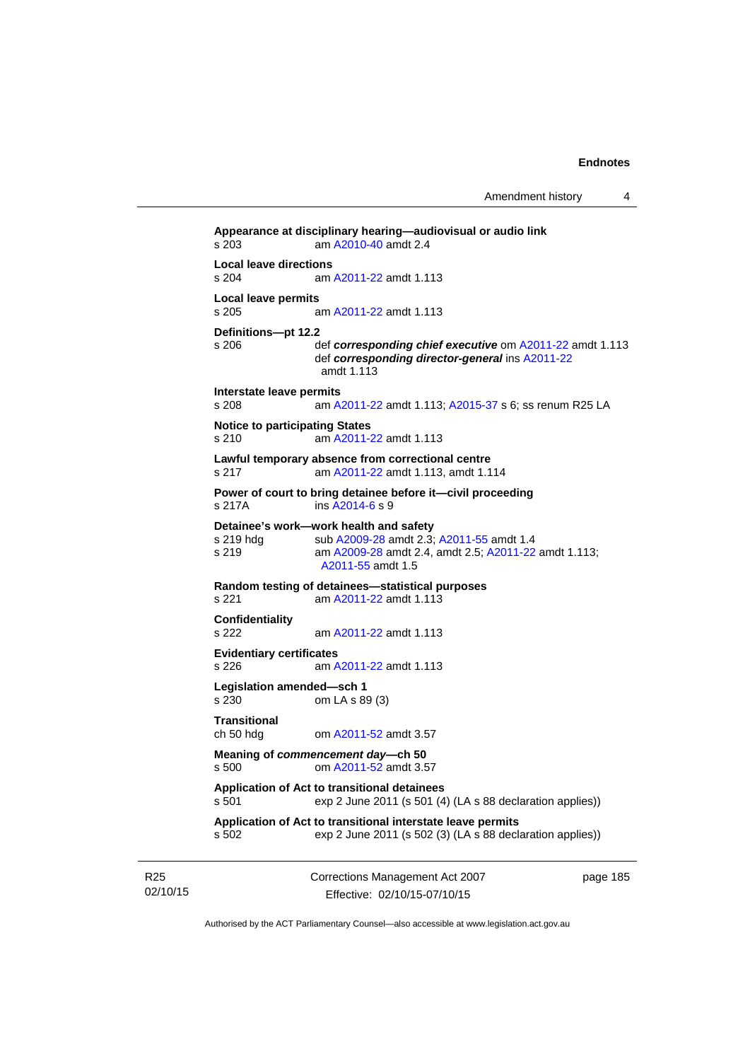**Appearance at disciplinary hearing—audiovisual or audio link**
s 203 am A2010-40 amdt 2.4

**Local leave directions**
s 204 am A2011-22 amdt 1.113

**Local leave permits**
s 205 am A2011-22 amdt 1.113

**Definitions—pt 12.2**
s 206 def ***corresponding chief executive*** om A2011-22 amdt 1.113
def ***corresponding director-general*** ins A2011-22 amdt 1.113

**Interstate leave permits**
s 208 am A2011-22 amdt 1.113; A2015-37 s 6; ss renum R25 LA

**Notice to participating States**
s 210 am A2011-22 amdt 1.113

**Lawful temporary absence from correctional centre**
s 217 am A2011-22 amdt 1.113, amdt 1.114

**Power of court to bring detainee before it—civil proceeding**
s 217A ins A2014-6 s 9

**Detainee's work—work health and safety**
s 219 hdg sub A2009-28 amdt 2.3; A2011-55 amdt 1.4
s 219 am A2009-28 amdt 2.4, amdt 2.5; A2011-22 amdt 1.113; A2011-55 amdt 1.5

**Random testing of detainees—statistical purposes**
s 221 am A2011-22 amdt 1.113

**Confidentiality**
s 222 am A2011-22 amdt 1.113

**Evidentiary certificates**
s 226 am A2011-22 amdt 1.113

**Legislation amended—sch 1**
s 230 om LA s 89 (3)

**Transitional**
ch 50 hdg om A2011-52 amdt 3.57

**Meaning of *commencement day*—ch 50**
s 500 om A2011-52 amdt 3.57

**Application of Act to transitional detainees**
s 501 exp 2 June 2011 (s 501 (4) (LA s 88 declaration applies))

**Application of Act to transitional interstate leave permits**
s 502 exp 2 June 2011 (s 502 (3) (LA s 88 declaration applies))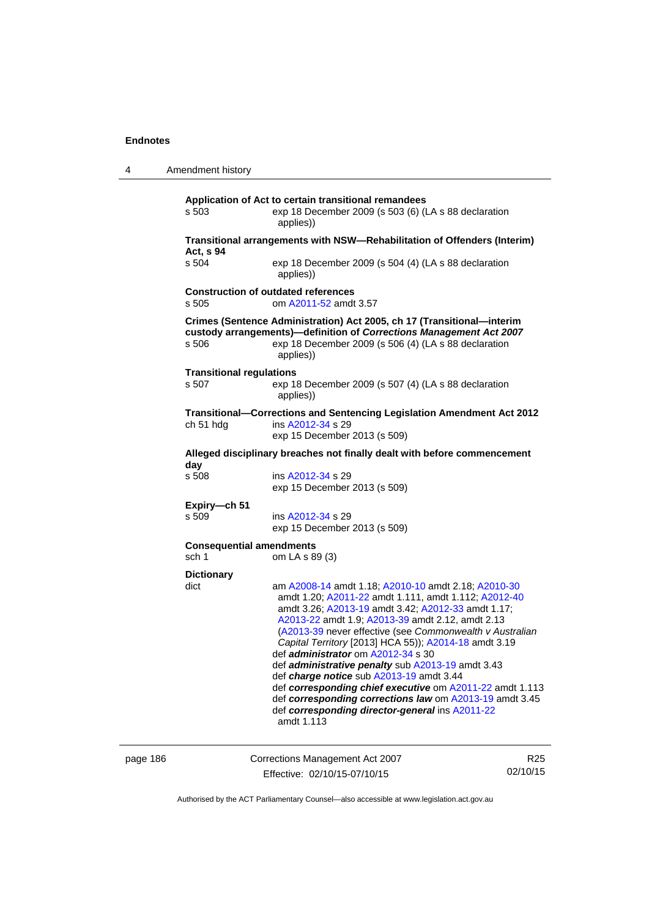**Application of Act to certain transitional remandees**

s 503 exp 18 December 2009 (s 503 (6) (LA s 88 declaration applies))

**Transitional arrangements with NSW—Rehabilitation of Offenders (Interim) Act, s 94**

s 504 exp 18 December 2009 (s 504 (4) (LA s 88 declaration applies))

**Construction of outdated references**

s 505 om A2011-52 amdt 3.57

**Crimes (Sentence Administration) Act 2005, ch 17 (Transitional—interim custody arrangements)—definition of *Corrections Management Act 2007***

s 506 exp 18 December 2009 (s 506 (4) (LA s 88 declaration applies))

**Transitional regulations**

s 507 exp 18 December 2009 (s 507 (4) (LA s 88 declaration applies))

**Transitional—Corrections and Sentencing Legislation Amendment Act 2012**

ch 51 hdg ins A2012-34 s 29
exp 15 December 2013 (s 509)

**Alleged disciplinary breaches not finally dealt with before commencement day**

s 508 ins A2012-34 s 29
exp 15 December 2013 (s 509)

**Expiry—ch 51**

s 509 ins A2012-34 s 29
exp 15 December 2013 (s 509)

**Consequential amendments**

sch 1 om LA s 89 (3)

**Dictionary**

dict am A2008-14 amdt 1.18; A2010-10 amdt 2.18; A2010-30 amdt 1.20; A2011-22 amdt 1.111, amdt 1.112; A2012-40 amdt 3.26; A2013-19 amdt 3.42; A2012-33 amdt 1.17; A2013-22 amdt 1.9; A2013-39 amdt 2.12, amdt 2.13 (A2013-39 never effective (see *Commonwealth v Australian Capital Territory* [2013] HCA 55)); A2014-18 amdt 3.19
def ***administrator*** om A2012-34 s 30
def ***administrative penalty*** sub A2013-19 amdt 3.43
def ***charge notice*** sub A2013-19 amdt 3.44
def ***corresponding chief executive*** om A2011-22 amdt 1.113
def ***corresponding corrections law*** om A2013-19 amdt 3.45
def ***corresponding director-general*** ins A2011-22 amdt 1.113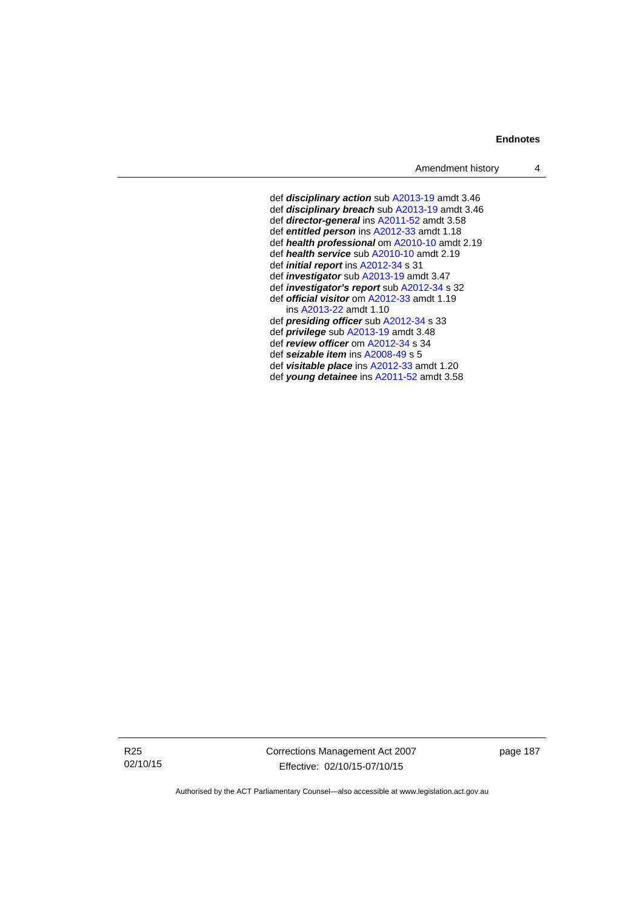def ***disciplinary action*** sub A2013-19 amdt 3.46
def ***disciplinary breach*** sub A2013-19 amdt 3.46
def ***director-general*** ins A2011-52 amdt 3.58
def ***entitled person*** ins A2012-33 amdt 1.18
def ***health professional*** om A2010-10 amdt 2.19
def ***health service*** sub A2010-10 amdt 2.19
def ***initial report*** ins A2012-34 s 31
def ***investigator*** sub A2013-19 amdt 3.47
def ***investigator's report*** sub A2012-34 s 32
def ***official visitor*** om A2012-33 amdt 1.19
  ins A2013-22 amdt 1.10
def ***presiding officer*** sub A2012-34 s 33
def ***privilege*** sub A2013-19 amdt 3.48
def ***review officer*** om A2012-34 s 34
def ***seizable item*** ins A2008-49 s 5
def ***visitable place*** ins A2012-33 amdt 1.20
def ***young detainee*** ins A2011-52 amdt 3.58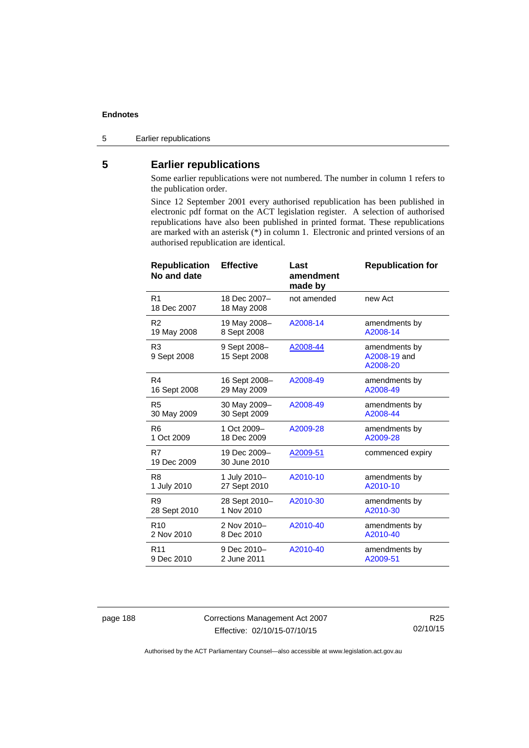# 5 Earlier republications

Some earlier republications were not numbered. The number in column 1 refers to the publication order.

Since 12 September 2001 every authorised republication has been published in electronic pdf format on the ACT legislation register. A selection of authorised republications have also been published in printed format. These republications are marked with an asterisk (*) in column 1. Electronic and printed versions of an authorised republication are identical.

| Republication No and date | Effective | Last amendment made by | Republication for |
|---|---|---|---|
| R1 18 Dec 2007 | 18 Dec 2007–18 May 2008 | not amended | new Act |
| R2 19 May 2008 | 19 May 2008–8 Sept 2008 | A2008-14 | amendments by A2008-14 |
| R3 9 Sept 2008 | 9 Sept 2008–15 Sept 2008 | A2008-44 | amendments by A2008-19 and A2008-20 |
| R4 16 Sept 2008 | 16 Sept 2008–29 May 2009 | A2008-49 | amendments by A2008-49 |
| R5 30 May 2009 | 30 May 2009–30 Sept 2009 | A2008-49 | amendments by A2008-44 |
| R6 1 Oct 2009 | 1 Oct 2009–18 Dec 2009 | A2009-28 | amendments by A2009-28 |
| R7 19 Dec 2009 | 19 Dec 2009–30 June 2010 | A2009-51 | commenced expiry |
| R8 1 July 2010 | 1 July 2010–27 Sept 2010 | A2010-10 | amendments by A2010-10 |
| R9 28 Sept 2010 | 28 Sept 2010–1 Nov 2010 | A2010-30 | amendments by A2010-30 |
| R10 2 Nov 2010 | 2 Nov 2010–8 Dec 2010 | A2010-40 | amendments by A2010-40 |
| R11 9 Dec 2010 | 9 Dec 2010–2 June 2011 | A2010-40 | amendments by A2009-51 |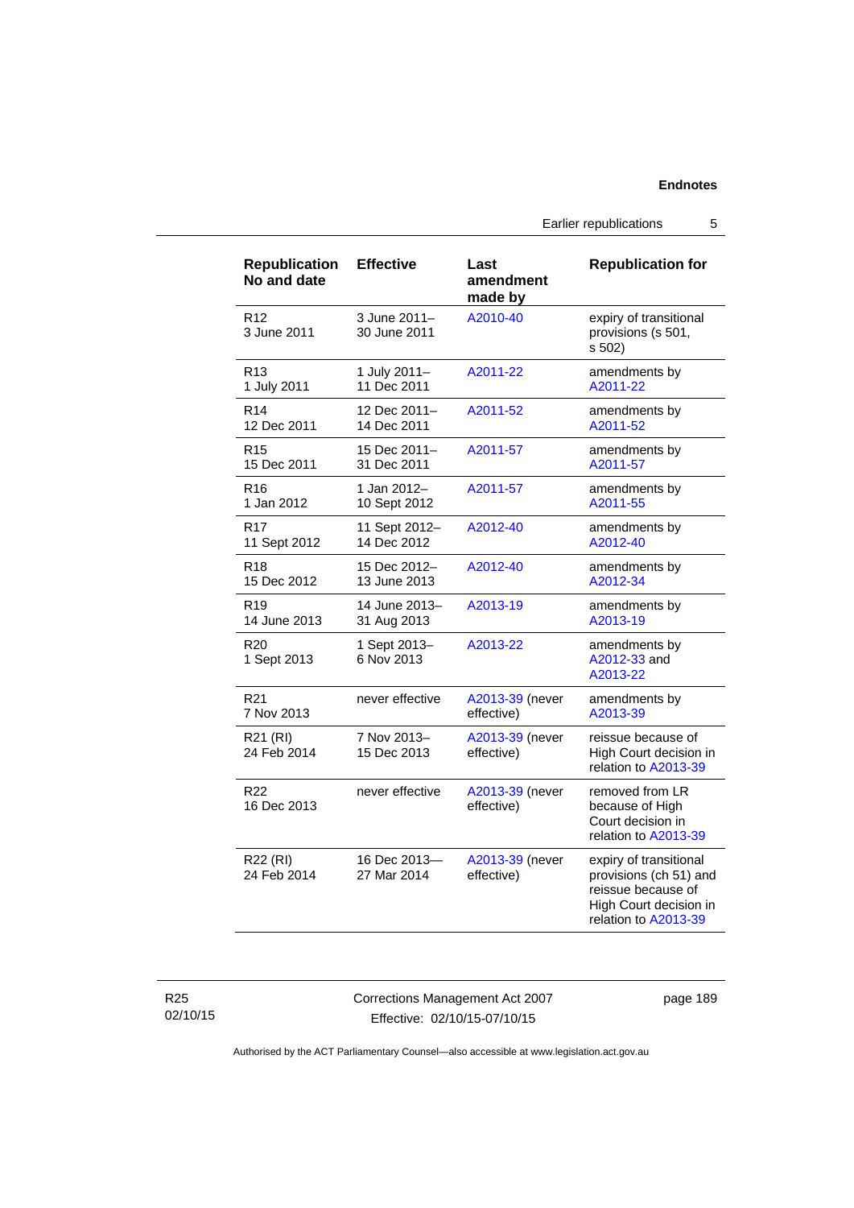| Republication No and date | Effective | Last amendment made by | Republication for |
|---|---|---|---|
| R12<br>3 June 2011 | 3 June 2011–<br>30 June 2011 | A2010-40 | expiry of transitional provisions (s 501, s 502) |
| R13<br>1 July 2011 | 1 July 2011–<br>11 Dec 2011 | A2011-22 | amendments by A2011-22 |
| R14<br>12 Dec 2011 | 12 Dec 2011–<br>14 Dec 2011 | A2011-52 | amendments by A2011-52 |
| R15<br>15 Dec 2011 | 15 Dec 2011–<br>31 Dec 2011 | A2011-57 | amendments by A2011-57 |
| R16<br>1 Jan 2012 | 1 Jan 2012–<br>10 Sept 2012 | A2011-57 | amendments by A2011-55 |
| R17<br>11 Sept 2012 | 11 Sept 2012–<br>14 Dec 2012 | A2012-40 | amendments by A2012-40 |
| R18<br>15 Dec 2012 | 15 Dec 2012–<br>13 June 2013 | A2012-40 | amendments by A2012-34 |
| R19<br>14 June 2013 | 14 June 2013–<br>31 Aug 2013 | A2013-19 | amendments by A2013-19 |
| R20<br>1 Sept 2013 | 1 Sept 2013–<br>6 Nov 2013 | A2013-22 | amendments by A2012-33 and A2013-22 |
| R21<br>7 Nov 2013 | never effective | A2013-39 (never effective) | amendments by A2013-39 |
| R21 (RI)<br>24 Feb 2014 | 7 Nov 2013–<br>15 Dec 2013 | A2013-39 (never effective) | reissue because of High Court decision in relation to A2013-39 |
| R22<br>16 Dec 2013 | never effective | A2013-39 (never effective) | removed from LR because of High Court decision in relation to A2013-39 |
| R22 (RI)<br>24 Feb 2014 | 16 Dec 2013—<br>27 Mar 2014 | A2013-39 (never effective) | expiry of transitional provisions (ch 51) and reissue because of High Court decision in relation to A2013-39 |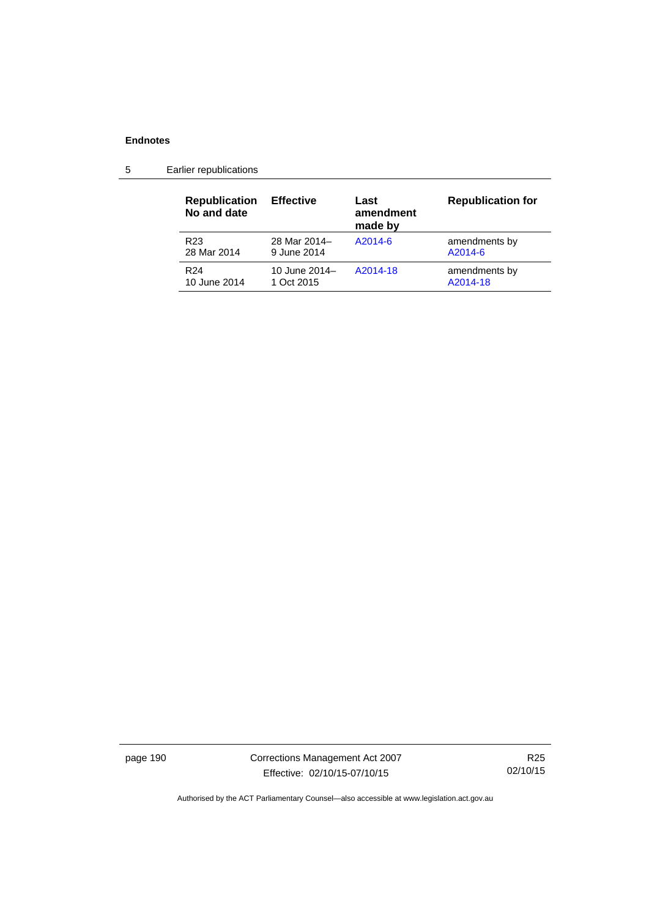| Republication No and date | Effective | Last amendment made by | Republication for |
|---|---|---|---|
| R23<br>28 Mar 2014 | 28 Mar 2014–<br>9 June 2014 | A2014-6 | amendments by<br>A2014-6 |
| R24<br>10 June 2014 | 10 June 2014–<br>1 Oct 2015 | A2014-18 | amendments by<br>A2014-18 |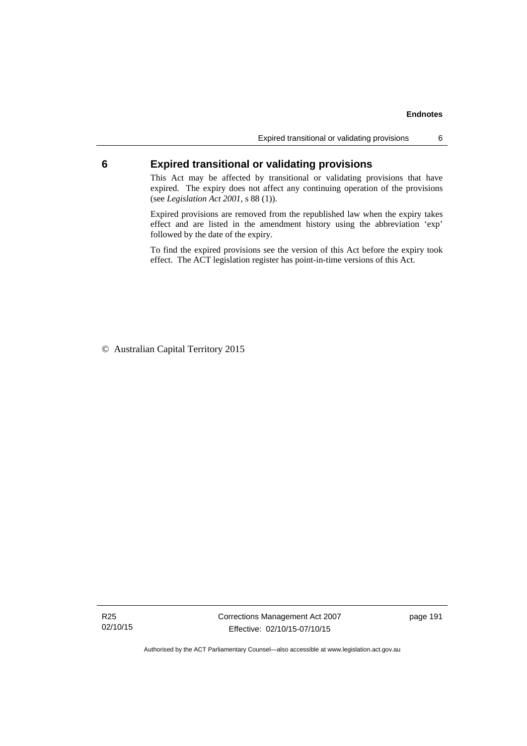## 6 Expired transitional or validating provisions

This Act may be affected by transitional or validating provisions that have expired. The expiry does not affect any continuing operation of the provisions (see *Legislation Act 2001*, s 88 (1)).

Expired provisions are removed from the republished law when the expiry takes effect and are listed in the amendment history using the abbreviation 'exp' followed by the date of the expiry.

To find the expired provisions see the version of this Act before the expiry took effect. The ACT legislation register has point-in-time versions of this Act.

© Australian Capital Territory 2015